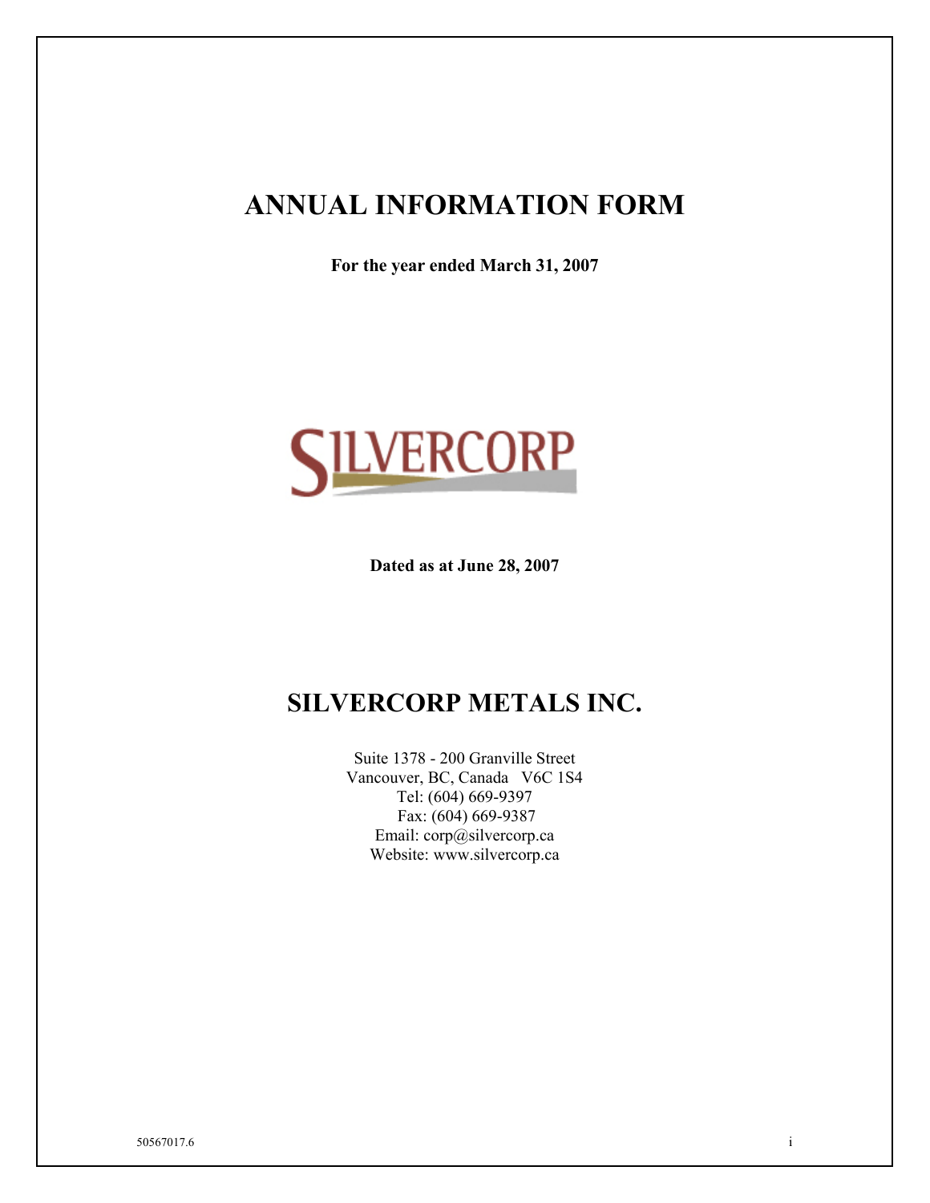# ANNUAL INFORMATION FORM

**For the year ended March 31, 2007**

SILVERCORP

**Dated as at June 28, 2007**

# SILVERCORP METALS INC.

Suite 1378 - 200 Granville Street
Vancouver, BC, Canada V6C 1S4
Tel: (604) 669-9397
Fax: (604) 669-9387
Email: corp@silvercorp.ca
Website: www.silvercorp.ca

50567017.6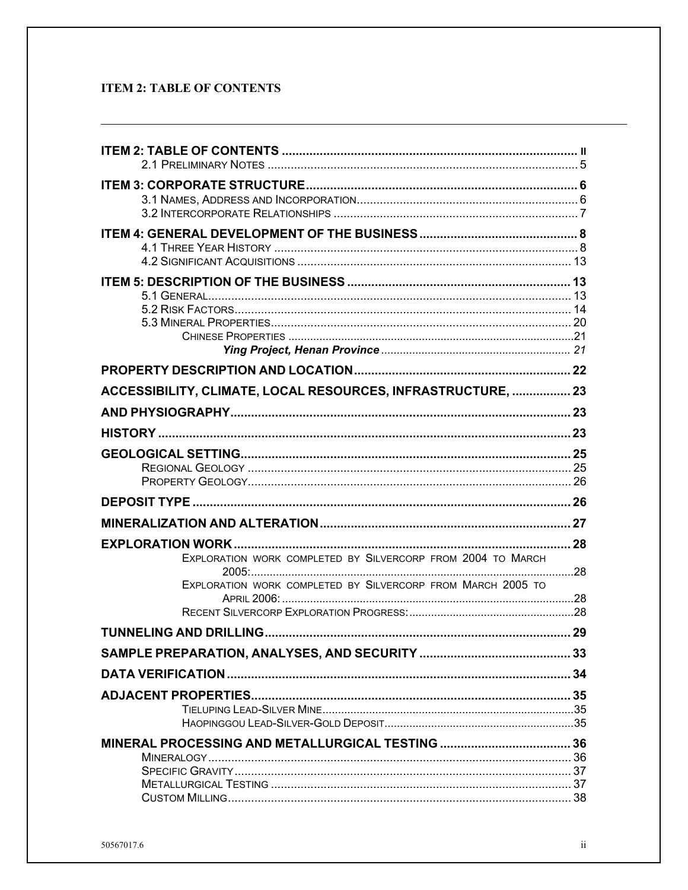## ITEM 2: TABLE OF CONTENTS

| | |
|---|---|
| **ITEM 2: TABLE OF CONTENTS** | **II** |
| 2.1 Preliminary Notes | 5 |
| **ITEM 3: CORPORATE STRUCTURE** | **6** |
| 3.1 Names, Address and Incorporation | 6 |
| 3.2 Intercorporate Relationships | 7 |
| **ITEM 4: GENERAL DEVELOPMENT OF THE BUSINESS** | **8** |
| 4.1 Three Year History | 8 |
| 4.2 Significant Acquisitions | 13 |
| **ITEM 5: DESCRIPTION OF THE BUSINESS** | **13** |
| 5.1 General | 13 |
| 5.2 Risk Factors | 14 |
| 5.3 Mineral Properties | 20 |
| Chinese Properties | 21 |
| ***Ying Project, Henan Province*** | *21* |
| **PROPERTY DESCRIPTION AND LOCATION** | **22** |
| **ACCESSIBILITY, CLIMATE, LOCAL RESOURCES, INFRASTRUCTURE,** | **23** |
| **AND PHYSIOGRAPHY** | **23** |
| **HISTORY** | **23** |
| **GEOLOGICAL SETTING** | **25** |
| Regional Geology | 25 |
| Property Geology | 26 |
| **DEPOSIT TYPE** | **26** |
| **MINERALIZATION AND ALTERATION** | **27** |
| **EXPLORATION WORK** | **28** |
| Exploration work completed by Silvercorp from 2004 to March 2005: | 28 |
| Exploration work completed by Silvercorp from March 2005 to April 2006: | 28 |
| Recent Silvercorp Exploration Progress: | 28 |
| **TUNNELING AND DRILLING** | **29** |
| **SAMPLE PREPARATION, ANALYSES, AND SECURITY** | **33** |
| **DATA VERIFICATION** | **34** |
| **ADJACENT PROPERTIES** | **35** |
| Tieluping Lead-Silver Mine | 35 |
| Haopinggou Lead-Silver-Gold Deposit | 35 |
| **MINERAL PROCESSING AND METALLURGICAL TESTING** | **36** |
| Mineralogy | 36 |
| Specific Gravity | 37 |
| Metallurgical Testing | 37 |
| Custom Milling | 38 |

50567017.6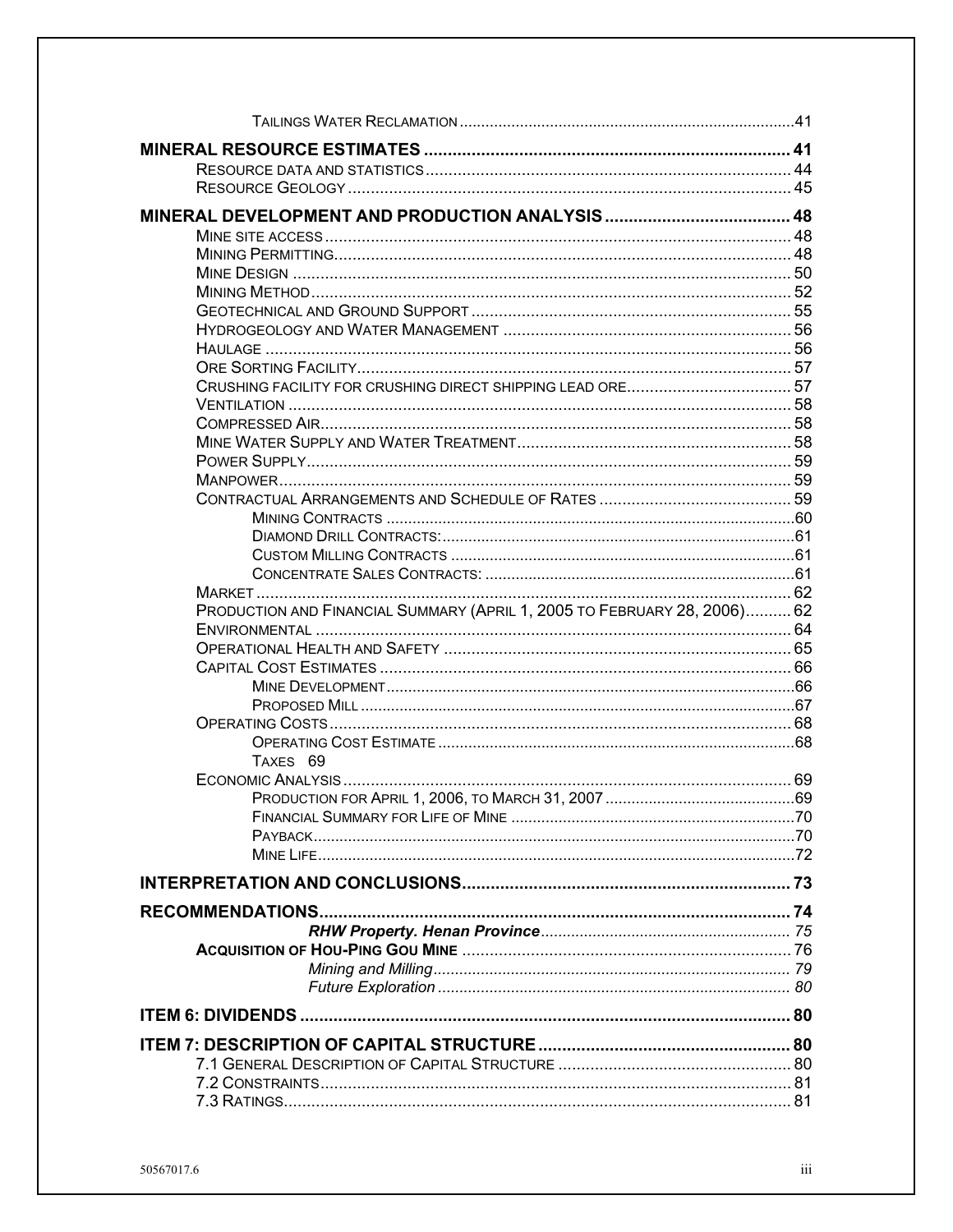Tailings Water Reclamation ....41

**MINERAL RESOURCE ESTIMATES .... 41**

Resource data and statistics .... 44
Resource Geology .... 45

**MINERAL DEVELOPMENT AND PRODUCTION ANALYSIS .... 48**

Mine site access .... 48
Mining Permitting .... 48
Mine Design .... 50
Mining Method .... 52
Geotechnical and Ground Support .... 55
Hydrogeology and Water Management .... 56
Haulage .... 56
Ore Sorting Facility .... 57
Crushing facility for crushing direct shipping lead ore .... 57
Ventilation .... 58
Compressed Air .... 58
Mine Water Supply and Water Treatment .... 58
Power Supply .... 59
Manpower .... 59
Contractual Arrangements and Schedule of Rates .... 59
Mining Contracts ....60
Diamond Drill Contracts: ....61
Custom Milling Contracts ....61
Concentrate Sales Contracts: ....61
Market .... 62
Production and Financial Summary (April 1, 2005 to February 28, 2006) .... 62
Environmental .... 64
Operational Health and Safety .... 65
Capital Cost Estimates .... 66
Mine Development ....66
Proposed Mill ....67
Operating Costs .... 68
Operating Cost Estimate ....68
Taxes 69
Economic Analysis .... 69
Production for April 1, 2006, to March 31, 2007 ....69
Financial Summary for Life of Mine ....70
Payback ....70
Mine Life ....72

**INTERPRETATION AND CONCLUSIONS .... 73**

**RECOMMENDATIONS .... 74**

***RHW Property. Henan Province*** .... 75
**Acquisition of Hou-Ping Gou Mine** .... 76
*Mining and Milling* .... 79
*Future Exploration* .... 80

**ITEM 6: DIVIDENDS .... 80**

**ITEM 7: DESCRIPTION OF CAPITAL STRUCTURE .... 80**

7.1 General Description of Capital Structure .... 80
7.2 Constraints .... 81
7.3 Ratings .... 81

50567017.6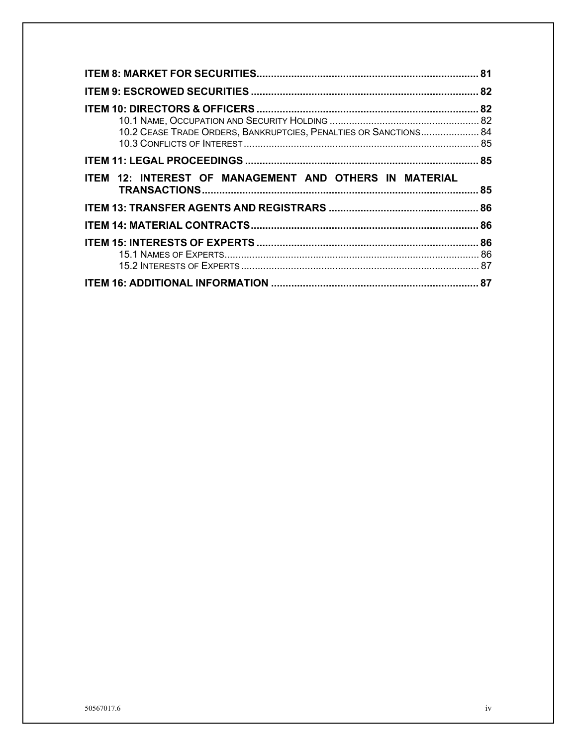**ITEM 8: MARKET FOR SECURITIES** ........................................................................... 81

**ITEM 9: ESCROWED SECURITIES** ............................................................................. 82

**ITEM 10: DIRECTORS & OFFICERS** ........................................................................... 82

10.1 NAME, OCCUPATION AND SECURITY HOLDING ..................................................... 82

10.2 CEASE TRADE ORDERS, BANKRUPTCIES, PENALTIES OR SANCTIONS..................... 84

10.3 CONFLICTS OF INTEREST ...................................................................................... 85

**ITEM 11: LEGAL PROCEEDINGS** .............................................................................. 85

**ITEM 12: INTEREST OF MANAGEMENT AND OTHERS IN MATERIAL TRANSACTIONS** ............................................................................................... 85

**ITEM 13: TRANSFER AGENTS AND REGISTRARS** .................................................. 86

**ITEM 14: MATERIAL CONTRACTS** ............................................................................. 86

**ITEM 15: INTERESTS OF EXPERTS** ........................................................................... 86

15.1 NAMES OF EXPERTS ............................................................................................ 86

15.2 INTERESTS OF EXPERTS ...................................................................................... 87

**ITEM 16: ADDITIONAL INFORMATION** ...................................................................... 87

50567017.6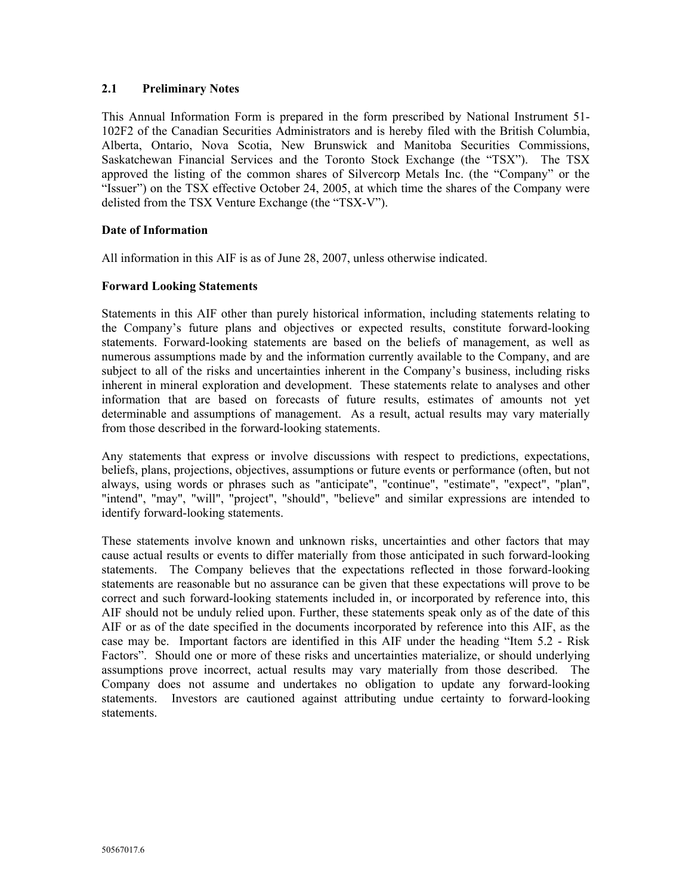## 2.1 Preliminary Notes

This Annual Information Form is prepared in the form prescribed by National Instrument 51-102F2 of the Canadian Securities Administrators and is hereby filed with the British Columbia, Alberta, Ontario, Nova Scotia, New Brunswick and Manitoba Securities Commissions, Saskatchewan Financial Services and the Toronto Stock Exchange (the "TSX"). The TSX approved the listing of the common shares of Silvercorp Metals Inc. (the "Company" or the "Issuer") on the TSX effective October 24, 2005, at which time the shares of the Company were delisted from the TSX Venture Exchange (the "TSX-V").

### Date of Information

All information in this AIF is as of June 28, 2007, unless otherwise indicated.

### Forward Looking Statements

Statements in this AIF other than purely historical information, including statements relating to the Company's future plans and objectives or expected results, constitute forward-looking statements. Forward-looking statements are based on the beliefs of management, as well as numerous assumptions made by and the information currently available to the Company, and are subject to all of the risks and uncertainties inherent in the Company's business, including risks inherent in mineral exploration and development. These statements relate to analyses and other information that are based on forecasts of future results, estimates of amounts not yet determinable and assumptions of management. As a result, actual results may vary materially from those described in the forward-looking statements.

Any statements that express or involve discussions with respect to predictions, expectations, beliefs, plans, projections, objectives, assumptions or future events or performance (often, but not always, using words or phrases such as "anticipate", "continue", "estimate", "expect", "plan", "intend", "may", "will", "project", "should", "believe" and similar expressions are intended to identify forward-looking statements.

These statements involve known and unknown risks, uncertainties and other factors that may cause actual results or events to differ materially from those anticipated in such forward-looking statements. The Company believes that the expectations reflected in those forward-looking statements are reasonable but no assurance can be given that these expectations will prove to be correct and such forward-looking statements included in, or incorporated by reference into, this AIF should not be unduly relied upon. Further, these statements speak only as of the date of this AIF or as of the date specified in the documents incorporated by reference into this AIF, as the case may be. Important factors are identified in this AIF under the heading "Item 5.2 - Risk Factors". Should one or more of these risks and uncertainties materialize, or should underlying assumptions prove incorrect, actual results may vary materially from those described. The Company does not assume and undertakes no obligation to update any forward-looking statements. Investors are cautioned against attributing undue certainty to forward-looking statements.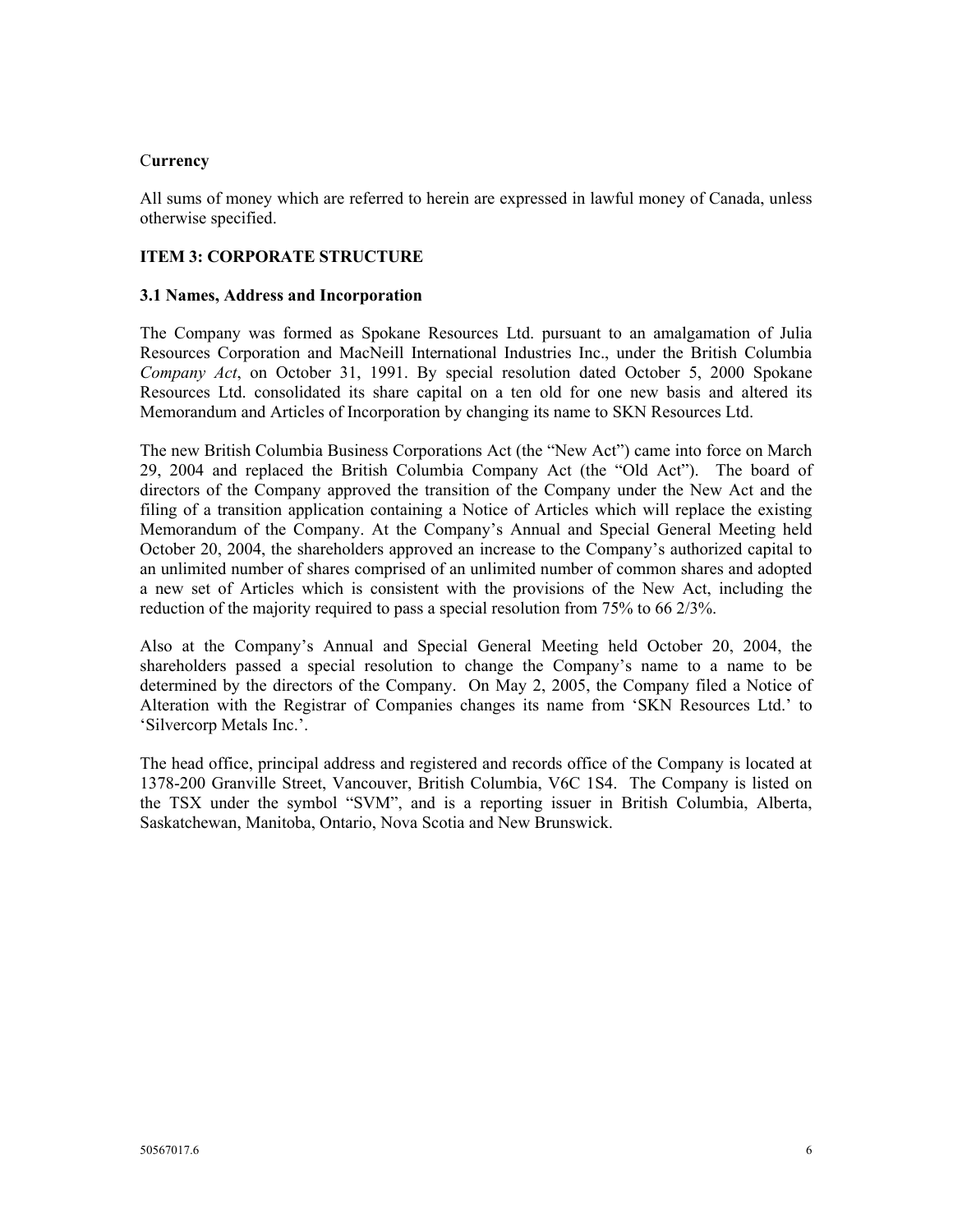**Currency**

All sums of money which are referred to herein are expressed in lawful money of Canada, unless otherwise specified.

## ITEM 3: CORPORATE STRUCTURE

### 3.1 Names, Address and Incorporation

The Company was formed as Spokane Resources Ltd. pursuant to an amalgamation of Julia Resources Corporation and MacNeill International Industries Inc., under the British Columbia *Company Act*, on October 31, 1991. By special resolution dated October 5, 2000 Spokane Resources Ltd. consolidated its share capital on a ten old for one new basis and altered its Memorandum and Articles of Incorporation by changing its name to SKN Resources Ltd.

The new British Columbia Business Corporations Act (the "New Act") came into force on March 29, 2004 and replaced the British Columbia Company Act (the "Old Act"). The board of directors of the Company approved the transition of the Company under the New Act and the filing of a transition application containing a Notice of Articles which will replace the existing Memorandum of the Company. At the Company's Annual and Special General Meeting held October 20, 2004, the shareholders approved an increase to the Company's authorized capital to an unlimited number of shares comprised of an unlimited number of common shares and adopted a new set of Articles which is consistent with the provisions of the New Act, including the reduction of the majority required to pass a special resolution from 75% to 66 2/3%.

Also at the Company's Annual and Special General Meeting held October 20, 2004, the shareholders passed a special resolution to change the Company's name to a name to be determined by the directors of the Company. On May 2, 2005, the Company filed a Notice of Alteration with the Registrar of Companies changes its name from 'SKN Resources Ltd.' to 'Silvercorp Metals Inc.'.

The head office, principal address and registered and records office of the Company is located at 1378-200 Granville Street, Vancouver, British Columbia, V6C 1S4. The Company is listed on the TSX under the symbol "SVM", and is a reporting issuer in British Columbia, Alberta, Saskatchewan, Manitoba, Ontario, Nova Scotia and New Brunswick.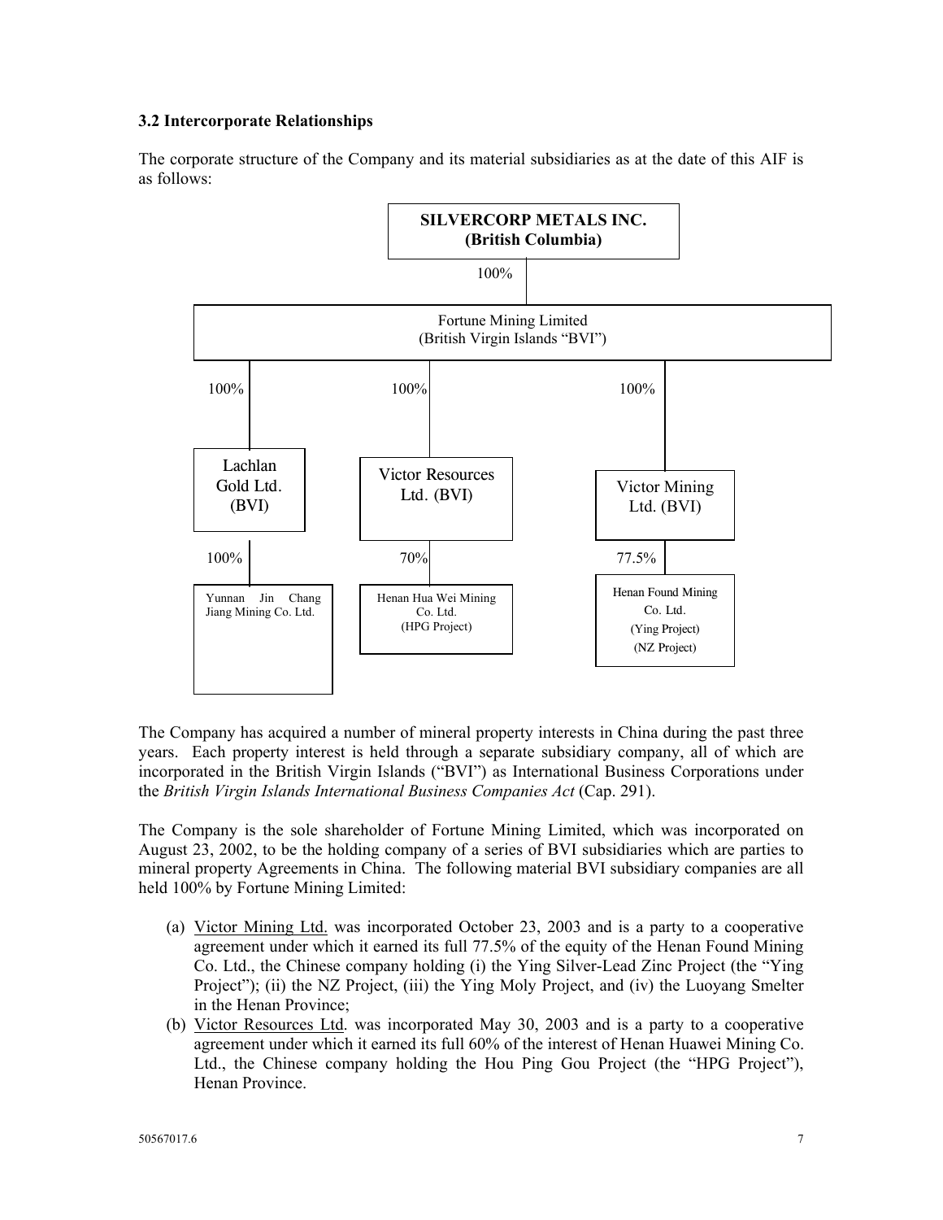### 3.2 Intercorporate Relationships

The corporate structure of the Company and its material subsidiaries as at the date of this AIF is as follows:

**SILVERCORP METALS INC. (British Columbia)**

100%

Fortune Mining Limited (British Virgin Islands "BVI")

| 100% | 100% | 100% |
|---|---|---|
| Lachlan Gold Ltd. (BVI) | Victor Resources Ltd. (BVI) | Victor Mining Ltd. (BVI) |
| 100% | 70% | 77.5% |
| Yunnan Jin Chang Jiang Mining Co. Ltd. | Henan Hua Wei Mining Co. Ltd. (HPG Project) | Henan Found Mining Co. Ltd. (Ying Project) (NZ Project) |

The Company has acquired a number of mineral property interests in China during the past three years. Each property interest is held through a separate subsidiary company, all of which are incorporated in the British Virgin Islands ("BVI") as International Business Corporations under the *British Virgin Islands International Business Companies Act* (Cap. 291).

The Company is the sole shareholder of Fortune Mining Limited, which was incorporated on August 23, 2002, to be the holding company of a series of BVI subsidiaries which are parties to mineral property Agreements in China. The following material BVI subsidiary companies are all held 100% by Fortune Mining Limited:

(a) Victor Mining Ltd. was incorporated October 23, 2003 and is a party to a cooperative agreement under which it earned its full 77.5% of the equity of the Henan Found Mining Co. Ltd., the Chinese company holding (i) the Ying Silver-Lead Zinc Project (the "Ying Project"); (ii) the NZ Project, (iii) the Ying Moly Project, and (iv) the Luoyang Smelter in the Henan Province;

(b) Victor Resources Ltd. was incorporated May 30, 2003 and is a party to a cooperative agreement under which it earned its full 60% of the interest of Henan Huawei Mining Co. Ltd., the Chinese company holding the Hou Ping Gou Project (the "HPG Project"), Henan Province.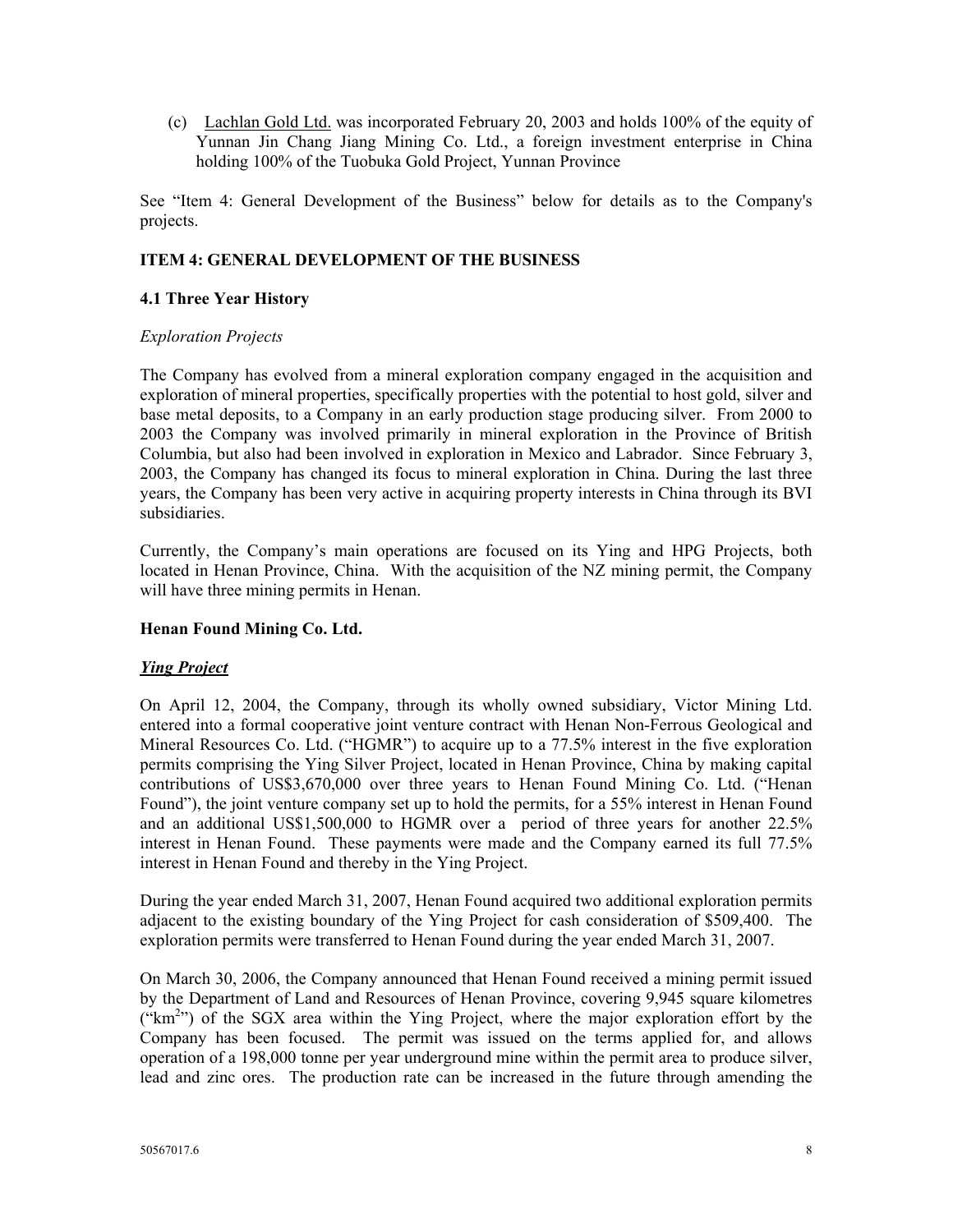(c) Lachlan Gold Ltd. was incorporated February 20, 2003 and holds 100% of the equity of Yunnan Jin Chang Jiang Mining Co. Ltd., a foreign investment enterprise in China holding 100% of the Tuobuka Gold Project, Yunnan Province

See "Item 4: General Development of the Business" below for details as to the Company's projects.

## ITEM 4: GENERAL DEVELOPMENT OF THE BUSINESS

### 4.1 Three Year History

*Exploration Projects*

The Company has evolved from a mineral exploration company engaged in the acquisition and exploration of mineral properties, specifically properties with the potential to host gold, silver and base metal deposits, to a Company in an early production stage producing silver. From 2000 to 2003 the Company was involved primarily in mineral exploration in the Province of British Columbia, but also had been involved in exploration in Mexico and Labrador. Since February 3, 2003, the Company has changed its focus to mineral exploration in China. During the last three years, the Company has been very active in acquiring property interests in China through its BVI subsidiaries.

Currently, the Company's main operations are focused on its Ying and HPG Projects, both located in Henan Province, China. With the acquisition of the NZ mining permit, the Company will have three mining permits in Henan.

**Henan Found Mining Co. Ltd.**

***Ying Project***

On April 12, 2004, the Company, through its wholly owned subsidiary, Victor Mining Ltd. entered into a formal cooperative joint venture contract with Henan Non-Ferrous Geological and Mineral Resources Co. Ltd. ("HGMR") to acquire up to a 77.5% interest in the five exploration permits comprising the Ying Silver Project, located in Henan Province, China by making capital contributions of US$3,670,000 over three years to Henan Found Mining Co. Ltd. ("Henan Found"), the joint venture company set up to hold the permits, for a 55% interest in Henan Found and an additional US$1,500,000 to HGMR over a period of three years for another 22.5% interest in Henan Found. These payments were made and the Company earned its full 77.5% interest in Henan Found and thereby in the Ying Project.

During the year ended March 31, 2007, Henan Found acquired two additional exploration permits adjacent to the existing boundary of the Ying Project for cash consideration of $509,400. The exploration permits were transferred to Henan Found during the year ended March 31, 2007.

On March 30, 2006, the Company announced that Henan Found received a mining permit issued by the Department of Land and Resources of Henan Province, covering 9,945 square kilometres ("$km^2$") of the SGX area within the Ying Project, where the major exploration effort by the Company has been focused. The permit was issued on the terms applied for, and allows operation of a 198,000 tonne per year underground mine within the permit area to produce silver, lead and zinc ores. The production rate can be increased in the future through amending the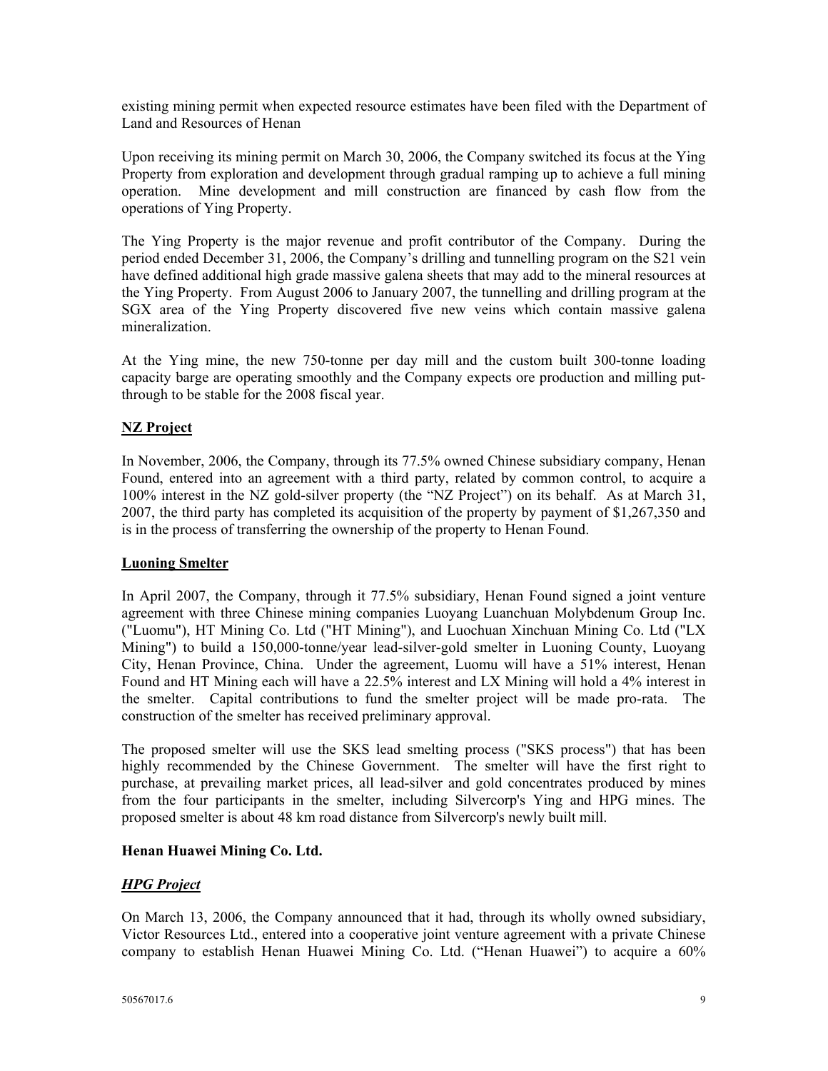existing mining permit when expected resource estimates have been filed with the Department of Land and Resources of Henan

Upon receiving its mining permit on March 30, 2006, the Company switched its focus at the Ying Property from exploration and development through gradual ramping up to achieve a full mining operation. Mine development and mill construction are financed by cash flow from the operations of Ying Property.

The Ying Property is the major revenue and profit contributor of the Company. During the period ended December 31, 2006, the Company's drilling and tunnelling program on the S21 vein have defined additional high grade massive galena sheets that may add to the mineral resources at the Ying Property. From August 2006 to January 2007, the tunnelling and drilling program at the SGX area of the Ying Property discovered five new veins which contain massive galena mineralization.

At the Ying mine, the new 750-tonne per day mill and the custom built 300-tonne loading capacity barge are operating smoothly and the Company expects ore production and milling put-through to be stable for the 2008 fiscal year.

**NZ Project**

In November, 2006, the Company, through its 77.5% owned Chinese subsidiary company, Henan Found, entered into an agreement with a third party, related by common control, to acquire a 100% interest in the NZ gold-silver property (the "NZ Project") on its behalf. As at March 31, 2007, the third party has completed its acquisition of the property by payment of $1,267,350 and is in the process of transferring the ownership of the property to Henan Found.

**Luoning Smelter**

In April 2007, the Company, through it 77.5% subsidiary, Henan Found signed a joint venture agreement with three Chinese mining companies Luoyang Luanchuan Molybdenum Group Inc. ("Luomu"), HT Mining Co. Ltd ("HT Mining"), and Luochuan Xinchuan Mining Co. Ltd ("LX Mining") to build a 150,000-tonne/year lead-silver-gold smelter in Luoning County, Luoyang City, Henan Province, China. Under the agreement, Luomu will have a 51% interest, Henan Found and HT Mining each will have a 22.5% interest and LX Mining will hold a 4% interest in the smelter. Capital contributions to fund the smelter project will be made pro-rata. The construction of the smelter has received preliminary approval.

The proposed smelter will use the SKS lead smelting process ("SKS process") that has been highly recommended by the Chinese Government. The smelter will have the first right to purchase, at prevailing market prices, all lead-silver and gold concentrates produced by mines from the four participants in the smelter, including Silvercorp's Ying and HPG mines. The proposed smelter is about 48 km road distance from Silvercorp's newly built mill.

**Henan Huawei Mining Co. Ltd.**

***HPG Project***

On March 13, 2006, the Company announced that it had, through its wholly owned subsidiary, Victor Resources Ltd., entered into a cooperative joint venture agreement with a private Chinese company to establish Henan Huawei Mining Co. Ltd. ("Henan Huawei") to acquire a 60%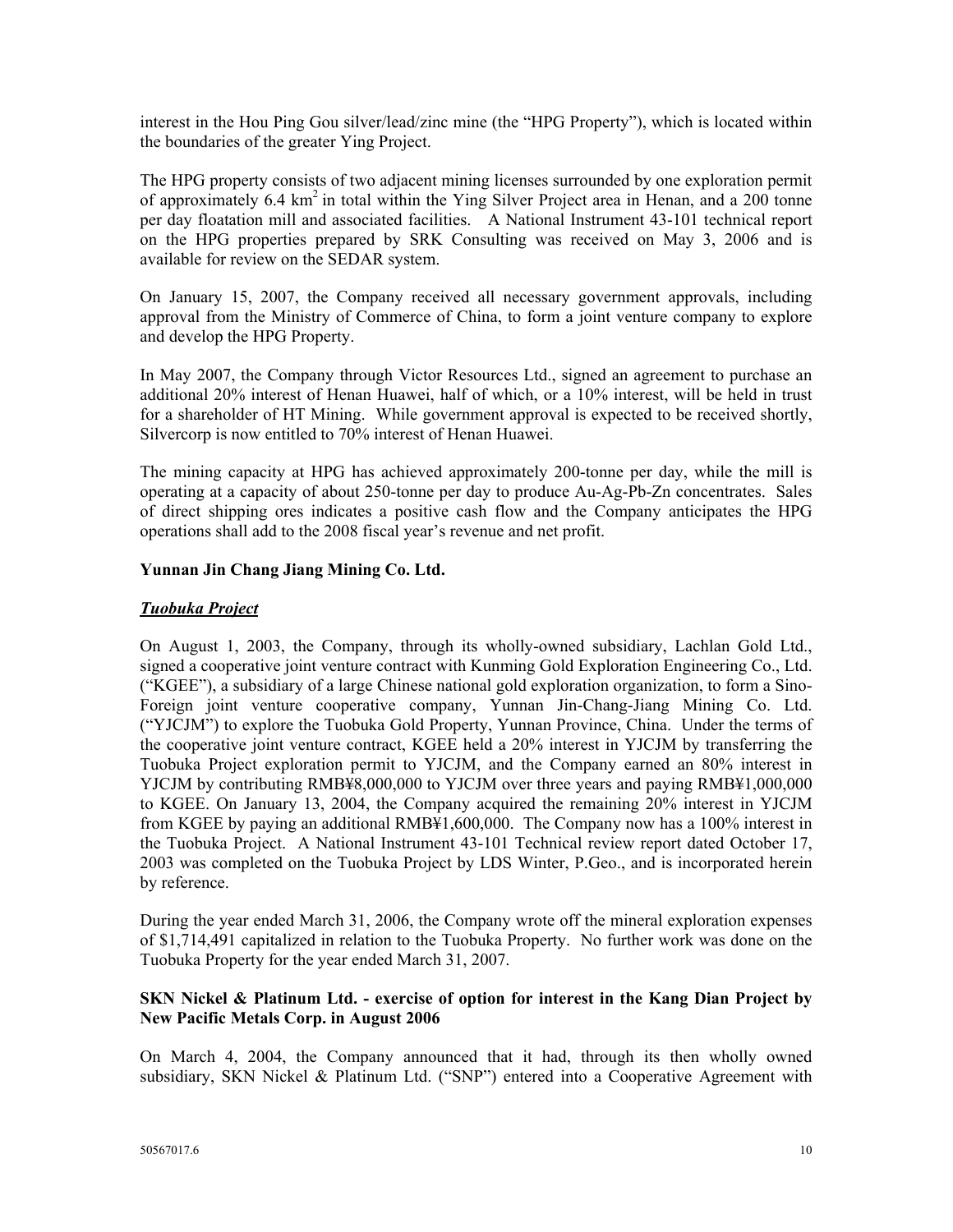interest in the Hou Ping Gou silver/lead/zinc mine (the "HPG Property"), which is located within the boundaries of the greater Ying Project.

The HPG property consists of two adjacent mining licenses surrounded by one exploration permit of approximately 6.4 km$^2$ in total within the Ying Silver Project area in Henan, and a 200 tonne per day floatation mill and associated facilities. A National Instrument 43-101 technical report on the HPG properties prepared by SRK Consulting was received on May 3, 2006 and is available for review on the SEDAR system.

On January 15, 2007, the Company received all necessary government approvals, including approval from the Ministry of Commerce of China, to form a joint venture company to explore and develop the HPG Property.

In May 2007, the Company through Victor Resources Ltd., signed an agreement to purchase an additional 20% interest of Henan Huawei, half of which, or a 10% interest, will be held in trust for a shareholder of HT Mining. While government approval is expected to be received shortly, Silvercorp is now entitled to 70% interest of Henan Huawei.

The mining capacity at HPG has achieved approximately 200-tonne per day, while the mill is operating at a capacity of about 250-tonne per day to produce Au-Ag-Pb-Zn concentrates. Sales of direct shipping ores indicates a positive cash flow and the Company anticipates the HPG operations shall add to the 2008 fiscal year's revenue and net profit.

**Yunnan Jin Chang Jiang Mining Co. Ltd.**

***<u>Tuobuka Project</u>***

On August 1, 2003, the Company, through its wholly-owned subsidiary, Lachlan Gold Ltd., signed a cooperative joint venture contract with Kunming Gold Exploration Engineering Co., Ltd. ("KGEE"), a subsidiary of a large Chinese national gold exploration organization, to form a Sino-Foreign joint venture cooperative company, Yunnan Jin-Chang-Jiang Mining Co. Ltd. ("YJCJM") to explore the Tuobuka Gold Property, Yunnan Province, China. Under the terms of the cooperative joint venture contract, KGEE held a 20% interest in YJCJM by transferring the Tuobuka Project exploration permit to YJCJM, and the Company earned an 80% interest in YJCJM by contributing RMB¥8,000,000 to YJCJM over three years and paying RMB¥1,000,000 to KGEE. On January 13, 2004, the Company acquired the remaining 20% interest in YJCJM from KGEE by paying an additional RMB¥1,600,000. The Company now has a 100% interest in the Tuobuka Project. A National Instrument 43-101 Technical review report dated October 17, 2003 was completed on the Tuobuka Project by LDS Winter, P.Geo., and is incorporated herein by reference.

During the year ended March 31, 2006, the Company wrote off the mineral exploration expenses of $1,714,491 capitalized in relation to the Tuobuka Property. No further work was done on the Tuobuka Property for the year ended March 31, 2007.

**SKN Nickel & Platinum Ltd. - exercise of option for interest in the Kang Dian Project by New Pacific Metals Corp. in August 2006**

On March 4, 2004, the Company announced that it had, through its then wholly owned subsidiary, SKN Nickel & Platinum Ltd. ("SNP") entered into a Cooperative Agreement with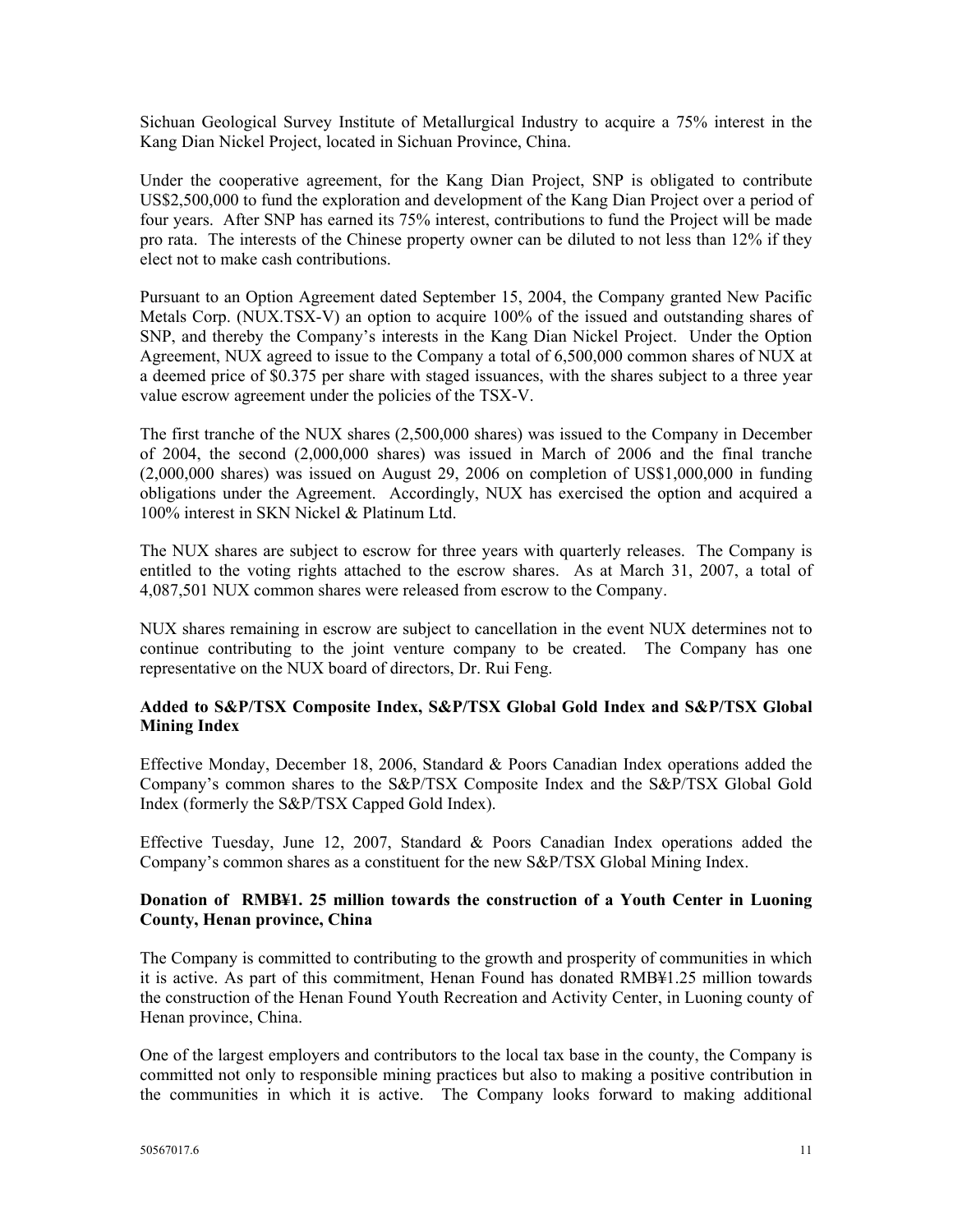Sichuan Geological Survey Institute of Metallurgical Industry to acquire a 75% interest in the Kang Dian Nickel Project, located in Sichuan Province, China.

Under the cooperative agreement, for the Kang Dian Project, SNP is obligated to contribute US$2,500,000 to fund the exploration and development of the Kang Dian Project over a period of four years. After SNP has earned its 75% interest, contributions to fund the Project will be made pro rata. The interests of the Chinese property owner can be diluted to not less than 12% if they elect not to make cash contributions.

Pursuant to an Option Agreement dated September 15, 2004, the Company granted New Pacific Metals Corp. (NUX.TSX-V) an option to acquire 100% of the issued and outstanding shares of SNP, and thereby the Company's interests in the Kang Dian Nickel Project. Under the Option Agreement, NUX agreed to issue to the Company a total of 6,500,000 common shares of NUX at a deemed price of $0.375 per share with staged issuances, with the shares subject to a three year value escrow agreement under the policies of the TSX-V.

The first tranche of the NUX shares (2,500,000 shares) was issued to the Company in December of 2004, the second (2,000,000 shares) was issued in March of 2006 and the final tranche (2,000,000 shares) was issued on August 29, 2006 on completion of US$1,000,000 in funding obligations under the Agreement. Accordingly, NUX has exercised the option and acquired a 100% interest in SKN Nickel & Platinum Ltd.

The NUX shares are subject to escrow for three years with quarterly releases. The Company is entitled to the voting rights attached to the escrow shares. As at March 31, 2007, a total of 4,087,501 NUX common shares were released from escrow to the Company.

NUX shares remaining in escrow are subject to cancellation in the event NUX determines not to continue contributing to the joint venture company to be created. The Company has one representative on the NUX board of directors, Dr. Rui Feng.

**Added to S&P/TSX Composite Index, S&P/TSX Global Gold Index and S&P/TSX Global Mining Index**

Effective Monday, December 18, 2006, Standard & Poors Canadian Index operations added the Company's common shares to the S&P/TSX Composite Index and the S&P/TSX Global Gold Index (formerly the S&P/TSX Capped Gold Index).

Effective Tuesday, June 12, 2007, Standard & Poors Canadian Index operations added the Company's common shares as a constituent for the new S&P/TSX Global Mining Index.

**Donation of RMB¥1. 25 million towards the construction of a Youth Center in Luoning County, Henan province, China**

The Company is committed to contributing to the growth and prosperity of communities in which it is active. As part of this commitment, Henan Found has donated RMB¥1.25 million towards the construction of the Henan Found Youth Recreation and Activity Center, in Luoning county of Henan province, China.

One of the largest employers and contributors to the local tax base in the county, the Company is committed not only to responsible mining practices but also to making a positive contribution in the communities in which it is active. The Company looks forward to making additional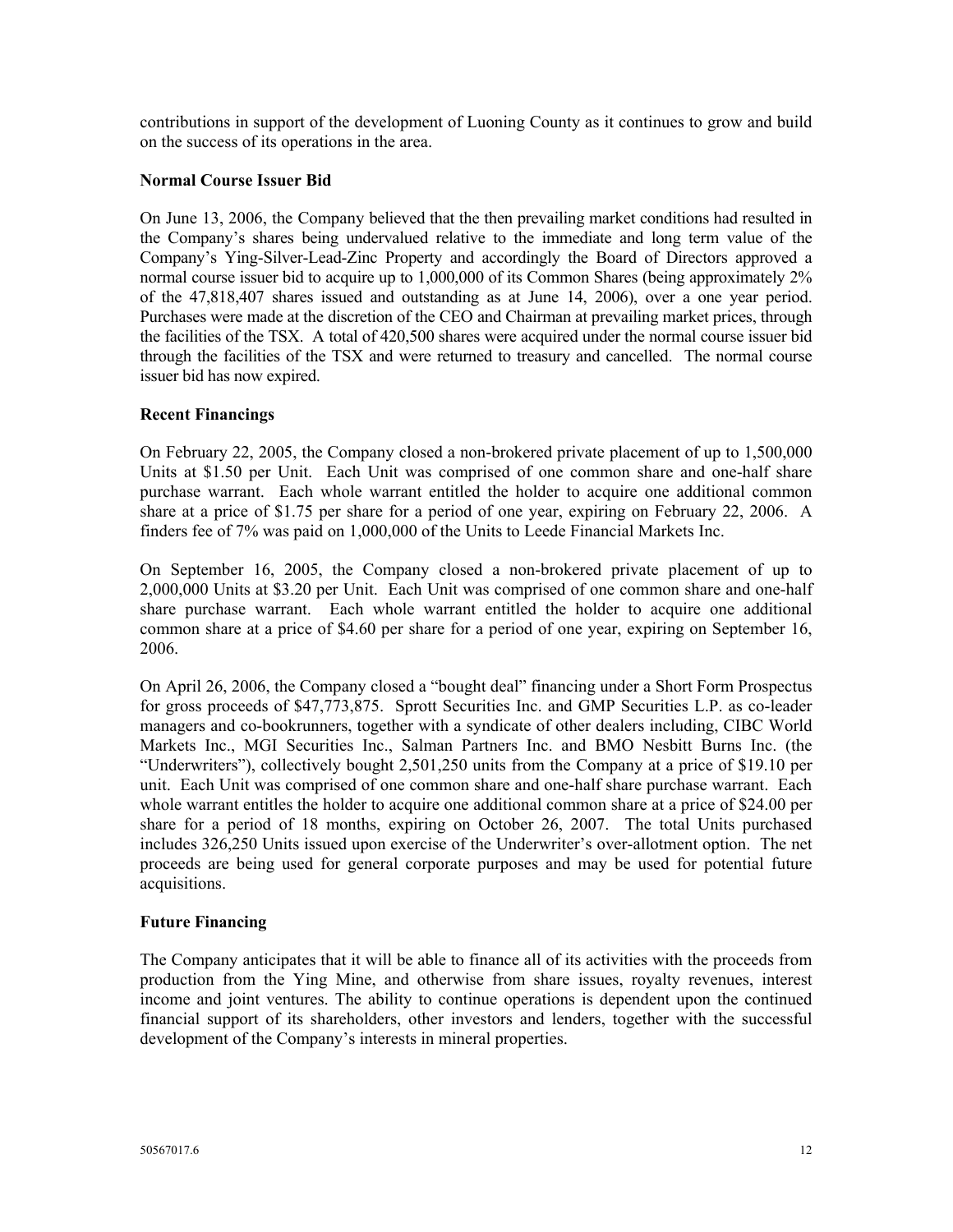contributions in support of the development of Luoning County as it continues to grow and build on the success of its operations in the area.

**Normal Course Issuer Bid**

On June 13, 2006, the Company believed that the then prevailing market conditions had resulted in the Company's shares being undervalued relative to the immediate and long term value of the Company's Ying-Silver-Lead-Zinc Property and accordingly the Board of Directors approved a normal course issuer bid to acquire up to 1,000,000 of its Common Shares (being approximately 2% of the 47,818,407 shares issued and outstanding as at June 14, 2006), over a one year period. Purchases were made at the discretion of the CEO and Chairman at prevailing market prices, through the facilities of the TSX. A total of 420,500 shares were acquired under the normal course issuer bid through the facilities of the TSX and were returned to treasury and cancelled. The normal course issuer bid has now expired.

**Recent Financings**

On February 22, 2005, the Company closed a non-brokered private placement of up to 1,500,000 Units at $1.50 per Unit. Each Unit was comprised of one common share and one-half share purchase warrant. Each whole warrant entitled the holder to acquire one additional common share at a price of $1.75 per share for a period of one year, expiring on February 22, 2006. A finders fee of 7% was paid on 1,000,000 of the Units to Leede Financial Markets Inc.

On September 16, 2005, the Company closed a non-brokered private placement of up to 2,000,000 Units at $3.20 per Unit. Each Unit was comprised of one common share and one-half share purchase warrant. Each whole warrant entitled the holder to acquire one additional common share at a price of $4.60 per share for a period of one year, expiring on September 16, 2006.

On April 26, 2006, the Company closed a "bought deal" financing under a Short Form Prospectus for gross proceeds of $47,773,875. Sprott Securities Inc. and GMP Securities L.P. as co-leader managers and co-bookrunners, together with a syndicate of other dealers including, CIBC World Markets Inc., MGI Securities Inc., Salman Partners Inc. and BMO Nesbitt Burns Inc. (the "Underwriters"), collectively bought 2,501,250 units from the Company at a price of $19.10 per unit. Each Unit was comprised of one common share and one-half share purchase warrant. Each whole warrant entitles the holder to acquire one additional common share at a price of $24.00 per share for a period of 18 months, expiring on October 26, 2007. The total Units purchased includes 326,250 Units issued upon exercise of the Underwriter's over-allotment option. The net proceeds are being used for general corporate purposes and may be used for potential future acquisitions.

**Future Financing**

The Company anticipates that it will be able to finance all of its activities with the proceeds from production from the Ying Mine, and otherwise from share issues, royalty revenues, interest income and joint ventures. The ability to continue operations is dependent upon the continued financial support of its shareholders, other investors and lenders, together with the successful development of the Company's interests in mineral properties.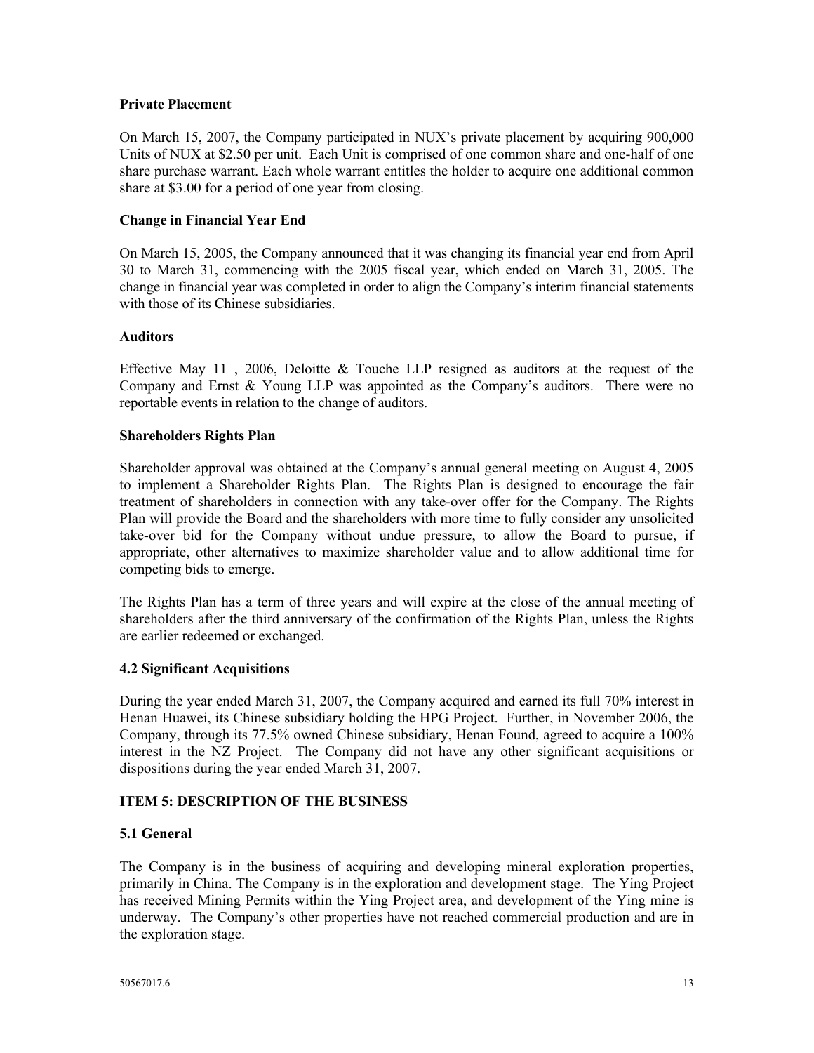**Private Placement**

On March 15, 2007, the Company participated in NUX's private placement by acquiring 900,000 Units of NUX at $2.50 per unit. Each Unit is comprised of one common share and one-half of one share purchase warrant. Each whole warrant entitles the holder to acquire one additional common share at $3.00 for a period of one year from closing.

**Change in Financial Year End**

On March 15, 2005, the Company announced that it was changing its financial year end from April 30 to March 31, commencing with the 2005 fiscal year, which ended on March 31, 2005. The change in financial year was completed in order to align the Company's interim financial statements with those of its Chinese subsidiaries.

**Auditors**

Effective May 11 , 2006, Deloitte & Touche LLP resigned as auditors at the request of the Company and Ernst & Young LLP was appointed as the Company's auditors. There were no reportable events in relation to the change of auditors.

**Shareholders Rights Plan**

Shareholder approval was obtained at the Company's annual general meeting on August 4, 2005 to implement a Shareholder Rights Plan. The Rights Plan is designed to encourage the fair treatment of shareholders in connection with any take-over offer for the Company. The Rights Plan will provide the Board and the shareholders with more time to fully consider any unsolicited take-over bid for the Company without undue pressure, to allow the Board to pursue, if appropriate, other alternatives to maximize shareholder value and to allow additional time for competing bids to emerge.

The Rights Plan has a term of three years and will expire at the close of the annual meeting of shareholders after the third anniversary of the confirmation of the Rights Plan, unless the Rights are earlier redeemed or exchanged.

### 4.2 Significant Acquisitions

During the year ended March 31, 2007, the Company acquired and earned its full 70% interest in Henan Huawei, its Chinese subsidiary holding the HPG Project. Further, in November 2006, the Company, through its 77.5% owned Chinese subsidiary, Henan Found, agreed to acquire a 100% interest in the NZ Project. The Company did not have any other significant acquisitions or dispositions during the year ended March 31, 2007.

## ITEM 5: DESCRIPTION OF THE BUSINESS

### 5.1 General

The Company is in the business of acquiring and developing mineral exploration properties, primarily in China. The Company is in the exploration and development stage. The Ying Project has received Mining Permits within the Ying Project area, and development of the Ying mine is underway. The Company's other properties have not reached commercial production and are in the exploration stage.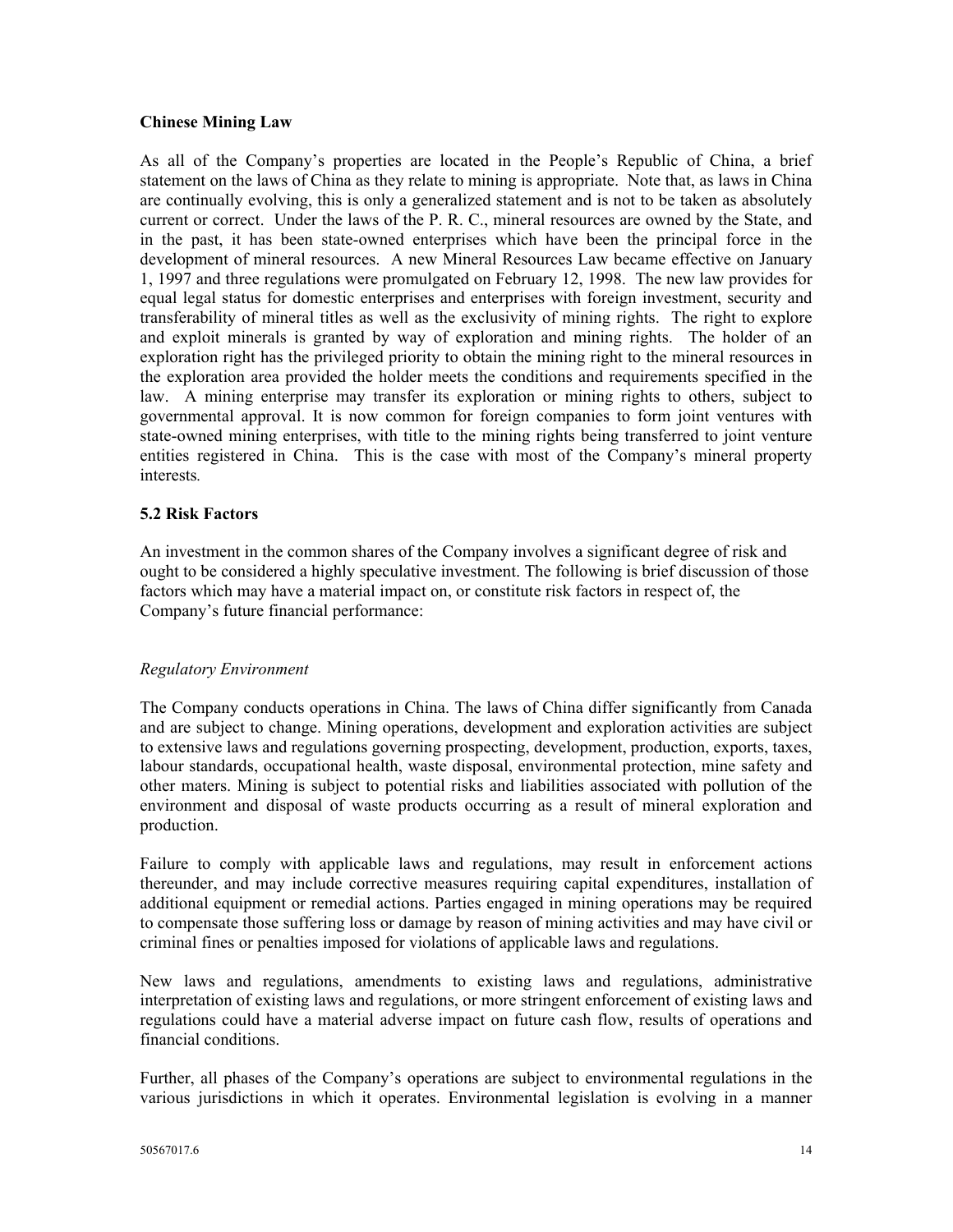**Chinese Mining Law**

As all of the Company's properties are located in the People's Republic of China, a brief statement on the laws of China as they relate to mining is appropriate. Note that, as laws in China are continually evolving, this is only a generalized statement and is not to be taken as absolutely current or correct. Under the laws of the P. R. C., mineral resources are owned by the State, and in the past, it has been state-owned enterprises which have been the principal force in the development of mineral resources. A new Mineral Resources Law became effective on January 1, 1997 and three regulations were promulgated on February 12, 1998. The new law provides for equal legal status for domestic enterprises and enterprises with foreign investment, security and transferability of mineral titles as well as the exclusivity of mining rights. The right to explore and exploit minerals is granted by way of exploration and mining rights. The holder of an exploration right has the privileged priority to obtain the mining right to the mineral resources in the exploration area provided the holder meets the conditions and requirements specified in the law. A mining enterprise may transfer its exploration or mining rights to others, subject to governmental approval. It is now common for foreign companies to form joint ventures with state-owned mining enterprises, with title to the mining rights being transferred to joint venture entities registered in China. This is the case with most of the Company's mineral property interests.

**5.2 Risk Factors**

An investment in the common shares of the Company involves a significant degree of risk and ought to be considered a highly speculative investment. The following is brief discussion of those factors which may have a material impact on, or constitute risk factors in respect of, the Company's future financial performance:

*Regulatory Environment*

The Company conducts operations in China. The laws of China differ significantly from Canada and are subject to change. Mining operations, development and exploration activities are subject to extensive laws and regulations governing prospecting, development, production, exports, taxes, labour standards, occupational health, waste disposal, environmental protection, mine safety and other maters. Mining is subject to potential risks and liabilities associated with pollution of the environment and disposal of waste products occurring as a result of mineral exploration and production.

Failure to comply with applicable laws and regulations, may result in enforcement actions thereunder, and may include corrective measures requiring capital expenditures, installation of additional equipment or remedial actions. Parties engaged in mining operations may be required to compensate those suffering loss or damage by reason of mining activities and may have civil or criminal fines or penalties imposed for violations of applicable laws and regulations.

New laws and regulations, amendments to existing laws and regulations, administrative interpretation of existing laws and regulations, or more stringent enforcement of existing laws and regulations could have a material adverse impact on future cash flow, results of operations and financial conditions.

Further, all phases of the Company's operations are subject to environmental regulations in the various jurisdictions in which it operates. Environmental legislation is evolving in a manner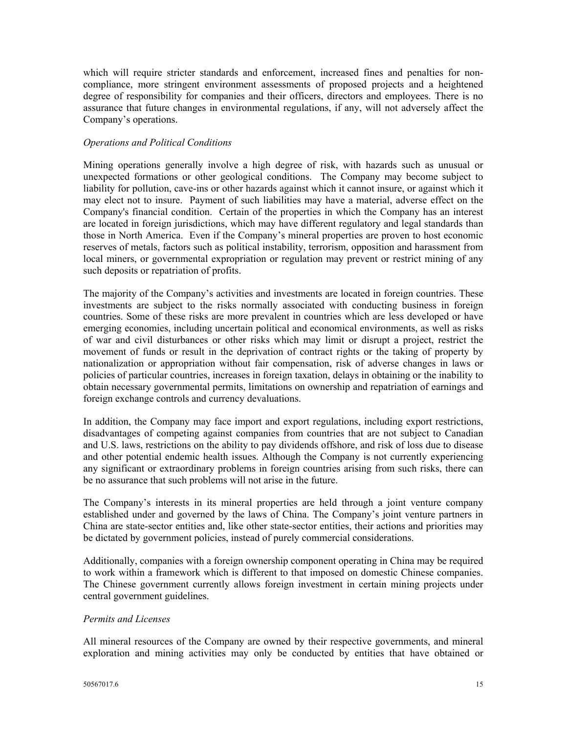which will require stricter standards and enforcement, increased fines and penalties for non-compliance, more stringent environment assessments of proposed projects and a heightened degree of responsibility for companies and their officers, directors and employees. There is no assurance that future changes in environmental regulations, if any, will not adversely affect the Company's operations.

*Operations and Political Conditions*

Mining operations generally involve a high degree of risk, with hazards such as unusual or unexpected formations or other geological conditions. The Company may become subject to liability for pollution, cave-ins or other hazards against which it cannot insure, or against which it may elect not to insure. Payment of such liabilities may have a material, adverse effect on the Company's financial condition. Certain of the properties in which the Company has an interest are located in foreign jurisdictions, which may have different regulatory and legal standards than those in North America. Even if the Company's mineral properties are proven to host economic reserves of metals, factors such as political instability, terrorism, opposition and harassment from local miners, or governmental expropriation or regulation may prevent or restrict mining of any such deposits or repatriation of profits.

The majority of the Company's activities and investments are located in foreign countries. These investments are subject to the risks normally associated with conducting business in foreign countries. Some of these risks are more prevalent in countries which are less developed or have emerging economies, including uncertain political and economical environments, as well as risks of war and civil disturbances or other risks which may limit or disrupt a project, restrict the movement of funds or result in the deprivation of contract rights or the taking of property by nationalization or appropriation without fair compensation, risk of adverse changes in laws or policies of particular countries, increases in foreign taxation, delays in obtaining or the inability to obtain necessary governmental permits, limitations on ownership and repatriation of earnings and foreign exchange controls and currency devaluations.

In addition, the Company may face import and export regulations, including export restrictions, disadvantages of competing against companies from countries that are not subject to Canadian and U.S. laws, restrictions on the ability to pay dividends offshore, and risk of loss due to disease and other potential endemic health issues. Although the Company is not currently experiencing any significant or extraordinary problems in foreign countries arising from such risks, there can be no assurance that such problems will not arise in the future.

The Company's interests in its mineral properties are held through a joint venture company established under and governed by the laws of China. The Company's joint venture partners in China are state-sector entities and, like other state-sector entities, their actions and priorities may be dictated by government policies, instead of purely commercial considerations.

Additionally, companies with a foreign ownership component operating in China may be required to work within a framework which is different to that imposed on domestic Chinese companies. The Chinese government currently allows foreign investment in certain mining projects under central government guidelines.

*Permits and Licenses*

All mineral resources of the Company are owned by their respective governments, and mineral exploration and mining activities may only be conducted by entities that have obtained or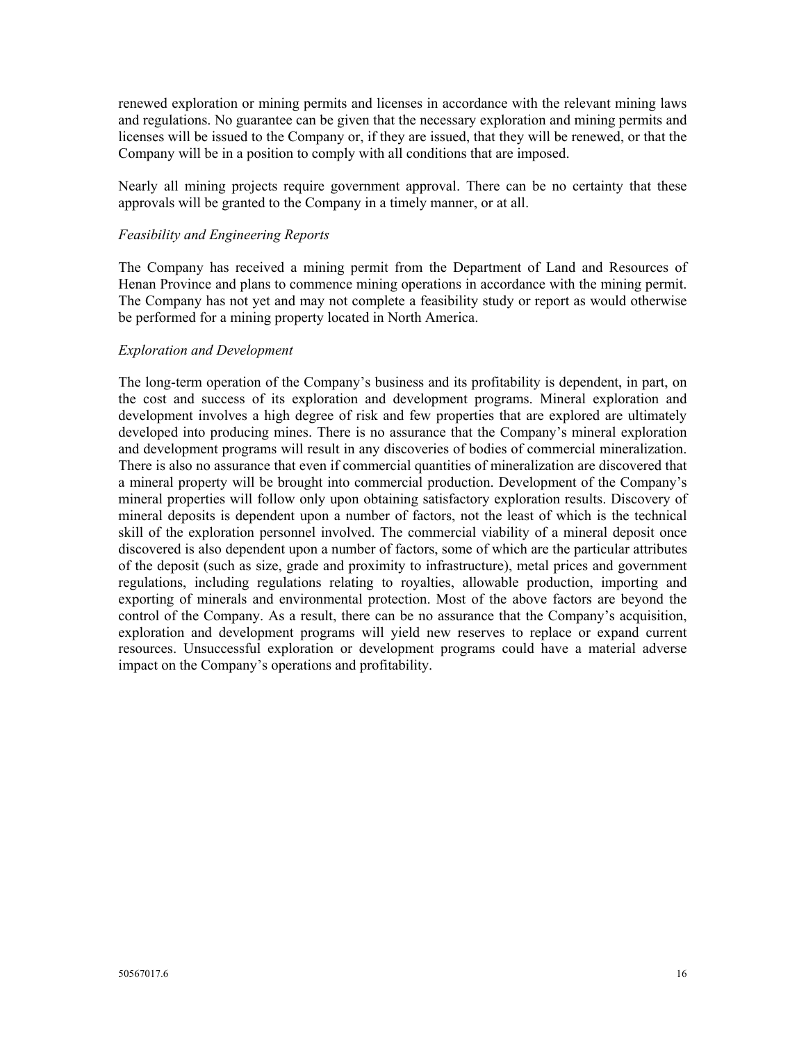renewed exploration or mining permits and licenses in accordance with the relevant mining laws and regulations. No guarantee can be given that the necessary exploration and mining permits and licenses will be issued to the Company or, if they are issued, that they will be renewed, or that the Company will be in a position to comply with all conditions that are imposed.

Nearly all mining projects require government approval. There can be no certainty that these approvals will be granted to the Company in a timely manner, or at all.

*Feasibility and Engineering Reports*

The Company has received a mining permit from the Department of Land and Resources of Henan Province and plans to commence mining operations in accordance with the mining permit. The Company has not yet and may not complete a feasibility study or report as would otherwise be performed for a mining property located in North America.

*Exploration and Development*

The long-term operation of the Company's business and its profitability is dependent, in part, on the cost and success of its exploration and development programs. Mineral exploration and development involves a high degree of risk and few properties that are explored are ultimately developed into producing mines. There is no assurance that the Company's mineral exploration and development programs will result in any discoveries of bodies of commercial mineralization. There is also no assurance that even if commercial quantities of mineralization are discovered that a mineral property will be brought into commercial production. Development of the Company's mineral properties will follow only upon obtaining satisfactory exploration results. Discovery of mineral deposits is dependent upon a number of factors, not the least of which is the technical skill of the exploration personnel involved. The commercial viability of a mineral deposit once discovered is also dependent upon a number of factors, some of which are the particular attributes of the deposit (such as size, grade and proximity to infrastructure), metal prices and government regulations, including regulations relating to royalties, allowable production, importing and exporting of minerals and environmental protection. Most of the above factors are beyond the control of the Company. As a result, there can be no assurance that the Company's acquisition, exploration and development programs will yield new reserves to replace or expand current resources. Unsuccessful exploration or development programs could have a material adverse impact on the Company's operations and profitability.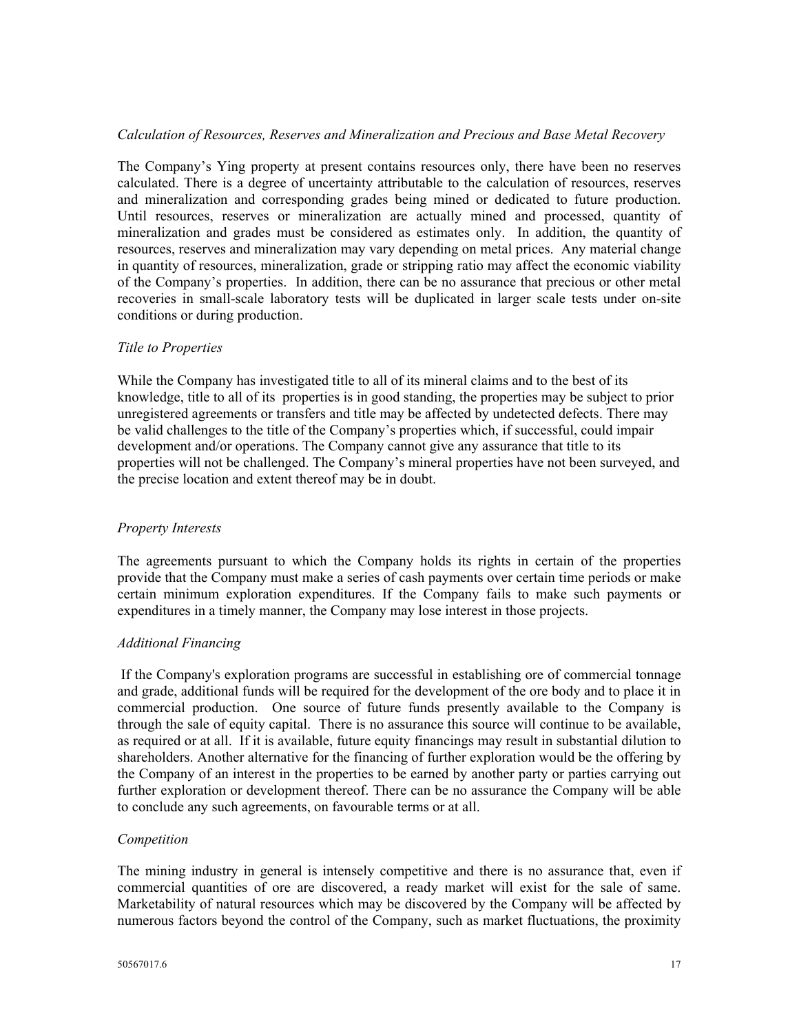*Calculation of Resources, Reserves and Mineralization and Precious and Base Metal Recovery*

The Company's Ying property at present contains resources only, there have been no reserves calculated. There is a degree of uncertainty attributable to the calculation of resources, reserves and mineralization and corresponding grades being mined or dedicated to future production. Until resources, reserves or mineralization are actually mined and processed, quantity of mineralization and grades must be considered as estimates only. In addition, the quantity of resources, reserves and mineralization may vary depending on metal prices. Any material change in quantity of resources, mineralization, grade or stripping ratio may affect the economic viability of the Company's properties. In addition, there can be no assurance that precious or other metal recoveries in small-scale laboratory tests will be duplicated in larger scale tests under on-site conditions or during production.

*Title to Properties*

While the Company has investigated title to all of its mineral claims and to the best of its knowledge, title to all of its properties is in good standing, the properties may be subject to prior unregistered agreements or transfers and title may be affected by undetected defects. There may be valid challenges to the title of the Company's properties which, if successful, could impair development and/or operations. The Company cannot give any assurance that title to its properties will not be challenged. The Company's mineral properties have not been surveyed, and the precise location and extent thereof may be in doubt.

*Property Interests*

The agreements pursuant to which the Company holds its rights in certain of the properties provide that the Company must make a series of cash payments over certain time periods or make certain minimum exploration expenditures. If the Company fails to make such payments or expenditures in a timely manner, the Company may lose interest in those projects.

*Additional Financing*

If the Company's exploration programs are successful in establishing ore of commercial tonnage and grade, additional funds will be required for the development of the ore body and to place it in commercial production. One source of future funds presently available to the Company is through the sale of equity capital. There is no assurance this source will continue to be available, as required or at all. If it is available, future equity financings may result in substantial dilution to shareholders. Another alternative for the financing of further exploration would be the offering by the Company of an interest in the properties to be earned by another party or parties carrying out further exploration or development thereof. There can be no assurance the Company will be able to conclude any such agreements, on favourable terms or at all.

*Competition*

The mining industry in general is intensely competitive and there is no assurance that, even if commercial quantities of ore are discovered, a ready market will exist for the sale of same. Marketability of natural resources which may be discovered by the Company will be affected by numerous factors beyond the control of the Company, such as market fluctuations, the proximity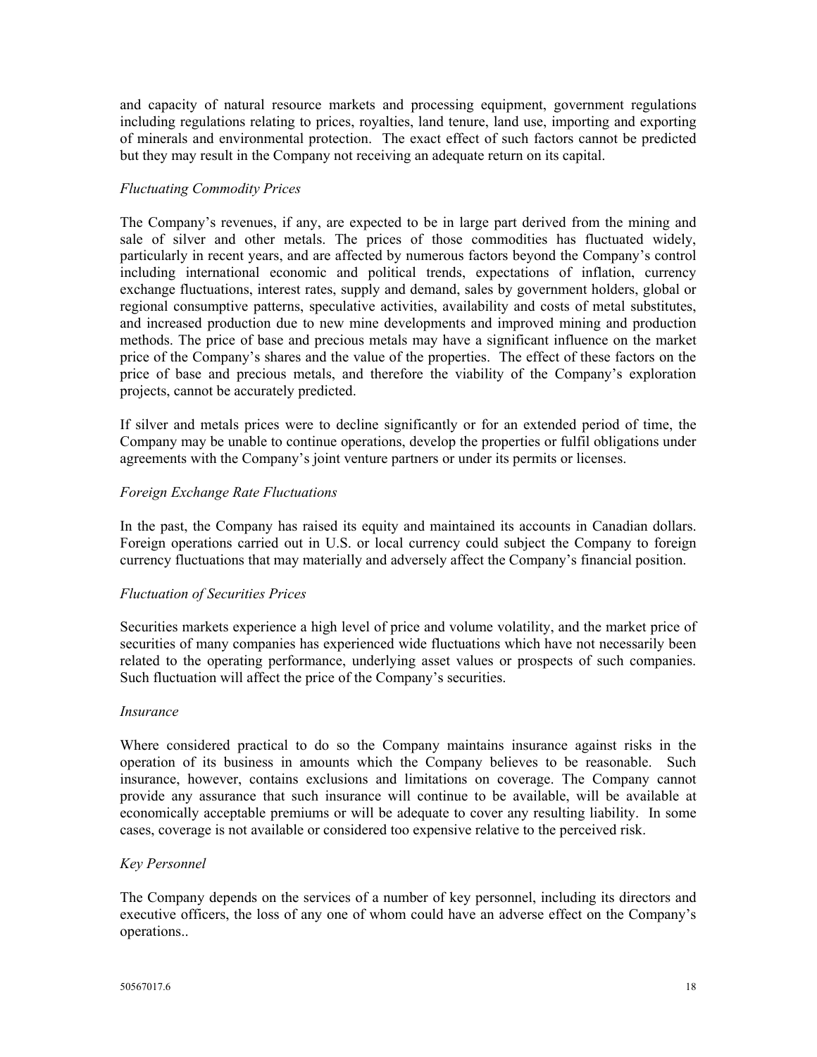and capacity of natural resource markets and processing equipment, government regulations including regulations relating to prices, royalties, land tenure, land use, importing and exporting of minerals and environmental protection. The exact effect of such factors cannot be predicted but they may result in the Company not receiving an adequate return on its capital.

*Fluctuating Commodity Prices*

The Company's revenues, if any, are expected to be in large part derived from the mining and sale of silver and other metals. The prices of those commodities has fluctuated widely, particularly in recent years, and are affected by numerous factors beyond the Company's control including international economic and political trends, expectations of inflation, currency exchange fluctuations, interest rates, supply and demand, sales by government holders, global or regional consumptive patterns, speculative activities, availability and costs of metal substitutes, and increased production due to new mine developments and improved mining and production methods. The price of base and precious metals may have a significant influence on the market price of the Company's shares and the value of the properties. The effect of these factors on the price of base and precious metals, and therefore the viability of the Company's exploration projects, cannot be accurately predicted.

If silver and metals prices were to decline significantly or for an extended period of time, the Company may be unable to continue operations, develop the properties or fulfil obligations under agreements with the Company's joint venture partners or under its permits or licenses.

*Foreign Exchange Rate Fluctuations*

In the past, the Company has raised its equity and maintained its accounts in Canadian dollars. Foreign operations carried out in U.S. or local currency could subject the Company to foreign currency fluctuations that may materially and adversely affect the Company's financial position.

*Fluctuation of Securities Prices*

Securities markets experience a high level of price and volume volatility, and the market price of securities of many companies has experienced wide fluctuations which have not necessarily been related to the operating performance, underlying asset values or prospects of such companies. Such fluctuation will affect the price of the Company's securities.

*Insurance*

Where considered practical to do so the Company maintains insurance against risks in the operation of its business in amounts which the Company believes to be reasonable. Such insurance, however, contains exclusions and limitations on coverage. The Company cannot provide any assurance that such insurance will continue to be available, will be available at economically acceptable premiums or will be adequate to cover any resulting liability. In some cases, coverage is not available or considered too expensive relative to the perceived risk.

*Key Personnel*

The Company depends on the services of a number of key personnel, including its directors and executive officers, the loss of any one of whom could have an adverse effect on the Company's operations..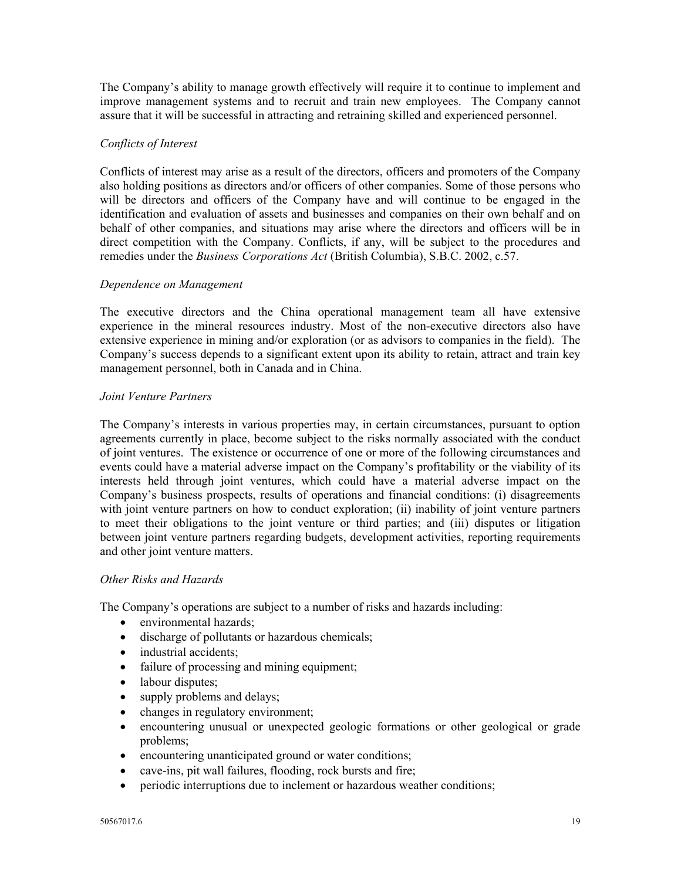The Company's ability to manage growth effectively will require it to continue to implement and improve management systems and to recruit and train new employees. The Company cannot assure that it will be successful in attracting and retraining skilled and experienced personnel.

*Conflicts of Interest*

Conflicts of interest may arise as a result of the directors, officers and promoters of the Company also holding positions as directors and/or officers of other companies. Some of those persons who will be directors and officers of the Company have and will continue to be engaged in the identification and evaluation of assets and businesses and companies on their own behalf and on behalf of other companies, and situations may arise where the directors and officers will be in direct competition with the Company. Conflicts, if any, will be subject to the procedures and remedies under the *Business Corporations Act* (British Columbia), S.B.C. 2002, c.57.

*Dependence on Management*

The executive directors and the China operational management team all have extensive experience in the mineral resources industry. Most of the non-executive directors also have extensive experience in mining and/or exploration (or as advisors to companies in the field). The Company's success depends to a significant extent upon its ability to retain, attract and train key management personnel, both in Canada and in China.

*Joint Venture Partners*

The Company's interests in various properties may, in certain circumstances, pursuant to option agreements currently in place, become subject to the risks normally associated with the conduct of joint ventures. The existence or occurrence of one or more of the following circumstances and events could have a material adverse impact on the Company's profitability or the viability of its interests held through joint ventures, which could have a material adverse impact on the Company's business prospects, results of operations and financial conditions: (i) disagreements with joint venture partners on how to conduct exploration; (ii) inability of joint venture partners to meet their obligations to the joint venture or third parties; and (iii) disputes or litigation between joint venture partners regarding budgets, development activities, reporting requirements and other joint venture matters.

*Other Risks and Hazards*

The Company's operations are subject to a number of risks and hazards including:

- environmental hazards;
- discharge of pollutants or hazardous chemicals;
- industrial accidents;
- failure of processing and mining equipment;
- labour disputes;
- supply problems and delays;
- changes in regulatory environment;
- encountering unusual or unexpected geologic formations or other geological or grade problems;
- encountering unanticipated ground or water conditions;
- cave-ins, pit wall failures, flooding, rock bursts and fire;
- periodic interruptions due to inclement or hazardous weather conditions;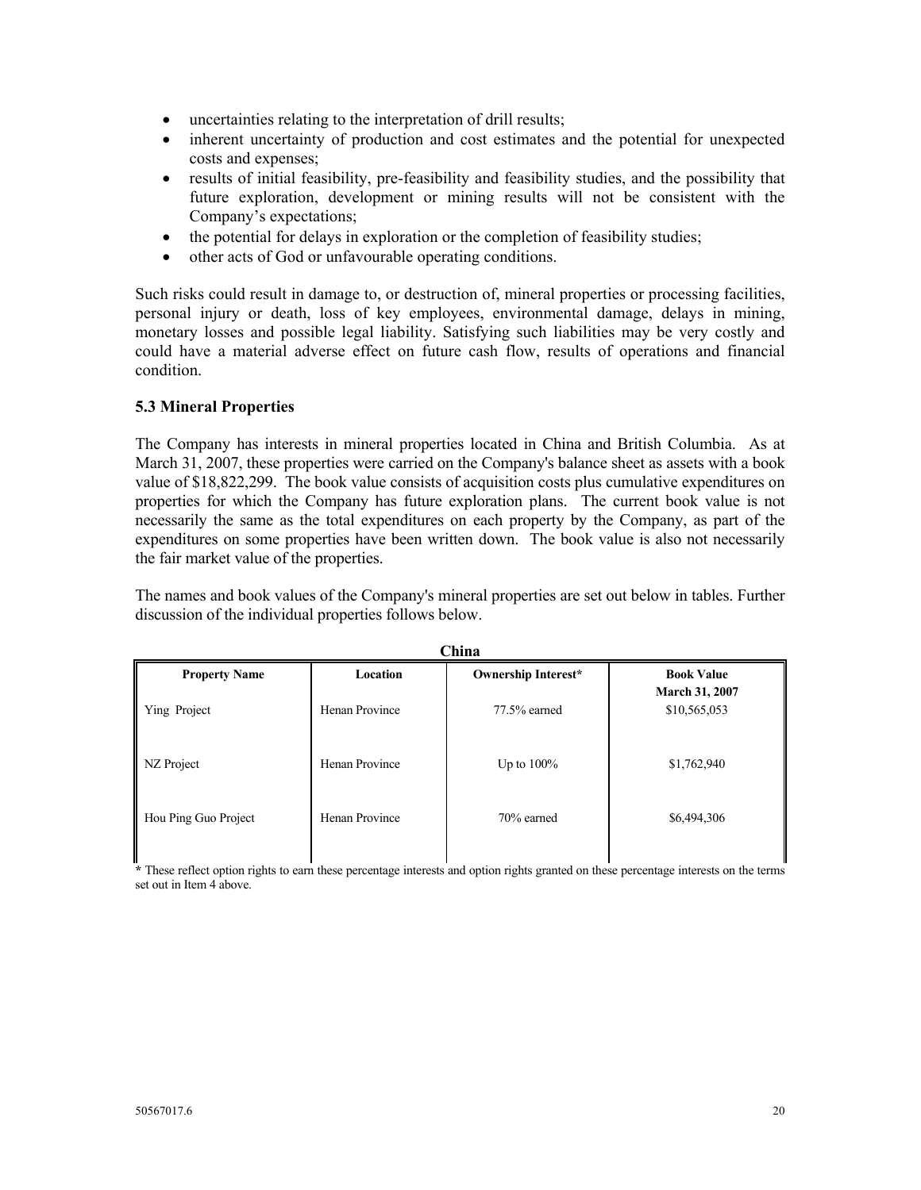- uncertainties relating to the interpretation of drill results;
- inherent uncertainty of production and cost estimates and the potential for unexpected costs and expenses;
- results of initial feasibility, pre-feasibility and feasibility studies, and the possibility that future exploration, development or mining results will not be consistent with the Company's expectations;
- the potential for delays in exploration or the completion of feasibility studies;
- other acts of God or unfavourable operating conditions.

Such risks could result in damage to, or destruction of, mineral properties or processing facilities, personal injury or death, loss of key employees, environmental damage, delays in mining, monetary losses and possible legal liability. Satisfying such liabilities may be very costly and could have a material adverse effect on future cash flow, results of operations and financial condition.

### 5.3 Mineral Properties

The Company has interests in mineral properties located in China and British Columbia. As at March 31, 2007, these properties were carried on the Company's balance sheet as assets with a book value of $18,822,299. The book value consists of acquisition costs plus cumulative expenditures on properties for which the Company has future exploration plans. The current book value is not necessarily the same as the total expenditures on each property by the Company, as part of the expenditures on some properties have been written down. The book value is also not necessarily the fair market value of the properties.

The names and book values of the Company's mineral properties are set out below in tables. Further discussion of the individual properties follows below.

**China**

| Property Name | Location | Ownership Interest* | Book Value March 31, 2007 |
|---|---|---|---|
| Ying Project | Henan Province | 77.5% earned | $10,565,053 |
| NZ Project | Henan Province | Up to 100% | $1,762,940 |
| Hou Ping Guo Project | Henan Province | 70% earned | $6,494,306 |

* These reflect option rights to earn these percentage interests and option rights granted on these percentage interests on the terms set out in Item 4 above.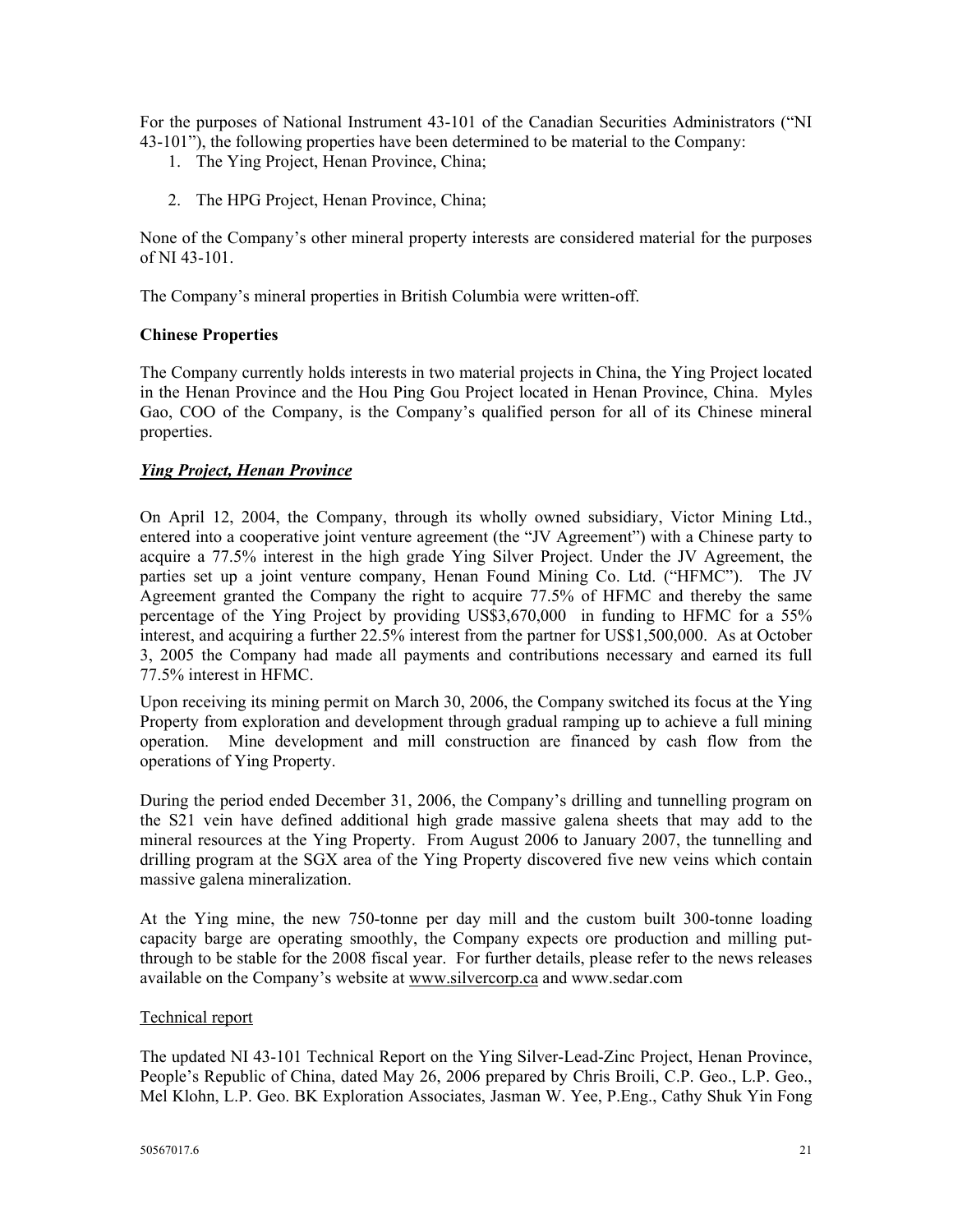For the purposes of National Instrument 43-101 of the Canadian Securities Administrators ("NI 43-101"), the following properties have been determined to be material to the Company:

1. The Ying Project, Henan Province, China;

2. The HPG Project, Henan Province, China;

None of the Company's other mineral property interests are considered material for the purposes of NI 43-101.

The Company's mineral properties in British Columbia were written-off.

**Chinese Properties**

The Company currently holds interests in two material projects in China, the Ying Project located in the Henan Province and the Hou Ping Gou Project located in Henan Province, China. Myles Gao, COO of the Company, is the Company's qualified person for all of its Chinese mineral properties.

***<u>Ying Project, Henan Province</u>***

On April 12, 2004, the Company, through its wholly owned subsidiary, Victor Mining Ltd., entered into a cooperative joint venture agreement (the "JV Agreement") with a Chinese party to acquire a 77.5% interest in the high grade Ying Silver Project. Under the JV Agreement, the parties set up a joint venture company, Henan Found Mining Co. Ltd. ("HFMC"). The JV Agreement granted the Company the right to acquire 77.5% of HFMC and thereby the same percentage of the Ying Project by providing US$3,670,000 in funding to HFMC for a 55% interest, and acquiring a further 22.5% interest from the partner for US$1,500,000. As at October 3, 2005 the Company had made all payments and contributions necessary and earned its full 77.5% interest in HFMC.

Upon receiving its mining permit on March 30, 2006, the Company switched its focus at the Ying Property from exploration and development through gradual ramping up to achieve a full mining operation. Mine development and mill construction are financed by cash flow from the operations of Ying Property.

During the period ended December 31, 2006, the Company's drilling and tunnelling program on the S21 vein have defined additional high grade massive galena sheets that may add to the mineral resources at the Ying Property. From August 2006 to January 2007, the tunnelling and drilling program at the SGX area of the Ying Property discovered five new veins which contain massive galena mineralization.

At the Ying mine, the new 750-tonne per day mill and the custom built 300-tonne loading capacity barge are operating smoothly, the Company expects ore production and milling put-through to be stable for the 2008 fiscal year. For further details, please refer to the news releases available on the Company's website at <u>www.silvercorp.ca</u> and www.sedar.com

<u>Technical report</u>

The updated NI 43-101 Technical Report on the Ying Silver-Lead-Zinc Project, Henan Province, People's Republic of China, dated May 26, 2006 prepared by Chris Broili, C.P. Geo., L.P. Geo., Mel Klohn, L.P. Geo. BK Exploration Associates, Jasman W. Yee, P.Eng., Cathy Shuk Yin Fong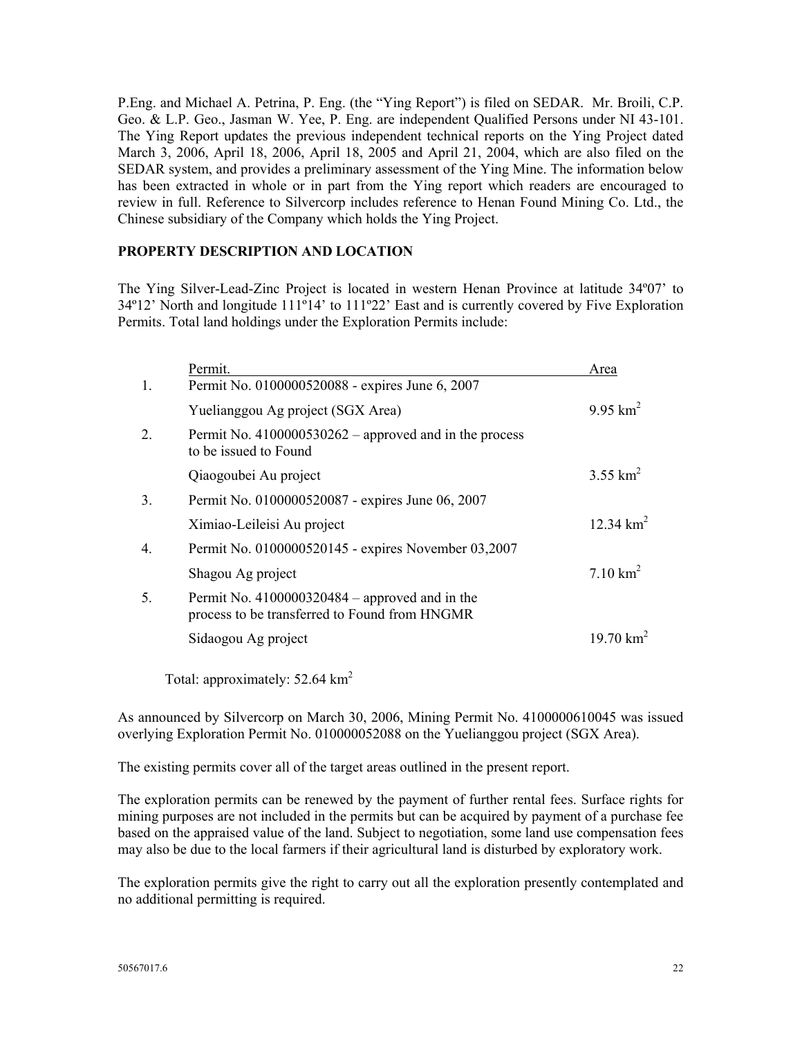P.Eng. and Michael A. Petrina, P. Eng. (the "Ying Report") is filed on SEDAR. Mr. Broili, C.P. Geo. & L.P. Geo., Jasman W. Yee, P. Eng. are independent Qualified Persons under NI 43-101. The Ying Report updates the previous independent technical reports on the Ying Project dated March 3, 2006, April 18, 2006, April 18, 2005 and April 21, 2004, which are also filed on the SEDAR system, and provides a preliminary assessment of the Ying Mine. The information below has been extracted in whole or in part from the Ying report which readers are encouraged to review in full. Reference to Silvercorp includes reference to Henan Found Mining Co. Ltd., the Chinese subsidiary of the Company which holds the Ying Project.

**PROPERTY DESCRIPTION AND LOCATION**

The Ying Silver-Lead-Zinc Project is located in western Henan Province at latitude 34º07' to 34º12' North and longitude 111º14' to 111º22' East and is currently covered by Five Exploration Permits. Total land holdings under the Exploration Permits include:

| | Permit. | Area |
|---|---|---|
| 1. | Permit No. 0100000520088 - expires June 6, 2007 | |
| | Yuelianggou Ag project (SGX Area) | 9.95 km$^2$ |
| 2. | Permit No. 4100000530262 – approved and in the process to be issued to Found | |
| | Qiaogoubei Au project | 3.55 km$^2$ |
| 3. | Permit No. 0100000520087 - expires June 06, 2007 | |
| | Ximiao-Leileisi Au project | 12.34 km$^2$ |
| 4. | Permit No. 0100000520145 - expires November 03,2007 | |
| | Shagou Ag project | 7.10 km$^2$ |
| 5. | Permit No. 4100000320484 – approved and in the process to be transferred to Found from HNGMR | |
| | Sidaogou Ag project | 19.70 km$^2$ |

Total: approximately: 52.64 km$^2$

As announced by Silvercorp on March 30, 2006, Mining Permit No. 4100000610045 was issued overlying Exploration Permit No. 010000052088 on the Yuelianggou project (SGX Area).

The existing permits cover all of the target areas outlined in the present report.

The exploration permits can be renewed by the payment of further rental fees. Surface rights for mining purposes are not included in the permits but can be acquired by payment of a purchase fee based on the appraised value of the land. Subject to negotiation, some land use compensation fees may also be due to the local farmers if their agricultural land is disturbed by exploratory work.

The exploration permits give the right to carry out all the exploration presently contemplated and no additional permitting is required.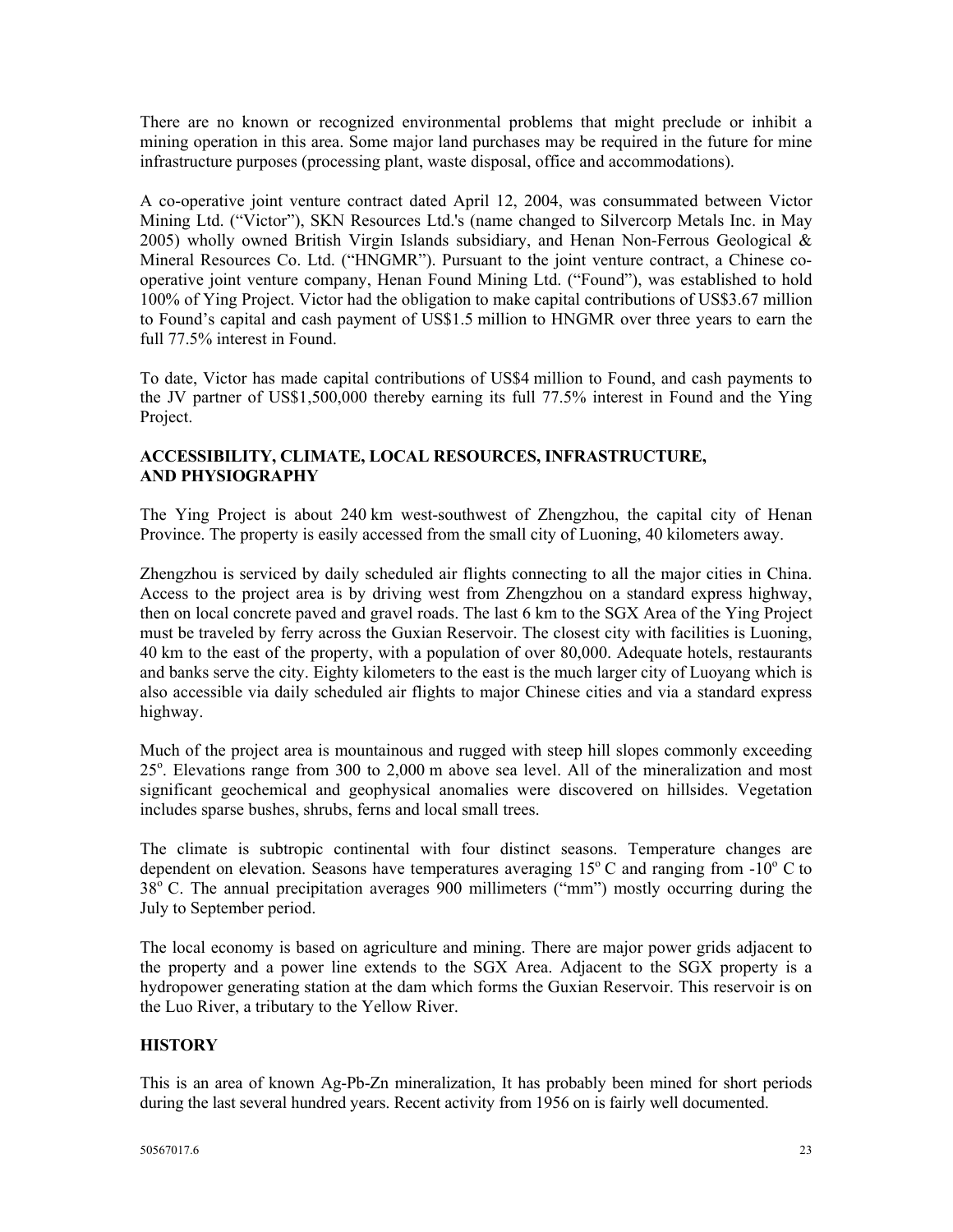There are no known or recognized environmental problems that might preclude or inhibit a mining operation in this area. Some major land purchases may be required in the future for mine infrastructure purposes (processing plant, waste disposal, office and accommodations).

A co-operative joint venture contract dated April 12, 2004, was consummated between Victor Mining Ltd. ("Victor"), SKN Resources Ltd.'s (name changed to Silvercorp Metals Inc. in May 2005) wholly owned British Virgin Islands subsidiary, and Henan Non-Ferrous Geological & Mineral Resources Co. Ltd. ("HNGMR"). Pursuant to the joint venture contract, a Chinese co-operative joint venture company, Henan Found Mining Ltd. ("Found"), was established to hold 100% of Ying Project. Victor had the obligation to make capital contributions of US$3.67 million to Found's capital and cash payment of US$1.5 million to HNGMR over three years to earn the full 77.5% interest in Found.

To date, Victor has made capital contributions of US$4 million to Found, and cash payments to the JV partner of US$1,500,000 thereby earning its full 77.5% interest in Found and the Ying Project.

## ACCESSIBILITY, CLIMATE, LOCAL RESOURCES, INFRASTRUCTURE, AND PHYSIOGRAPHY

The Ying Project is about 240 km west-southwest of Zhengzhou, the capital city of Henan Province. The property is easily accessed from the small city of Luoning, 40 kilometers away.

Zhengzhou is serviced by daily scheduled air flights connecting to all the major cities in China. Access to the project area is by driving west from Zhengzhou on a standard express highway, then on local concrete paved and gravel roads. The last 6 km to the SGX Area of the Ying Project must be traveled by ferry across the Guxian Reservoir. The closest city with facilities is Luoning, 40 km to the east of the property, with a population of over 80,000. Adequate hotels, restaurants and banks serve the city. Eighty kilometers to the east is the much larger city of Luoyang which is also accessible via daily scheduled air flights to major Chinese cities and via a standard express highway.

Much of the project area is mountainous and rugged with steep hill slopes commonly exceeding 25$^{o}$. Elevations range from 300 to 2,000 m above sea level. All of the mineralization and most significant geochemical and geophysical anomalies were discovered on hillsides. Vegetation includes sparse bushes, shrubs, ferns and local small trees.

The climate is subtropic continental with four distinct seasons. Temperature changes are dependent on elevation. Seasons have temperatures averaging 15$^{o}$ C and ranging from -10$^{o}$ C to 38$^{o}$ C. The annual precipitation averages 900 millimeters ("mm") mostly occurring during the July to September period.

The local economy is based on agriculture and mining. There are major power grids adjacent to the property and a power line extends to the SGX Area. Adjacent to the SGX property is a hydropower generating station at the dam which forms the Guxian Reservoir. This reservoir is on the Luo River, a tributary to the Yellow River.

## HISTORY

This is an area of known Ag-Pb-Zn mineralization, It has probably been mined for short periods during the last several hundred years. Recent activity from 1956 on is fairly well documented.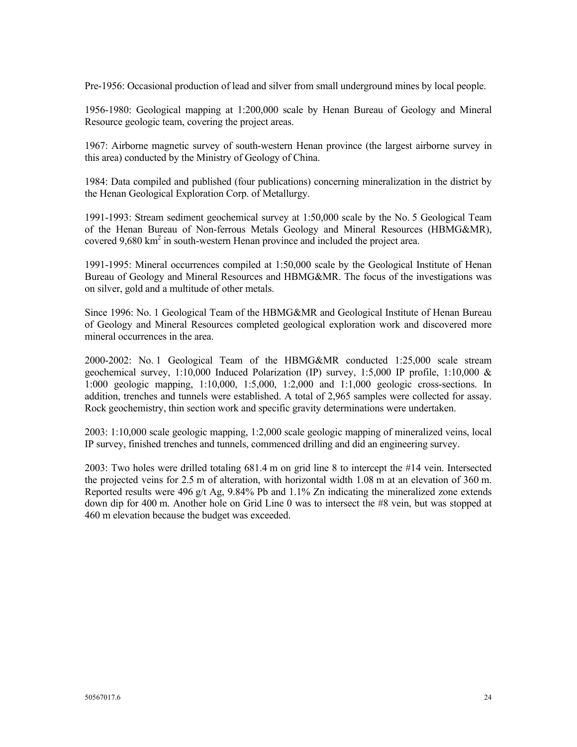Pre-1956: Occasional production of lead and silver from small underground mines by local people.

1956-1980: Geological mapping at 1:200,000 scale by Henan Bureau of Geology and Mineral Resource geologic team, covering the project areas.

1967: Airborne magnetic survey of south-western Henan province (the largest airborne survey in this area) conducted by the Ministry of Geology of China.

1984: Data compiled and published (four publications) concerning mineralization in the district by the Henan Geological Exploration Corp. of Metallurgy.

1991-1993: Stream sediment geochemical survey at 1:50,000 scale by the No. 5 Geological Team of the Henan Bureau of Non-ferrous Metals Geology and Mineral Resources (HBMG&MR), covered 9,680 km$^2$ in south-western Henan province and included the project area.

1991-1995: Mineral occurrences compiled at 1:50,000 scale by the Geological Institute of Henan Bureau of Geology and Mineral Resources and HBMG&MR. The focus of the investigations was on silver, gold and a multitude of other metals.

Since 1996: No. 1 Geological Team of the HBMG&MR and Geological Institute of Henan Bureau of Geology and Mineral Resources completed geological exploration work and discovered more mineral occurrences in the area.

2000-2002: No. 1 Geological Team of the HBMG&MR conducted 1:25,000 scale stream geochemical survey, 1:10,000 Induced Polarization (IP) survey, 1:5,000 IP profile, 1:10,000 & 1:000 geologic mapping, 1:10,000, 1:5,000, 1:2,000 and 1:1,000 geologic cross-sections. In addition, trenches and tunnels were established. A total of 2,965 samples were collected for assay. Rock geochemistry, thin section work and specific gravity determinations were undertaken.

2003: 1:10,000 scale geologic mapping, 1:2,000 scale geologic mapping of mineralized veins, local IP survey, finished trenches and tunnels, commenced drilling and did an engineering survey.

2003: Two holes were drilled totaling 681.4 m on grid line 8 to intercept the #14 vein. Intersected the projected veins for 2.5 m of alteration, with horizontal width 1.08 m at an elevation of 360 m. Reported results were 496 g/t Ag, 9.84% Pb and 1.1% Zn indicating the mineralized zone extends down dip for 400 m. Another hole on Grid Line 0 was to intersect the #8 vein, but was stopped at 460 m elevation because the budget was exceeded.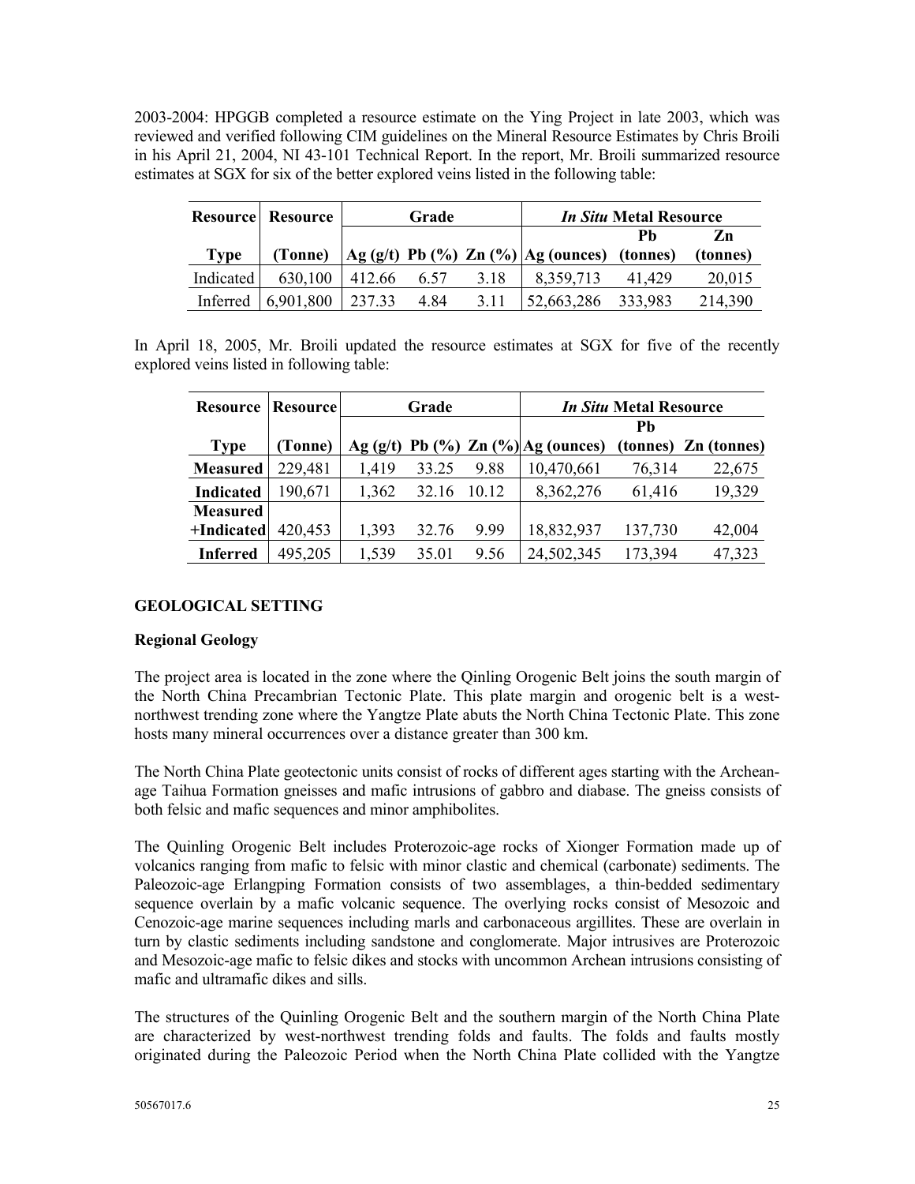2003-2004: HPGGB completed a resource estimate on the Ying Project in late 2003, which was reviewed and verified following CIM guidelines on the Mineral Resource Estimates by Chris Broili in his April 21, 2004, NI 43-101 Technical Report. In the report, Mr. Broili summarized resource estimates at SGX for six of the better explored veins listed in the following table:

| Resource | Resource | Grade | | | *In Situ* Metal Resource | | |
|---|---|---|---|---|---|---|---|
| Type | (Tonne) | Ag (g/t) | Pb (%) | Zn (%) | Ag (ounces) | Pb (tonnes) | Zn (tonnes) |
| Indicated | 630,100 | 412.66 | 6.57 | 3.18 | 8,359,713 | 41,429 | 20,015 |
| Inferred | 6,901,800 | 237.33 | 4.84 | 3.11 | 52,663,286 | 333,983 | 214,390 |

In April 18, 2005, Mr. Broili updated the resource estimates at SGX for five of the recently explored veins listed in following table:

| Resource | Resource | Grade | | | *In Situ* Metal Resource | | |
|---|---|---|---|---|---|---|---|
| Type | (Tonne) | Ag (g/t) | Pb (%) | Zn (%) | Ag (ounces) | Pb (tonnes) | Zn (tonnes) |
| **Measured** | 229,481 | 1,419 | 33.25 | 9.88 | 10,470,661 | 76,314 | 22,675 |
| **Indicated** | 190,671 | 1,362 | 32.16 | 10.12 | 8,362,276 | 61,416 | 19,329 |
| **Measured +Indicated** | 420,453 | 1,393 | 32.76 | 9.99 | 18,832,937 | 137,730 | 42,004 |
| **Inferred** | 495,205 | 1,539 | 35.01 | 9.56 | 24,502,345 | 173,394 | 47,323 |

## GEOLOGICAL SETTING

### Regional Geology

The project area is located in the zone where the Qinling Orogenic Belt joins the south margin of the North China Precambrian Tectonic Plate. This plate margin and orogenic belt is a west-northwest trending zone where the Yangtze Plate abuts the North China Tectonic Plate. This zone hosts many mineral occurrences over a distance greater than 300 km.

The North China Plate geotectonic units consist of rocks of different ages starting with the Archean-age Taihua Formation gneisses and mafic intrusions of gabbro and diabase. The gneiss consists of both felsic and mafic sequences and minor amphibolites.

The Quinling Orogenic Belt includes Proterozoic-age rocks of Xionger Formation made up of volcanics ranging from mafic to felsic with minor clastic and chemical (carbonate) sediments. The Paleozoic-age Erlangping Formation consists of two assemblages, a thin-bedded sedimentary sequence overlain by a mafic volcanic sequence. The overlying rocks consist of Mesozoic and Cenozoic-age marine sequences including marls and carbonaceous argillites. These are overlain in turn by clastic sediments including sandstone and conglomerate. Major intrusives are Proterozoic and Mesozoic-age mafic to felsic dikes and stocks with uncommon Archean intrusions consisting of mafic and ultramafic dikes and sills.

The structures of the Quinling Orogenic Belt and the southern margin of the North China Plate are characterized by west-northwest trending folds and faults. The folds and faults mostly originated during the Paleozoic Period when the North China Plate collided with the Yangtze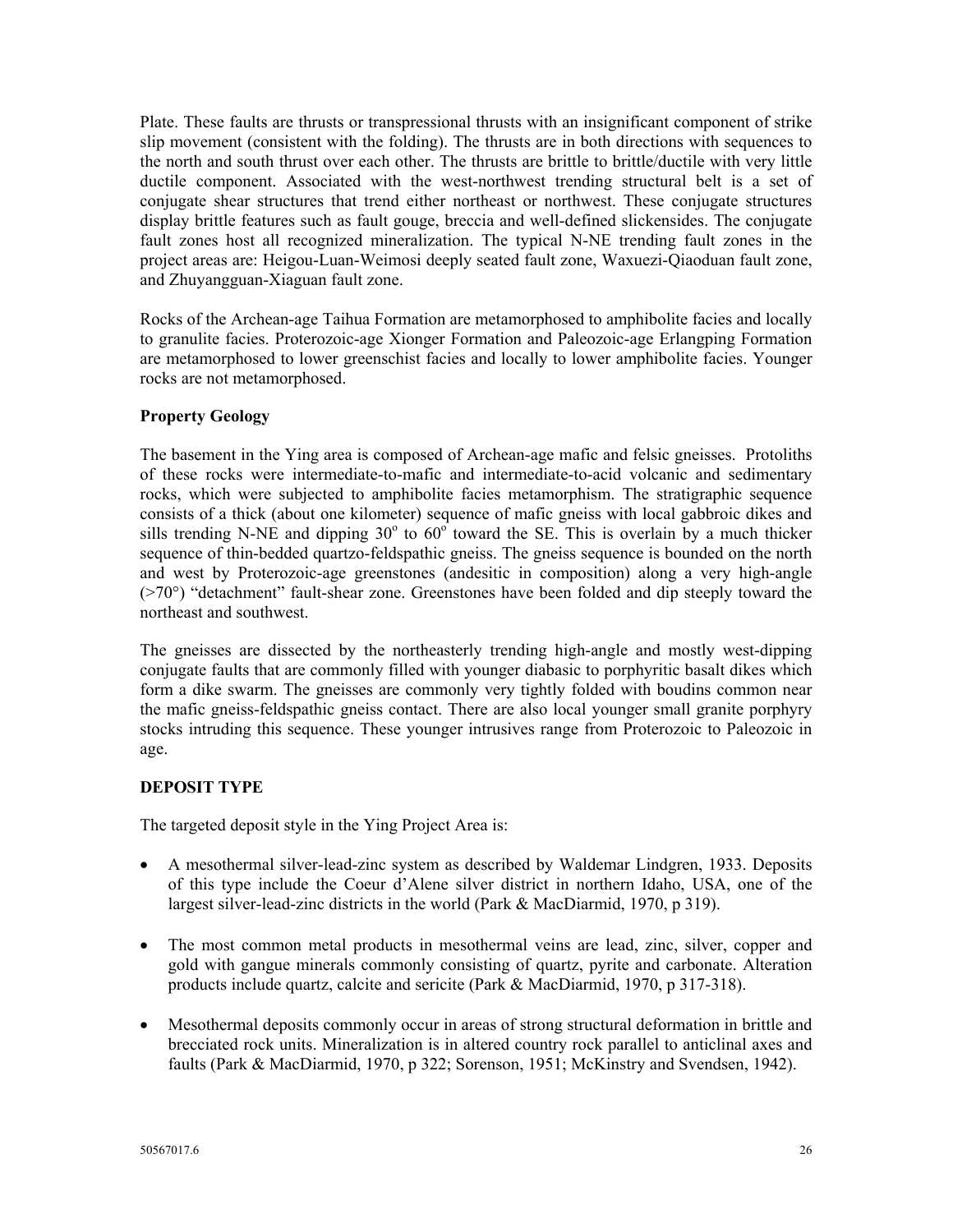Plate. These faults are thrusts or transpressional thrusts with an insignificant component of strike slip movement (consistent with the folding). The thrusts are in both directions with sequences to the north and south thrust over each other. The thrusts are brittle to brittle/ductile with very little ductile component. Associated with the west-northwest trending structural belt is a set of conjugate shear structures that trend either northeast or northwest. These conjugate structures display brittle features such as fault gouge, breccia and well-defined slickensides. The conjugate fault zones host all recognized mineralization. The typical N-NE trending fault zones in the project areas are: Heigou-Luan-Weimosi deeply seated fault zone, Waxuezi-Qiaoduan fault zone, and Zhuyangguan-Xiaguan fault zone.

Rocks of the Archean-age Taihua Formation are metamorphosed to amphibolite facies and locally to granulite facies. Proterozoic-age Xionger Formation and Paleozoic-age Erlangping Formation are metamorphosed to lower greenschist facies and locally to lower amphibolite facies. Younger rocks are not metamorphosed.

**Property Geology**

The basement in the Ying area is composed of Archean-age mafic and felsic gneisses. Protoliths of these rocks were intermediate-to-mafic and intermediate-to-acid volcanic and sedimentary rocks, which were subjected to amphibolite facies metamorphism. The stratigraphic sequence consists of a thick (about one kilometer) sequence of mafic gneiss with local gabbroic dikes and sills trending N-NE and dipping $30^{o}$ to $60^{o}$ toward the SE. This is overlain by a much thicker sequence of thin-bedded quartzo-feldspathic gneiss. The gneiss sequence is bounded on the north and west by Proterozoic-age greenstones (andesitic in composition) along a very high-angle (>70°) "detachment" fault-shear zone. Greenstones have been folded and dip steeply toward the northeast and southwest.

The gneisses are dissected by the northeasterly trending high-angle and mostly west-dipping conjugate faults that are commonly filled with younger diabasic to porphyritic basalt dikes which form a dike swarm. The gneisses are commonly very tightly folded with boudins common near the mafic gneiss-feldspathic gneiss contact. There are also local younger small granite porphyry stocks intruding this sequence. These younger intrusives range from Proterozoic to Paleozoic in age.

**DEPOSIT TYPE**

The targeted deposit style in the Ying Project Area is:

- A mesothermal silver-lead-zinc system as described by Waldemar Lindgren, 1933. Deposits of this type include the Coeur d'Alene silver district in northern Idaho, USA, one of the largest silver-lead-zinc districts in the world (Park & MacDiarmid, 1970, p 319).
- The most common metal products in mesothermal veins are lead, zinc, silver, copper and gold with gangue minerals commonly consisting of quartz, pyrite and carbonate. Alteration products include quartz, calcite and sericite (Park & MacDiarmid, 1970, p 317-318).
- Mesothermal deposits commonly occur in areas of strong structural deformation in brittle and brecciated rock units. Mineralization is in altered country rock parallel to anticlinal axes and faults (Park & MacDiarmid, 1970, p 322; Sorenson, 1951; McKinstry and Svendsen, 1942).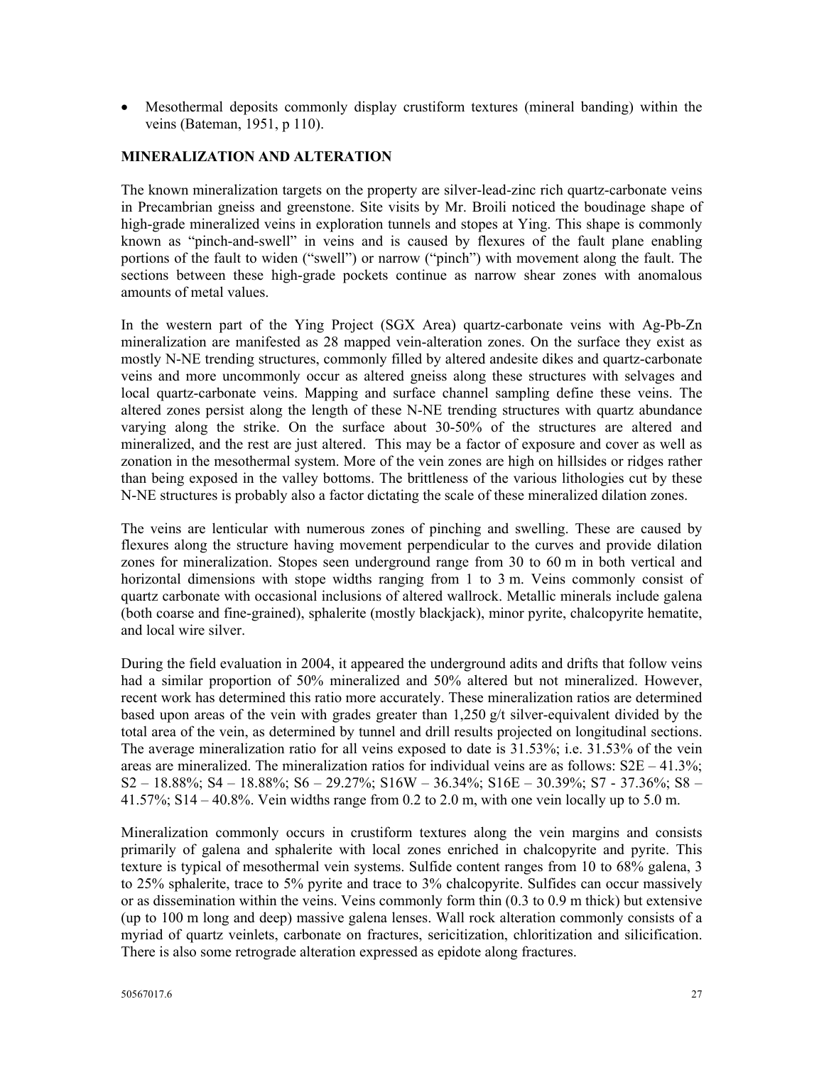- Mesothermal deposits commonly display crustiform textures (mineral banding) within the veins (Bateman, 1951, p 110).

**MINERALIZATION AND ALTERATION**

The known mineralization targets on the property are silver-lead-zinc rich quartz-carbonate veins in Precambrian gneiss and greenstone. Site visits by Mr. Broili noticed the boudinage shape of high-grade mineralized veins in exploration tunnels and stopes at Ying. This shape is commonly known as "pinch-and-swell" in veins and is caused by flexures of the fault plane enabling portions of the fault to widen ("swell") or narrow ("pinch") with movement along the fault. The sections between these high-grade pockets continue as narrow shear zones with anomalous amounts of metal values.

In the western part of the Ying Project (SGX Area) quartz-carbonate veins with Ag-Pb-Zn mineralization are manifested as 28 mapped vein-alteration zones. On the surface they exist as mostly N-NE trending structures, commonly filled by altered andesite dikes and quartz-carbonate veins and more uncommonly occur as altered gneiss along these structures with selvages and local quartz-carbonate veins. Mapping and surface channel sampling define these veins. The altered zones persist along the length of these N-NE trending structures with quartz abundance varying along the strike. On the surface about 30-50% of the structures are altered and mineralized, and the rest are just altered. This may be a factor of exposure and cover as well as zonation in the mesothermal system. More of the vein zones are high on hillsides or ridges rather than being exposed in the valley bottoms. The brittleness of the various lithologies cut by these N-NE structures is probably also a factor dictating the scale of these mineralized dilation zones.

The veins are lenticular with numerous zones of pinching and swelling. These are caused by flexures along the structure having movement perpendicular to the curves and provide dilation zones for mineralization. Stopes seen underground range from 30 to 60 m in both vertical and horizontal dimensions with stope widths ranging from 1 to 3 m. Veins commonly consist of quartz carbonate with occasional inclusions of altered wallrock. Metallic minerals include galena (both coarse and fine-grained), sphalerite (mostly blackjack), minor pyrite, chalcopyrite hematite, and local wire silver.

During the field evaluation in 2004, it appeared the underground adits and drifts that follow veins had a similar proportion of 50% mineralized and 50% altered but not mineralized. However, recent work has determined this ratio more accurately. These mineralization ratios are determined based upon areas of the vein with grades greater than 1,250 g/t silver-equivalent divided by the total area of the vein, as determined by tunnel and drill results projected on longitudinal sections. The average mineralization ratio for all veins exposed to date is 31.53%; i.e. 31.53% of the vein areas are mineralized. The mineralization ratios for individual veins are as follows: S2E – 41.3%; S2 – 18.88%; S4 – 18.88%; S6 – 29.27%; S16W – 36.34%; S16E – 30.39%; S7 - 37.36%; S8 – 41.57%; S14 – 40.8%. Vein widths range from 0.2 to 2.0 m, with one vein locally up to 5.0 m.

Mineralization commonly occurs in crustiform textures along the vein margins and consists primarily of galena and sphalerite with local zones enriched in chalcopyrite and pyrite. This texture is typical of mesothermal vein systems. Sulfide content ranges from 10 to 68% galena, 3 to 25% sphalerite, trace to 5% pyrite and trace to 3% chalcopyrite. Sulfides can occur massively or as dissemination within the veins. Veins commonly form thin (0.3 to 0.9 m thick) but extensive (up to 100 m long and deep) massive galena lenses. Wall rock alteration commonly consists of a myriad of quartz veinlets, carbonate on fractures, sericitization, chloritization and silicification. There is also some retrograde alteration expressed as epidote along fractures.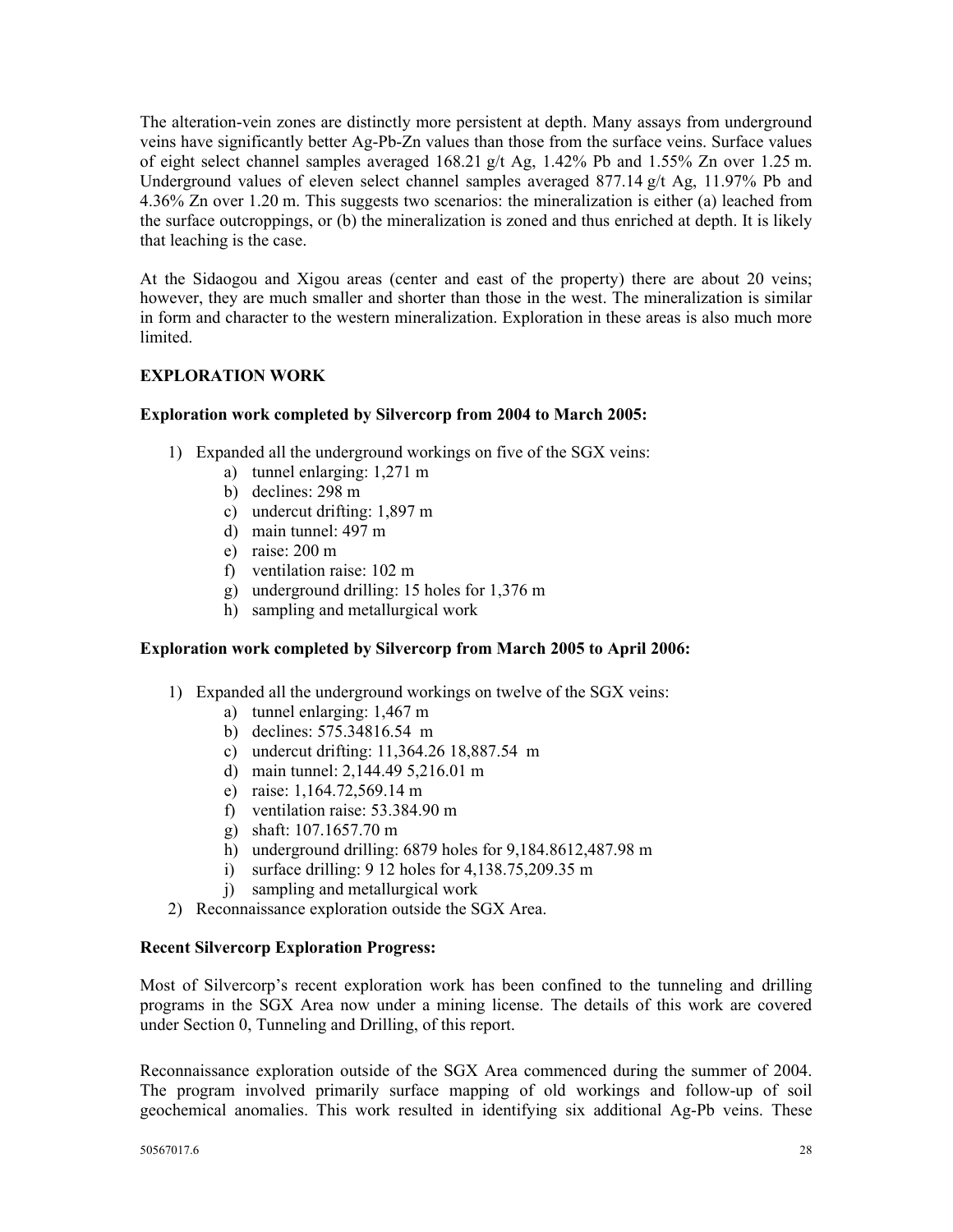The alteration-vein zones are distinctly more persistent at depth. Many assays from underground veins have significantly better Ag-Pb-Zn values than those from the surface veins. Surface values of eight select channel samples averaged 168.21 g/t Ag, 1.42% Pb and 1.55% Zn over 1.25 m. Underground values of eleven select channel samples averaged 877.14 g/t Ag, 11.97% Pb and 4.36% Zn over 1.20 m. This suggests two scenarios: the mineralization is either (a) leached from the surface outcroppings, or (b) the mineralization is zoned and thus enriched at depth. It is likely that leaching is the case.

At the Sidaogou and Xigou areas (center and east of the property) there are about 20 veins; however, they are much smaller and shorter than those in the west. The mineralization is similar in form and character to the western mineralization. Exploration in these areas is also much more limited.

## EXPLORATION WORK

### Exploration work completed by Silvercorp from 2004 to March 2005:

1) Expanded all the underground workings on five of the SGX veins:
   a) tunnel enlarging: 1,271 m
   b) declines: 298 m
   c) undercut drifting: 1,897 m
   d) main tunnel: 497 m
   e) raise: 200 m
   f) ventilation raise: 102 m
   g) underground drilling: 15 holes for 1,376 m
   h) sampling and metallurgical work

### Exploration work completed by Silvercorp from March 2005 to April 2006:

1) Expanded all the underground workings on twelve of the SGX veins:
   a) tunnel enlarging: 1,467 m
   b) declines: 575.34816.54 m
   c) undercut drifting: 11,364.26 18,887.54 m
   d) main tunnel: 2,144.49 5,216.01 m
   e) raise: 1,164.72,569.14 m
   f) ventilation raise: 53.384.90 m
   g) shaft: 107.1657.70 m
   h) underground drilling: 6879 holes for 9,184.8612,487.98 m
   i) surface drilling: 9 12 holes for 4,138.75,209.35 m
   j) sampling and metallurgical work
2) Reconnaissance exploration outside the SGX Area.

### Recent Silvercorp Exploration Progress:

Most of Silvercorp's recent exploration work has been confined to the tunneling and drilling programs in the SGX Area now under a mining license. The details of this work are covered under Section 0, Tunneling and Drilling, of this report.

Reconnaissance exploration outside of the SGX Area commenced during the summer of 2004. The program involved primarily surface mapping of old workings and follow-up of soil geochemical anomalies. This work resulted in identifying six additional Ag-Pb veins. These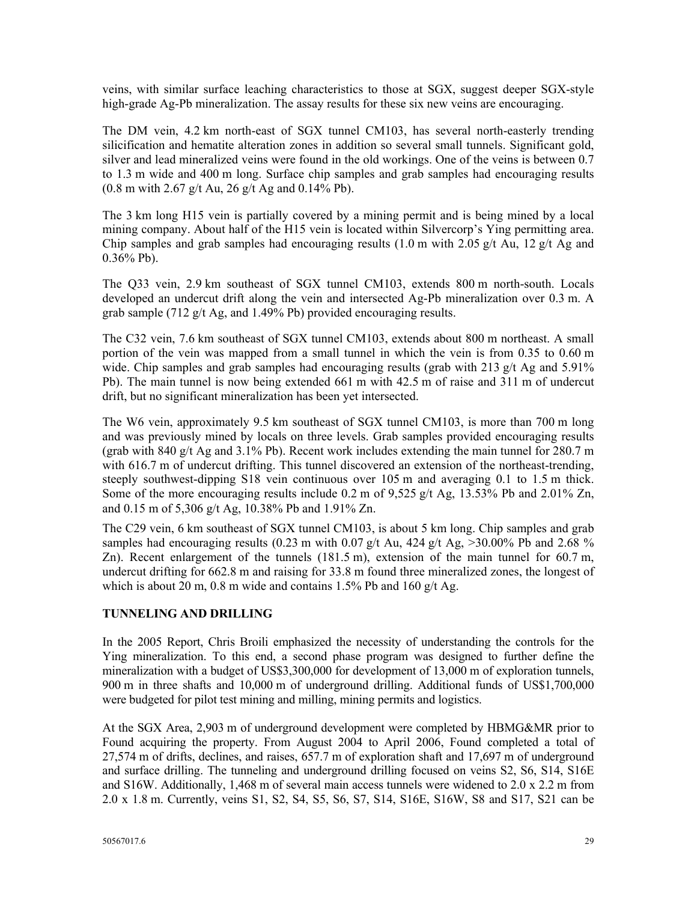veins, with similar surface leaching characteristics to those at SGX, suggest deeper SGX-style high-grade Ag-Pb mineralization. The assay results for these six new veins are encouraging.

The DM vein, 4.2 km north-east of SGX tunnel CM103, has several north-easterly trending silicification and hematite alteration zones in addition so several small tunnels. Significant gold, silver and lead mineralized veins were found in the old workings. One of the veins is between 0.7 to 1.3 m wide and 400 m long. Surface chip samples and grab samples had encouraging results (0.8 m with 2.67 g/t Au, 26 g/t Ag and 0.14% Pb).

The 3 km long H15 vein is partially covered by a mining permit and is being mined by a local mining company. About half of the H15 vein is located within Silvercorp's Ying permitting area. Chip samples and grab samples had encouraging results (1.0 m with 2.05 g/t Au, 12 g/t Ag and 0.36% Pb).

The Q33 vein, 2.9 km southeast of SGX tunnel CM103, extends 800 m north-south. Locals developed an undercut drift along the vein and intersected Ag-Pb mineralization over 0.3 m. A grab sample (712 g/t Ag, and 1.49% Pb) provided encouraging results.

The C32 vein, 7.6 km southeast of SGX tunnel CM103, extends about 800 m northeast. A small portion of the vein was mapped from a small tunnel in which the vein is from 0.35 to 0.60 m wide. Chip samples and grab samples had encouraging results (grab with 213 g/t Ag and 5.91% Pb). The main tunnel is now being extended 661 m with 42.5 m of raise and 311 m of undercut drift, but no significant mineralization has been yet intersected.

The W6 vein, approximately 9.5 km southeast of SGX tunnel CM103, is more than 700 m long and was previously mined by locals on three levels. Grab samples provided encouraging results (grab with 840 g/t Ag and 3.1% Pb). Recent work includes extending the main tunnel for 280.7 m with 616.7 m of undercut drifting. This tunnel discovered an extension of the northeast-trending, steeply southwest-dipping S18 vein continuous over 105 m and averaging 0.1 to 1.5 m thick. Some of the more encouraging results include 0.2 m of 9,525 g/t Ag, 13.53% Pb and 2.01% Zn, and 0.15 m of 5,306 g/t Ag, 10.38% Pb and 1.91% Zn.

The C29 vein, 6 km southeast of SGX tunnel CM103, is about 5 km long. Chip samples and grab samples had encouraging results (0.23 m with 0.07 g/t Au, 424 g/t Ag, >30.00% Pb and 2.68 % Zn). Recent enlargement of the tunnels (181.5 m), extension of the main tunnel for 60.7 m, undercut drifting for 662.8 m and raising for 33.8 m found three mineralized zones, the longest of which is about 20 m, 0.8 m wide and contains 1.5% Pb and 160 g/t Ag.

## TUNNELING AND DRILLING

In the 2005 Report, Chris Broili emphasized the necessity of understanding the controls for the Ying mineralization. To this end, a second phase program was designed to further define the mineralization with a budget of US$3,300,000 for development of 13,000 m of exploration tunnels, 900 m in three shafts and 10,000 m of underground drilling. Additional funds of US$1,700,000 were budgeted for pilot test mining and milling, mining permits and logistics.

At the SGX Area, 2,903 m of underground development were completed by HBMG&MR prior to Found acquiring the property. From August 2004 to April 2006, Found completed a total of 27,574 m of drifts, declines, and raises, 657.7 m of exploration shaft and 17,697 m of underground and surface drilling. The tunneling and underground drilling focused on veins S2, S6, S14, S16E and S16W. Additionally, 1,468 m of several main access tunnels were widened to 2.0 x 2.2 m from 2.0 x 1.8 m. Currently, veins S1, S2, S4, S5, S6, S7, S14, S16E, S16W, S8 and S17, S21 can be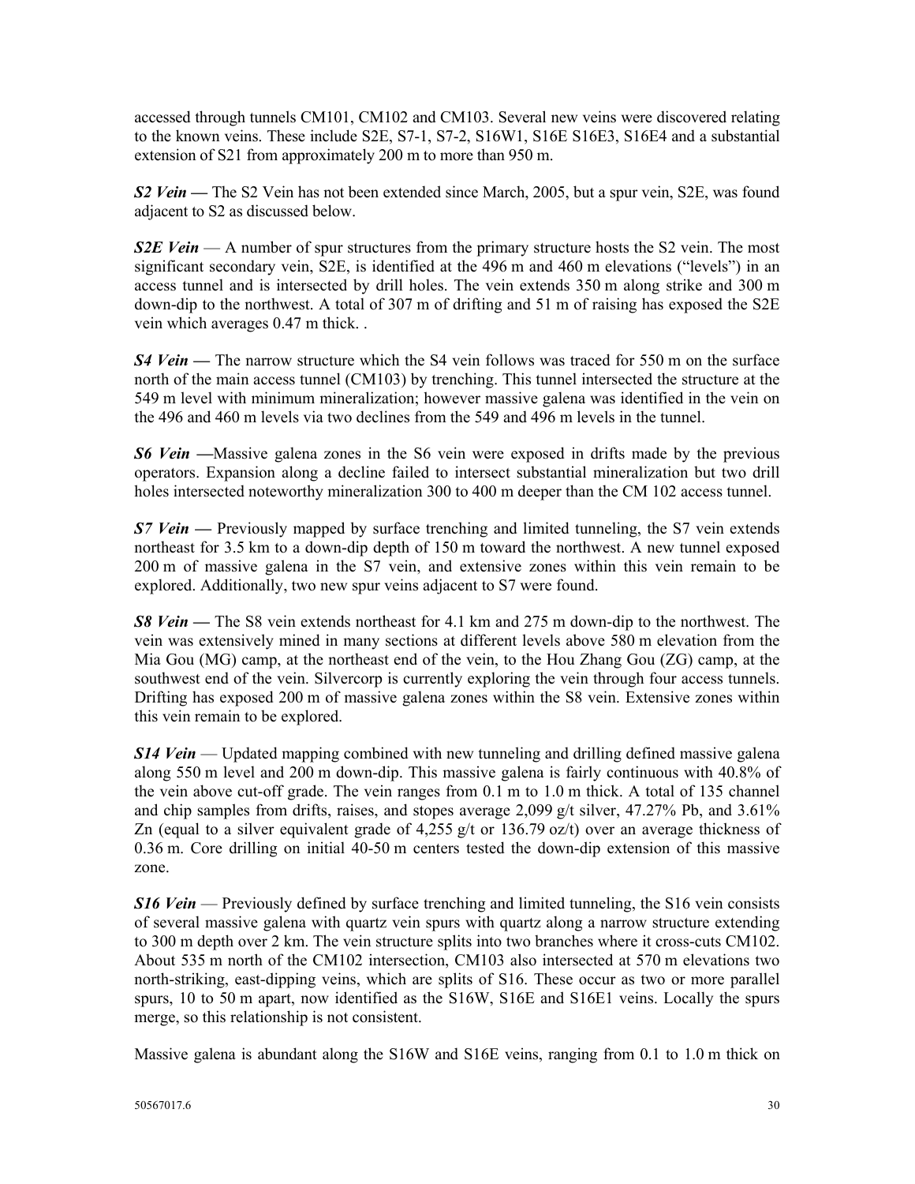accessed through tunnels CM101, CM102 and CM103. Several new veins were discovered relating to the known veins. These include S2E, S7-1, S7-2, S16W1, S16E S16E3, S16E4 and a substantial extension of S21 from approximately 200 m to more than 950 m.

***S2 Vein —*** The S2 Vein has not been extended since March, 2005, but a spur vein, S2E, was found adjacent to S2 as discussed below.

***S2E Vein*** — A number of spur structures from the primary structure hosts the S2 vein. The most significant secondary vein, S2E, is identified at the 496 m and 460 m elevations ("levels") in an access tunnel and is intersected by drill holes. The vein extends 350 m along strike and 300 m down-dip to the northwest. A total of 307 m of drifting and 51 m of raising has exposed the S2E vein which averages 0.47 m thick. .

***S4 Vein —*** The narrow structure which the S4 vein follows was traced for 550 m on the surface north of the main access tunnel (CM103) by trenching. This tunnel intersected the structure at the 549 m level with minimum mineralization; however massive galena was identified in the vein on the 496 and 460 m levels via two declines from the 549 and 496 m levels in the tunnel.

***S6 Vein —***Massive galena zones in the S6 vein were exposed in drifts made by the previous operators. Expansion along a decline failed to intersect substantial mineralization but two drill holes intersected noteworthy mineralization 300 to 400 m deeper than the CM 102 access tunnel.

***S7 Vein —*** Previously mapped by surface trenching and limited tunneling, the S7 vein extends northeast for 3.5 km to a down-dip depth of 150 m toward the northwest. A new tunnel exposed 200 m of massive galena in the S7 vein, and extensive zones within this vein remain to be explored. Additionally, two new spur veins adjacent to S7 were found.

***S8 Vein —*** The S8 vein extends northeast for 4.1 km and 275 m down-dip to the northwest. The vein was extensively mined in many sections at different levels above 580 m elevation from the Mia Gou (MG) camp, at the northeast end of the vein, to the Hou Zhang Gou (ZG) camp, at the southwest end of the vein. Silvercorp is currently exploring the vein through four access tunnels. Drifting has exposed 200 m of massive galena zones within the S8 vein. Extensive zones within this vein remain to be explored.

***S14 Vein*** — Updated mapping combined with new tunneling and drilling defined massive galena along 550 m level and 200 m down-dip. This massive galena is fairly continuous with 40.8% of the vein above cut-off grade. The vein ranges from 0.1 m to 1.0 m thick. A total of 135 channel and chip samples from drifts, raises, and stopes average 2,099 g/t silver, 47.27% Pb, and 3.61% Zn (equal to a silver equivalent grade of 4,255 g/t or 136.79 oz/t) over an average thickness of 0.36 m. Core drilling on initial 40-50 m centers tested the down-dip extension of this massive zone.

***S16 Vein*** — Previously defined by surface trenching and limited tunneling, the S16 vein consists of several massive galena with quartz vein spurs with quartz along a narrow structure extending to 300 m depth over 2 km. The vein structure splits into two branches where it cross-cuts CM102. About 535 m north of the CM102 intersection, CM103 also intersected at 570 m elevations two north-striking, east-dipping veins, which are splits of S16. These occur as two or more parallel spurs, 10 to 50 m apart, now identified as the S16W, S16E and S16E1 veins. Locally the spurs merge, so this relationship is not consistent.

Massive galena is abundant along the S16W and S16E veins, ranging from 0.1 to 1.0 m thick on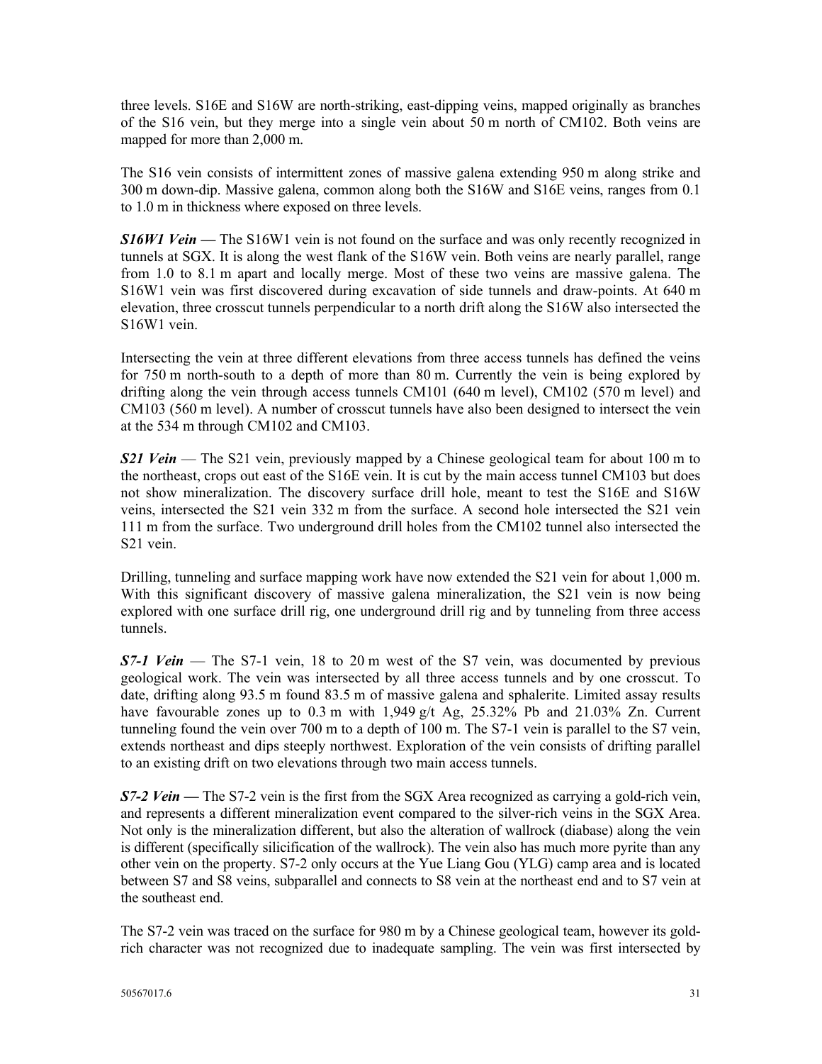three levels. S16E and S16W are north-striking, east-dipping veins, mapped originally as branches of the S16 vein, but they merge into a single vein about 50 m north of CM102. Both veins are mapped for more than 2,000 m.

The S16 vein consists of intermittent zones of massive galena extending 950 m along strike and 300 m down-dip. Massive galena, common along both the S16W and S16E veins, ranges from 0.1 to 1.0 m in thickness where exposed on three levels.

***S16W1 Vein —*** The S16W1 vein is not found on the surface and was only recently recognized in tunnels at SGX. It is along the west flank of the S16W vein. Both veins are nearly parallel, range from 1.0 to 8.1 m apart and locally merge. Most of these two veins are massive galena. The S16W1 vein was first discovered during excavation of side tunnels and draw-points. At 640 m elevation, three crosscut tunnels perpendicular to a north drift along the S16W also intersected the S16W1 vein.

Intersecting the vein at three different elevations from three access tunnels has defined the veins for 750 m north-south to a depth of more than 80 m. Currently the vein is being explored by drifting along the vein through access tunnels CM101 (640 m level), CM102 (570 m level) and CM103 (560 m level). A number of crosscut tunnels have also been designed to intersect the vein at the 534 m through CM102 and CM103.

***S21 Vein*** — The S21 vein, previously mapped by a Chinese geological team for about 100 m to the northeast, crops out east of the S16E vein. It is cut by the main access tunnel CM103 but does not show mineralization. The discovery surface drill hole, meant to test the S16E and S16W veins, intersected the S21 vein 332 m from the surface. A second hole intersected the S21 vein 111 m from the surface. Two underground drill holes from the CM102 tunnel also intersected the S21 vein.

Drilling, tunneling and surface mapping work have now extended the S21 vein for about 1,000 m. With this significant discovery of massive galena mineralization, the S21 vein is now being explored with one surface drill rig, one underground drill rig and by tunneling from three access tunnels.

***S7-1 Vein*** — The S7-1 vein, 18 to 20 m west of the S7 vein, was documented by previous geological work. The vein was intersected by all three access tunnels and by one crosscut. To date, drifting along 93.5 m found 83.5 m of massive galena and sphalerite. Limited assay results have favourable zones up to 0.3 m with 1,949 g/t Ag, 25.32% Pb and 21.03% Zn. Current tunneling found the vein over 700 m to a depth of 100 m. The S7-1 vein is parallel to the S7 vein, extends northeast and dips steeply northwest. Exploration of the vein consists of drifting parallel to an existing drift on two elevations through two main access tunnels.

***S7-2 Vein —*** The S7-2 vein is the first from the SGX Area recognized as carrying a gold-rich vein, and represents a different mineralization event compared to the silver-rich veins in the SGX Area. Not only is the mineralization different, but also the alteration of wallrock (diabase) along the vein is different (specifically silicification of the wallrock). The vein also has much more pyrite than any other vein on the property. S7-2 only occurs at the Yue Liang Gou (YLG) camp area and is located between S7 and S8 veins, subparallel and connects to S8 vein at the northeast end and to S7 vein at the southeast end.

The S7-2 vein was traced on the surface for 980 m by a Chinese geological team, however its gold-rich character was not recognized due to inadequate sampling. The vein was first intersected by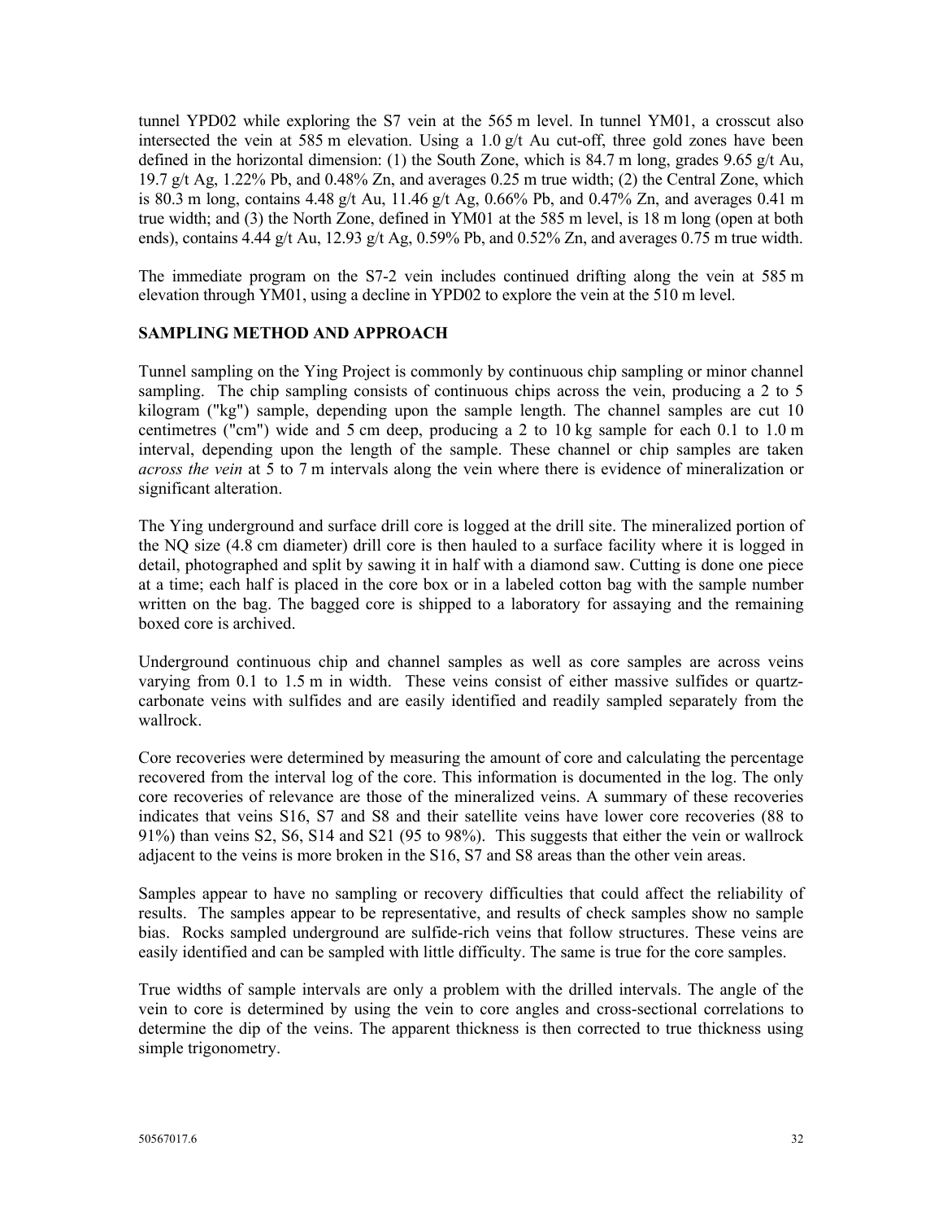tunnel YPD02 while exploring the S7 vein at the 565 m level. In tunnel YM01, a crosscut also intersected the vein at 585 m elevation. Using a 1.0 g/t Au cut-off, three gold zones have been defined in the horizontal dimension: (1) the South Zone, which is 84.7 m long, grades 9.65 g/t Au, 19.7 g/t Ag, 1.22% Pb, and 0.48% Zn, and averages 0.25 m true width; (2) the Central Zone, which is 80.3 m long, contains 4.48 g/t Au, 11.46 g/t Ag, 0.66% Pb, and 0.47% Zn, and averages 0.41 m true width; and (3) the North Zone, defined in YM01 at the 585 m level, is 18 m long (open at both ends), contains 4.44 g/t Au, 12.93 g/t Ag, 0.59% Pb, and 0.52% Zn, and averages 0.75 m true width.

The immediate program on the S7-2 vein includes continued drifting along the vein at 585 m elevation through YM01, using a decline in YPD02 to explore the vein at the 510 m level.

## SAMPLING METHOD AND APPROACH

Tunnel sampling on the Ying Project is commonly by continuous chip sampling or minor channel sampling. The chip sampling consists of continuous chips across the vein, producing a 2 to 5 kilogram ("kg") sample, depending upon the sample length. The channel samples are cut 10 centimetres ("cm") wide and 5 cm deep, producing a 2 to 10 kg sample for each 0.1 to 1.0 m interval, depending upon the length of the sample. These channel or chip samples are taken *across the vein* at 5 to 7 m intervals along the vein where there is evidence of mineralization or significant alteration.

The Ying underground and surface drill core is logged at the drill site. The mineralized portion of the NQ size (4.8 cm diameter) drill core is then hauled to a surface facility where it is logged in detail, photographed and split by sawing it in half with a diamond saw. Cutting is done one piece at a time; each half is placed in the core box or in a labeled cotton bag with the sample number written on the bag. The bagged core is shipped to a laboratory for assaying and the remaining boxed core is archived.

Underground continuous chip and channel samples as well as core samples are across veins varying from 0.1 to 1.5 m in width. These veins consist of either massive sulfides or quartz-carbonate veins with sulfides and are easily identified and readily sampled separately from the wallrock.

Core recoveries were determined by measuring the amount of core and calculating the percentage recovered from the interval log of the core. This information is documented in the log. The only core recoveries of relevance are those of the mineralized veins. A summary of these recoveries indicates that veins S16, S7 and S8 and their satellite veins have lower core recoveries (88 to 91%) than veins S2, S6, S14 and S21 (95 to 98%). This suggests that either the vein or wallrock adjacent to the veins is more broken in the S16, S7 and S8 areas than the other vein areas.

Samples appear to have no sampling or recovery difficulties that could affect the reliability of results. The samples appear to be representative, and results of check samples show no sample bias. Rocks sampled underground are sulfide-rich veins that follow structures. These veins are easily identified and can be sampled with little difficulty. The same is true for the core samples.

True widths of sample intervals are only a problem with the drilled intervals. The angle of the vein to core is determined by using the vein to core angles and cross-sectional correlations to determine the dip of the veins. The apparent thickness is then corrected to true thickness using simple trigonometry.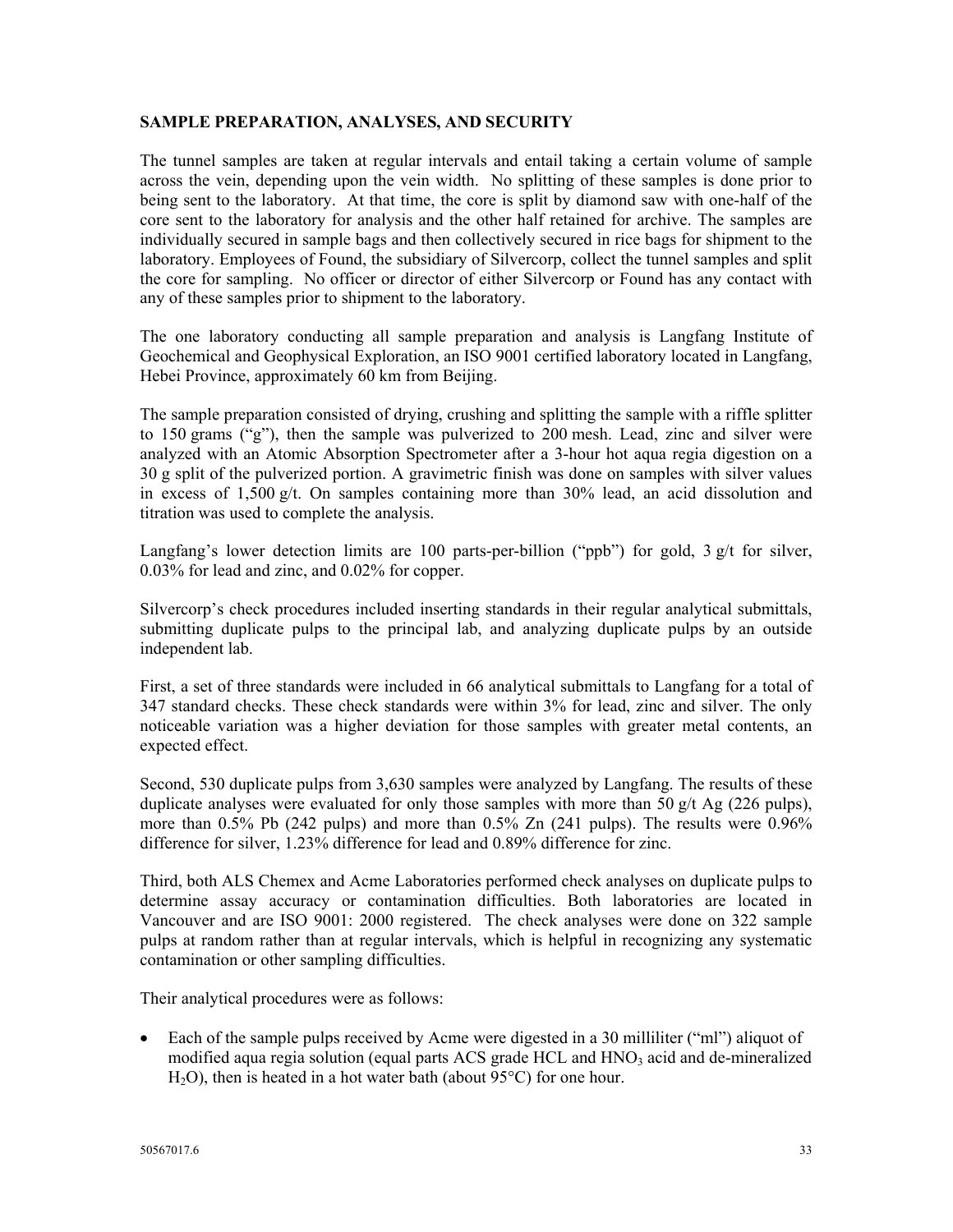## SAMPLE PREPARATION, ANALYSES, AND SECURITY

The tunnel samples are taken at regular intervals and entail taking a certain volume of sample across the vein, depending upon the vein width. No splitting of these samples is done prior to being sent to the laboratory. At that time, the core is split by diamond saw with one-half of the core sent to the laboratory for analysis and the other half retained for archive. The samples are individually secured in sample bags and then collectively secured in rice bags for shipment to the laboratory. Employees of Found, the subsidiary of Silvercorp, collect the tunnel samples and split the core for sampling. No officer or director of either Silvercorp or Found has any contact with any of these samples prior to shipment to the laboratory.

The one laboratory conducting all sample preparation and analysis is Langfang Institute of Geochemical and Geophysical Exploration, an ISO 9001 certified laboratory located in Langfang, Hebei Province, approximately 60 km from Beijing.

The sample preparation consisted of drying, crushing and splitting the sample with a riffle splitter to 150 grams ("g"), then the sample was pulverized to 200 mesh. Lead, zinc and silver were analyzed with an Atomic Absorption Spectrometer after a 3-hour hot aqua regia digestion on a 30 g split of the pulverized portion. A gravimetric finish was done on samples with silver values in excess of 1,500 g/t. On samples containing more than 30% lead, an acid dissolution and titration was used to complete the analysis.

Langfang's lower detection limits are 100 parts-per-billion ("ppb") for gold, 3 g/t for silver, 0.03% for lead and zinc, and 0.02% for copper.

Silvercorp's check procedures included inserting standards in their regular analytical submittals, submitting duplicate pulps to the principal lab, and analyzing duplicate pulps by an outside independent lab.

First, a set of three standards were included in 66 analytical submittals to Langfang for a total of 347 standard checks. These check standards were within 3% for lead, zinc and silver. The only noticeable variation was a higher deviation for those samples with greater metal contents, an expected effect.

Second, 530 duplicate pulps from 3,630 samples were analyzed by Langfang. The results of these duplicate analyses were evaluated for only those samples with more than 50 g/t Ag (226 pulps), more than 0.5% Pb (242 pulps) and more than 0.5% Zn (241 pulps). The results were 0.96% difference for silver, 1.23% difference for lead and 0.89% difference for zinc.

Third, both ALS Chemex and Acme Laboratories performed check analyses on duplicate pulps to determine assay accuracy or contamination difficulties. Both laboratories are located in Vancouver and are ISO 9001: 2000 registered. The check analyses were done on 322 sample pulps at random rather than at regular intervals, which is helpful in recognizing any systematic contamination or other sampling difficulties.

Their analytical procedures were as follows:

- Each of the sample pulps received by Acme were digested in a 30 milliliter ("ml") aliquot of modified aqua regia solution (equal parts ACS grade HCL and $HNO_3$ acid and de-mineralized $H_2O$), then is heated in a hot water bath (about 95°C) for one hour.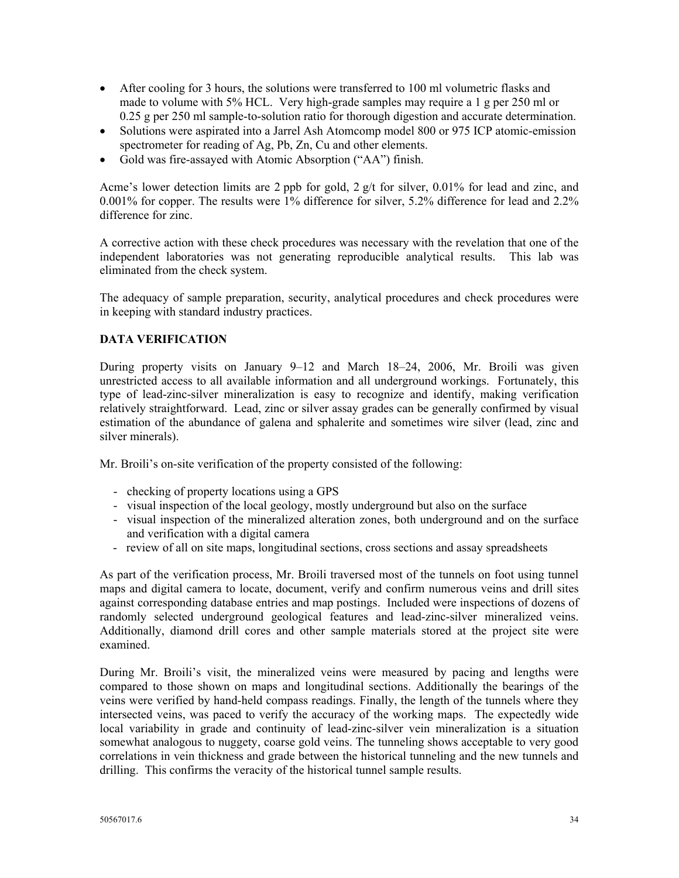- After cooling for 3 hours, the solutions were transferred to 100 ml volumetric flasks and made to volume with 5% HCL. Very high-grade samples may require a 1 g per 250 ml or 0.25 g per 250 ml sample-to-solution ratio for thorough digestion and accurate determination.
- Solutions were aspirated into a Jarrel Ash Atomcomp model 800 or 975 ICP atomic-emission spectrometer for reading of Ag, Pb, Zn, Cu and other elements.
- Gold was fire-assayed with Atomic Absorption ("AA") finish.

Acme's lower detection limits are 2 ppb for gold, 2 g/t for silver, 0.01% for lead and zinc, and 0.001% for copper. The results were 1% difference for silver, 5.2% difference for lead and 2.2% difference for zinc.

A corrective action with these check procedures was necessary with the revelation that one of the independent laboratories was not generating reproducible analytical results. This lab was eliminated from the check system.

The adequacy of sample preparation, security, analytical procedures and check procedures were in keeping with standard industry practices.

## DATA VERIFICATION

During property visits on January 9–12 and March 18–24, 2006, Mr. Broili was given unrestricted access to all available information and all underground workings. Fortunately, this type of lead-zinc-silver mineralization is easy to recognize and identify, making verification relatively straightforward. Lead, zinc or silver assay grades can be generally confirmed by visual estimation of the abundance of galena and sphalerite and sometimes wire silver (lead, zinc and silver minerals).

Mr. Broili's on-site verification of the property consisted of the following:

- checking of property locations using a GPS
- visual inspection of the local geology, mostly underground but also on the surface
- visual inspection of the mineralized alteration zones, both underground and on the surface and verification with a digital camera
- review of all on site maps, longitudinal sections, cross sections and assay spreadsheets

As part of the verification process, Mr. Broili traversed most of the tunnels on foot using tunnel maps and digital camera to locate, document, verify and confirm numerous veins and drill sites against corresponding database entries and map postings. Included were inspections of dozens of randomly selected underground geological features and lead-zinc-silver mineralized veins. Additionally, diamond drill cores and other sample materials stored at the project site were examined.

During Mr. Broili's visit, the mineralized veins were measured by pacing and lengths were compared to those shown on maps and longitudinal sections. Additionally the bearings of the veins were verified by hand-held compass readings. Finally, the length of the tunnels where they intersected veins, was paced to verify the accuracy of the working maps. The expectedly wide local variability in grade and continuity of lead-zinc-silver vein mineralization is a situation somewhat analogous to nuggety, coarse gold veins. The tunneling shows acceptable to very good correlations in vein thickness and grade between the historical tunneling and the new tunnels and drilling. This confirms the veracity of the historical tunnel sample results.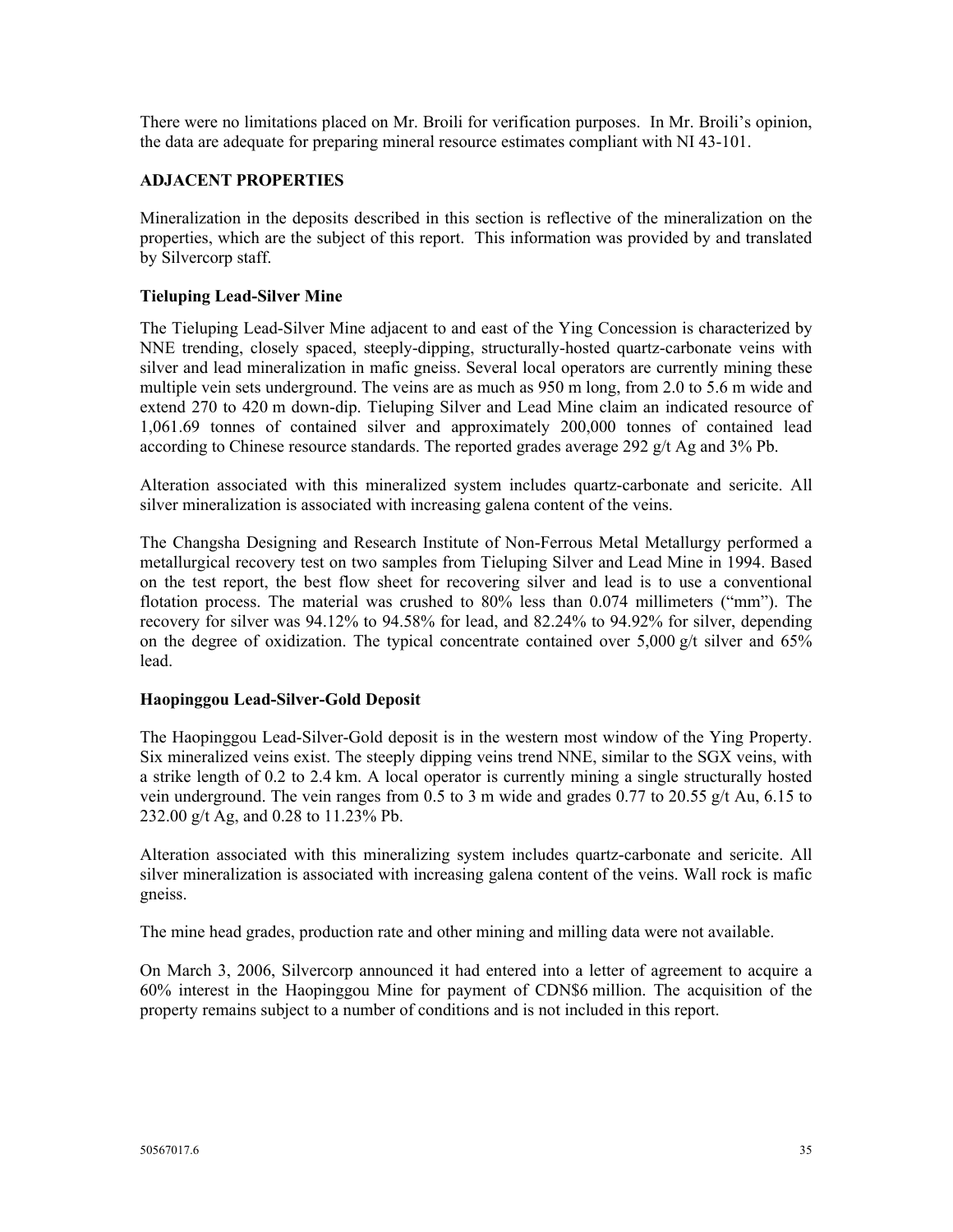There were no limitations placed on Mr. Broili for verification purposes. In Mr. Broili's opinion, the data are adequate for preparing mineral resource estimates compliant with NI 43-101.

## ADJACENT PROPERTIES

Mineralization in the deposits described in this section is reflective of the mineralization on the properties, which are the subject of this report. This information was provided by and translated by Silvercorp staff.

### Tieluping Lead-Silver Mine

The Tieluping Lead-Silver Mine adjacent to and east of the Ying Concession is characterized by NNE trending, closely spaced, steeply-dipping, structurally-hosted quartz-carbonate veins with silver and lead mineralization in mafic gneiss. Several local operators are currently mining these multiple vein sets underground. The veins are as much as 950 m long, from 2.0 to 5.6 m wide and extend 270 to 420 m down-dip. Tieluping Silver and Lead Mine claim an indicated resource of 1,061.69 tonnes of contained silver and approximately 200,000 tonnes of contained lead according to Chinese resource standards. The reported grades average 292 g/t Ag and 3% Pb.

Alteration associated with this mineralized system includes quartz-carbonate and sericite. All silver mineralization is associated with increasing galena content of the veins.

The Changsha Designing and Research Institute of Non-Ferrous Metal Metallurgy performed a metallurgical recovery test on two samples from Tieluping Silver and Lead Mine in 1994. Based on the test report, the best flow sheet for recovering silver and lead is to use a conventional flotation process. The material was crushed to 80% less than 0.074 millimeters ("mm"). The recovery for silver was 94.12% to 94.58% for lead, and 82.24% to 94.92% for silver, depending on the degree of oxidization. The typical concentrate contained over 5,000 g/t silver and 65% lead.

### Haopinggou Lead-Silver-Gold Deposit

The Haopinggou Lead-Silver-Gold deposit is in the western most window of the Ying Property. Six mineralized veins exist. The steeply dipping veins trend NNE, similar to the SGX veins, with a strike length of 0.2 to 2.4 km. A local operator is currently mining a single structurally hosted vein underground. The vein ranges from 0.5 to 3 m wide and grades 0.77 to 20.55 g/t Au, 6.15 to 232.00 g/t Ag, and 0.28 to 11.23% Pb.

Alteration associated with this mineralizing system includes quartz-carbonate and sericite. All silver mineralization is associated with increasing galena content of the veins. Wall rock is mafic gneiss.

The mine head grades, production rate and other mining and milling data were not available.

On March 3, 2006, Silvercorp announced it had entered into a letter of agreement to acquire a 60% interest in the Haopinggou Mine for payment of CDN$6 million. The acquisition of the property remains subject to a number of conditions and is not included in this report.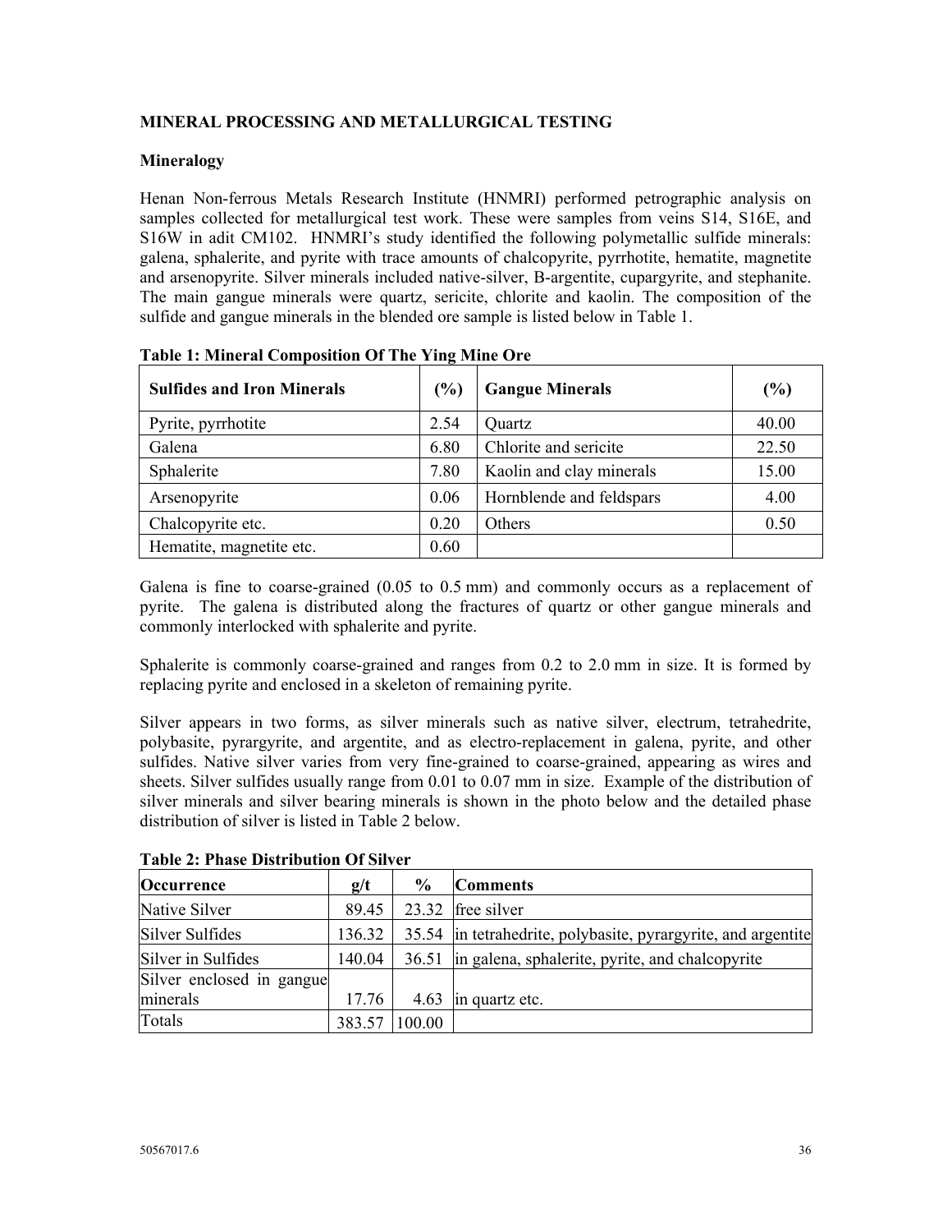## MINERAL PROCESSING AND METALLURGICAL TESTING

### Mineralogy

Henan Non-ferrous Metals Research Institute (HNMRI) performed petrographic analysis on samples collected for metallurgical test work. These were samples from veins S14, S16E, and S16W in adit CM102. HNMRI's study identified the following polymetallic sulfide minerals: galena, sphalerite, and pyrite with trace amounts of chalcopyrite, pyrrhotite, hematite, magnetite and arsenopyrite. Silver minerals included native-silver, B-argentite, cupargyrite, and stephanite. The main gangue minerals were quartz, sericite, chlorite and kaolin. The composition of the sulfide and gangue minerals in the blended ore sample is listed below in Table 1.

**Table 1: Mineral Composition Of The Ying Mine Ore**

| Sulfides and Iron Minerals | (%) | Gangue Minerals | (%) |
|---|---|---|---|
| Pyrite, pyrrhotite | 2.54 | Quartz | 40.00 |
| Galena | 6.80 | Chlorite and sericite | 22.50 |
| Sphalerite | 7.80 | Kaolin and clay minerals | 15.00 |
| Arsenopyrite | 0.06 | Hornblende and feldspars | 4.00 |
| Chalcopyrite etc. | 0.20 | Others | 0.50 |
| Hematite, magnetite etc. | 0.60 | | |

Galena is fine to coarse-grained (0.05 to 0.5 mm) and commonly occurs as a replacement of pyrite. The galena is distributed along the fractures of quartz or other gangue minerals and commonly interlocked with sphalerite and pyrite.

Sphalerite is commonly coarse-grained and ranges from 0.2 to 2.0 mm in size. It is formed by replacing pyrite and enclosed in a skeleton of remaining pyrite.

Silver appears in two forms, as silver minerals such as native silver, electrum, tetrahedrite, polybasite, pyrargyrite, and argentite, and as electro-replacement in galena, pyrite, and other sulfides. Native silver varies from very fine-grained to coarse-grained, appearing as wires and sheets. Silver sulfides usually range from 0.01 to 0.07 mm in size. Example of the distribution of silver minerals and silver bearing minerals is shown in the photo below and the detailed phase distribution of silver is listed in Table 2 below.

**Table 2: Phase Distribution Of Silver**

| Occurrence | g/t | % | Comments |
|---|---|---|---|
| Native Silver | 89.45 | 23.32 | free silver |
| Silver Sulfides | 136.32 | 35.54 | in tetrahedrite, polybasite, pyrargyrite, and argentite |
| Silver in Sulfides | 140.04 | 36.51 | in galena, sphalerite, pyrite, and chalcopyrite |
| Silver enclosed in gangue minerals | 17.76 | 4.63 | in quartz etc. |
| Totals | 383.57 | 100.00 | |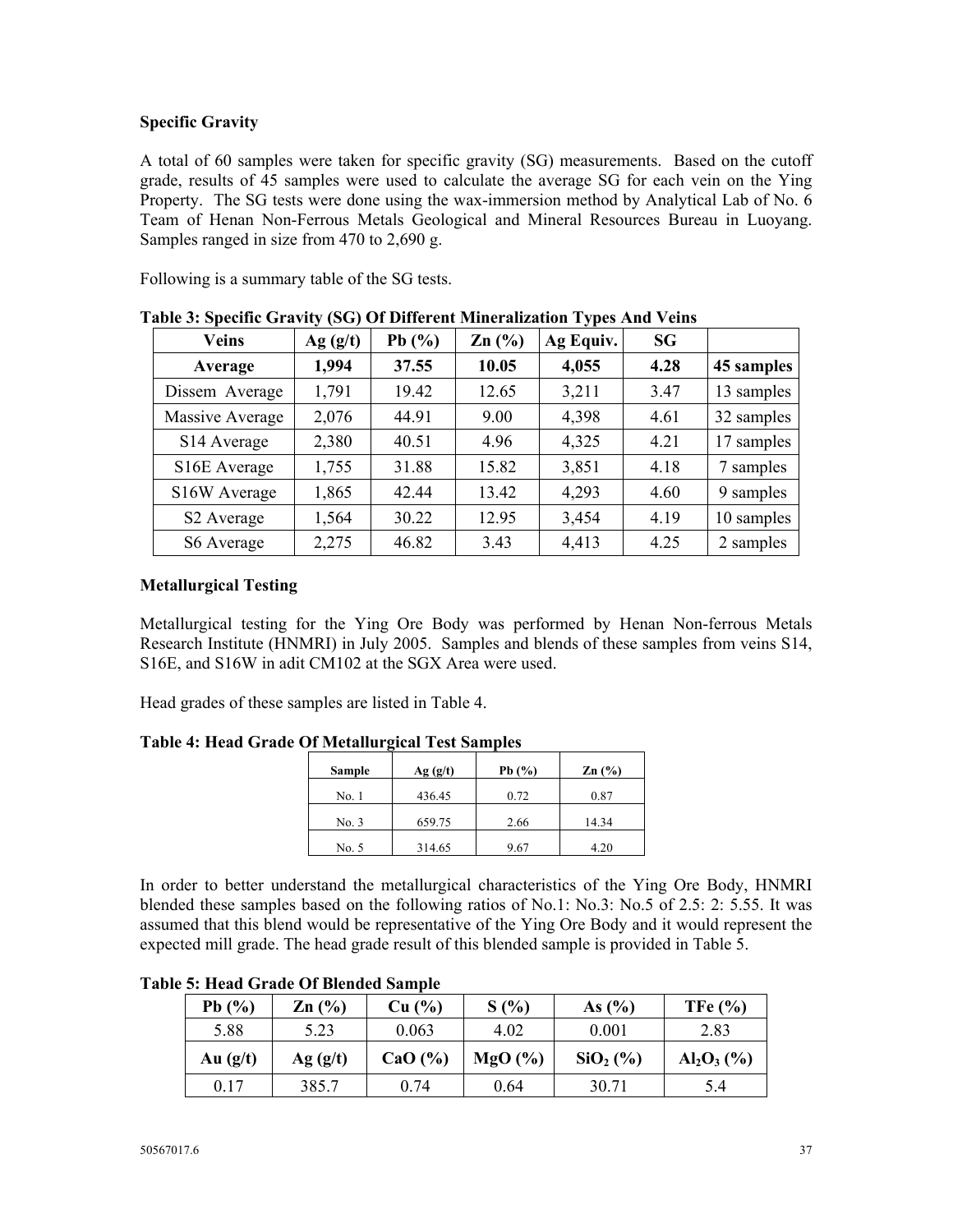**Specific Gravity**

A total of 60 samples were taken for specific gravity (SG) measurements. Based on the cutoff grade, results of 45 samples were used to calculate the average SG for each vein on the Ying Property. The SG tests were done using the wax-immersion method by Analytical Lab of No. 6 Team of Henan Non-Ferrous Metals Geological and Mineral Resources Bureau in Luoyang. Samples ranged in size from 470 to 2,690 g.

Following is a summary table of the SG tests.

**Table 3: Specific Gravity (SG) Of Different Mineralization Types And Veins**

| Veins | Ag (g/t) | Pb (%) | Zn (%) | Ag Equiv. | SG | |
|---|---|---|---|---|---|---|
| **Average** | **1,994** | **37.55** | **10.05** | **4,055** | **4.28** | **45 samples** |
| Dissem Average | 1,791 | 19.42 | 12.65 | 3,211 | 3.47 | 13 samples |
| Massive Average | 2,076 | 44.91 | 9.00 | 4,398 | 4.61 | 32 samples |
| S14 Average | 2,380 | 40.51 | 4.96 | 4,325 | 4.21 | 17 samples |
| S16E Average | 1,755 | 31.88 | 15.82 | 3,851 | 4.18 | 7 samples |
| S16W Average | 1,865 | 42.44 | 13.42 | 4,293 | 4.60 | 9 samples |
| S2 Average | 1,564 | 30.22 | 12.95 | 3,454 | 4.19 | 10 samples |
| S6 Average | 2,275 | 46.82 | 3.43 | 4,413 | 4.25 | 2 samples |

**Metallurgical Testing**

Metallurgical testing for the Ying Ore Body was performed by Henan Non-ferrous Metals Research Institute (HNMRI) in July 2005. Samples and blends of these samples from veins S14, S16E, and S16W in adit CM102 at the SGX Area were used.

Head grades of these samples are listed in Table 4.

**Table 4: Head Grade Of Metallurgical Test Samples**

| Sample | Ag (g/t) | Pb (%) | Zn (%) |
|---|---|---|---|
| No. 1 | 436.45 | 0.72 | 0.87 |
| No. 3 | 659.75 | 2.66 | 14.34 |
| No. 5 | 314.65 | 9.67 | 4.20 |

In order to better understand the metallurgical characteristics of the Ying Ore Body, HNMRI blended these samples based on the following ratios of No.1: No.3: No.5 of 2.5: 2: 5.55. It was assumed that this blend would be representative of the Ying Ore Body and it would represent the expected mill grade. The head grade result of this blended sample is provided in Table 5.

**Table 5: Head Grade Of Blended Sample**

| Pb (%) | Zn (%) | Cu (%) | S (%) | As (%) | TFe (%) |
|---|---|---|---|---|---|
| 5.88 | 5.23 | 0.063 | 4.02 | 0.001 | 2.83 |
| **Au (g/t)** | **Ag (g/t)** | **CaO (%)** | **MgO (%)** | **$SiO_2$ (%)** | **$Al_2O_3$ (%)** |
| 0.17 | 385.7 | 0.74 | 0.64 | 30.71 | 5.4 |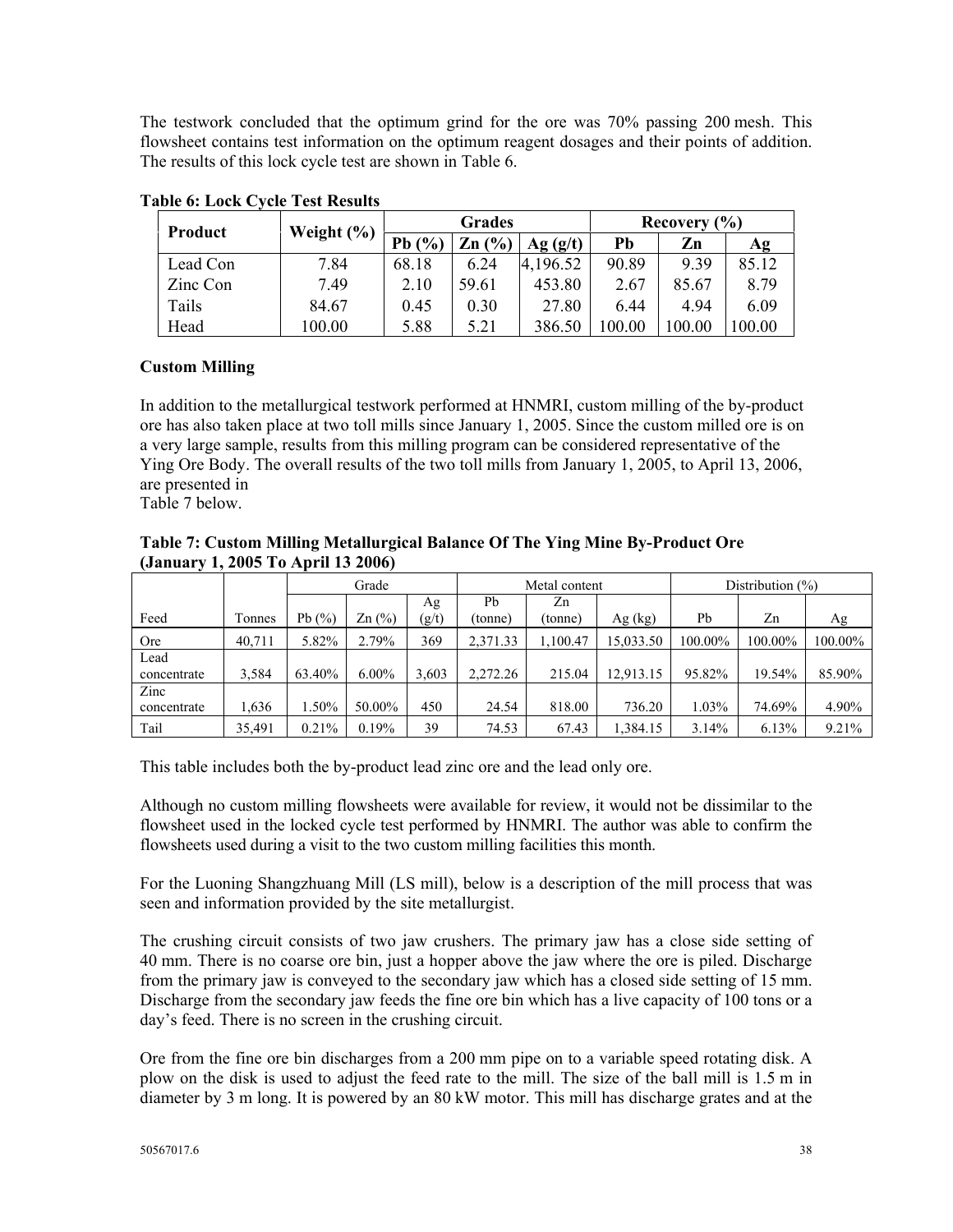The testwork concluded that the optimum grind for the ore was 70% passing 200 mesh. This flowsheet contains test information on the optimum reagent dosages and their points of addition. The results of this lock cycle test are shown in Table 6.

**Table 6: Lock Cycle Test Results**

| Product | Weight (%) | Grades | | | Recovery (%) | | |
|---|---|---|---|---|---|---|---|
| | | Pb (%) | Zn (%) | Ag (g/t) | Pb | Zn | Ag |
| Lead Con | 7.84 | 68.18 | 6.24 | 4,196.52 | 90.89 | 9.39 | 85.12 |
| Zinc Con | 7.49 | 2.10 | 59.61 | 453.80 | 2.67 | 85.67 | 8.79 |
| Tails | 84.67 | 0.45 | 0.30 | 27.80 | 6.44 | 4.94 | 6.09 |
| Head | 100.00 | 5.88 | 5.21 | 386.50 | 100.00 | 100.00 | 100.00 |

**Custom Milling**

In addition to the metallurgical testwork performed at HNMRI, custom milling of the by-product ore has also taken place at two toll mills since January 1, 2005. Since the custom milled ore is on a very large sample, results from this milling program can be considered representative of the Ying Ore Body. The overall results of the two toll mills from January 1, 2005, to April 13, 2006, are presented in
Table 7 below.

**Table 7: Custom Milling Metallurgical Balance Of The Ying Mine By-Product Ore (January 1, 2005 To April 13 2006)**

| | | Grade | | | Metal content | | | Distribution (%) | | |
|---|---|---|---|---|---|---|---|---|---|---|
| Feed | Tonnes | Pb (%) | Zn (%) | Ag (g/t) | Pb (tonne) | Zn (tonne) | Ag (kg) | Pb | Zn | Ag |
| Ore | 40,711 | 5.82% | 2.79% | 369 | 2,371.33 | 1,100.47 | 15,033.50 | 100.00% | 100.00% | 100.00% |
| Lead concentrate | 3,584 | 63.40% | 6.00% | 3,603 | 2,272.26 | 215.04 | 12,913.15 | 95.82% | 19.54% | 85.90% |
| Zinc concentrate | 1,636 | 1.50% | 50.00% | 450 | 24.54 | 818.00 | 736.20 | 1.03% | 74.69% | 4.90% |
| Tail | 35,491 | 0.21% | 0.19% | 39 | 74.53 | 67.43 | 1,384.15 | 3.14% | 6.13% | 9.21% |

This table includes both the by-product lead zinc ore and the lead only ore.

Although no custom milling flowsheets were available for review, it would not be dissimilar to the flowsheet used in the locked cycle test performed by HNMRI. The author was able to confirm the flowsheets used during a visit to the two custom milling facilities this month.

For the Luoning Shangzhuang Mill (LS mill), below is a description of the mill process that was seen and information provided by the site metallurgist.

The crushing circuit consists of two jaw crushers. The primary jaw has a close side setting of 40 mm. There is no coarse ore bin, just a hopper above the jaw where the ore is piled. Discharge from the primary jaw is conveyed to the secondary jaw which has a closed side setting of 15 mm. Discharge from the secondary jaw feeds the fine ore bin which has a live capacity of 100 tons or a day's feed. There is no screen in the crushing circuit.

Ore from the fine ore bin discharges from a 200 mm pipe on to a variable speed rotating disk. A plow on the disk is used to adjust the feed rate to the mill. The size of the ball mill is 1.5 m in diameter by 3 m long. It is powered by an 80 kW motor. This mill has discharge grates and at the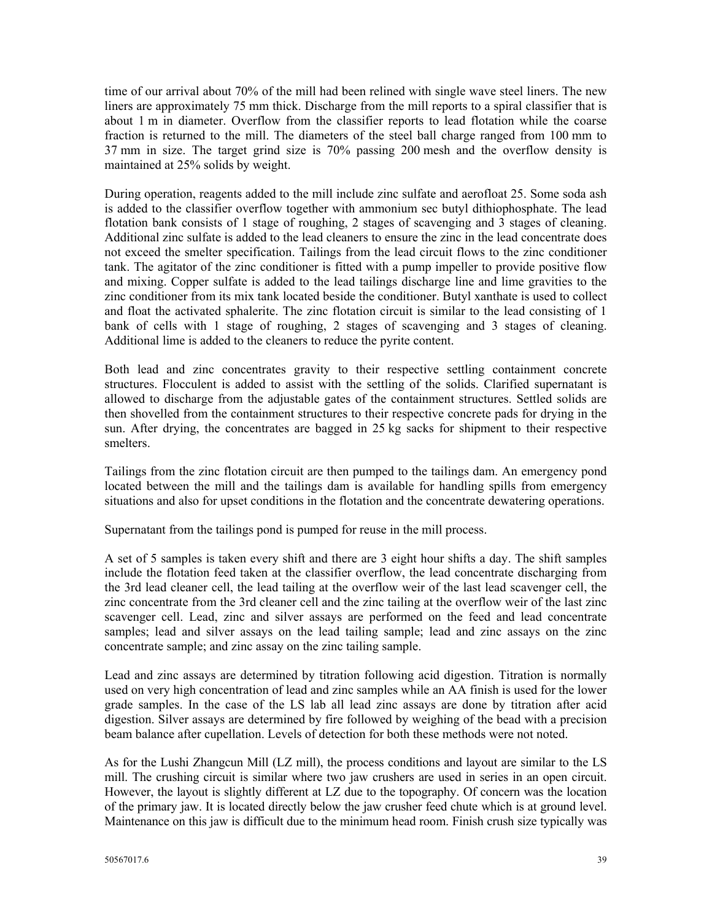time of our arrival about 70% of the mill had been relined with single wave steel liners. The new liners are approximately 75 mm thick. Discharge from the mill reports to a spiral classifier that is about 1 m in diameter. Overflow from the classifier reports to lead flotation while the coarse fraction is returned to the mill. The diameters of the steel ball charge ranged from 100 mm to 37 mm in size. The target grind size is 70% passing 200 mesh and the overflow density is maintained at 25% solids by weight.

During operation, reagents added to the mill include zinc sulfate and aerofloat 25. Some soda ash is added to the classifier overflow together with ammonium sec butyl dithiophosphate. The lead flotation bank consists of 1 stage of roughing, 2 stages of scavenging and 3 stages of cleaning. Additional zinc sulfate is added to the lead cleaners to ensure the zinc in the lead concentrate does not exceed the smelter specification. Tailings from the lead circuit flows to the zinc conditioner tank. The agitator of the zinc conditioner is fitted with a pump impeller to provide positive flow and mixing. Copper sulfate is added to the lead tailings discharge line and lime gravities to the zinc conditioner from its mix tank located beside the conditioner. Butyl xanthate is used to collect and float the activated sphalerite. The zinc flotation circuit is similar to the lead consisting of 1 bank of cells with 1 stage of roughing, 2 stages of scavenging and 3 stages of cleaning. Additional lime is added to the cleaners to reduce the pyrite content.

Both lead and zinc concentrates gravity to their respective settling containment concrete structures. Flocculent is added to assist with the settling of the solids. Clarified supernatant is allowed to discharge from the adjustable gates of the containment structures. Settled solids are then shovelled from the containment structures to their respective concrete pads for drying in the sun. After drying, the concentrates are bagged in 25 kg sacks for shipment to their respective smelters.

Tailings from the zinc flotation circuit are then pumped to the tailings dam. An emergency pond located between the mill and the tailings dam is available for handling spills from emergency situations and also for upset conditions in the flotation and the concentrate dewatering operations.

Supernatant from the tailings pond is pumped for reuse in the mill process.

A set of 5 samples is taken every shift and there are 3 eight hour shifts a day. The shift samples include the flotation feed taken at the classifier overflow, the lead concentrate discharging from the 3rd lead cleaner cell, the lead tailing at the overflow weir of the last lead scavenger cell, the zinc concentrate from the 3rd cleaner cell and the zinc tailing at the overflow weir of the last zinc scavenger cell. Lead, zinc and silver assays are performed on the feed and lead concentrate samples; lead and silver assays on the lead tailing sample; lead and zinc assays on the zinc concentrate sample; and zinc assay on the zinc tailing sample.

Lead and zinc assays are determined by titration following acid digestion. Titration is normally used on very high concentration of lead and zinc samples while an AA finish is used for the lower grade samples. In the case of the LS lab all lead zinc assays are done by titration after acid digestion. Silver assays are determined by fire followed by weighing of the bead with a precision beam balance after cupellation. Levels of detection for both these methods were not noted.

As for the Lushi Zhangcun Mill (LZ mill), the process conditions and layout are similar to the LS mill. The crushing circuit is similar where two jaw crushers are used in series in an open circuit. However, the layout is slightly different at LZ due to the topography. Of concern was the location of the primary jaw. It is located directly below the jaw crusher feed chute which is at ground level. Maintenance on this jaw is difficult due to the minimum head room. Finish crush size typically was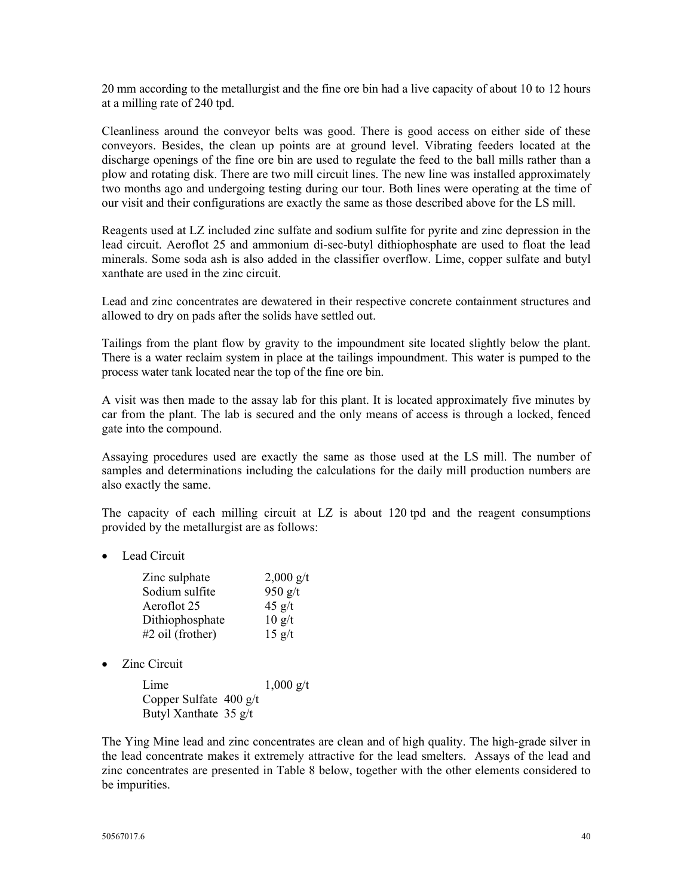20 mm according to the metallurgist and the fine ore bin had a live capacity of about 10 to 12 hours at a milling rate of 240 tpd.

Cleanliness around the conveyor belts was good. There is good access on either side of these conveyors. Besides, the clean up points are at ground level. Vibrating feeders located at the discharge openings of the fine ore bin are used to regulate the feed to the ball mills rather than a plow and rotating disk. There are two mill circuit lines. The new line was installed approximately two months ago and undergoing testing during our tour. Both lines were operating at the time of our visit and their configurations are exactly the same as those described above for the LS mill.

Reagents used at LZ included zinc sulfate and sodium sulfite for pyrite and zinc depression in the lead circuit. Aeroflot 25 and ammonium di-sec-butyl dithiophosphate are used to float the lead minerals. Some soda ash is also added in the classifier overflow. Lime, copper sulfate and butyl xanthate are used in the zinc circuit.

Lead and zinc concentrates are dewatered in their respective concrete containment structures and allowed to dry on pads after the solids have settled out.

Tailings from the plant flow by gravity to the impoundment site located slightly below the plant. There is a water reclaim system in place at the tailings impoundment. This water is pumped to the process water tank located near the top of the fine ore bin.

A visit was then made to the assay lab for this plant. It is located approximately five minutes by car from the plant. The lab is secured and the only means of access is through a locked, fenced gate into the compound.

Assaying procedures used are exactly the same as those used at the LS mill. The number of samples and determinations including the calculations for the daily mill production numbers are also exactly the same.

The capacity of each milling circuit at LZ is about 120 tpd and the reagent consumptions provided by the metallurgist are as follows:

- Lead Circuit

| | |
|---|---|
| Zinc sulphate | 2,000 g/t |
| Sodium sulfite | 950 g/t |
| Aeroflot 25 | 45 g/t |
| Dithiophosphate | 10 g/t |
| #2 oil (frother) | 15 g/t |

- Zinc Circuit

| | |
|---|---|
| Lime | 1,000 g/t |
| Copper Sulfate | 400 g/t |
| Butyl Xanthate | 35 g/t |

The Ying Mine lead and zinc concentrates are clean and of high quality. The high-grade silver in the lead concentrate makes it extremely attractive for the lead smelters. Assays of the lead and zinc concentrates are presented in Table 8 below, together with the other elements considered to be impurities.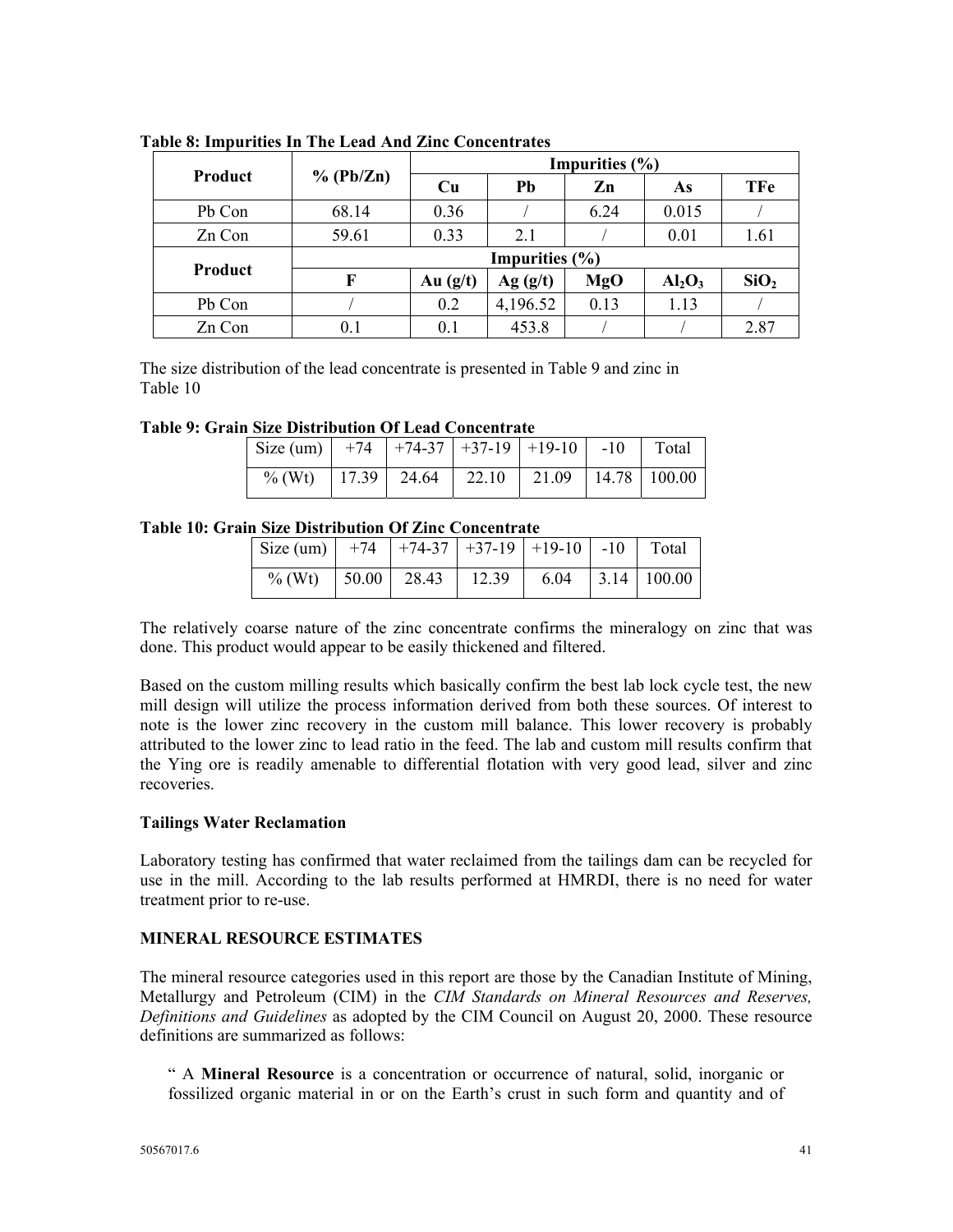**Table 8: Impurities In The Lead And Zinc Concentrates**

| Product | % (Pb/Zn) | Impurities (%) | | | | |
|---|---|---|---|---|---|---|
| | | Cu | Pb | Zn | As | TFe |
| Pb Con | 68.14 | 0.36 | / | 6.24 | 0.015 | / |
| Zn Con | 59.61 | 0.33 | 2.1 | / | 0.01 | 1.61 |
| **Product** | Impurities (%) | | | | | |
| | F | Au (g/t) | Ag (g/t) | MgO | $Al_2O_3$ | $SiO_2$ |
| Pb Con | / | 0.2 | 4,196.52 | 0.13 | 1.13 | / |
| Zn Con | 0.1 | 0.1 | 453.8 | / | / | 2.87 |

The size distribution of the lead concentrate is presented in Table 9 and zinc in Table 10

**Table 9: Grain Size Distribution Of Lead Concentrate**

| Size (um) | +74 | +74-37 | +37-19 | +19-10 | -10 | Total |
|---|---|---|---|---|---|---|
| % (Wt) | 17.39 | 24.64 | 22.10 | 21.09 | 14.78 | 100.00 |

**Table 10: Grain Size Distribution Of Zinc Concentrate**

| Size (um) | +74 | +74-37 | +37-19 | +19-10 | -10 | Total |
|---|---|---|---|---|---|---|
| % (Wt) | 50.00 | 28.43 | 12.39 | 6.04 | 3.14 | 100.00 |

The relatively coarse nature of the zinc concentrate confirms the mineralogy on zinc that was done. This product would appear to be easily thickened and filtered.

Based on the custom milling results which basically confirm the best lab lock cycle test, the new mill design will utilize the process information derived from both these sources. Of interest to note is the lower zinc recovery in the custom mill balance. This lower recovery is probably attributed to the lower zinc to lead ratio in the feed. The lab and custom mill results confirm that the Ying ore is readily amenable to differential flotation with very good lead, silver and zinc recoveries.

**Tailings Water Reclamation**

Laboratory testing has confirmed that water reclaimed from the tailings dam can be recycled for use in the mill. According to the lab results performed at HMRDI, there is no need for water treatment prior to re-use.

## MINERAL RESOURCE ESTIMATES

The mineral resource categories used in this report are those by the Canadian Institute of Mining, Metallurgy and Petroleum (CIM) in the *CIM Standards on Mineral Resources and Reserves, Definitions and Guidelines* as adopted by the CIM Council on August 20, 2000. These resource definitions are summarized as follows:

> " A **Mineral Resource** is a concentration or occurrence of natural, solid, inorganic or fossilized organic material in or on the Earth's crust in such form and quantity and of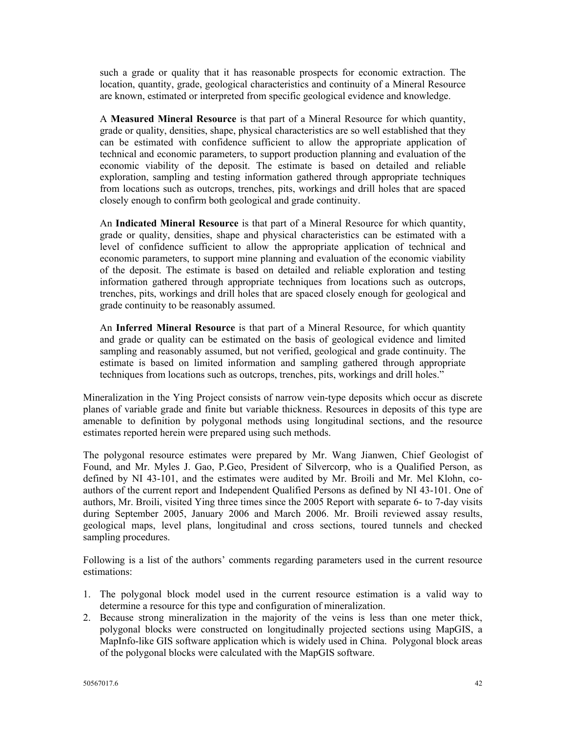> such a grade or quality that it has reasonable prospects for economic extraction. The location, quantity, grade, geological characteristics and continuity of a Mineral Resource are known, estimated or interpreted from specific geological evidence and knowledge.
>
> A **Measured Mineral Resource** is that part of a Mineral Resource for which quantity, grade or quality, densities, shape, physical characteristics are so well established that they can be estimated with confidence sufficient to allow the appropriate application of technical and economic parameters, to support production planning and evaluation of the economic viability of the deposit. The estimate is based on detailed and reliable exploration, sampling and testing information gathered through appropriate techniques from locations such as outcrops, trenches, pits, workings and drill holes that are spaced closely enough to confirm both geological and grade continuity.
>
> An **Indicated Mineral Resource** is that part of a Mineral Resource for which quantity, grade or quality, densities, shape and physical characteristics can be estimated with a level of confidence sufficient to allow the appropriate application of technical and economic parameters, to support mine planning and evaluation of the economic viability of the deposit. The estimate is based on detailed and reliable exploration and testing information gathered through appropriate techniques from locations such as outcrops, trenches, pits, workings and drill holes that are spaced closely enough for geological and grade continuity to be reasonably assumed.
>
> An **Inferred Mineral Resource** is that part of a Mineral Resource, for which quantity and grade or quality can be estimated on the basis of geological evidence and limited sampling and reasonably assumed, but not verified, geological and grade continuity. The estimate is based on limited information and sampling gathered through appropriate techniques from locations such as outcrops, trenches, pits, workings and drill holes."

Mineralization in the Ying Project consists of narrow vein-type deposits which occur as discrete planes of variable grade and finite but variable thickness. Resources in deposits of this type are amenable to definition by polygonal methods using longitudinal sections, and the resource estimates reported herein were prepared using such methods.

The polygonal resource estimates were prepared by Mr. Wang Jianwen, Chief Geologist of Found, and Mr. Myles J. Gao, P.Geo, President of Silvercorp, who is a Qualified Person, as defined by NI 43-101, and the estimates were audited by Mr. Broili and Mr. Mel Klohn, co-authors of the current report and Independent Qualified Persons as defined by NI 43-101. One of authors, Mr. Broili, visited Ying three times since the 2005 Report with separate 6- to 7-day visits during September 2005, January 2006 and March 2006. Mr. Broili reviewed assay results, geological maps, level plans, longitudinal and cross sections, toured tunnels and checked sampling procedures.

Following is a list of the authors' comments regarding parameters used in the current resource estimations:

1. The polygonal block model used in the current resource estimation is a valid way to determine a resource for this type and configuration of mineralization.
2. Because strong mineralization in the majority of the veins is less than one meter thick, polygonal blocks were constructed on longitudinally projected sections using MapGIS, a MapInfo-like GIS software application which is widely used in China. Polygonal block areas of the polygonal blocks were calculated with the MapGIS software.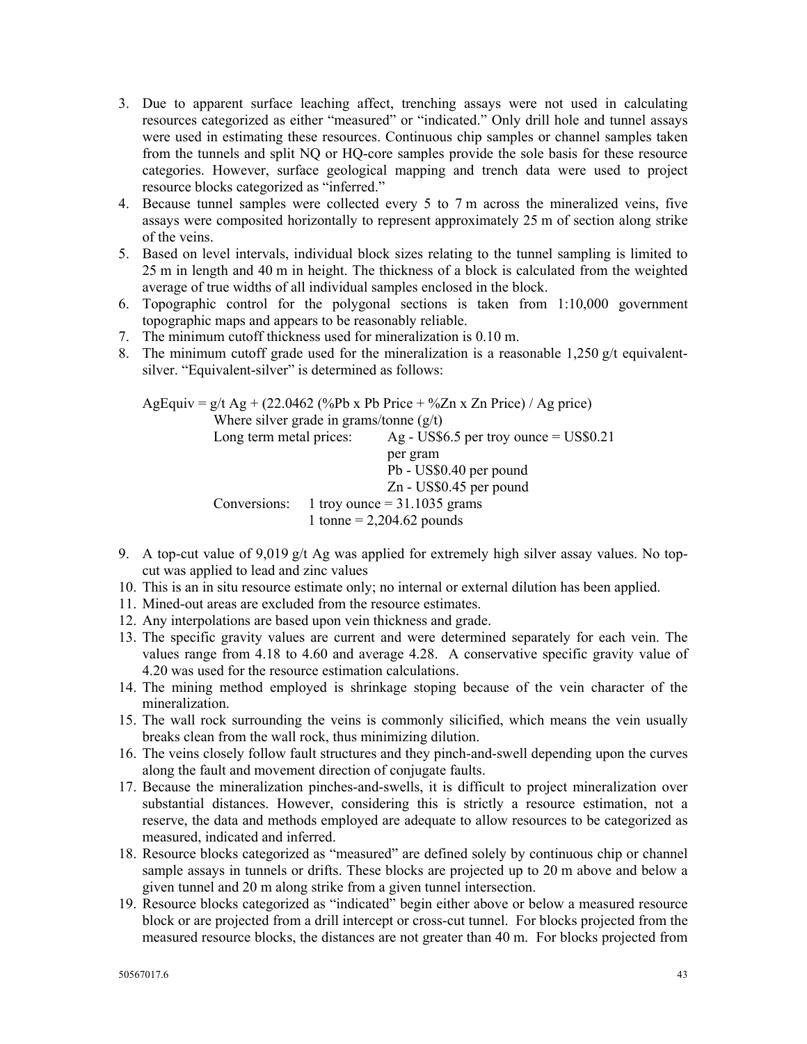3. Due to apparent surface leaching affect, trenching assays were not used in calculating resources categorized as either "measured" or "indicated." Only drill hole and tunnel assays were used in estimating these resources. Continuous chip samples or channel samples taken from the tunnels and split NQ or HQ-core samples provide the sole basis for these resource categories. However, surface geological mapping and trench data were used to project resource blocks categorized as "inferred."
4. Because tunnel samples were collected every 5 to 7 m across the mineralized veins, five assays were composited horizontally to represent approximately 25 m of section along strike of the veins.
5. Based on level intervals, individual block sizes relating to the tunnel sampling is limited to 25 m in length and 40 m in height. The thickness of a block is calculated from the weighted average of true widths of all individual samples enclosed in the block.
6. Topographic control for the polygonal sections is taken from 1:10,000 government topographic maps and appears to be reasonably reliable.
7. The minimum cutoff thickness used for mineralization is 0.10 m.
8. The minimum cutoff grade used for the mineralization is a reasonable 1,250 g/t equivalent-silver. "Equivalent-silver" is determined as follows:

   AgEquiv = g/t Ag + (22.0462 (%Pb x Pb Price + %Zn x Zn Price) / Ag price)

   Where silver grade in grams/tonne (g/t)

   Long term metal prices: Ag - US$6.5 per troy ounce = US$0.21 per gram
   Pb - US$0.40 per pound
   Zn - US$0.45 per pound

   Conversions: 1 troy ounce = 31.1035 grams
   1 tonne = 2,204.62 pounds

9. A top-cut value of 9,019 g/t Ag was applied for extremely high silver assay values. No top-cut was applied to lead and zinc values
10. This is an in situ resource estimate only; no internal or external dilution has been applied.
11. Mined-out areas are excluded from the resource estimates.
12. Any interpolations are based upon vein thickness and grade.
13. The specific gravity values are current and were determined separately for each vein. The values range from 4.18 to 4.60 and average 4.28. A conservative specific gravity value of 4.20 was used for the resource estimation calculations.
14. The mining method employed is shrinkage stoping because of the vein character of the mineralization.
15. The wall rock surrounding the veins is commonly silicified, which means the vein usually breaks clean from the wall rock, thus minimizing dilution.
16. The veins closely follow fault structures and they pinch-and-swell depending upon the curves along the fault and movement direction of conjugate faults.
17. Because the mineralization pinches-and-swells, it is difficult to project mineralization over substantial distances. However, considering this is strictly a resource estimation, not a reserve, the data and methods employed are adequate to allow resources to be categorized as measured, indicated and inferred.
18. Resource blocks categorized as "measured" are defined solely by continuous chip or channel sample assays in tunnels or drifts. These blocks are projected up to 20 m above and below a given tunnel and 20 m along strike from a given tunnel intersection.
19. Resource blocks categorized as "indicated" begin either above or below a measured resource block or are projected from a drill intercept or cross-cut tunnel. For blocks projected from the measured resource blocks, the distances are not greater than 40 m. For blocks projected from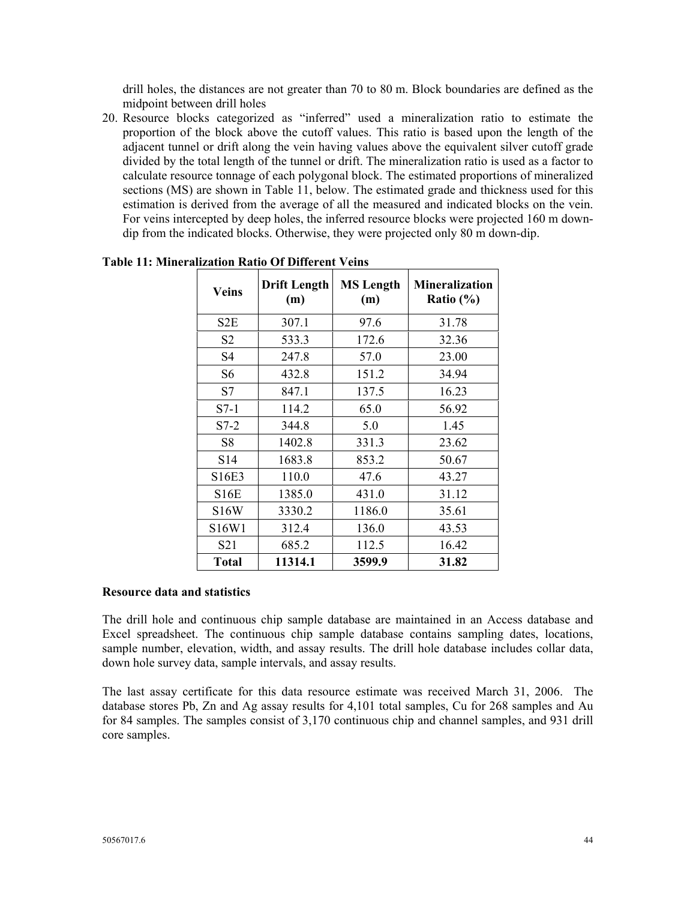drill holes, the distances are not greater than 70 to 80 m. Block boundaries are defined as the midpoint between drill holes

20. Resource blocks categorized as "inferred" used a mineralization ratio to estimate the proportion of the block above the cutoff values. This ratio is based upon the length of the adjacent tunnel or drift along the vein having values above the equivalent silver cutoff grade divided by the total length of the tunnel or drift. The mineralization ratio is used as a factor to calculate resource tonnage of each polygonal block. The estimated proportions of mineralized sections (MS) are shown in Table 11, below. The estimated grade and thickness used for this estimation is derived from the average of all the measured and indicated blocks on the vein. For veins intercepted by deep holes, the inferred resource blocks were projected 160 m down-dip from the indicated blocks. Otherwise, they were projected only 80 m down-dip.

**Table 11: Mineralization Ratio Of Different Veins**

| Veins | Drift Length (m) | MS Length (m) | Mineralization Ratio (%) |
|---|---|---|---|
| S2E | 307.1 | 97.6 | 31.78 |
| S2 | 533.3 | 172.6 | 32.36 |
| S4 | 247.8 | 57.0 | 23.00 |
| S6 | 432.8 | 151.2 | 34.94 |
| S7 | 847.1 | 137.5 | 16.23 |
| S7-1 | 114.2 | 65.0 | 56.92 |
| S7-2 | 344.8 | 5.0 | 1.45 |
| S8 | 1402.8 | 331.3 | 23.62 |
| S14 | 1683.8 | 853.2 | 50.67 |
| S16E3 | 110.0 | 47.6 | 43.27 |
| S16E | 1385.0 | 431.0 | 31.12 |
| S16W | 3330.2 | 1186.0 | 35.61 |
| S16W1 | 312.4 | 136.0 | 43.53 |
| S21 | 685.2 | 112.5 | 16.42 |
| **Total** | **11314.1** | **3599.9** | **31.82** |

**Resource data and statistics**

The drill hole and continuous chip sample database are maintained in an Access database and Excel spreadsheet. The continuous chip sample database contains sampling dates, locations, sample number, elevation, width, and assay results. The drill hole database includes collar data, down hole survey data, sample intervals, and assay results.

The last assay certificate for this data resource estimate was received March 31, 2006. The database stores Pb, Zn and Ag assay results for 4,101 total samples, Cu for 268 samples and Au for 84 samples. The samples consist of 3,170 continuous chip and channel samples, and 931 drill core samples.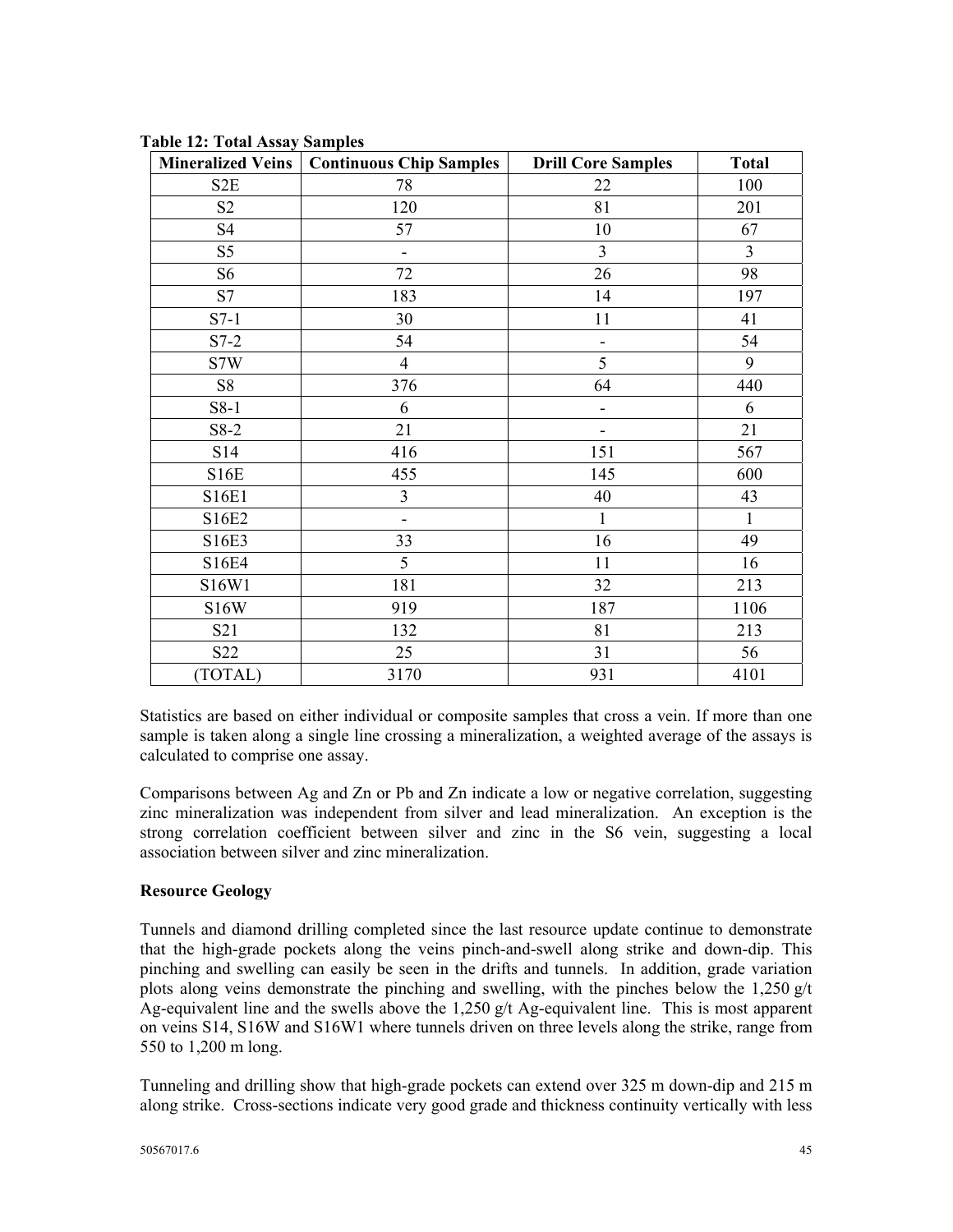**Table 12: Total Assay Samples**

| Mineralized Veins | Continuous Chip Samples | Drill Core Samples | Total |
|---|---|---|---|
| S2E | 78 | 22 | 100 |
| S2 | 120 | 81 | 201 |
| S4 | 57 | 10 | 67 |
| S5 | - | 3 | 3 |
| S6 | 72 | 26 | 98 |
| S7 | 183 | 14 | 197 |
| S7-1 | 30 | 11 | 41 |
| S7-2 | 54 | - | 54 |
| S7W | 4 | 5 | 9 |
| S8 | 376 | 64 | 440 |
| S8-1 | 6 | - | 6 |
| S8-2 | 21 | - | 21 |
| S14 | 416 | 151 | 567 |
| S16E | 455 | 145 | 600 |
| S16E1 | 3 | 40 | 43 |
| S16E2 | - | 1 | 1 |
| S16E3 | 33 | 16 | 49 |
| S16E4 | 5 | 11 | 16 |
| S16W1 | 181 | 32 | 213 |
| S16W | 919 | 187 | 1106 |
| S21 | 132 | 81 | 213 |
| S22 | 25 | 31 | 56 |
| (TOTAL) | 3170 | 931 | 4101 |

Statistics are based on either individual or composite samples that cross a vein. If more than one sample is taken along a single line crossing a mineralization, a weighted average of the assays is calculated to comprise one assay.

Comparisons between Ag and Zn or Pb and Zn indicate a low or negative correlation, suggesting zinc mineralization was independent from silver and lead mineralization. An exception is the strong correlation coefficient between silver and zinc in the S6 vein, suggesting a local association between silver and zinc mineralization.

**Resource Geology**

Tunnels and diamond drilling completed since the last resource update continue to demonstrate that the high-grade pockets along the veins pinch-and-swell along strike and down-dip. This pinching and swelling can easily be seen in the drifts and tunnels. In addition, grade variation plots along veins demonstrate the pinching and swelling, with the pinches below the 1,250 g/t Ag-equivalent line and the swells above the 1,250 g/t Ag-equivalent line. This is most apparent on veins S14, S16W and S16W1 where tunnels driven on three levels along the strike, range from 550 to 1,200 m long.

Tunneling and drilling show that high-grade pockets can extend over 325 m down-dip and 215 m along strike. Cross-sections indicate very good grade and thickness continuity vertically with less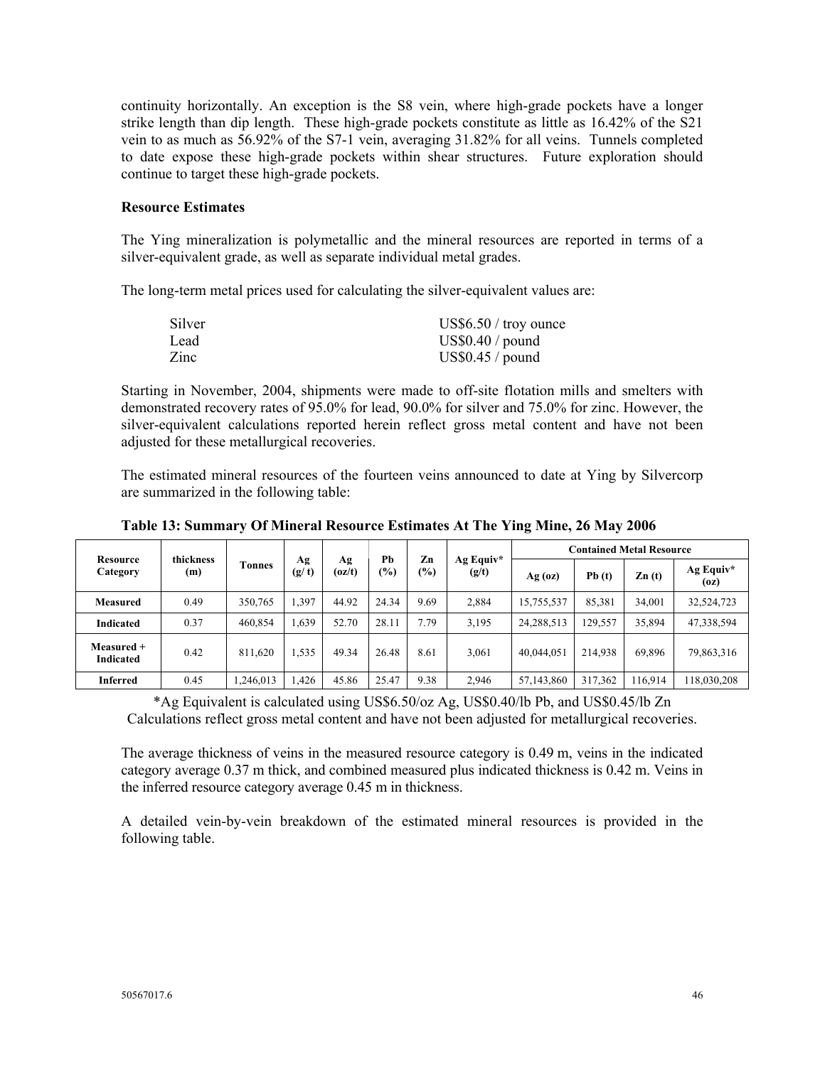continuity horizontally. An exception is the S8 vein, where high-grade pockets have a longer strike length than dip length. These high-grade pockets constitute as little as 16.42% of the S21 vein to as much as 56.92% of the S7-1 vein, averaging 31.82% for all veins. Tunnels completed to date expose these high-grade pockets within shear structures. Future exploration should continue to target these high-grade pockets.

**Resource Estimates**

The Ying mineralization is polymetallic and the mineral resources are reported in terms of a silver-equivalent grade, as well as separate individual metal grades.

The long-term metal prices used for calculating the silver-equivalent values are:

| | |
|---|---|
| Silver | US$6.50 / troy ounce |
| Lead | US$0.40 / pound |
| Zinc | US$0.45 / pound |

Starting in November, 2004, shipments were made to off-site flotation mills and smelters with demonstrated recovery rates of 95.0% for lead, 90.0% for silver and 75.0% for zinc. However, the silver-equivalent calculations reported herein reflect gross metal content and have not been adjusted for these metallurgical recoveries.

The estimated mineral resources of the fourteen veins announced to date at Ying by Silvercorp are summarized in the following table:

**Table 13: Summary Of Mineral Resource Estimates At The Ying Mine, 26 May 2006**

| Resource Category | thickness (m) | Tonnes | Ag (g/ t) | Ag (oz/t) | Pb (%) | Zn (%) | Ag Equiv* (g/t) | Contained Metal Resource | | | |
|---|---|---|---|---|---|---|---|---|---|---|---|
| | | | | | | | | Ag (oz) | Pb (t) | Zn (t) | Ag Equiv* (oz) |
| **Measured** | 0.49 | 350,765 | 1,397 | 44.92 | 24.34 | 9.69 | 2,884 | 15,755,537 | 85,381 | 34,001 | 32,524,723 |
| **Indicated** | 0.37 | 460,854 | 1,639 | 52.70 | 28.11 | 7.79 | 3,195 | 24,288,513 | 129,557 | 35,894 | 47,338,594 |
| **Measured + Indicated** | 0.42 | 811,620 | 1,535 | 49.34 | 26.48 | 8.61 | 3,061 | 40,044,051 | 214,938 | 69,896 | 79,863,316 |
| **Inferred** | 0.45 | 1,246,013 | 1,426 | 45.86 | 25.47 | 9.38 | 2,946 | 57,143,860 | 317,362 | 116,914 | 118,030,208 |

*Ag Equivalent is calculated using US$6.50/oz Ag, US$0.40/lb Pb, and US$0.45/lb Zn
Calculations reflect gross metal content and have not been adjusted for metallurgical recoveries.

The average thickness of veins in the measured resource category is 0.49 m, veins in the indicated category average 0.37 m thick, and combined measured plus indicated thickness is 0.42 m. Veins in the inferred resource category average 0.45 m in thickness.

A detailed vein-by-vein breakdown of the estimated mineral resources is provided in the following table.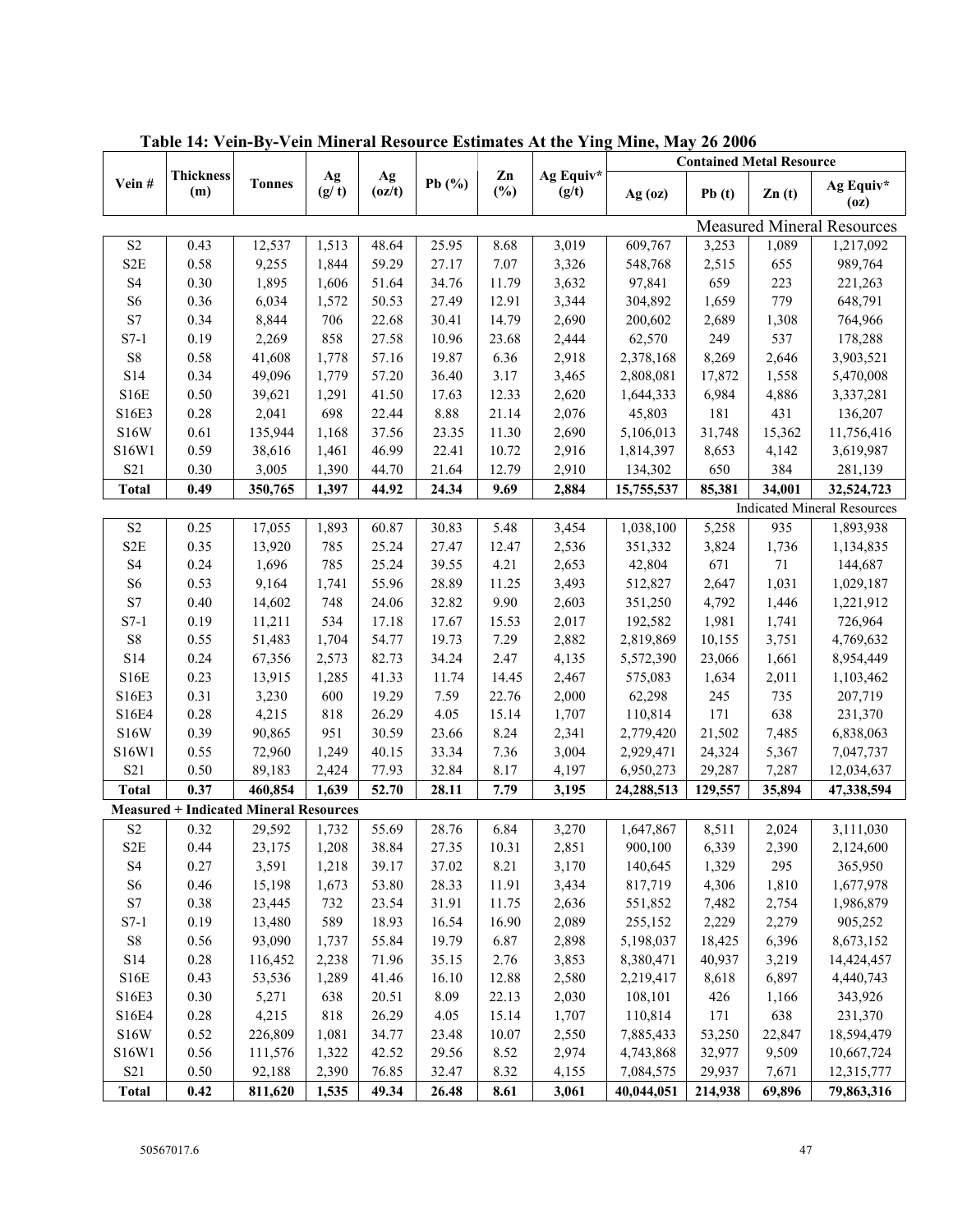**Table 14: Vein-By-Vein Mineral Resource Estimates At the Ying Mine, May 26 2006**

| Vein # | Thickness (m) | Tonnes | Ag (g/ t) | Ag (oz/t) | Pb (%) | Zn (%) | Ag Equiv* (g/t) | Contained Metal Resource | | | |
|---|---|---|---|---|---|---|---|---|---|---|---|
| | | | | | | | | Ag (oz) | Pb (t) | Zn (t) | Ag Equiv* (oz) |
| **Measured Mineral Resources** | | | | | | | | | | | |
| S2 | 0.43 | 12,537 | 1,513 | 48.64 | 25.95 | 8.68 | 3,019 | 609,767 | 3,253 | 1,089 | 1,217,092 |
| S2E | 0.58 | 9,255 | 1,844 | 59.29 | 27.17 | 7.07 | 3,326 | 548,768 | 2,515 | 655 | 989,764 |
| S4 | 0.30 | 1,895 | 1,606 | 51.64 | 34.76 | 11.79 | 3,632 | 97,841 | 659 | 223 | 221,263 |
| S6 | 0.36 | 6,034 | 1,572 | 50.53 | 27.49 | 12.91 | 3,344 | 304,892 | 1,659 | 779 | 648,791 |
| S7 | 0.34 | 8,844 | 706 | 22.68 | 30.41 | 14.79 | 2,690 | 200,602 | 2,689 | 1,308 | 764,966 |
| S7-1 | 0.19 | 2,269 | 858 | 27.58 | 10.96 | 23.68 | 2,444 | 62,570 | 249 | 537 | 178,288 |
| S8 | 0.58 | 41,608 | 1,778 | 57.16 | 19.87 | 6.36 | 2,918 | 2,378,168 | 8,269 | 2,646 | 3,903,521 |
| S14 | 0.34 | 49,096 | 1,779 | 57.20 | 36.40 | 3.17 | 3,465 | 2,808,081 | 17,872 | 1,558 | 5,470,008 |
| S16E | 0.50 | 39,621 | 1,291 | 41.50 | 17.63 | 12.33 | 2,620 | 1,644,333 | 6,984 | 4,886 | 3,337,281 |
| S16E3 | 0.28 | 2,041 | 698 | 22.44 | 8.88 | 21.14 | 2,076 | 45,803 | 181 | 431 | 136,207 |
| S16W | 0.61 | 135,944 | 1,168 | 37.56 | 23.35 | 11.30 | 2,690 | 5,106,013 | 31,748 | 15,362 | 11,756,416 |
| S16W1 | 0.59 | 38,616 | 1,461 | 46.99 | 22.41 | 10.72 | 2,916 | 1,814,397 | 8,653 | 4,142 | 3,619,987 |
| S21 | 0.30 | 3,005 | 1,390 | 44.70 | 21.64 | 12.79 | 2,910 | 134,302 | 650 | 384 | 281,139 |
| **Total** | **0.49** | **350,765** | **1,397** | **44.92** | **24.34** | **9.69** | **2,884** | **15,755,537** | **85,381** | **34,001** | **32,524,723** |
| **Indicated Mineral Resources** | | | | | | | | | | | |
| S2 | 0.25 | 17,055 | 1,893 | 60.87 | 30.83 | 5.48 | 3,454 | 1,038,100 | 5,258 | 935 | 1,893,938 |
| S2E | 0.35 | 13,920 | 785 | 25.24 | 27.47 | 12.47 | 2,536 | 351,332 | 3,824 | 1,736 | 1,134,835 |
| S4 | 0.24 | 1,696 | 785 | 25.24 | 39.55 | 4.21 | 2,653 | 42,804 | 671 | 71 | 144,687 |
| S6 | 0.53 | 9,164 | 1,741 | 55.96 | 28.89 | 11.25 | 3,493 | 512,827 | 2,647 | 1,031 | 1,029,187 |
| S7 | 0.40 | 14,602 | 748 | 24.06 | 32.82 | 9.90 | 2,603 | 351,250 | 4,792 | 1,446 | 1,221,912 |
| S7-1 | 0.19 | 11,211 | 534 | 17.18 | 17.67 | 15.53 | 2,017 | 192,582 | 1,981 | 1,741 | 726,964 |
| S8 | 0.55 | 51,483 | 1,704 | 54.77 | 19.73 | 7.29 | 2,882 | 2,819,869 | 10,155 | 3,751 | 4,769,632 |
| S14 | 0.24 | 67,356 | 2,573 | 82.73 | 34.24 | 2.47 | 4,135 | 5,572,390 | 23,066 | 1,661 | 8,954,449 |
| S16E | 0.23 | 13,915 | 1,285 | 41.33 | 11.74 | 14.45 | 2,467 | 575,083 | 1,634 | 2,011 | 1,103,462 |
| S16E3 | 0.31 | 3,230 | 600 | 19.29 | 7.59 | 22.76 | 2,000 | 62,298 | 245 | 735 | 207,719 |
| S16E4 | 0.28 | 4,215 | 818 | 26.29 | 4.05 | 15.14 | 1,707 | 110,814 | 171 | 638 | 231,370 |
| S16W | 0.39 | 90,865 | 951 | 30.59 | 23.66 | 8.24 | 2,341 | 2,779,420 | 21,502 | 7,485 | 6,838,063 |
| S16W1 | 0.55 | 72,960 | 1,249 | 40.15 | 33.34 | 7.36 | 3,004 | 2,929,471 | 24,324 | 5,367 | 7,047,737 |
| S21 | 0.50 | 89,183 | 2,424 | 77.93 | 32.84 | 8.17 | 4,197 | 6,950,273 | 29,287 | 7,287 | 12,034,637 |
| **Total** | **0.37** | **460,854** | **1,639** | **52.70** | **28.11** | **7.79** | **3,195** | **24,288,513** | **129,557** | **35,894** | **47,338,594** |
| **Measured + Indicated Mineral Resources** | | | | | | | | | | | |
| S2 | 0.32 | 29,592 | 1,732 | 55.69 | 28.76 | 6.84 | 3,270 | 1,647,867 | 8,511 | 2,024 | 3,111,030 |
| S2E | 0.44 | 23,175 | 1,208 | 38.84 | 27.35 | 10.31 | 2,851 | 900,100 | 6,339 | 2,390 | 2,124,600 |
| S4 | 0.27 | 3,591 | 1,218 | 39.17 | 37.02 | 8.21 | 3,170 | 140,645 | 1,329 | 295 | 365,950 |
| S6 | 0.46 | 15,198 | 1,673 | 53.80 | 28.33 | 11.91 | 3,434 | 817,719 | 4,306 | 1,810 | 1,677,978 |
| S7 | 0.38 | 23,445 | 732 | 23.54 | 31.91 | 11.75 | 2,636 | 551,852 | 7,482 | 2,754 | 1,986,879 |
| S7-1 | 0.19 | 13,480 | 589 | 18.93 | 16.54 | 16.90 | 2,089 | 255,152 | 2,229 | 2,279 | 905,252 |
| S8 | 0.56 | 93,090 | 1,737 | 55.84 | 19.79 | 6.87 | 2,898 | 5,198,037 | 18,425 | 6,396 | 8,673,152 |
| S14 | 0.28 | 116,452 | 2,238 | 71.96 | 35.15 | 2.76 | 3,853 | 8,380,471 | 40,937 | 3,219 | 14,424,457 |
| S16E | 0.43 | 53,536 | 1,289 | 41.46 | 16.10 | 12.88 | 2,580 | 2,219,417 | 8,618 | 6,897 | 4,440,743 |
| S16E3 | 0.30 | 5,271 | 638 | 20.51 | 8.09 | 22.13 | 2,030 | 108,101 | 426 | 1,166 | 343,926 |
| S16E4 | 0.28 | 4,215 | 818 | 26.29 | 4.05 | 15.14 | 1,707 | 110,814 | 171 | 638 | 231,370 |
| S16W | 0.52 | 226,809 | 1,081 | 34.77 | 23.48 | 10.07 | 2,550 | 7,885,433 | 53,250 | 22,847 | 18,594,479 |
| S16W1 | 0.56 | 111,576 | 1,322 | 42.52 | 29.56 | 8.52 | 2,974 | 4,743,868 | 32,977 | 9,509 | 10,667,724 |
| S21 | 0.50 | 92,188 | 2,390 | 76.85 | 32.47 | 8.32 | 4,155 | 7,084,575 | 29,937 | 7,671 | 12,315,777 |
| **Total** | **0.42** | **811,620** | **1,535** | **49.34** | **26.48** | **8.61** | **3,061** | **40,044,051** | **214,938** | **69,896** | **79,863,316** |

50567017.6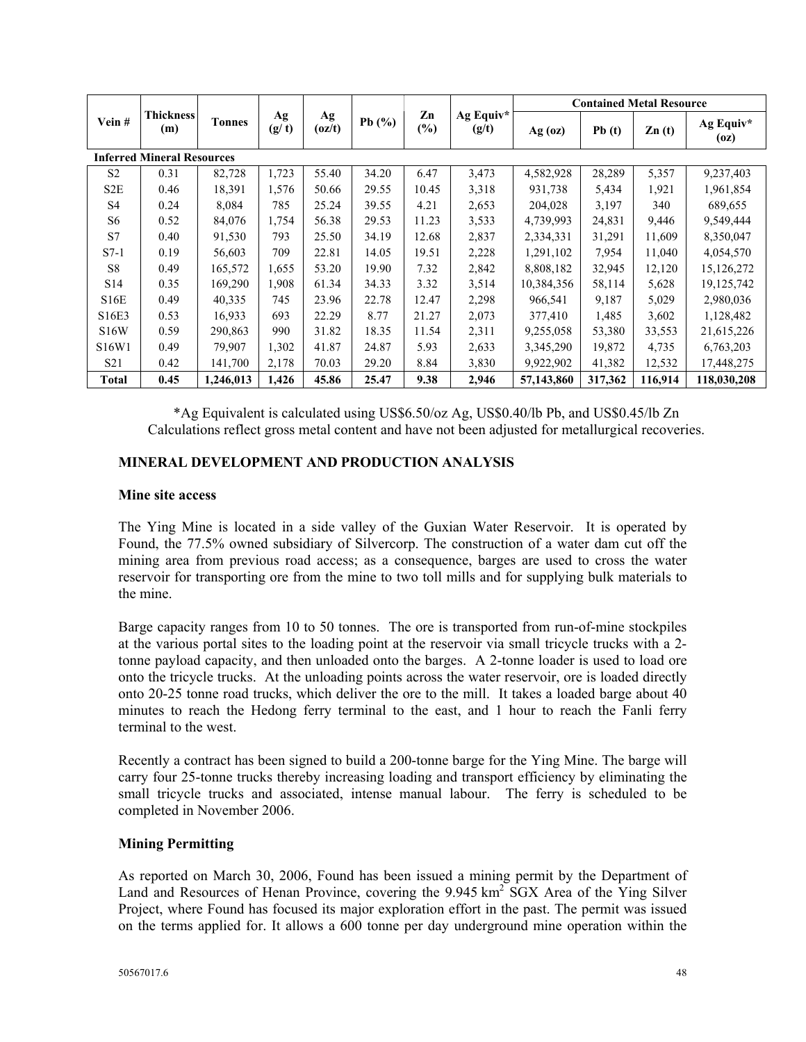| Vein # | Thickness (m) | Tonnes | Ag (g/ t) | Ag (oz/t) | Pb (%) | Zn (%) | Ag Equiv* (g/t) | Contained Metal Resource | | | |
|---|---|---|---|---|---|---|---|---|---|---|---|
| | | | | | | | | Ag (oz) | Pb (t) | Zn (t) | Ag Equiv* (oz) |
| **Inferred Mineral Resources** | | | | | | | | | | | |
| S2 | 0.31 | 82,728 | 1,723 | 55.40 | 34.20 | 6.47 | 3,473 | 4,582,928 | 28,289 | 5,357 | 9,237,403 |
| S2E | 0.46 | 18,391 | 1,576 | 50.66 | 29.55 | 10.45 | 3,318 | 931,738 | 5,434 | 1,921 | 1,961,854 |
| S4 | 0.24 | 8,084 | 785 | 25.24 | 39.55 | 4.21 | 2,653 | 204,028 | 3,197 | 340 | 689,655 |
| S6 | 0.52 | 84,076 | 1,754 | 56.38 | 29.53 | 11.23 | 3,533 | 4,739,993 | 24,831 | 9,446 | 9,549,444 |
| S7 | 0.40 | 91,530 | 793 | 25.50 | 34.19 | 12.68 | 2,837 | 2,334,331 | 31,291 | 11,609 | 8,350,047 |
| S7-1 | 0.19 | 56,603 | 709 | 22.81 | 14.05 | 19.51 | 2,228 | 1,291,102 | 7,954 | 11,040 | 4,054,570 |
| S8 | 0.49 | 165,572 | 1,655 | 53.20 | 19.90 | 7.32 | 2,842 | 8,808,182 | 32,945 | 12,120 | 15,126,272 |
| S14 | 0.35 | 169,290 | 1,908 | 61.34 | 34.33 | 3.32 | 3,514 | 10,384,356 | 58,114 | 5,628 | 19,125,742 |
| S16E | 0.49 | 40,335 | 745 | 23.96 | 22.78 | 12.47 | 2,298 | 966,541 | 9,187 | 5,029 | 2,980,036 |
| S16E3 | 0.53 | 16,933 | 693 | 22.29 | 8.77 | 21.27 | 2,073 | 377,410 | 1,485 | 3,602 | 1,128,482 |
| S16W | 0.59 | 290,863 | 990 | 31.82 | 18.35 | 11.54 | 2,311 | 9,255,058 | 53,380 | 33,553 | 21,615,226 |
| S16W1 | 0.49 | 79,907 | 1,302 | 41.87 | 24.87 | 5.93 | 2,633 | 3,345,290 | 19,872 | 4,735 | 6,763,203 |
| S21 | 0.42 | 141,700 | 2,178 | 70.03 | 29.20 | 8.84 | 3,830 | 9,922,902 | 41,382 | 12,532 | 17,448,275 |
| **Total** | **0.45** | **1,246,013** | **1,426** | **45.86** | **25.47** | **9.38** | **2,946** | **57,143,860** | **317,362** | **116,914** | **118,030,208** |

*Ag Equivalent is calculated using US$6.50/oz Ag, US$0.40/lb Pb, and US$0.45/lb Zn
Calculations reflect gross metal content and have not been adjusted for metallurgical recoveries.

## MINERAL DEVELOPMENT AND PRODUCTION ANALYSIS

### Mine site access

The Ying Mine is located in a side valley of the Guxian Water Reservoir. It is operated by Found, the 77.5% owned subsidiary of Silvercorp. The construction of a water dam cut off the mining area from previous road access; as a consequence, barges are used to cross the water reservoir for transporting ore from the mine to two toll mills and for supplying bulk materials to the mine.

Barge capacity ranges from 10 to 50 tonnes. The ore is transported from run-of-mine stockpiles at the various portal sites to the loading point at the reservoir via small tricycle trucks with a 2-tonne payload capacity, and then unloaded onto the barges. A 2-tonne loader is used to load ore onto the tricycle trucks. At the unloading points across the water reservoir, ore is loaded directly onto 20-25 tonne road trucks, which deliver the ore to the mill. It takes a loaded barge about 40 minutes to reach the Hedong ferry terminal to the east, and 1 hour to reach the Fanli ferry terminal to the west.

Recently a contract has been signed to build a 200-tonne barge for the Ying Mine. The barge will carry four 25-tonne trucks thereby increasing loading and transport efficiency by eliminating the small tricycle trucks and associated, intense manual labour. The ferry is scheduled to be completed in November 2006.

### Mining Permitting

As reported on March 30, 2006, Found has been issued a mining permit by the Department of Land and Resources of Henan Province, covering the 9.945 km$^2$ SGX Area of the Ying Silver Project, where Found has focused its major exploration effort in the past. The permit was issued on the terms applied for. It allows a 600 tonne per day underground mine operation within the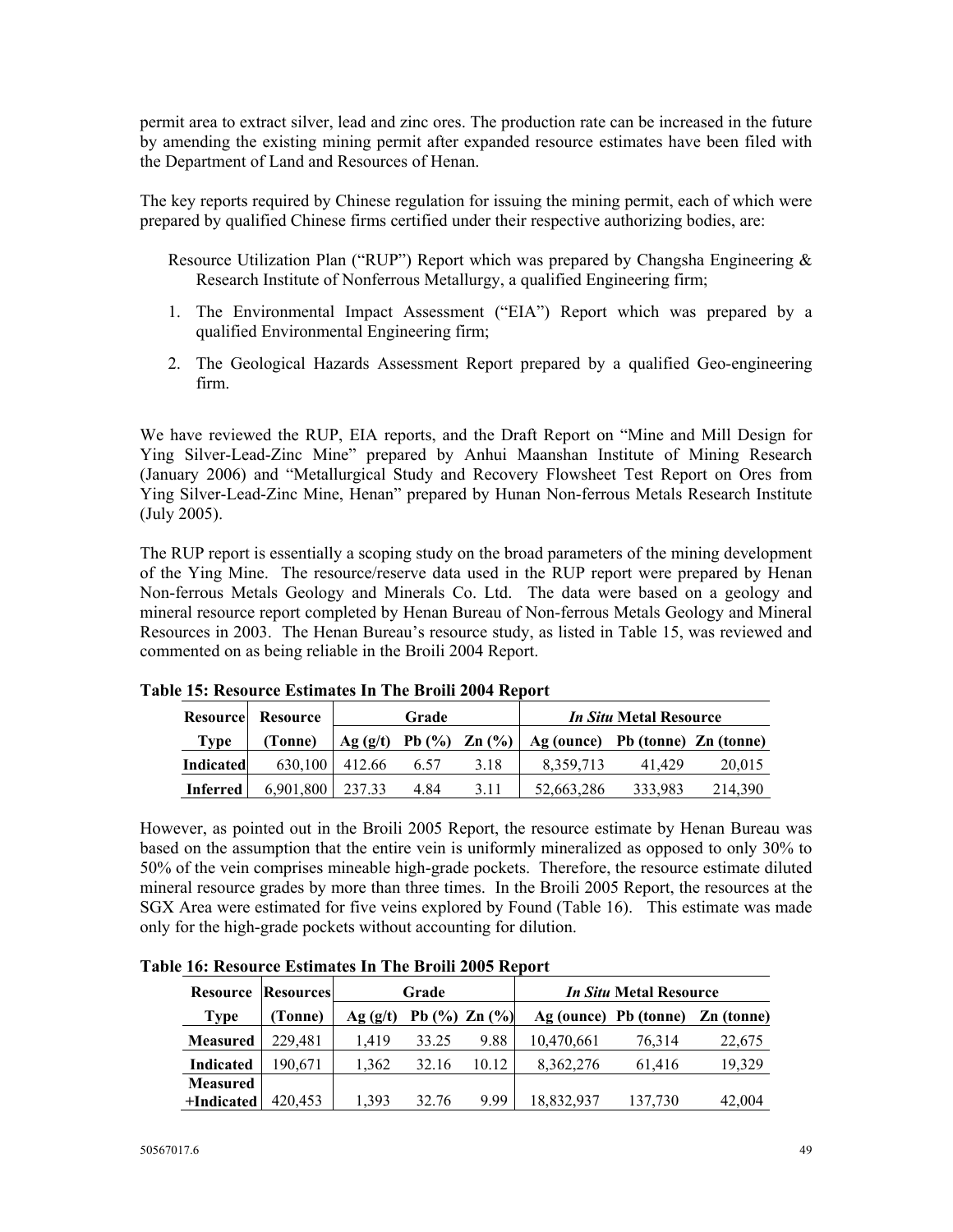permit area to extract silver, lead and zinc ores. The production rate can be increased in the future by amending the existing mining permit after expanded resource estimates have been filed with the Department of Land and Resources of Henan.

The key reports required by Chinese regulation for issuing the mining permit, each of which were prepared by qualified Chinese firms certified under their respective authorizing bodies, are:

Resource Utilization Plan ("RUP") Report which was prepared by Changsha Engineering & Research Institute of Nonferrous Metallurgy, a qualified Engineering firm;

1. The Environmental Impact Assessment ("EIA") Report which was prepared by a qualified Environmental Engineering firm;
2. The Geological Hazards Assessment Report prepared by a qualified Geo-engineering firm.

We have reviewed the RUP, EIA reports, and the Draft Report on "Mine and Mill Design for Ying Silver-Lead-Zinc Mine" prepared by Anhui Maanshan Institute of Mining Research (January 2006) and "Metallurgical Study and Recovery Flowsheet Test Report on Ores from Ying Silver-Lead-Zinc Mine, Henan" prepared by Hunan Non-ferrous Metals Research Institute (July 2005).

The RUP report is essentially a scoping study on the broad parameters of the mining development of the Ying Mine. The resource/reserve data used in the RUP report were prepared by Henan Non-ferrous Metals Geology and Minerals Co. Ltd. The data were based on a geology and mineral resource report completed by Henan Bureau of Non-ferrous Metals Geology and Mineral Resources in 2003. The Henan Bureau's resource study, as listed in Table 15, was reviewed and commented on as being reliable in the Broili 2004 Report.

**Table 15: Resource Estimates In The Broili 2004 Report**

| Resource Type | Resource (Tonne) | Grade | | | *In Situ* Metal Resource | | |
|---|---|---|---|---|---|---|---|
| | | Ag (g/t) | Pb (%) | Zn (%) | Ag (ounce) | Pb (tonne) | Zn (tonne) |
| **Indicated** | 630,100 | 412.66 | 6.57 | 3.18 | 8,359,713 | 41,429 | 20,015 |
| **Inferred** | 6,901,800 | 237.33 | 4.84 | 3.11 | 52,663,286 | 333,983 | 214,390 |

However, as pointed out in the Broili 2005 Report, the resource estimate by Henan Bureau was based on the assumption that the entire vein is uniformly mineralized as opposed to only 30% to 50% of the vein comprises mineable high-grade pockets. Therefore, the resource estimate diluted mineral resource grades by more than three times. In the Broili 2005 Report, the resources at the SGX Area were estimated for five veins explored by Found (Table 16). This estimate was made only for the high-grade pockets without accounting for dilution.

**Table 16: Resource Estimates In The Broili 2005 Report**

| Resource Type | Resources (Tonne) | Grade | | | *In Situ* Metal Resource | | |
|---|---|---|---|---|---|---|---|
| | | Ag (g/t) | Pb (%) | Zn (%) | Ag (ounce) | Pb (tonne) | Zn (tonne) |
| **Measured** | 229,481 | 1,419 | 33.25 | 9.88 | 10,470,661 | 76,314 | 22,675 |
| **Indicated** | 190,671 | 1,362 | 32.16 | 10.12 | 8,362,276 | 61,416 | 19,329 |
| **Measured +Indicated** | 420,453 | 1,393 | 32.76 | 9.99 | 18,832,937 | 137,730 | 42,004 |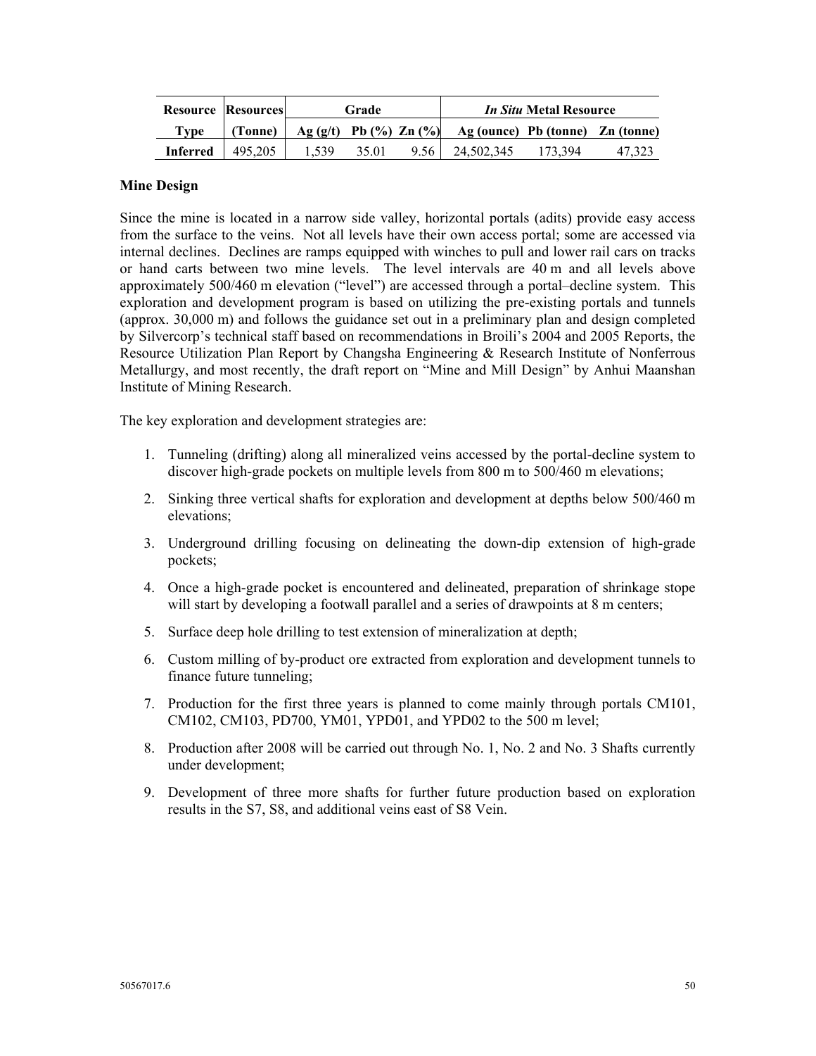| Resource Type | Resources (Tonne) | Grade | | | *In Situ* Metal Resource | | |
|---|---|---|---|---|---|---|---|
| | | Ag (g/t) | Pb (%) | Zn (%) | Ag (ounce) | Pb (tonne) | Zn (tonne) |
| **Inferred** | 495,205 | 1,539 | 35.01 | 9.56 | 24,502,345 | 173,394 | 47,323 |

**Mine Design**

Since the mine is located in a narrow side valley, horizontal portals (adits) provide easy access from the surface to the veins. Not all levels have their own access portal; some are accessed via internal declines. Declines are ramps equipped with winches to pull and lower rail cars on tracks or hand carts between two mine levels. The level intervals are 40 m and all levels above approximately 500/460 m elevation ("level") are accessed through a portal–decline system. This exploration and development program is based on utilizing the pre-existing portals and tunnels (approx. 30,000 m) and follows the guidance set out in a preliminary plan and design completed by Silvercorp's technical staff based on recommendations in Broili's 2004 and 2005 Reports, the Resource Utilization Plan Report by Changsha Engineering & Research Institute of Nonferrous Metallurgy, and most recently, the draft report on "Mine and Mill Design" by Anhui Maanshan Institute of Mining Research.

The key exploration and development strategies are:

1. Tunneling (drifting) along all mineralized veins accessed by the portal-decline system to discover high-grade pockets on multiple levels from 800 m to 500/460 m elevations;
2. Sinking three vertical shafts for exploration and development at depths below 500/460 m elevations;
3. Underground drilling focusing on delineating the down-dip extension of high-grade pockets;
4. Once a high-grade pocket is encountered and delineated, preparation of shrinkage stope will start by developing a footwall parallel and a series of drawpoints at 8 m centers;
5. Surface deep hole drilling to test extension of mineralization at depth;
6. Custom milling of by-product ore extracted from exploration and development tunnels to finance future tunneling;
7. Production for the first three years is planned to come mainly through portals CM101, CM102, CM103, PD700, YM01, YPD01, and YPD02 to the 500 m level;
8. Production after 2008 will be carried out through No. 1, No. 2 and No. 3 Shafts currently under development;
9. Development of three more shafts for further future production based on exploration results in the S7, S8, and additional veins east of S8 Vein.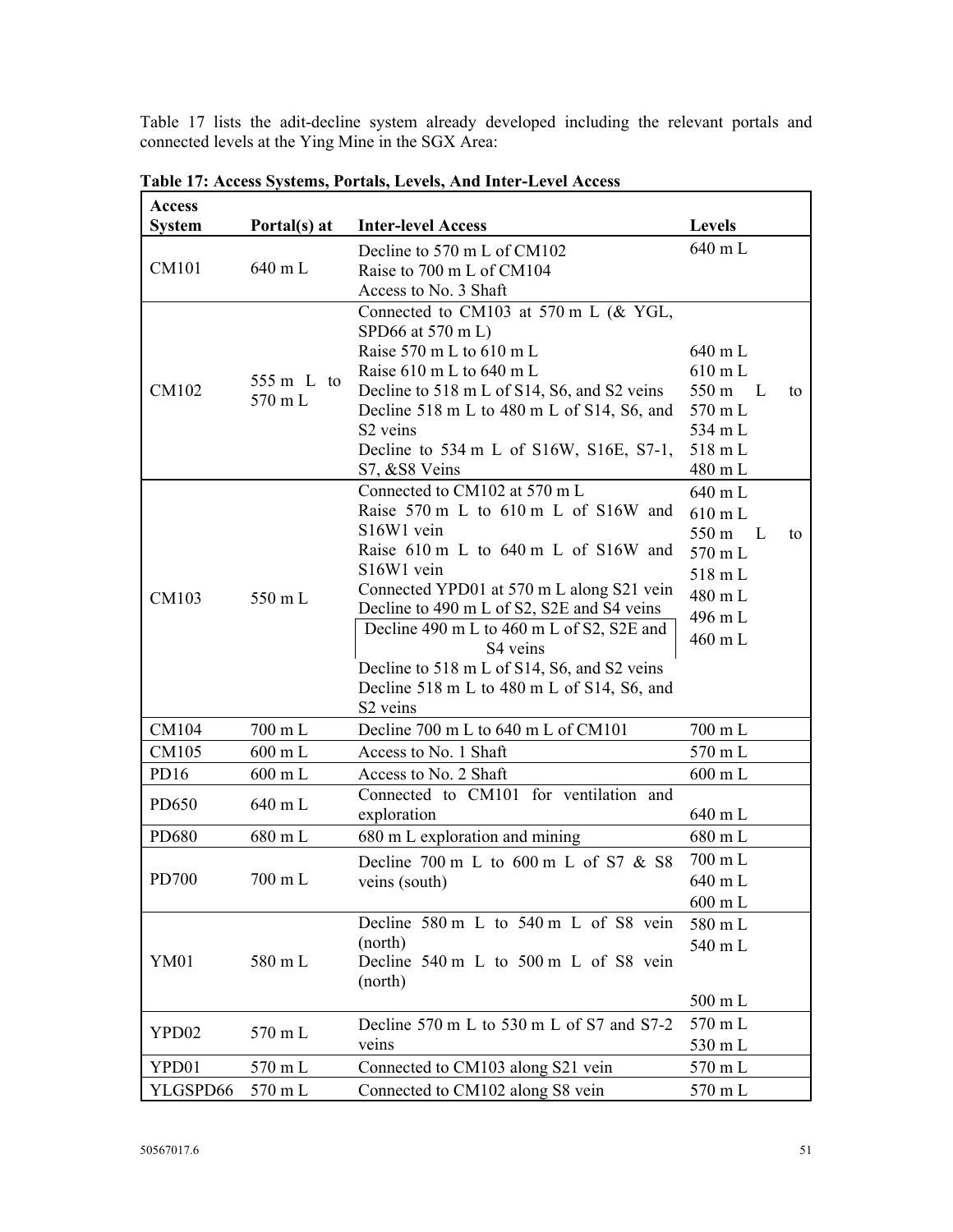Table 17 lists the adit-decline system already developed including the relevant portals and connected levels at the Ying Mine in the SGX Area:

**Table 17: Access Systems, Portals, Levels, And Inter-Level Access**

| Access System | Portal(s) at | Inter-level Access | Levels |
|---|---|---|---|
| CM101 | 640 m L | Decline to 570 m L of CM102<br>Raise to 700 m L of CM104<br>Access to No. 3 Shaft | 640 m L |
| CM102 | 555 m L to 570 m L | Connected to CM103 at 570 m L (& YGL, SPD66 at 570 m L)<br>Raise 570 m L to 610 m L<br>Raise 610 m L to 640 m L<br>Decline to 518 m L of S14, S6, and S2 veins<br>Decline 518 m L to 480 m L of S14, S6, and S2 veins<br>Decline to 534 m L of S16W, S16E, S7-1, S7, &S8 Veins | 640 m L<br>610 m L<br>550 m L to 570 m L<br>534 m L<br>518 m L<br>480 m L |
| CM103 | 550 m L | Connected to CM102 at 570 m L<br>Raise 570 m L to 610 m L of S16W and S16W1 vein<br>Raise 610 m L to 640 m L of S16W and S16W1 vein<br>Connected YPD01 at 570 m L along S21 vein<br>Decline to 490 m L of S2, S2E and S4 veins<br>Decline 490 m L to 460 m L of S2, S2E and S4 veins<br>Decline to 518 m L of S14, S6, and S2 veins<br>Decline 518 m L to 480 m L of S14, S6, and S2 veins | 640 m L<br>610 m L<br>550 m L to 570 m L<br>518 m L<br>480 m L<br>496 m L<br>460 m L |
| CM104 | 700 m L | Decline 700 m L to 640 m L of CM101 | 700 m L |
| CM105 | 600 m L | Access to No. 1 Shaft | 570 m L |
| PD16 | 600 m L | Access to No. 2 Shaft | 600 m L |
| PD650 | 640 m L | Connected to CM101 for ventilation and exploration | 640 m L |
| PD680 | 680 m L | 680 m L exploration and mining | 680 m L |
| PD700 | 700 m L | Decline 700 m L to 600 m L of S7 & S8 veins (south) | 700 m L<br>640 m L<br>600 m L |
| YM01 | 580 m L | Decline 580 m L to 540 m L of S8 vein (north)<br>Decline 540 m L to 500 m L of S8 vein (north) | 580 m L<br>540 m L<br>500 m L |
| YPD02 | 570 m L | Decline 570 m L to 530 m L of S7 and S7-2 veins | 570 m L<br>530 m L |
| YPD01 | 570 m L | Connected to CM103 along S21 vein | 570 m L |
| YLGSPD66 | 570 m L | Connected to CM102 along S8 vein | 570 m L |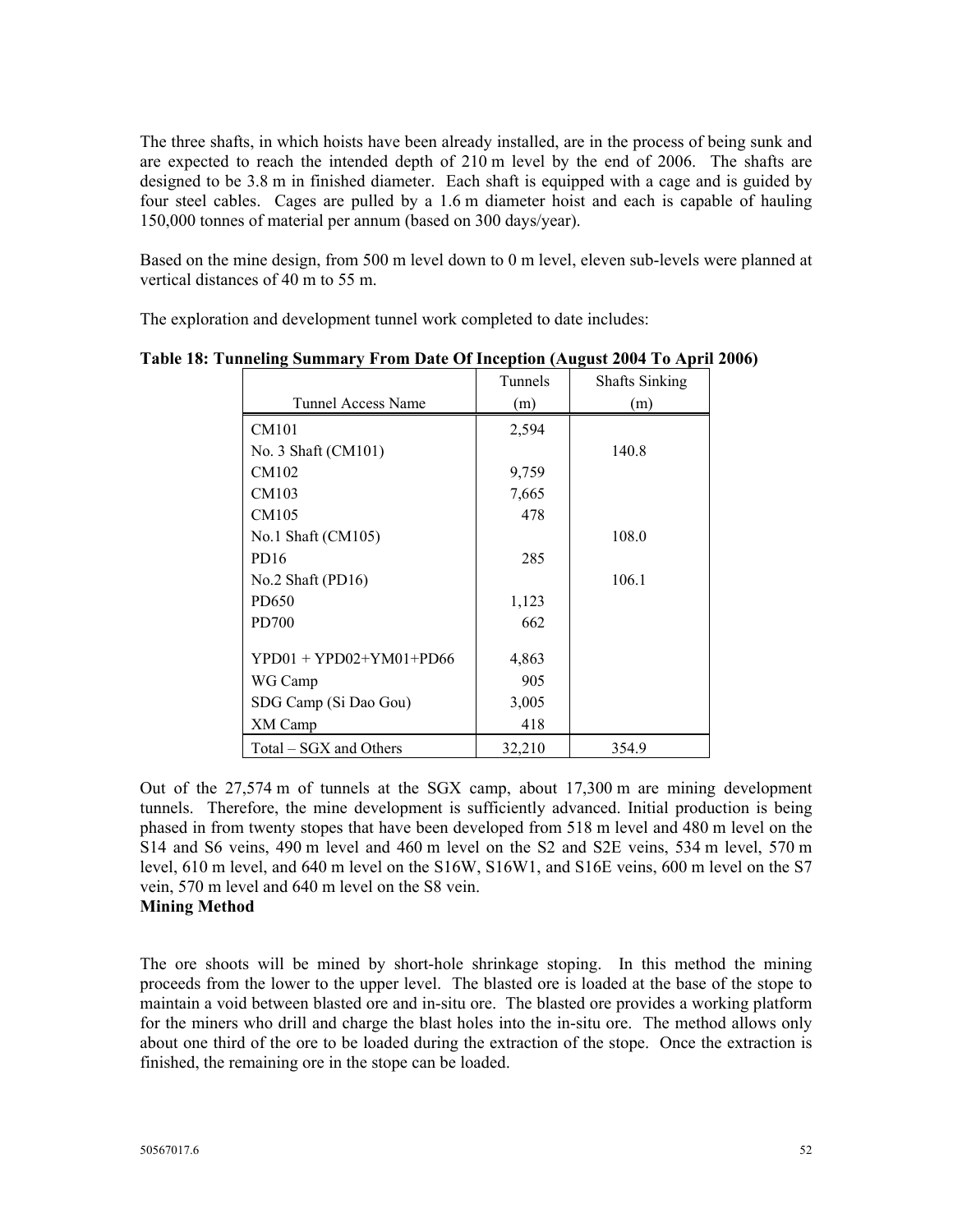The three shafts, in which hoists have been already installed, are in the process of being sunk and are expected to reach the intended depth of 210 m level by the end of 2006. The shafts are designed to be 3.8 m in finished diameter. Each shaft is equipped with a cage and is guided by four steel cables. Cages are pulled by a 1.6 m diameter hoist and each is capable of hauling 150,000 tonnes of material per annum (based on 300 days/year).

Based on the mine design, from 500 m level down to 0 m level, eleven sub-levels were planned at vertical distances of 40 m to 55 m.

The exploration and development tunnel work completed to date includes:

**Table 18: Tunneling Summary From Date Of Inception (August 2004 To April 2006)**

| Tunnel Access Name | Tunnels (m) | Shafts Sinking (m) |
|---|---|---|
| CM101 | 2,594 | |
| No. 3 Shaft (CM101) | | 140.8 |
| CM102 | 9,759 | |
| CM103 | 7,665 | |
| CM105 | 478 | |
| No.1 Shaft (CM105) | | 108.0 |
| PD16 | 285 | |
| No.2 Shaft (PD16) | | 106.1 |
| PD650 | 1,123 | |
| PD700 | 662 | |
| YPD01 + YPD02+YM01+PD66 | 4,863 | |
| WG Camp | 905 | |
| SDG Camp (Si Dao Gou) | 3,005 | |
| XM Camp | 418 | |
| Total – SGX and Others | 32,210 | 354.9 |

Out of the 27,574 m of tunnels at the SGX camp, about 17,300 m are mining development tunnels. Therefore, the mine development is sufficiently advanced. Initial production is being phased in from twenty stopes that have been developed from 518 m level and 480 m level on the S14 and S6 veins, 490 m level and 460 m level on the S2 and S2E veins, 534 m level, 570 m level, 610 m level, and 640 m level on the S16W, S16W1, and S16E veins, 600 m level on the S7 vein, 570 m level and 640 m level on the S8 vein.

**Mining Method**

The ore shoots will be mined by short-hole shrinkage stoping. In this method the mining proceeds from the lower to the upper level. The blasted ore is loaded at the base of the stope to maintain a void between blasted ore and in-situ ore. The blasted ore provides a working platform for the miners who drill and charge the blast holes into the in-situ ore. The method allows only about one third of the ore to be loaded during the extraction of the stope. Once the extraction is finished, the remaining ore in the stope can be loaded.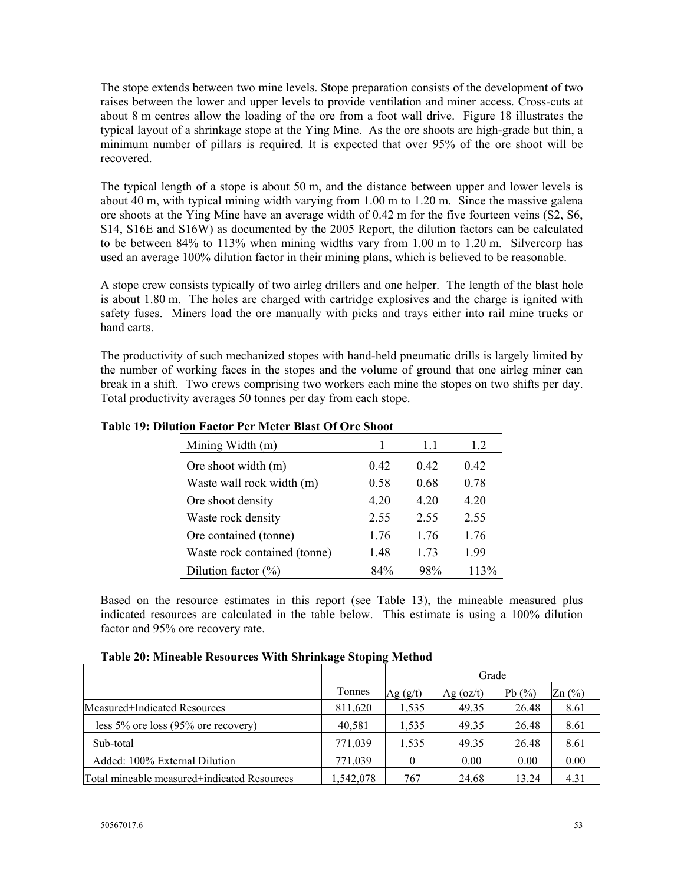The stope extends between two mine levels. Stope preparation consists of the development of two raises between the lower and upper levels to provide ventilation and miner access. Cross-cuts at about 8 m centres allow the loading of the ore from a foot wall drive. Figure 18 illustrates the typical layout of a shrinkage stope at the Ying Mine. As the ore shoots are high-grade but thin, a minimum number of pillars is required. It is expected that over 95% of the ore shoot will be recovered.

The typical length of a stope is about 50 m, and the distance between upper and lower levels is about 40 m, with typical mining width varying from 1.00 m to 1.20 m. Since the massive galena ore shoots at the Ying Mine have an average width of 0.42 m for the five fourteen veins (S2, S6, S14, S16E and S16W) as documented by the 2005 Report, the dilution factors can be calculated to be between 84% to 113% when mining widths vary from 1.00 m to 1.20 m. Silvercorp has used an average 100% dilution factor in their mining plans, which is believed to be reasonable.

A stope crew consists typically of two airleg drillers and one helper. The length of the blast hole is about 1.80 m. The holes are charged with cartridge explosives and the charge is ignited with safety fuses. Miners load the ore manually with picks and trays either into rail mine trucks or hand carts.

The productivity of such mechanized stopes with hand-held pneumatic drills is largely limited by the number of working faces in the stopes and the volume of ground that one airleg miner can break in a shift. Two crews comprising two workers each mine the stopes on two shifts per day. Total productivity averages 50 tonnes per day from each stope.

**Table 19: Dilution Factor Per Meter Blast Of Ore Shoot**

| Mining Width (m) | 1 | 1.1 | 1.2 |
|---|---|---|---|
| Ore shoot width (m) | 0.42 | 0.42 | 0.42 |
| Waste wall rock width (m) | 0.58 | 0.68 | 0.78 |
| Ore shoot density | 4.20 | 4.20 | 4.20 |
| Waste rock density | 2.55 | 2.55 | 2.55 |
| Ore contained (tonne) | 1.76 | 1.76 | 1.76 |
| Waste rock contained (tonne) | 1.48 | 1.73 | 1.99 |
| Dilution factor (%) | 84% | 98% | 113% |

Based on the resource estimates in this report (see Table 13), the mineable measured plus indicated resources are calculated in the table below. This estimate is using a 100% dilution factor and 95% ore recovery rate.

**Table 20: Mineable Resources With Shrinkage Stoping Method**

| | | Grade | | | |
|---|---|---|---|---|---|
| | Tonnes | Ag (g/t) | Ag (oz/t) | Pb (%) | Zn (%) |
| Measured+Indicated Resources | 811,620 | 1,535 | 49.35 | 26.48 | 8.61 |
| less 5% ore loss (95% ore recovery) | 40,581 | 1,535 | 49.35 | 26.48 | 8.61 |
| Sub-total | 771,039 | 1,535 | 49.35 | 26.48 | 8.61 |
| Added: 100% External Dilution | 771,039 | 0 | 0.00 | 0.00 | 0.00 |
| Total mineable measured+indicated Resources | 1,542,078 | 767 | 24.68 | 13.24 | 4.31 |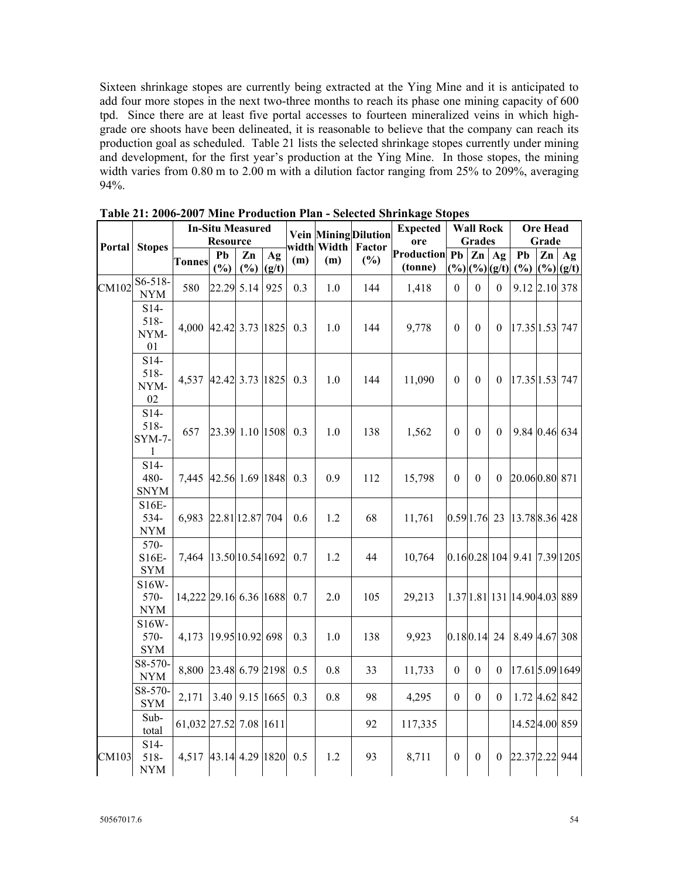Sixteen shrinkage stopes are currently being extracted at the Ying Mine and it is anticipated to add four more stopes in the next two-three months to reach its phase one mining capacity of 600 tpd. Since there are at least five portal accesses to fourteen mineralized veins in which high-grade ore shoots have been delineated, it is reasonable to believe that the company can reach its production goal as scheduled. Table 21 lists the selected shrinkage stopes currently under mining and development, for the first year's production at the Ying Mine. In those stopes, the mining width varies from 0.80 m to 2.00 m with a dilution factor ranging from 25% to 209%, averaging 94%.

**Table 21: 2006-2007 Mine Production Plan - Selected Shrinkage Stopes**

| Portal | Stopes | In-Situ Measured Resource | | | | Vein width (m) | Mining Width (m) | Dilution Factor (%) | Expected ore Production (tonne) | Wall Rock Grades | | | Ore Head Grade | | |
|---|---|---|---|---|---|---|---|---|---|---|---|---|---|---|---|
| | | Tonnes | Pb (%) | Zn (%) | Ag (g/t) | | | | | Pb (%) | Zn (%) | Ag (g/t) | Pb (%) | Zn (%) | Ag (g/t) |
| CM102 | S6-518-NYM | 580 | 22.29 | 5.14 | 925 | 0.3 | 1.0 | 144 | 1,418 | 0 | 0 | 0 | 9.12 | 2.10 | 378 |
| | S14-518-NYM-01 | 4,000 | 42.42 | 3.73 | 1825 | 0.3 | 1.0 | 144 | 9,778 | 0 | 0 | 0 | 17.35 | 1.53 | 747 |
| | S14-518-NYM-02 | 4,537 | 42.42 | 3.73 | 1825 | 0.3 | 1.0 | 144 | 11,090 | 0 | 0 | 0 | 17.35 | 1.53 | 747 |
| | S14-518-SYM-7-1 | 657 | 23.39 | 1.10 | 1508 | 0.3 | 1.0 | 138 | 1,562 | 0 | 0 | 0 | 9.84 | 0.46 | 634 |
| | S14-480-SNYM | 7,445 | 42.56 | 1.69 | 1848 | 0.3 | 0.9 | 112 | 15,798 | 0 | 0 | 0 | 20.06 | 0.80 | 871 |
| | S16E-534-NYM | 6,983 | 22.81 | 12.87 | 704 | 0.6 | 1.2 | 68 | 11,761 | 0.59 | 1.76 | 23 | 13.78 | 8.36 | 428 |
| | 570-S16E-SYM | 7,464 | 13.50 | 10.54 | 1692 | 0.7 | 1.2 | 44 | 10,764 | 0.16 | 0.28 | 104 | 9.41 | 7.39 | 1205 |
| | S16W-570-NYM | 14,222 | 29.16 | 6.36 | 1688 | 0.7 | 2.0 | 105 | 29,213 | 1.37 | 1.81 | 131 | 14.90 | 4.03 | 889 |
| | S16W-570-SYM | 4,173 | 19.95 | 10.92 | 698 | 0.3 | 1.0 | 138 | 9,923 | 0.18 | 0.14 | 24 | 8.49 | 4.67 | 308 |
| | S8-570-NYM | 8,800 | 23.48 | 6.79 | 2198 | 0.5 | 0.8 | 33 | 11,733 | 0 | 0 | 0 | 17.61 | 5.09 | 1649 |
| | S8-570-SYM | 2,171 | 3.40 | 9.15 | 1665 | 0.3 | 0.8 | 98 | 4,295 | 0 | 0 | 0 | 1.72 | 4.62 | 842 |
| | Sub-total | 61,032 | 27.52 | 7.08 | 1611 | | | 92 | 117,335 | | | | 14.52 | 4.00 | 859 |
| CM103 | S14-518-NYM | 4,517 | 43.14 | 4.29 | 1820 | 0.5 | 1.2 | 93 | 8,711 | 0 | 0 | 0 | 22.37 | 2.22 | 944 |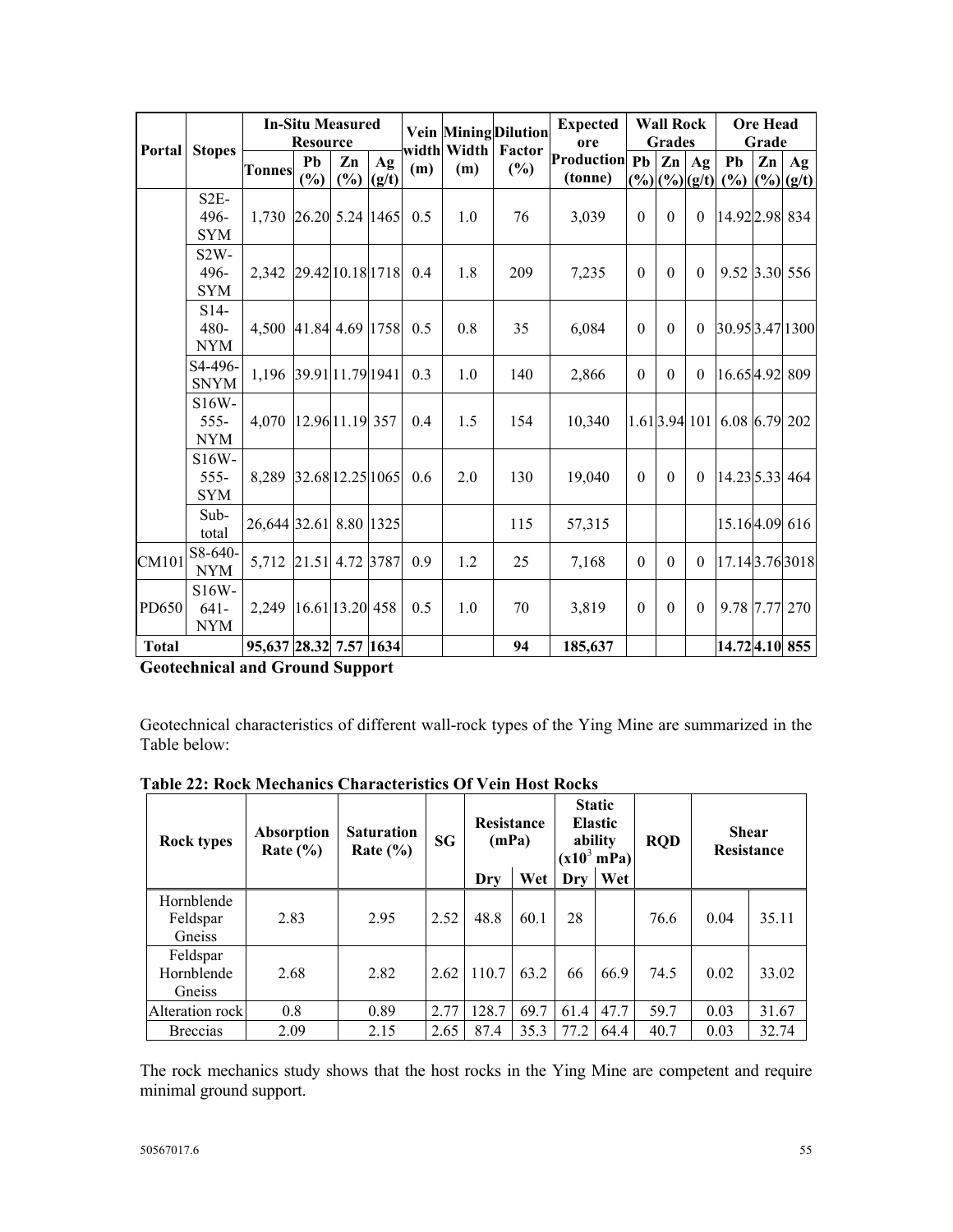| Portal | Stopes | In-Situ Measured Resource | | | | Vein width (m) | Mining Width (m) | Dilution Factor (%) | Expected ore Production (tonne) | Wall Rock Grades | | | Ore Head Grade | | |
|---|---|---|---|---|---|---|---|---|---|---|---|---|---|---|---|
| | | Tonnes | Pb (%) | Zn (%) | Ag (g/t) | | | | | Pb (%) | Zn (%) | Ag (g/t) | Pb (%) | Zn (%) | Ag (g/t) |
| | S2E-496-SYM | 1,730 | 26.20 | 5.24 | 1465 | 0.5 | 1.0 | 76 | 3,039 | 0 | 0 | 0 | 14.92 | 2.98 | 834 |
| | S2W-496-SYM | 2,342 | 29.42 | 10.18 | 1718 | 0.4 | 1.8 | 209 | 7,235 | 0 | 0 | 0 | 9.52 | 3.30 | 556 |
| | S14-480-NYM | 4,500 | 41.84 | 4.69 | 1758 | 0.5 | 0.8 | 35 | 6,084 | 0 | 0 | 0 | 30.95 | 3.47 | 1300 |
| | S4-496-SNYM | 1,196 | 39.91 | 11.79 | 1941 | 0.3 | 1.0 | 140 | 2,866 | 0 | 0 | 0 | 16.65 | 4.92 | 809 |
| | S16W-555-NYM | 4,070 | 12.96 | 11.19 | 357 | 0.4 | 1.5 | 154 | 10,340 | 1.61 | 3.94 | 101 | 6.08 | 6.79 | 202 |
| | S16W-555-SYM | 8,289 | 32.68 | 12.25 | 1065 | 0.6 | 2.0 | 130 | 19,040 | 0 | 0 | 0 | 14.23 | 5.33 | 464 |
| | Sub-total | 26,644 | 32.61 | 8.80 | 1325 | | | 115 | 57,315 | | | | 15.16 | 4.09 | 616 |
| CM101 | S8-640-NYM | 5,712 | 21.51 | 4.72 | 3787 | 0.9 | 1.2 | 25 | 7,168 | 0 | 0 | 0 | 17.14 | 3.76 | 3018 |
| PD650 | S16W-641-NYM | 2,249 | 16.61 | 13.20 | 458 | 0.5 | 1.0 | 70 | 3,819 | 0 | 0 | 0 | 9.78 | 7.77 | 270 |
| **Total** | | **95,637** | **28.32** | **7.57** | **1634** | | | **94** | **185,637** | | | | **14.72** | **4.10** | **855** |

**Geotechnical and Ground Support**

Geotechnical characteristics of different wall-rock types of the Ying Mine are summarized in the Table below:

**Table 22: Rock Mechanics Characteristics Of Vein Host Rocks**

| Rock types | Absorption Rate (%) | Saturation Rate (%) | SG | Resistance (mPa) | | Static Elastic ability ($x10^3$ mPa) | | RQD | Shear Resistance | |
|---|---|---|---|---|---|---|---|---|---|---|
| | | | | Dry | Wet | Dry | Wet | | | |
| Hornblende Feldspar Gneiss | 2.83 | 2.95 | 2.52 | 48.8 | 60.1 | 28 | | 76.6 | 0.04 | 35.11 |
| Feldspar Hornblende Gneiss | 2.68 | 2.82 | 2.62 | 110.7 | 63.2 | 66 | 66.9 | 74.5 | 0.02 | 33.02 |
| Alteration rock | 0.8 | 0.89 | 2.77 | 128.7 | 69.7 | 61.4 | 47.7 | 59.7 | 0.03 | 31.67 |
| Breccias | 2.09 | 2.15 | 2.65 | 87.4 | 35.3 | 77.2 | 64.4 | 40.7 | 0.03 | 32.74 |

The rock mechanics study shows that the host rocks in the Ying Mine are competent and require minimal ground support.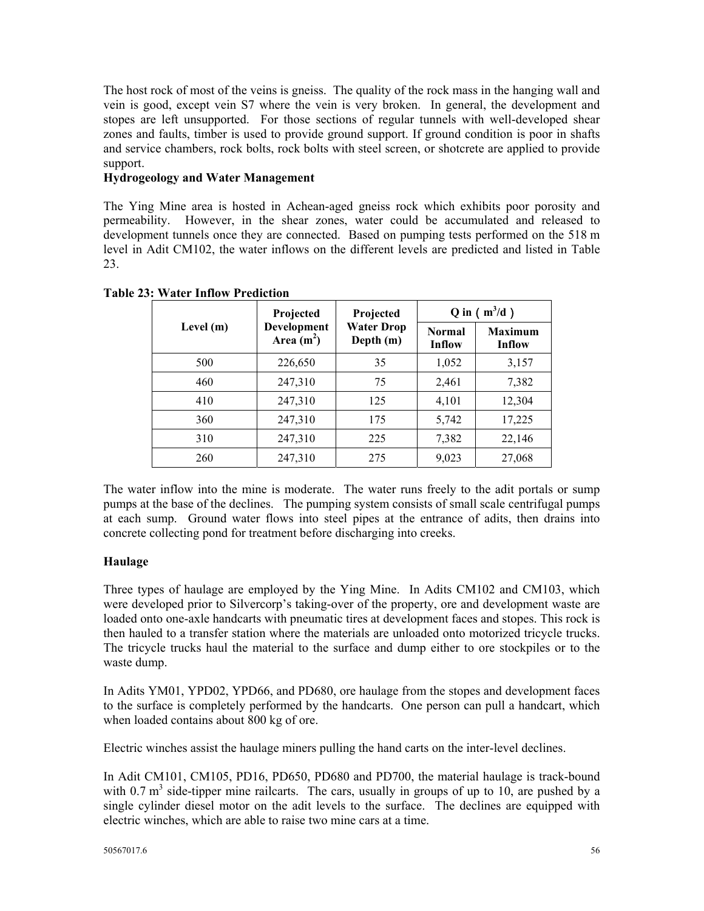The host rock of most of the veins is gneiss. The quality of the rock mass in the hanging wall and vein is good, except vein S7 where the vein is very broken. In general, the development and stopes are left unsupported. For those sections of regular tunnels with well-developed shear zones and faults, timber is used to provide ground support. If ground condition is poor in shafts and service chambers, rock bolts, rock bolts with steel screen, or shotcrete are applied to provide support.

**Hydrogeology and Water Management**

The Ying Mine area is hosted in Achean-aged gneiss rock which exhibits poor porosity and permeability. However, in the shear zones, water could be accumulated and released to development tunnels once they are connected. Based on pumping tests performed on the 518 m level in Adit CM102, the water inflows on the different levels are predicted and listed in Table 23.

**Table 23: Water Inflow Prediction**

| Level (m) | Projected Development Area ($m^2$) | Projected Water Drop Depth (m) | Q in ( $m^3/d$ ) | |
|---|---|---|---|---|
| | | | Normal Inflow | Maximum Inflow |
| 500 | 226,650 | 35 | 1,052 | 3,157 |
| 460 | 247,310 | 75 | 2,461 | 7,382 |
| 410 | 247,310 | 125 | 4,101 | 12,304 |
| 360 | 247,310 | 175 | 5,742 | 17,225 |
| 310 | 247,310 | 225 | 7,382 | 22,146 |
| 260 | 247,310 | 275 | 9,023 | 27,068 |

The water inflow into the mine is moderate. The water runs freely to the adit portals or sump pumps at the base of the declines. The pumping system consists of small scale centrifugal pumps at each sump. Ground water flows into steel pipes at the entrance of adits, then drains into concrete collecting pond for treatment before discharging into creeks.

**Haulage**

Three types of haulage are employed by the Ying Mine. In Adits CM102 and CM103, which were developed prior to Silvercorp's taking-over of the property, ore and development waste are loaded onto one-axle handcarts with pneumatic tires at development faces and stopes. This rock is then hauled to a transfer station where the materials are unloaded onto motorized tricycle trucks. The tricycle trucks haul the material to the surface and dump either to ore stockpiles or to the waste dump.

In Adits YM01, YPD02, YPD66, and PD680, ore haulage from the stopes and development faces to the surface is completely performed by the handcarts. One person can pull a handcart, which when loaded contains about 800 kg of ore.

Electric winches assist the haulage miners pulling the hand carts on the inter-level declines.

In Adit CM101, CM105, PD16, PD650, PD680 and PD700, the material haulage is track-bound with 0.7 $m^3$ side-tipper mine railcarts. The cars, usually in groups of up to 10, are pushed by a single cylinder diesel motor on the adit levels to the surface. The declines are equipped with electric winches, which are able to raise two mine cars at a time.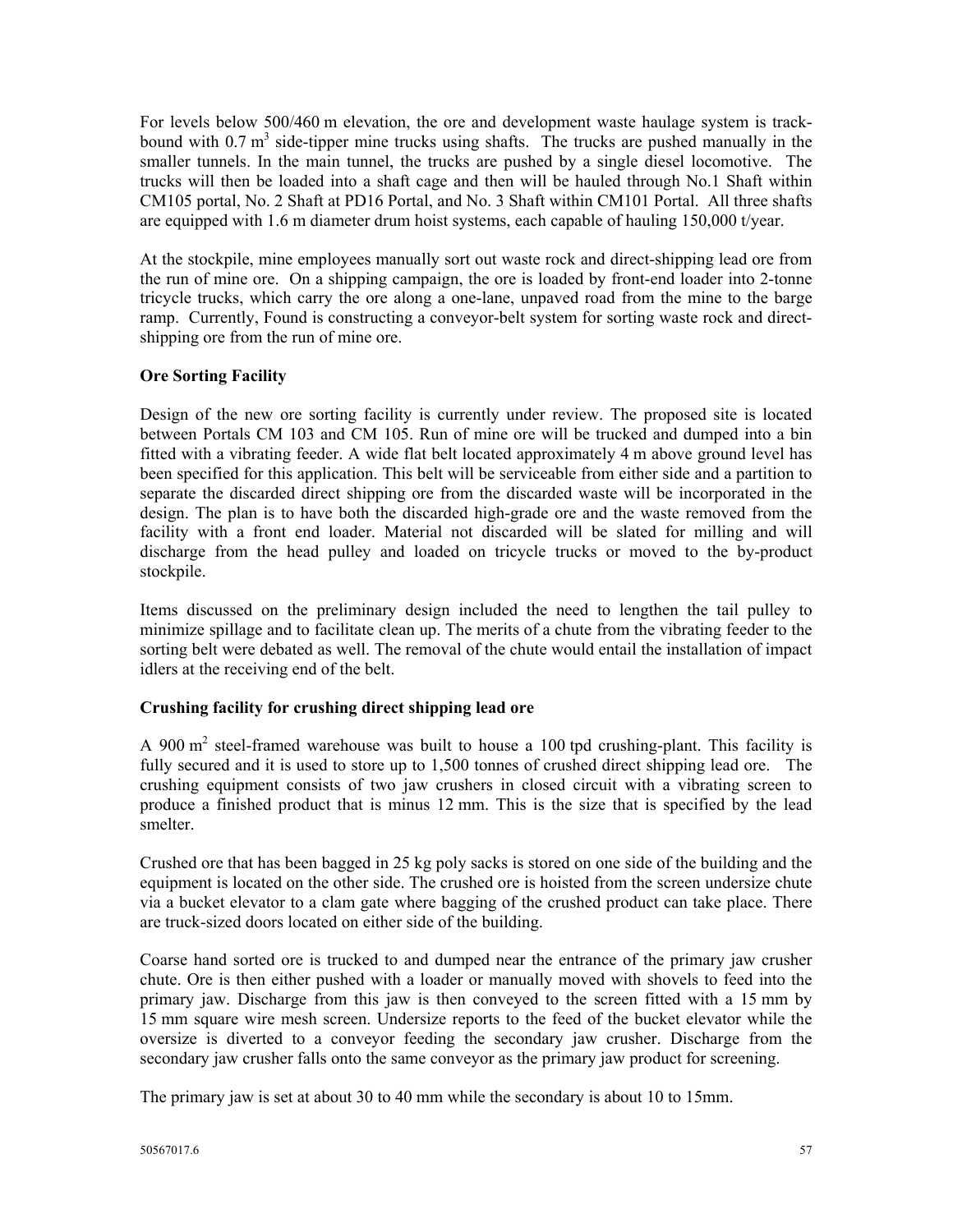For levels below 500/460 m elevation, the ore and development waste haulage system is track-bound with 0.7 $m^3$ side-tipper mine trucks using shafts. The trucks are pushed manually in the smaller tunnels. In the main tunnel, the trucks are pushed by a single diesel locomotive. The trucks will then be loaded into a shaft cage and then will be hauled through No.1 Shaft within CM105 portal, No. 2 Shaft at PD16 Portal, and No. 3 Shaft within CM101 Portal. All three shafts are equipped with 1.6 m diameter drum hoist systems, each capable of hauling 150,000 t/year.

At the stockpile, mine employees manually sort out waste rock and direct-shipping lead ore from the run of mine ore. On a shipping campaign, the ore is loaded by front-end loader into 2-tonne tricycle trucks, which carry the ore along a one-lane, unpaved road from the mine to the barge ramp. Currently, Found is constructing a conveyor-belt system for sorting waste rock and direct-shipping ore from the run of mine ore.

**Ore Sorting Facility**

Design of the new ore sorting facility is currently under review. The proposed site is located between Portals CM 103 and CM 105. Run of mine ore will be trucked and dumped into a bin fitted with a vibrating feeder. A wide flat belt located approximately 4 m above ground level has been specified for this application. This belt will be serviceable from either side and a partition to separate the discarded direct shipping ore from the discarded waste will be incorporated in the design. The plan is to have both the discarded high-grade ore and the waste removed from the facility with a front end loader. Material not discarded will be slated for milling and will discharge from the head pulley and loaded on tricycle trucks or moved to the by-product stockpile.

Items discussed on the preliminary design included the need to lengthen the tail pulley to minimize spillage and to facilitate clean up. The merits of a chute from the vibrating feeder to the sorting belt were debated as well. The removal of the chute would entail the installation of impact idlers at the receiving end of the belt.

**Crushing facility for crushing direct shipping lead ore**

A 900 $m^2$ steel-framed warehouse was built to house a 100 tpd crushing-plant. This facility is fully secured and it is used to store up to 1,500 tonnes of crushed direct shipping lead ore. The crushing equipment consists of two jaw crushers in closed circuit with a vibrating screen to produce a finished product that is minus 12 mm. This is the size that is specified by the lead smelter.

Crushed ore that has been bagged in 25 kg poly sacks is stored on one side of the building and the equipment is located on the other side. The crushed ore is hoisted from the screen undersize chute via a bucket elevator to a clam gate where bagging of the crushed product can take place. There are truck-sized doors located on either side of the building.

Coarse hand sorted ore is trucked to and dumped near the entrance of the primary jaw crusher chute. Ore is then either pushed with a loader or manually moved with shovels to feed into the primary jaw. Discharge from this jaw is then conveyed to the screen fitted with a 15 mm by 15 mm square wire mesh screen. Undersize reports to the feed of the bucket elevator while the oversize is diverted to a conveyor feeding the secondary jaw crusher. Discharge from the secondary jaw crusher falls onto the same conveyor as the primary jaw product for screening.

The primary jaw is set at about 30 to 40 mm while the secondary is about 10 to 15mm.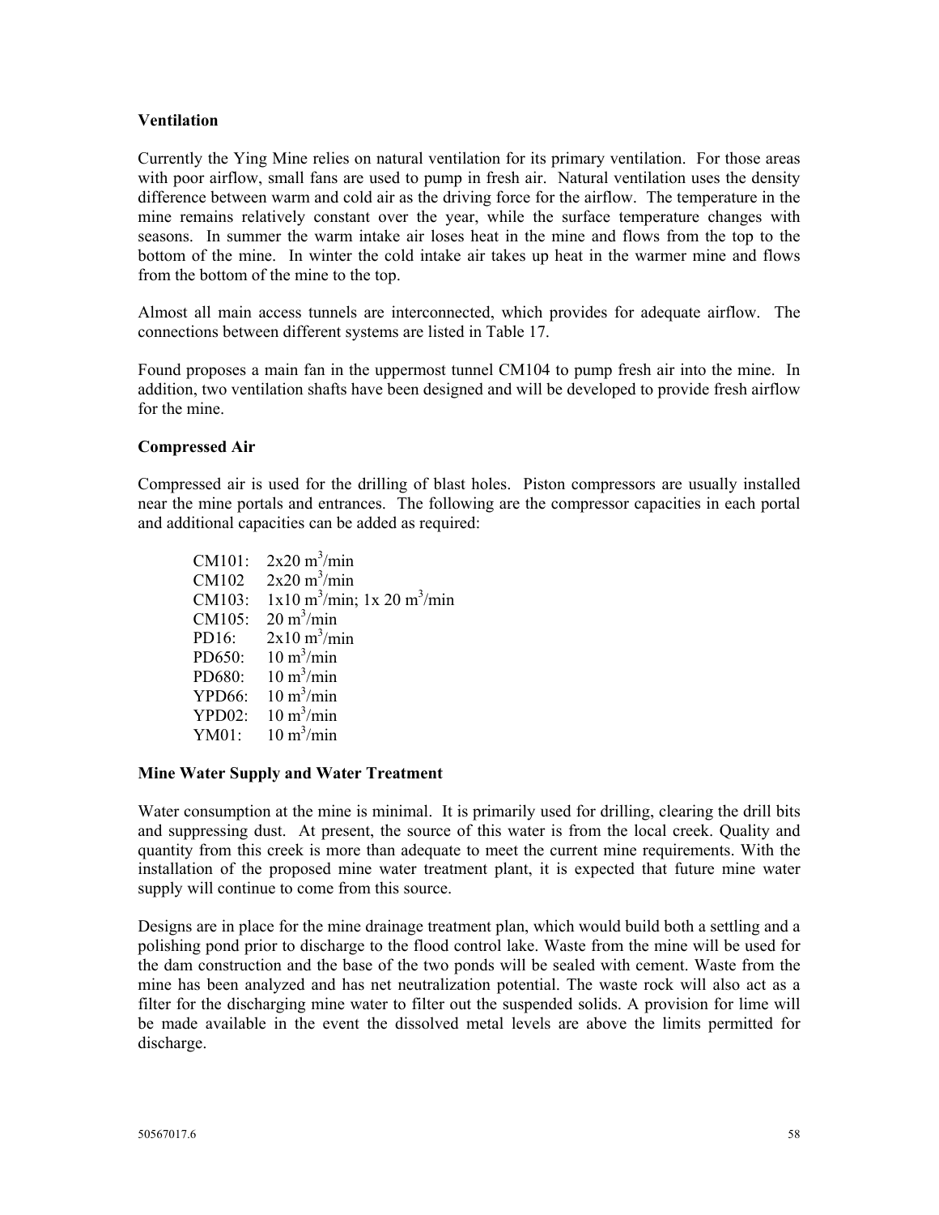**Ventilation**

Currently the Ying Mine relies on natural ventilation for its primary ventilation. For those areas with poor airflow, small fans are used to pump in fresh air. Natural ventilation uses the density difference between warm and cold air as the driving force for the airflow. The temperature in the mine remains relatively constant over the year, while the surface temperature changes with seasons. In summer the warm intake air loses heat in the mine and flows from the top to the bottom of the mine. In winter the cold intake air takes up heat in the warmer mine and flows from the bottom of the mine to the top.

Almost all main access tunnels are interconnected, which provides for adequate airflow. The connections between different systems are listed in Table 17.

Found proposes a main fan in the uppermost tunnel CM104 to pump fresh air into the mine. In addition, two ventilation shafts have been designed and will be developed to provide fresh airflow for the mine.

**Compressed Air**

Compressed air is used for the drilling of blast holes. Piston compressors are usually installed near the mine portals and entrances. The following are the compressor capacities in each portal and additional capacities can be added as required:

CM101: 2x20 $m^3$/min
CM102 2x20 $m^3$/min
CM103: 1x10 $m^3$/min; 1x 20 $m^3$/min
CM105: 20 $m^3$/min
PD16: 2x10 $m^3$/min
PD650: 10 $m^3$/min
PD680: 10 $m^3$/min
YPD66: 10 $m^3$/min
YPD02: 10 $m^3$/min
YM01: 10 $m^3$/min

**Mine Water Supply and Water Treatment**

Water consumption at the mine is minimal. It is primarily used for drilling, clearing the drill bits and suppressing dust. At present, the source of this water is from the local creek. Quality and quantity from this creek is more than adequate to meet the current mine requirements. With the installation of the proposed mine water treatment plant, it is expected that future mine water supply will continue to come from this source.

Designs are in place for the mine drainage treatment plan, which would build both a settling and a polishing pond prior to discharge to the flood control lake. Waste from the mine will be used for the dam construction and the base of the two ponds will be sealed with cement. Waste from the mine has been analyzed and has net neutralization potential. The waste rock will also act as a filter for the discharging mine water to filter out the suspended solids. A provision for lime will be made available in the event the dissolved metal levels are above the limits permitted for discharge.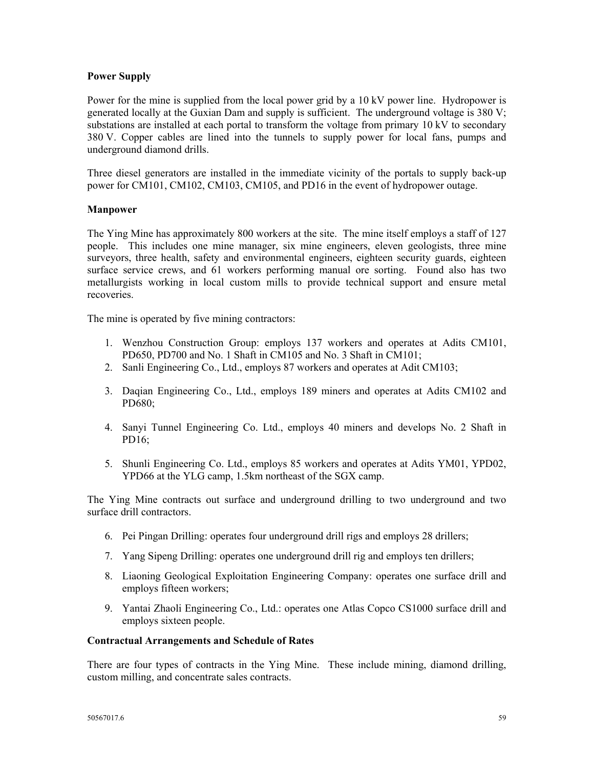**Power Supply**

Power for the mine is supplied from the local power grid by a 10 kV power line. Hydropower is generated locally at the Guxian Dam and supply is sufficient. The underground voltage is 380 V; substations are installed at each portal to transform the voltage from primary 10 kV to secondary 380 V. Copper cables are lined into the tunnels to supply power for local fans, pumps and underground diamond drills.

Three diesel generators are installed in the immediate vicinity of the portals to supply back-up power for CM101, CM102, CM103, CM105, and PD16 in the event of hydropower outage.

**Manpower**

The Ying Mine has approximately 800 workers at the site. The mine itself employs a staff of 127 people. This includes one mine manager, six mine engineers, eleven geologists, three mine surveyors, three health, safety and environmental engineers, eighteen security guards, eighteen surface service crews, and 61 workers performing manual ore sorting. Found also has two metallurgists working in local custom mills to provide technical support and ensure metal recoveries.

The mine is operated by five mining contractors:

1. Wenzhou Construction Group: employs 137 workers and operates at Adits CM101, PD650, PD700 and No. 1 Shaft in CM105 and No. 3 Shaft in CM101;
2. Sanli Engineering Co., Ltd., employs 87 workers and operates at Adit CM103;
3. Daqian Engineering Co., Ltd., employs 189 miners and operates at Adits CM102 and PD680;
4. Sanyi Tunnel Engineering Co. Ltd., employs 40 miners and develops No. 2 Shaft in PD16;
5. Shunli Engineering Co. Ltd., employs 85 workers and operates at Adits YM01, YPD02, YPD66 at the YLG camp, 1.5km northeast of the SGX camp.

The Ying Mine contracts out surface and underground drilling to two underground and two surface drill contractors.

6. Pei Pingan Drilling: operates four underground drill rigs and employs 28 drillers;
7. Yang Sipeng Drilling: operates one underground drill rig and employs ten drillers;
8. Liaoning Geological Exploitation Engineering Company: operates one surface drill and employs fifteen workers;
9. Yantai Zhaoli Engineering Co., Ltd.: operates one Atlas Copco CS1000 surface drill and employs sixteen people.

**Contractual Arrangements and Schedule of Rates**

There are four types of contracts in the Ying Mine. These include mining, diamond drilling, custom milling, and concentrate sales contracts.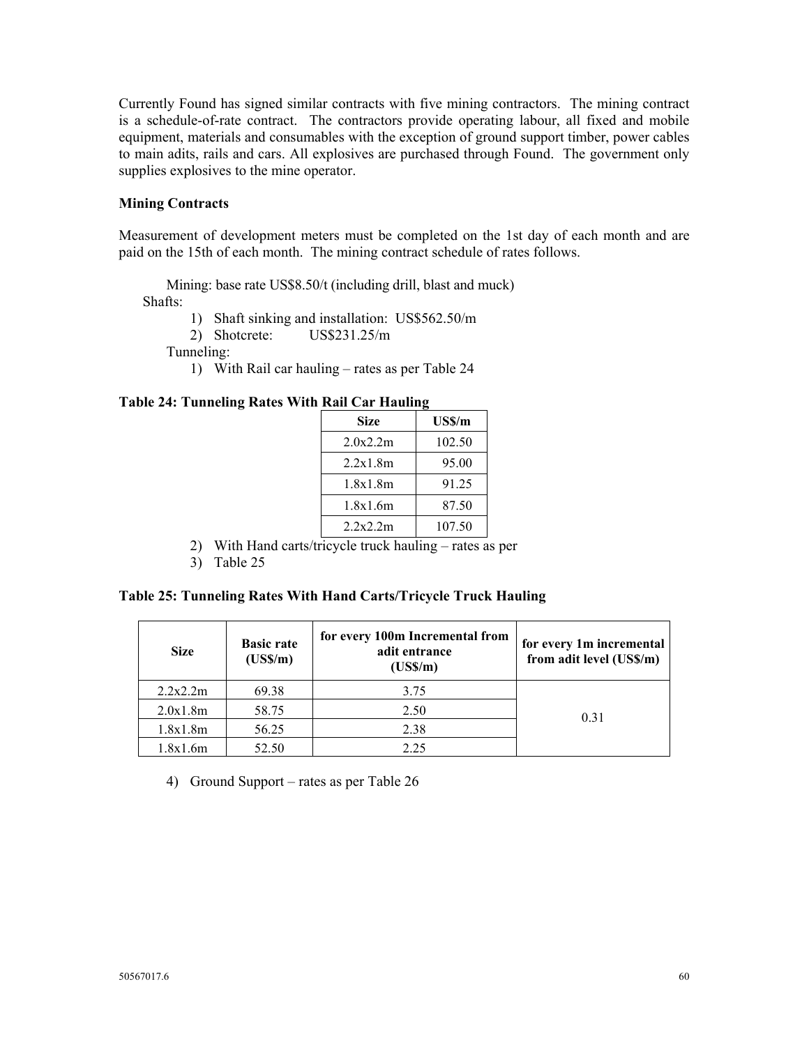Currently Found has signed similar contracts with five mining contractors. The mining contract is a schedule-of-rate contract. The contractors provide operating labour, all fixed and mobile equipment, materials and consumables with the exception of ground support timber, power cables to main adits, rails and cars. All explosives are purchased through Found. The government only supplies explosives to the mine operator.

**Mining Contracts**

Measurement of development meters must be completed on the 1st day of each month and are paid on the 15th of each month. The mining contract schedule of rates follows.

Mining: base rate US$8.50/t (including drill, blast and muck)

Shafts:

1) Shaft sinking and installation: US$562.50/m
2) Shotcrete: US$231.25/m

Tunneling:

1) With Rail car hauling – rates as per Table 24

**Table 24: Tunneling Rates With Rail Car Hauling**

| Size | US$/m |
|---|---|
| 2.0x2.2m | 102.50 |
| 2.2x1.8m | 95.00 |
| 1.8x1.8m | 91.25 |
| 1.8x1.6m | 87.50 |
| 2.2x2.2m | 107.50 |

2) With Hand carts/tricycle truck hauling – rates as per
3) Table 25

**Table 25: Tunneling Rates With Hand Carts/Tricycle Truck Hauling**

| Size | Basic rate (US$/m) | for every 100m Incremental from adit entrance (US$/m) | for every 1m incremental from adit level (US$/m) |
|---|---|---|---|
| 2.2x2.2m | 69.38 | 3.75 | 0.31 |
| 2.0x1.8m | 58.75 | 2.50 | |
| 1.8x1.8m | 56.25 | 2.38 | |
| 1.8x1.6m | 52.50 | 2.25 | |

4) Ground Support – rates as per Table 26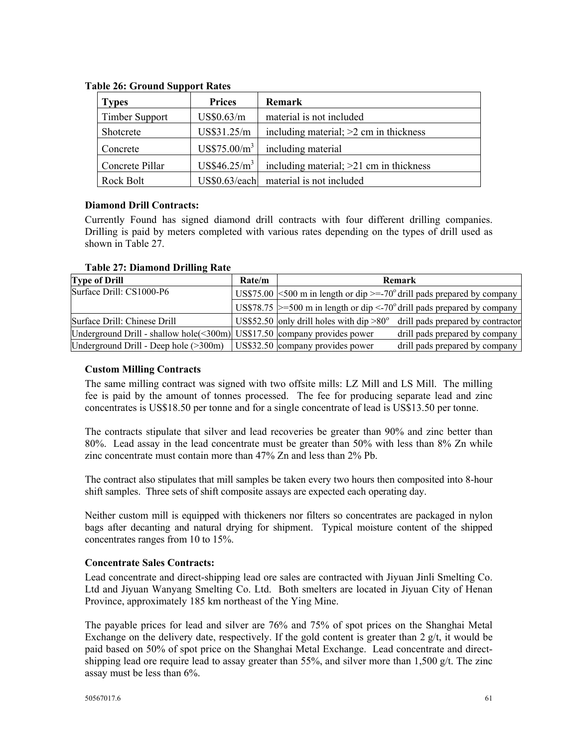**Table 26: Ground Support Rates**

| Types | Prices | Remark |
|---|---|---|
| Timber Support | US$0.63/m | material is not included |
| Shotcrete | US$31.25/m | including material; >2 cm in thickness |
| Concrete | US$75.00/$m^3$ | including material |
| Concrete Pillar | US$46.25/$m^3$ | including material; >21 cm in thickness |
| Rock Bolt | US$0.63/each | material is not included |

**Diamond Drill Contracts:**

Currently Found has signed diamond drill contracts with four different drilling companies. Drilling is paid by meters completed with various rates depending on the types of drill used as shown in Table 27.

**Table 27: Diamond Drilling Rate**

| Type of Drill | Rate/m | Remark | |
|---|---|---|---|
| Surface Drill: CS1000-P6 | US$75.00 | <500 m in length or dip >=-70° | drill pads prepared by company |
| | US$78.75 | >=500 m in length or dip <-70° | drill pads prepared by company |
| Surface Drill: Chinese Drill | US$52.50 | only drill holes with dip >80° | drill pads prepared by contractor |
| Underground Drill - shallow hole(<300m) | US$17.50 | company provides power | drill pads prepared by company |
| Underground Drill - Deep hole (>300m) | US$32.50 | company provides power | drill pads prepared by company |

**Custom Milling Contracts**

The same milling contract was signed with two offsite mills: LZ Mill and LS Mill. The milling fee is paid by the amount of tonnes processed. The fee for producing separate lead and zinc concentrates is US$18.50 per tonne and for a single concentrate of lead is US$13.50 per tonne.

The contracts stipulate that silver and lead recoveries be greater than 90% and zinc better than 80%. Lead assay in the lead concentrate must be greater than 50% with less than 8% Zn while zinc concentrate must contain more than 47% Zn and less than 2% Pb.

The contract also stipulates that mill samples be taken every two hours then composited into 8-hour shift samples. Three sets of shift composite assays are expected each operating day.

Neither custom mill is equipped with thickeners nor filters so concentrates are packaged in nylon bags after decanting and natural drying for shipment. Typical moisture content of the shipped concentrates ranges from 10 to 15%.

**Concentrate Sales Contracts:**

Lead concentrate and direct-shipping lead ore sales are contracted with Jiyuan Jinli Smelting Co. Ltd and Jiyuan Wanyang Smelting Co. Ltd. Both smelters are located in Jiyuan City of Henan Province, approximately 185 km northeast of the Ying Mine.

The payable prices for lead and silver are 76% and 75% of spot prices on the Shanghai Metal Exchange on the delivery date, respectively. If the gold content is greater than 2 g/t, it would be paid based on 50% of spot price on the Shanghai Metal Exchange. Lead concentrate and direct-shipping lead ore require lead to assay greater than 55%, and silver more than 1,500 g/t. The zinc assay must be less than 6%.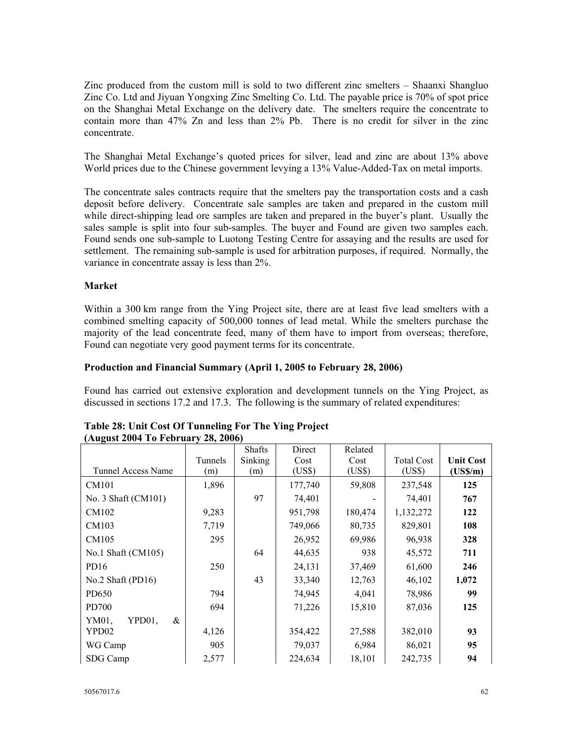Zinc produced from the custom mill is sold to two different zinc smelters – Shaanxi Shangluo Zinc Co. Ltd and Jiyuan Yongxing Zinc Smelting Co. Ltd. The payable price is 70% of spot price on the Shanghai Metal Exchange on the delivery date. The smelters require the concentrate to contain more than 47% Zn and less than 2% Pb. There is no credit for silver in the zinc concentrate.

The Shanghai Metal Exchange's quoted prices for silver, lead and zinc are about 13% above World prices due to the Chinese government levying a 13% Value-Added-Tax on metal imports.

The concentrate sales contracts require that the smelters pay the transportation costs and a cash deposit before delivery. Concentrate sale samples are taken and prepared in the custom mill while direct-shipping lead ore samples are taken and prepared in the buyer's plant. Usually the sales sample is split into four sub-samples. The buyer and Found are given two samples each. Found sends one sub-sample to Luotong Testing Centre for assaying and the results are used for settlement. The remaining sub-sample is used for arbitration purposes, if required. Normally, the variance in concentrate assay is less than 2%.

**Market**

Within a 300 km range from the Ying Project site, there are at least five lead smelters with a combined smelting capacity of 500,000 tonnes of lead metal. While the smelters purchase the majority of the lead concentrate feed, many of them have to import from overseas; therefore, Found can negotiate very good payment terms for its concentrate.

**Production and Financial Summary (April 1, 2005 to February 28, 2006)**

Found has carried out extensive exploration and development tunnels on the Ying Project, as discussed in sections 17.2 and 17.3. The following is the summary of related expenditures:

**Table 28: Unit Cost Of Tunneling For The Ying Project (August 2004 To February 28, 2006)**

| Tunnel Access Name | Tunnels (m) | Shafts Sinking (m) | Direct Cost (US$) | Related Cost (US$) | Total Cost (US$) | **Unit Cost (US$/m)** |
|---|---|---|---|---|---|---|
| CM101 | 1,896 | | 177,740 | 59,808 | 237,548 | **125** |
| No. 3 Shaft (CM101) | | 97 | 74,401 | - | 74,401 | **767** |
| CM102 | 9,283 | | 951,798 | 180,474 | 1,132,272 | **122** |
| CM103 | 7,719 | | 749,066 | 80,735 | 829,801 | **108** |
| CM105 | 295 | | 26,952 | 69,986 | 96,938 | **328** |
| No.1 Shaft (CM105) | | 64 | 44,635 | 938 | 45,572 | **711** |
| PD16 | 250 | | 24,131 | 37,469 | 61,600 | **246** |
| No.2 Shaft (PD16) | | 43 | 33,340 | 12,763 | 46,102 | **1,072** |
| PD650 | 794 | | 74,945 | 4,041 | 78,986 | **99** |
| PD700 | 694 | | 71,226 | 15,810 | 87,036 | **125** |
| YM01, YPD01, & YPD02 | 4,126 | | 354,422 | 27,588 | 382,010 | **93** |
| WG Camp | 905 | | 79,037 | 6,984 | 86,021 | **95** |
| SDG Camp | 2,577 | | 224,634 | 18,101 | 242,735 | **94** |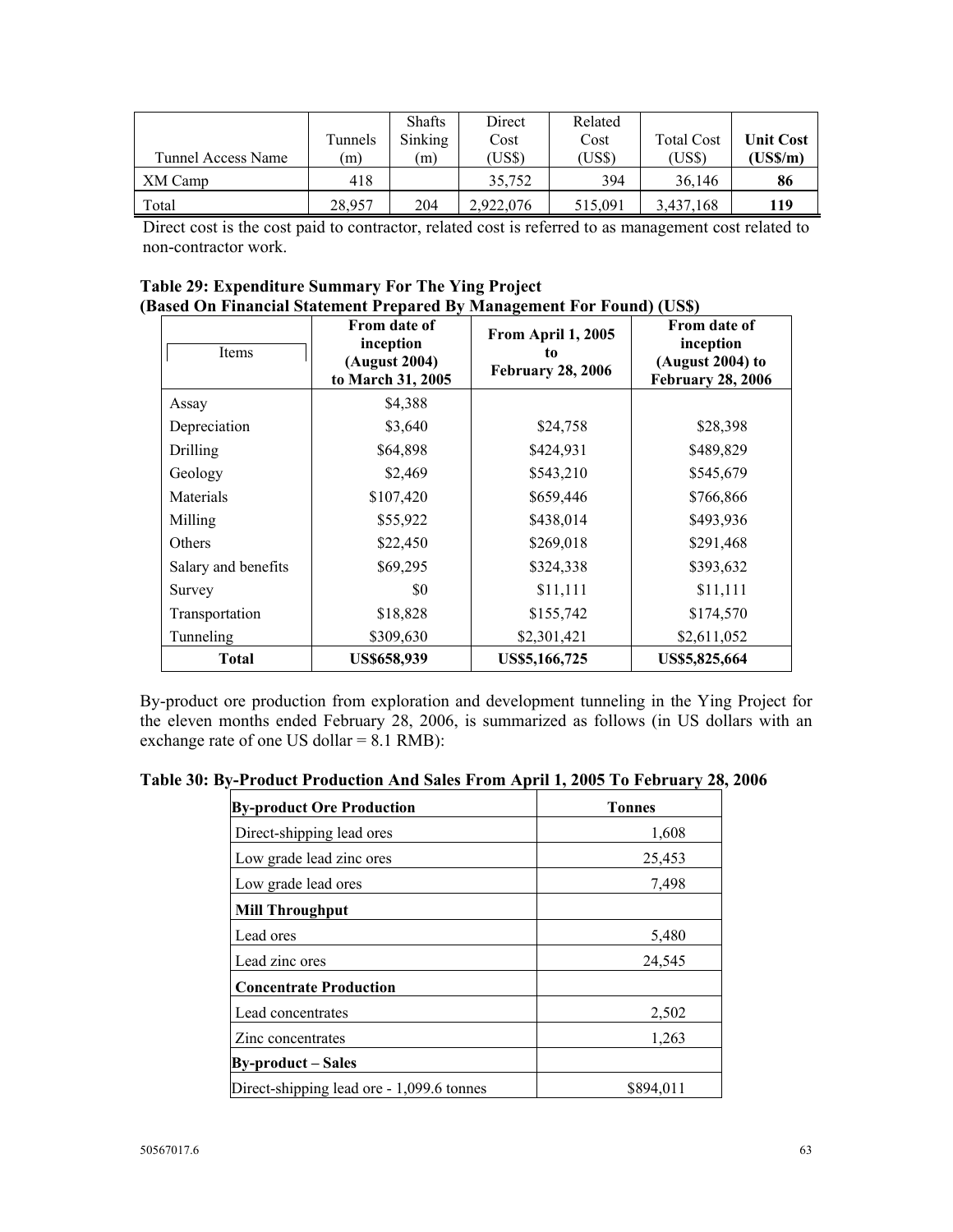| Tunnel Access Name | Tunnels (m) | Shafts Sinking (m) | Direct Cost (US$) | Related Cost (US$) | Total Cost (US$) | **Unit Cost (US$/m)** |
|---|---|---|---|---|---|---|
| XM Camp | 418 | | 35,752 | 394 | 36,146 | **86** |
| Total | 28,957 | 204 | 2,922,076 | 515,091 | 3,437,168 | **119** |

Direct cost is the cost paid to contractor, related cost is referred to as management cost related to non-contractor work.

**Table 29: Expenditure Summary For The Ying Project (Based On Financial Statement Prepared By Management For Found) (US$)**

| Items | **From date of inception (August 2004) to March 31, 2005** | **From April 1, 2005 to February 28, 2006** | **From date of inception (August 2004) to February 28, 2006** |
|---|---|---|---|
| Assay | $4,388 | | |
| Depreciation | $3,640 | $24,758 | $28,398 |
| Drilling | $64,898 | $424,931 | $489,829 |
| Geology | $2,469 | $543,210 | $545,679 |
| Materials | $107,420 | $659,446 | $766,866 |
| Milling | $55,922 | $438,014 | $493,936 |
| Others | $22,450 | $269,018 | $291,468 |
| Salary and benefits | $69,295 | $324,338 | $393,632 |
| Survey | $0 | $11,111 | $11,111 |
| Transportation | $18,828 | $155,742 | $174,570 |
| Tunneling | $309,630 | $2,301,421 | $2,611,052 |
| **Total** | **US$658,939** | **US$5,166,725** | **US$5,825,664** |

By-product ore production from exploration and development tunneling in the Ying Project for the eleven months ended February 28, 2006, is summarized as follows (in US dollars with an exchange rate of one US dollar = 8.1 RMB):

**Table 30: By-Product Production And Sales From April 1, 2005 To February 28, 2006**

| **By-product Ore Production** | **Tonnes** |
|---|---|
| Direct-shipping lead ores | 1,608 |
| Low grade lead zinc ores | 25,453 |
| Low grade lead ores | 7,498 |
| **Mill Throughput** | |
| Lead ores | 5,480 |
| Lead zinc ores | 24,545 |
| **Concentrate Production** | |
| Lead concentrates | 2,502 |
| Zinc concentrates | 1,263 |
| **By-product – Sales** | |
| Direct-shipping lead ore - 1,099.6 tonnes | $894,011 |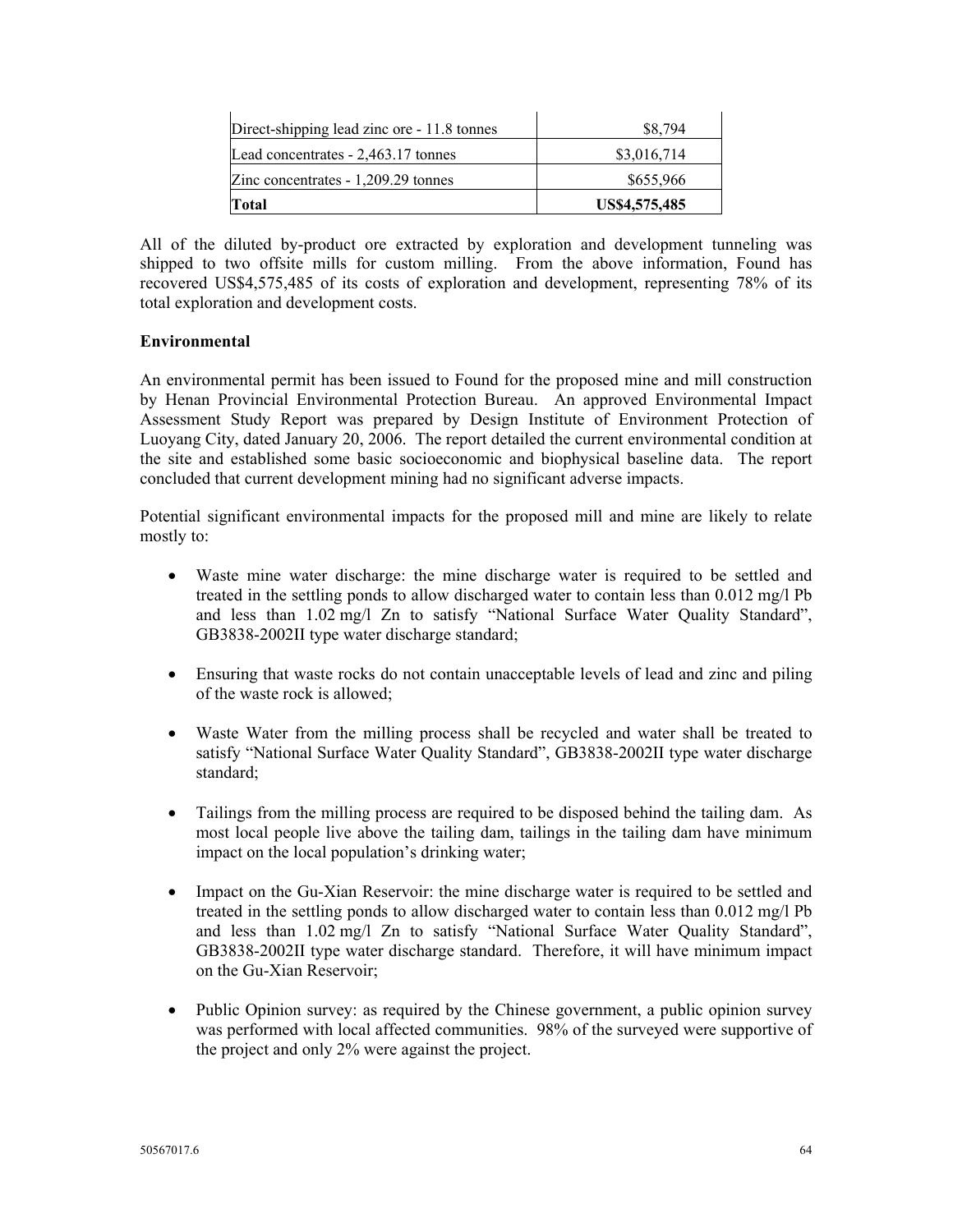| Direct-shipping lead zinc ore - 11.8 tonnes | \$8,794 |
|---|---|
| Lead concentrates - 2,463.17 tonnes | \$3,016,714 |
| Zinc concentrates - 1,209.29 tonnes | \$655,966 |
| **Total** | **US\$4,575,485** |

All of the diluted by-product ore extracted by exploration and development tunneling was shipped to two offsite mills for custom milling. From the above information, Found has recovered US\$4,575,485 of its costs of exploration and development, representing 78% of its total exploration and development costs.

**Environmental**

An environmental permit has been issued to Found for the proposed mine and mill construction by Henan Provincial Environmental Protection Bureau. An approved Environmental Impact Assessment Study Report was prepared by Design Institute of Environment Protection of Luoyang City, dated January 20, 2006. The report detailed the current environmental condition at the site and established some basic socioeconomic and biophysical baseline data. The report concluded that current development mining had no significant adverse impacts.

Potential significant environmental impacts for the proposed mill and mine are likely to relate mostly to:

- Waste mine water discharge: the mine discharge water is required to be settled and treated in the settling ponds to allow discharged water to contain less than 0.012 mg/l Pb and less than 1.02 mg/l Zn to satisfy "National Surface Water Quality Standard", GB3838-2002II type water discharge standard;

- Ensuring that waste rocks do not contain unacceptable levels of lead and zinc and piling of the waste rock is allowed;

- Waste Water from the milling process shall be recycled and water shall be treated to satisfy "National Surface Water Quality Standard", GB3838-2002II type water discharge standard;

- Tailings from the milling process are required to be disposed behind the tailing dam. As most local people live above the tailing dam, tailings in the tailing dam have minimum impact on the local population's drinking water;

- Impact on the Gu-Xian Reservoir: the mine discharge water is required to be settled and treated in the settling ponds to allow discharged water to contain less than 0.012 mg/l Pb and less than 1.02 mg/l Zn to satisfy "National Surface Water Quality Standard", GB3838-2002II type water discharge standard. Therefore, it will have minimum impact on the Gu-Xian Reservoir;

- Public Opinion survey: as required by the Chinese government, a public opinion survey was performed with local affected communities. 98% of the surveyed were supportive of the project and only 2% were against the project.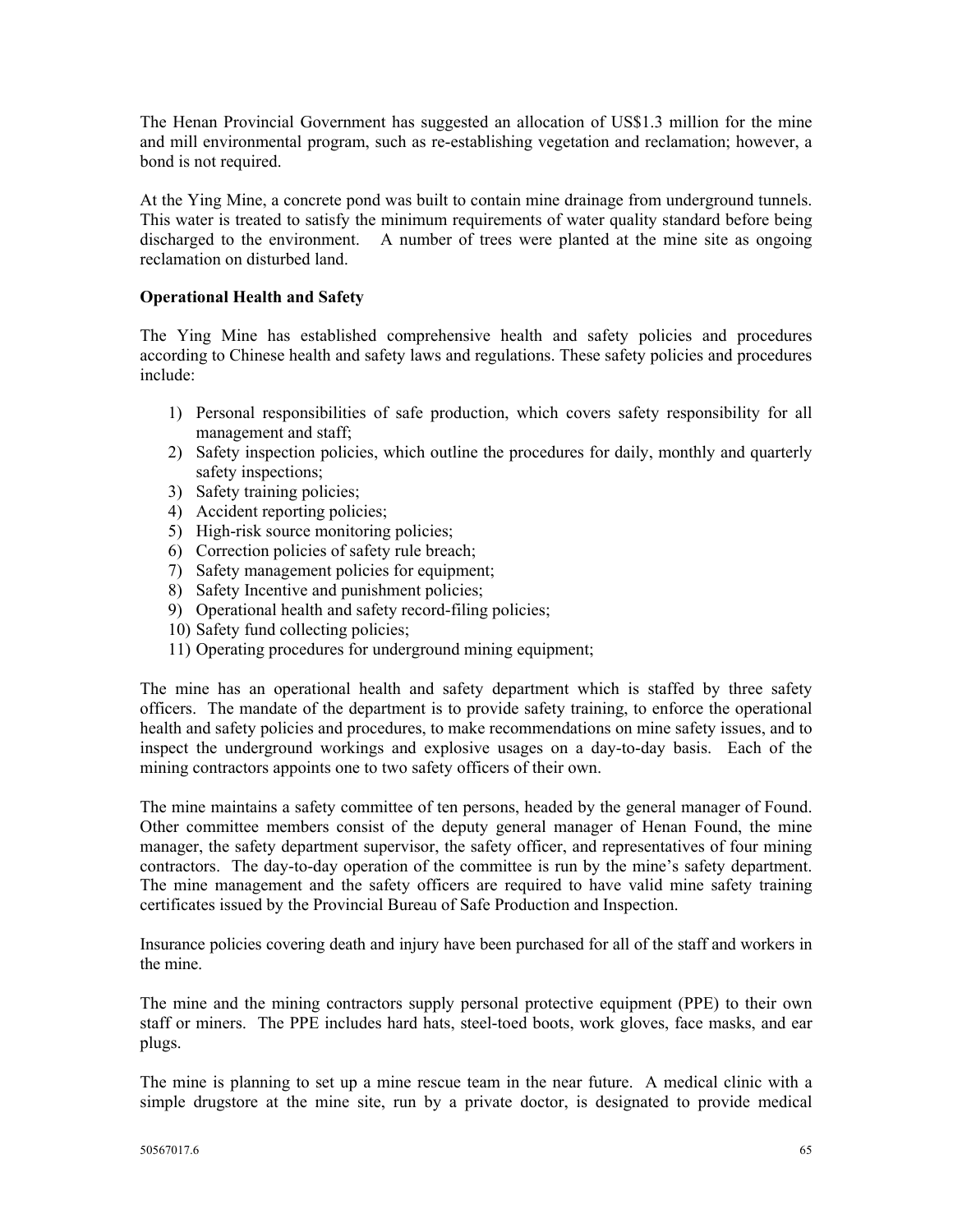The Henan Provincial Government has suggested an allocation of US$1.3 million for the mine and mill environmental program, such as re-establishing vegetation and reclamation; however, a bond is not required.

At the Ying Mine, a concrete pond was built to contain mine drainage from underground tunnels. This water is treated to satisfy the minimum requirements of water quality standard before being discharged to the environment. A number of trees were planted at the mine site as ongoing reclamation on disturbed land.

**Operational Health and Safety**

The Ying Mine has established comprehensive health and safety policies and procedures according to Chinese health and safety laws and regulations. These safety policies and procedures include:

1) Personal responsibilities of safe production, which covers safety responsibility for all management and staff;
2) Safety inspection policies, which outline the procedures for daily, monthly and quarterly safety inspections;
3) Safety training policies;
4) Accident reporting policies;
5) High-risk source monitoring policies;
6) Correction policies of safety rule breach;
7) Safety management policies for equipment;
8) Safety Incentive and punishment policies;
9) Operational health and safety record-filing policies;
10) Safety fund collecting policies;
11) Operating procedures for underground mining equipment;

The mine has an operational health and safety department which is staffed by three safety officers. The mandate of the department is to provide safety training, to enforce the operational health and safety policies and procedures, to make recommendations on mine safety issues, and to inspect the underground workings and explosive usages on a day-to-day basis. Each of the mining contractors appoints one to two safety officers of their own.

The mine maintains a safety committee of ten persons, headed by the general manager of Found. Other committee members consist of the deputy general manager of Henan Found, the mine manager, the safety department supervisor, the safety officer, and representatives of four mining contractors. The day-to-day operation of the committee is run by the mine's safety department. The mine management and the safety officers are required to have valid mine safety training certificates issued by the Provincial Bureau of Safe Production and Inspection.

Insurance policies covering death and injury have been purchased for all of the staff and workers in the mine.

The mine and the mining contractors supply personal protective equipment (PPE) to their own staff or miners. The PPE includes hard hats, steel-toed boots, work gloves, face masks, and ear plugs.

The mine is planning to set up a mine rescue team in the near future. A medical clinic with a simple drugstore at the mine site, run by a private doctor, is designated to provide medical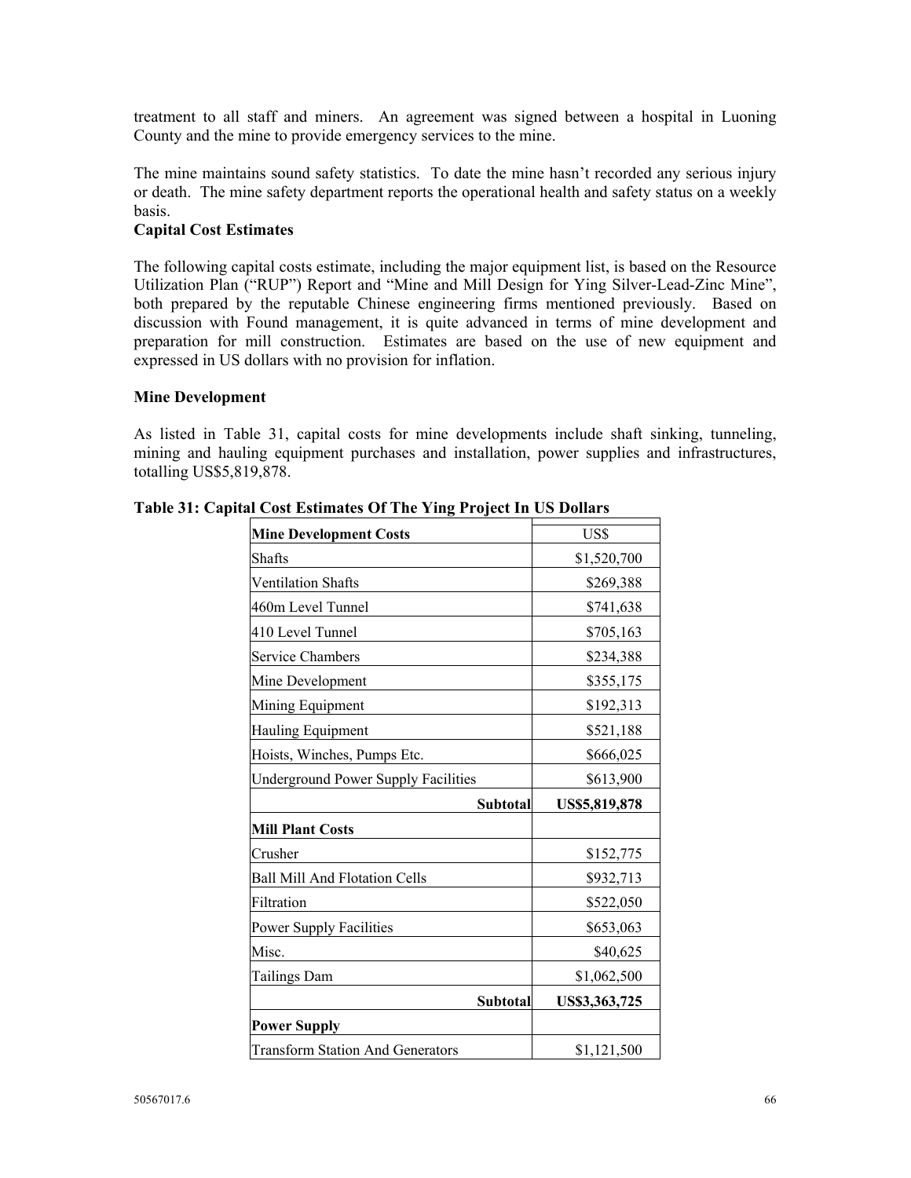treatment to all staff and miners. An agreement was signed between a hospital in Luoning County and the mine to provide emergency services to the mine.

The mine maintains sound safety statistics. To date the mine hasn't recorded any serious injury or death. The mine safety department reports the operational health and safety status on a weekly basis.

**Capital Cost Estimates**

The following capital costs estimate, including the major equipment list, is based on the Resource Utilization Plan ("RUP") Report and "Mine and Mill Design for Ying Silver-Lead-Zinc Mine", both prepared by the reputable Chinese engineering firms mentioned previously. Based on discussion with Found management, it is quite advanced in terms of mine development and preparation for mill construction. Estimates are based on the use of new equipment and expressed in US dollars with no provision for inflation.

**Mine Development**

As listed in Table 31, capital costs for mine developments include shaft sinking, tunneling, mining and hauling equipment purchases and installation, power supplies and infrastructures, totalling US$5,819,878.

**Table 31: Capital Cost Estimates Of The Ying Project In US Dollars**

| **Mine Development Costs** | US$ |
|---|---|
| Shafts | $1,520,700 |
| Ventilation Shafts | $269,388 |
| 460m Level Tunnel | $741,638 |
| 410 Level Tunnel | $705,163 |
| Service Chambers | $234,388 |
| Mine Development | $355,175 |
| Mining Equipment | $192,313 |
| Hauling Equipment | $521,188 |
| Hoists, Winches, Pumps Etc. | $666,025 |
| Underground Power Supply Facilities | $613,900 |
| **Subtotal** | **US$5,819,878** |
| **Mill Plant Costs** | |
| Crusher | $152,775 |
| Ball Mill And Flotation Cells | $932,713 |
| Filtration | $522,050 |
| Power Supply Facilities | $653,063 |
| Misc. | $40,625 |
| Tailings Dam | $1,062,500 |
| **Subtotal** | **US$3,363,725** |
| **Power Supply** | |
| Transform Station And Generators | $1,121,500 |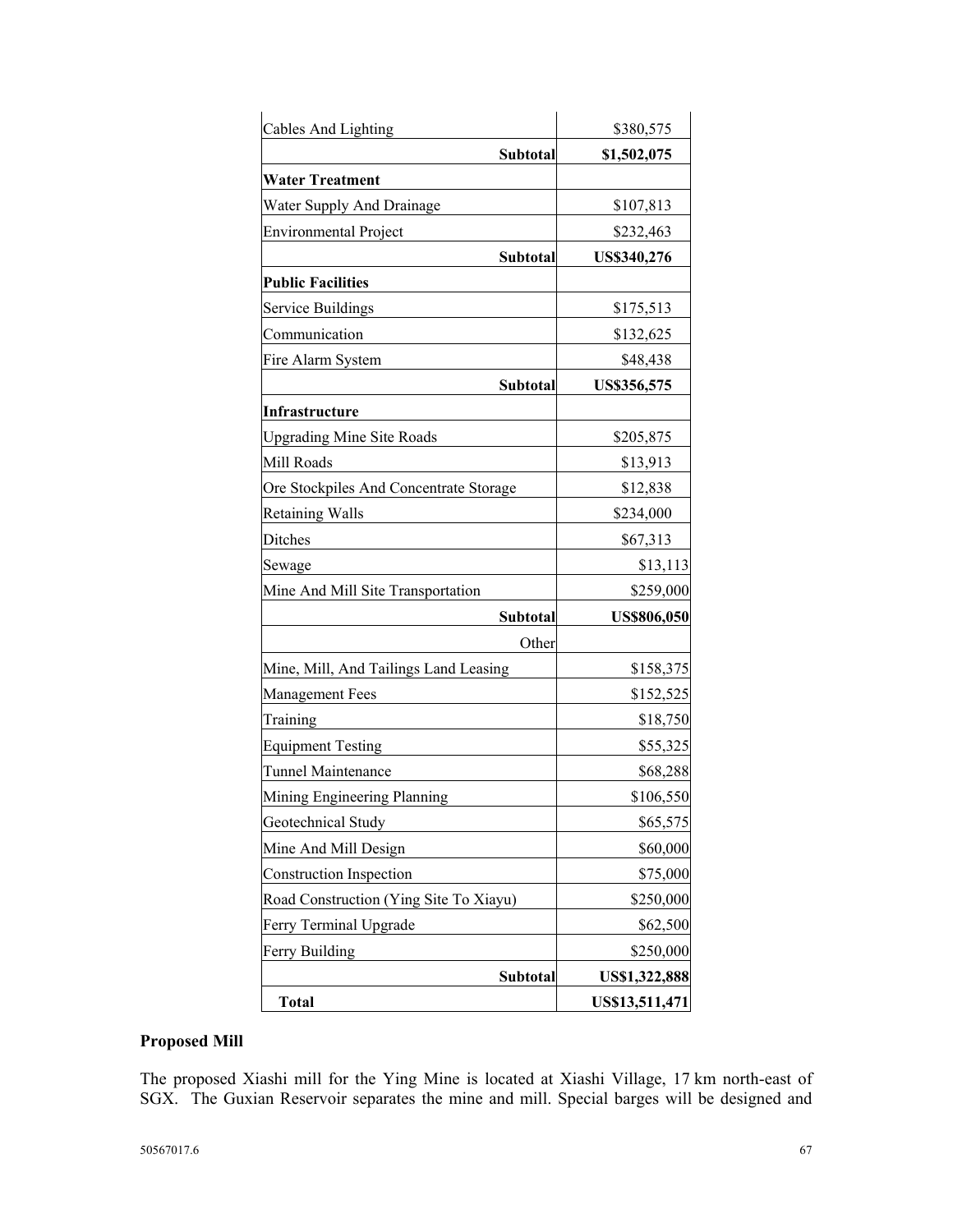| | |
|---|---|
| Cables And Lighting | $380,575 |
| **Subtotal** | **$1,502,075** |
| **Water Treatment** | |
| Water Supply And Drainage | $107,813 |
| Environmental Project | $232,463 |
| **Subtotal** | **US$340,276** |
| **Public Facilities** | |
| Service Buildings | $175,513 |
| Communication | $132,625 |
| Fire Alarm System | $48,438 |
| **Subtotal** | **US$356,575** |
| **Infrastructure** | |
| Upgrading Mine Site Roads | $205,875 |
| Mill Roads | $13,913 |
| Ore Stockpiles And Concentrate Storage | $12,838 |
| Retaining Walls | $234,000 |
| Ditches | $67,313 |
| Sewage | $13,113 |
| Mine And Mill Site Transportation | $259,000 |
| **Subtotal** | **US$806,050** |
| Other | |
| Mine, Mill, And Tailings Land Leasing | $158,375 |
| Management Fees | $152,525 |
| Training | $18,750 |
| Equipment Testing | $55,325 |
| Tunnel Maintenance | $68,288 |
| Mining Engineering Planning | $106,550 |
| Geotechnical Study | $65,575 |
| Mine And Mill Design | $60,000 |
| Construction Inspection | $75,000 |
| Road Construction (Ying Site To Xiayu) | $250,000 |
| Ferry Terminal Upgrade | $62,500 |
| Ferry Building | $250,000 |
| **Subtotal** | **US$1,322,888** |
| **Total** | **US$13,511,471** |

**Proposed Mill**

The proposed Xiashi mill for the Ying Mine is located at Xiashi Village, 17 km north-east of SGX. The Guxian Reservoir separates the mine and mill. Special barges will be designed and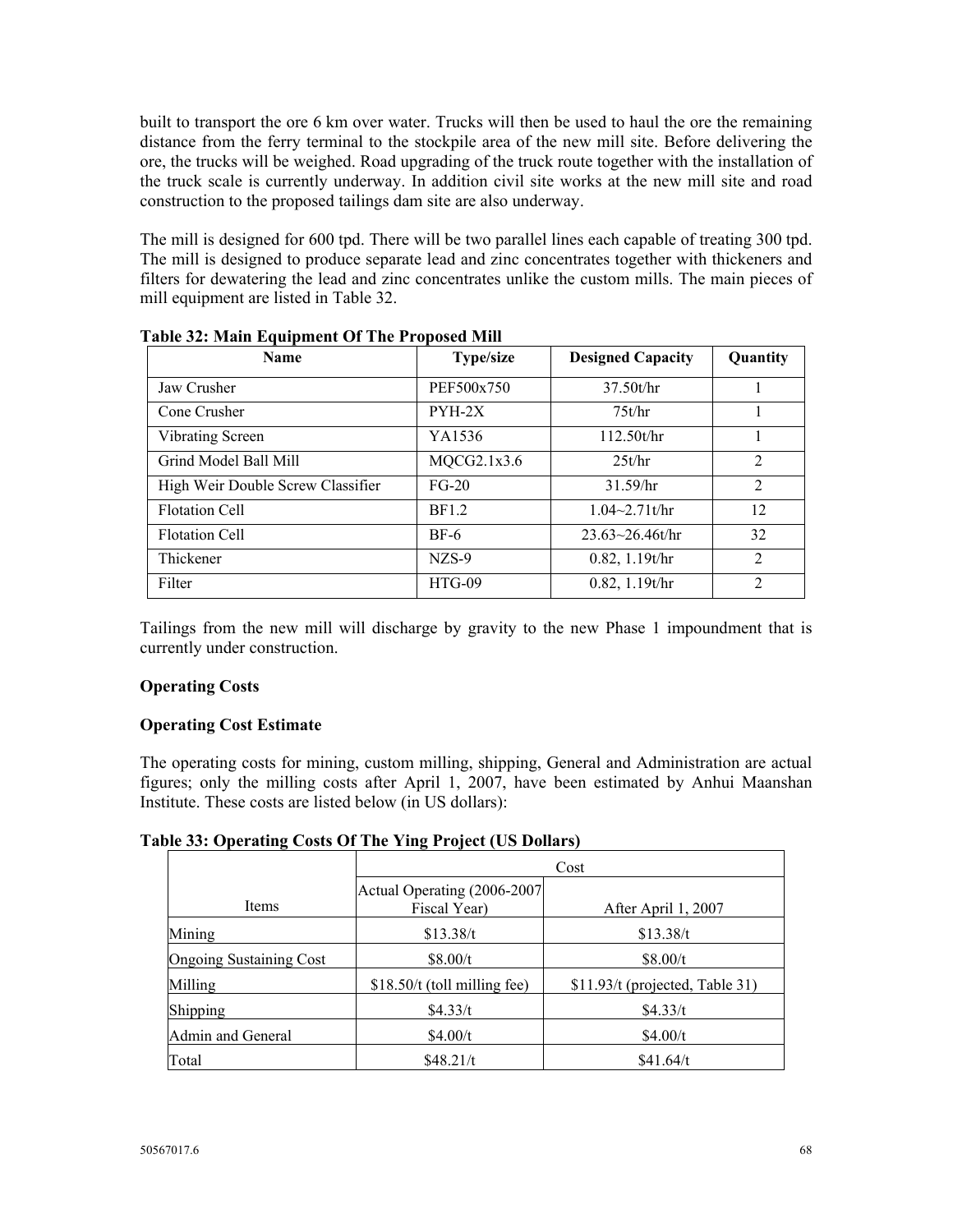built to transport the ore 6 km over water. Trucks will then be used to haul the ore the remaining distance from the ferry terminal to the stockpile area of the new mill site. Before delivering the ore, the trucks will be weighed. Road upgrading of the truck route together with the installation of the truck scale is currently underway. In addition civil site works at the new mill site and road construction to the proposed tailings dam site are also underway.

The mill is designed for 600 tpd. There will be two parallel lines each capable of treating 300 tpd. The mill is designed to produce separate lead and zinc concentrates together with thickeners and filters for dewatering the lead and zinc concentrates unlike the custom mills. The main pieces of mill equipment are listed in Table 32.

**Table 32: Main Equipment Of The Proposed Mill**

| Name | Type/size | Designed Capacity | Quantity |
|---|---|---|---|
| Jaw Crusher | PEF500x750 | 37.50t/hr | 1 |
| Cone Crusher | PYH-2X | 75t/hr | 1 |
| Vibrating Screen | YA1536 | 112.50t/hr | 1 |
| Grind Model Ball Mill | MQCG2.1x3.6 | 25t/hr | 2 |
| High Weir Double Screw Classifier | FG-20 | 31.59/hr | 2 |
| Flotation Cell | BF1.2 | 1.04~2.71t/hr | 12 |
| Flotation Cell | BF-6 | 23.63~26.46t/hr | 32 |
| Thickener | NZS-9 | 0.82, 1.19t/hr | 2 |
| Filter | HTG-09 | 0.82, 1.19t/hr | 2 |

Tailings from the new mill will discharge by gravity to the new Phase 1 impoundment that is currently under construction.

**Operating Costs**

**Operating Cost Estimate**

The operating costs for mining, custom milling, shipping, General and Administration are actual figures; only the milling costs after April 1, 2007, have been estimated by Anhui Maanshan Institute. These costs are listed below (in US dollars):

**Table 33: Operating Costs Of The Ying Project (US Dollars)**

| Items | Cost | |
|---|---|---|
| | Actual Operating (2006-2007 Fiscal Year) | After April 1, 2007 |
| Mining | $13.38/t | $13.38/t |
| Ongoing Sustaining Cost | $8.00/t | $8.00/t |
| Milling | $18.50/t (toll milling fee) | $11.93/t (projected, Table 31) |
| Shipping | $4.33/t | $4.33/t |
| Admin and General | $4.00/t | $4.00/t |
| Total | $48.21/t | $41.64/t |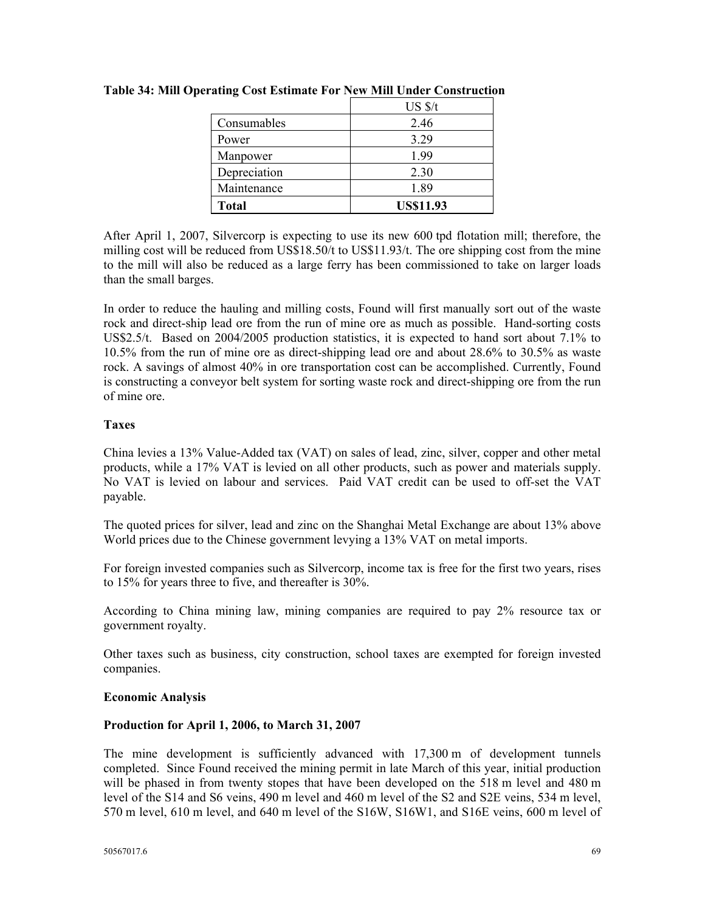**Table 34: Mill Operating Cost Estimate For New Mill Under Construction**

| | US $/t |
|---|---|
| Consumables | 2.46 |
| Power | 3.29 |
| Manpower | 1.99 |
| Depreciation | 2.30 |
| Maintenance | 1.89 |
| **Total** | **US$11.93** |

After April 1, 2007, Silvercorp is expecting to use its new 600 tpd flotation mill; therefore, the milling cost will be reduced from US$18.50/t to US$11.93/t. The ore shipping cost from the mine to the mill will also be reduced as a large ferry has been commissioned to take on larger loads than the small barges.

In order to reduce the hauling and milling costs, Found will first manually sort out of the waste rock and direct-ship lead ore from the run of mine ore as much as possible. Hand-sorting costs US$2.5/t. Based on 2004/2005 production statistics, it is expected to hand sort about 7.1% to 10.5% from the run of mine ore as direct-shipping lead ore and about 28.6% to 30.5% as waste rock. A savings of almost 40% in ore transportation cost can be accomplished. Currently, Found is constructing a conveyor belt system for sorting waste rock and direct-shipping ore from the run of mine ore.

**Taxes**

China levies a 13% Value-Added tax (VAT) on sales of lead, zinc, silver, copper and other metal products, while a 17% VAT is levied on all other products, such as power and materials supply. No VAT is levied on labour and services. Paid VAT credit can be used to off-set the VAT payable.

The quoted prices for silver, lead and zinc on the Shanghai Metal Exchange are about 13% above World prices due to the Chinese government levying a 13% VAT on metal imports.

For foreign invested companies such as Silvercorp, income tax is free for the first two years, rises to 15% for years three to five, and thereafter is 30%.

According to China mining law, mining companies are required to pay 2% resource tax or government royalty.

Other taxes such as business, city construction, school taxes are exempted for foreign invested companies.

**Economic Analysis**

**Production for April 1, 2006, to March 31, 2007**

The mine development is sufficiently advanced with 17,300 m of development tunnels completed. Since Found received the mining permit in late March of this year, initial production will be phased in from twenty stopes that have been developed on the 518 m level and 480 m level of the S14 and S6 veins, 490 m level and 460 m level of the S2 and S2E veins, 534 m level, 570 m level, 610 m level, and 640 m level of the S16W, S16W1, and S16E veins, 600 m level of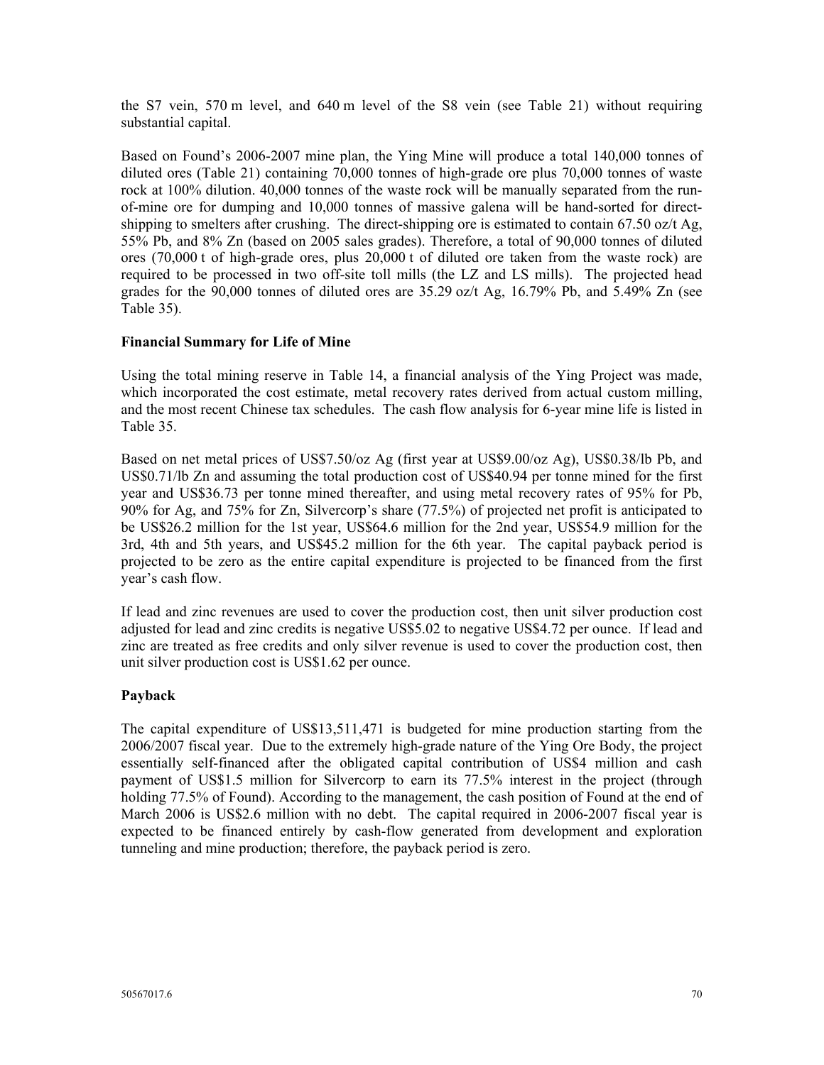the S7 vein, 570 m level, and 640 m level of the S8 vein (see Table 21) without requiring substantial capital.

Based on Found's 2006-2007 mine plan, the Ying Mine will produce a total 140,000 tonnes of diluted ores (Table 21) containing 70,000 tonnes of high-grade ore plus 70,000 tonnes of waste rock at 100% dilution. 40,000 tonnes of the waste rock will be manually separated from the run-of-mine ore for dumping and 10,000 tonnes of massive galena will be hand-sorted for direct-shipping to smelters after crushing. The direct-shipping ore is estimated to contain 67.50 oz/t Ag, 55% Pb, and 8% Zn (based on 2005 sales grades). Therefore, a total of 90,000 tonnes of diluted ores (70,000 t of high-grade ores, plus 20,000 t of diluted ore taken from the waste rock) are required to be processed in two off-site toll mills (the LZ and LS mills). The projected head grades for the 90,000 tonnes of diluted ores are 35.29 oz/t Ag, 16.79% Pb, and 5.49% Zn (see Table 35).

**Financial Summary for Life of Mine**

Using the total mining reserve in Table 14, a financial analysis of the Ying Project was made, which incorporated the cost estimate, metal recovery rates derived from actual custom milling, and the most recent Chinese tax schedules. The cash flow analysis for 6-year mine life is listed in Table 35.

Based on net metal prices of US$7.50/oz Ag (first year at US$9.00/oz Ag), US$0.38/lb Pb, and US$0.71/lb Zn and assuming the total production cost of US$40.94 per tonne mined for the first year and US$36.73 per tonne mined thereafter, and using metal recovery rates of 95% for Pb, 90% for Ag, and 75% for Zn, Silvercorp's share (77.5%) of projected net profit is anticipated to be US$26.2 million for the 1st year, US$64.6 million for the 2nd year, US$54.9 million for the 3rd, 4th and 5th years, and US$45.2 million for the 6th year. The capital payback period is projected to be zero as the entire capital expenditure is projected to be financed from the first year's cash flow.

If lead and zinc revenues are used to cover the production cost, then unit silver production cost adjusted for lead and zinc credits is negative US$5.02 to negative US$4.72 per ounce. If lead and zinc are treated as free credits and only silver revenue is used to cover the production cost, then unit silver production cost is US$1.62 per ounce.

**Payback**

The capital expenditure of US$13,511,471 is budgeted for mine production starting from the 2006/2007 fiscal year. Due to the extremely high-grade nature of the Ying Ore Body, the project essentially self-financed after the obligated capital contribution of US$4 million and cash payment of US$1.5 million for Silvercorp to earn its 77.5% interest in the project (through holding 77.5% of Found). According to the management, the cash position of Found at the end of March 2006 is US$2.6 million with no debt. The capital required in 2006-2007 fiscal year is expected to be financed entirely by cash-flow generated from development and exploration tunneling and mine production; therefore, the payback period is zero.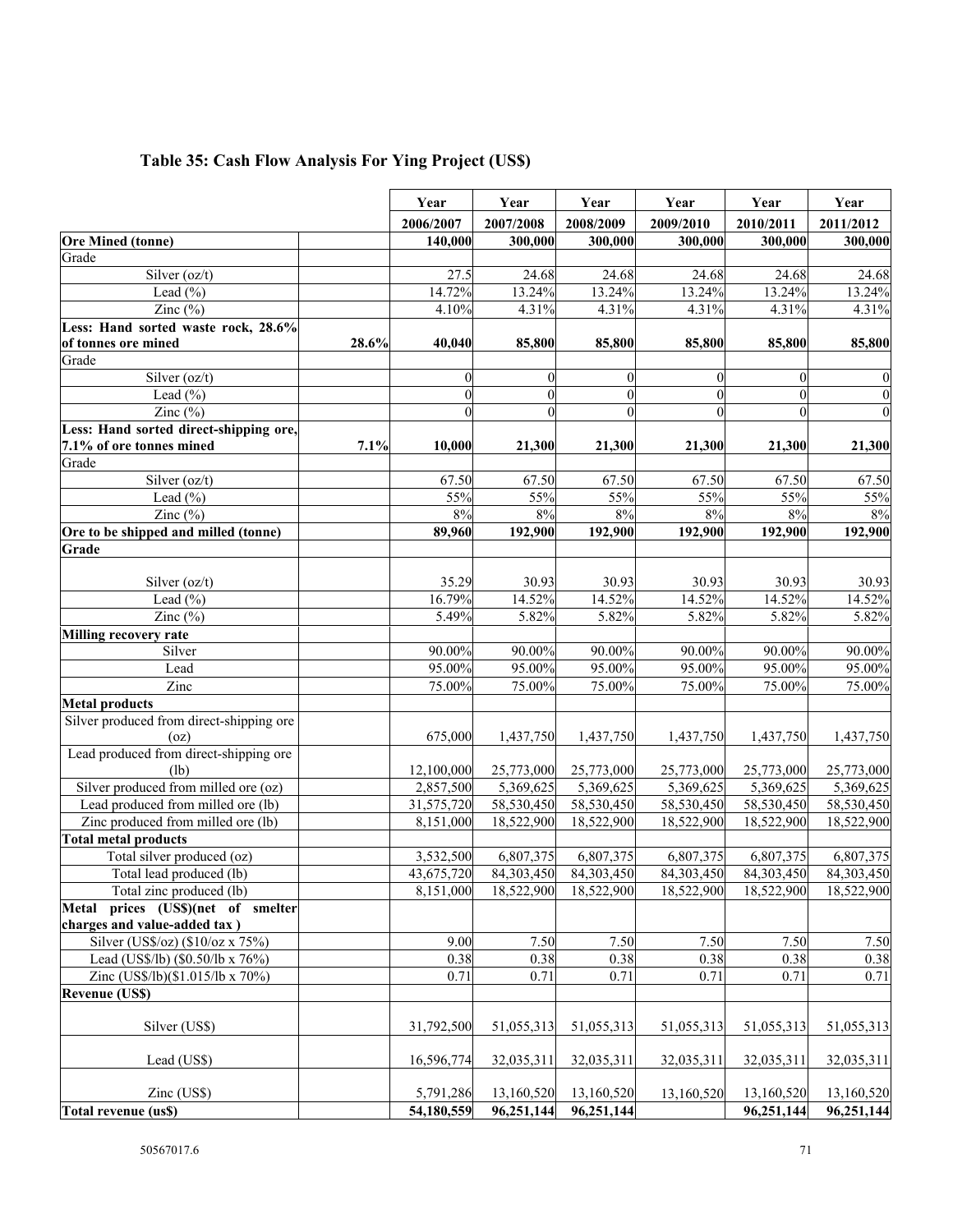## Table 35: Cash Flow Analysis For Ying Project (US$)

| | | Year | Year | Year | Year | Year | Year |
|---|---|---|---|---|---|---|---|
| | | 2006/2007 | 2007/2008 | 2008/2009 | 2009/2010 | 2010/2011 | 2011/2012 |
| **Ore Mined (tonne)** | | **140,000** | **300,000** | **300,000** | **300,000** | **300,000** | **300,000** |
| Grade | | | | | | | |
| Silver (oz/t) | | 27.5 | 24.68 | 24.68 | 24.68 | 24.68 | 24.68 |
| Lead (%) | | 14.72% | 13.24% | 13.24% | 13.24% | 13.24% | 13.24% |
| Zinc (%) | | 4.10% | 4.31% | 4.31% | 4.31% | 4.31% | 4.31% |
| **Less: Hand sorted waste rock, 28.6% of tonnes ore mined** | **28.6%** | **40,040** | **85,800** | **85,800** | **85,800** | **85,800** | **85,800** |
| Grade | | | | | | | |
| Silver (oz/t) | | 0 | 0 | 0 | 0 | 0 | 0 |
| Lead (%) | | 0 | 0 | 0 | 0 | 0 | 0 |
| Zinc (%) | | 0 | 0 | 0 | 0 | 0 | 0 |
| **Less: Hand sorted direct-shipping ore, 7.1% of ore tonnes mined** | **7.1%** | **10,000** | **21,300** | **21,300** | **21,300** | **21,300** | **21,300** |
| Grade | | | | | | | |
| Silver (oz/t) | | 67.50 | 67.50 | 67.50 | 67.50 | 67.50 | 67.50 |
| Lead (%) | | 55% | 55% | 55% | 55% | 55% | 55% |
| Zinc (%) | | 8% | 8% | 8% | 8% | 8% | 8% |
| **Ore to be shipped and milled (tonne)** | | **89,960** | **192,900** | **192,900** | **192,900** | **192,900** | **192,900** |
| **Grade** | | | | | | | |
| Silver (oz/t) | | 35.29 | 30.93 | 30.93 | 30.93 | 30.93 | 30.93 |
| Lead (%) | | 16.79% | 14.52% | 14.52% | 14.52% | 14.52% | 14.52% |
| Zinc (%) | | 5.49% | 5.82% | 5.82% | 5.82% | 5.82% | 5.82% |
| **Milling recovery rate** | | | | | | | |
| Silver | | 90.00% | 90.00% | 90.00% | 90.00% | 90.00% | 90.00% |
| Lead | | 95.00% | 95.00% | 95.00% | 95.00% | 95.00% | 95.00% |
| Zinc | | 75.00% | 75.00% | 75.00% | 75.00% | 75.00% | 75.00% |
| **Metal products** | | | | | | | |
| Silver produced from direct-shipping ore (oz) | | 675,000 | 1,437,750 | 1,437,750 | 1,437,750 | 1,437,750 | 1,437,750 |
| Lead produced from direct-shipping ore (lb) | | 12,100,000 | 25,773,000 | 25,773,000 | 25,773,000 | 25,773,000 | 25,773,000 |
| Silver produced from milled ore (oz) | | 2,857,500 | 5,369,625 | 5,369,625 | 5,369,625 | 5,369,625 | 5,369,625 |
| Lead produced from milled ore (lb) | | 31,575,720 | 58,530,450 | 58,530,450 | 58,530,450 | 58,530,450 | 58,530,450 |
| Zinc produced from milled ore (lb) | | 8,151,000 | 18,522,900 | 18,522,900 | 18,522,900 | 18,522,900 | 18,522,900 |
| **Total metal products** | | | | | | | |
| Total silver produced (oz) | | 3,532,500 | 6,807,375 | 6,807,375 | 6,807,375 | 6,807,375 | 6,807,375 |
| Total lead produced (lb) | | 43,675,720 | 84,303,450 | 84,303,450 | 84,303,450 | 84,303,450 | 84,303,450 |
| Total zinc produced (lb) | | 8,151,000 | 18,522,900 | 18,522,900 | 18,522,900 | 18,522,900 | 18,522,900 |
| **Metal prices (US$)(net of smelter charges and value-added tax )** | | | | | | | |
| Silver (US$/oz) ($10/oz x 75%) | | 9.00 | 7.50 | 7.50 | 7.50 | 7.50 | 7.50 |
| Lead (US$/lb) ($0.50/lb x 76%) | | 0.38 | 0.38 | 0.38 | 0.38 | 0.38 | 0.38 |
| Zinc (US$/lb)($1.015/lb x 70%) | | 0.71 | 0.71 | 0.71 | 0.71 | 0.71 | 0.71 |
| **Revenue (US$)** | | | | | | | |
| Silver (US$) | | 31,792,500 | 51,055,313 | 51,055,313 | 51,055,313 | 51,055,313 | 51,055,313 |
| Lead (US$) | | 16,596,774 | 32,035,311 | 32,035,311 | 32,035,311 | 32,035,311 | 32,035,311 |
| Zinc (US$) | | 5,791,286 | 13,160,520 | 13,160,520 | 13,160,520 | 13,160,520 | 13,160,520 |
| **Total revenue (us$)** | | **54,180,559** | **96,251,144** | **96,251,144** | | **96,251,144** | **96,251,144** |

50567017.6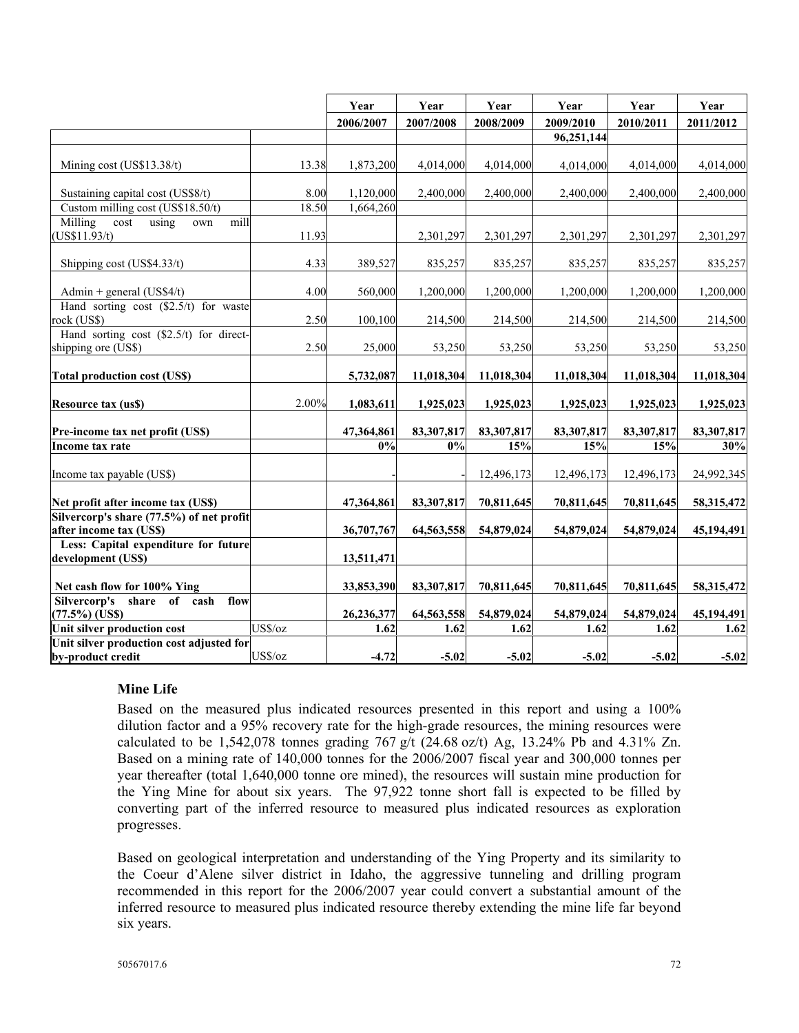| | | Year 2006/2007 | Year 2007/2008 | Year 2008/2009 | Year 2009/2010 | Year 2010/2011 | Year 2011/2012 |
|---|---|---|---|---|---|---|---|
| | | | | | 96,251,144 | | |
| Mining cost (US$13.38/t) | 13.38 | 1,873,200 | 4,014,000 | 4,014,000 | 4,014,000 | 4,014,000 | 4,014,000 |
| Sustaining capital cost (US$8/t) | 8.00 | 1,120,000 | 2,400,000 | 2,400,000 | 2,400,000 | 2,400,000 | 2,400,000 |
| Custom milling cost (US$18.50/t) | 18.50 | 1,664,260 | | | | | |
| Milling cost using own mill (US$11.93/t) | 11.93 | | 2,301,297 | 2,301,297 | 2,301,297 | 2,301,297 | 2,301,297 |
| Shipping cost (US$4.33/t) | 4.33 | 389,527 | 835,257 | 835,257 | 835,257 | 835,257 | 835,257 |
| Admin + general (US$4/t) | 4.00 | 560,000 | 1,200,000 | 1,200,000 | 1,200,000 | 1,200,000 | 1,200,000 |
| Hand sorting cost ($2.5/t) for waste rock (US$) | 2.50 | 100,100 | 214,500 | 214,500 | 214,500 | 214,500 | 214,500 |
| Hand sorting cost ($2.5/t) for direct-shipping ore (US$) | 2.50 | 25,000 | 53,250 | 53,250 | 53,250 | 53,250 | 53,250 |
| **Total production cost (US$)** | | **5,732,087** | **11,018,304** | **11,018,304** | **11,018,304** | **11,018,304** | **11,018,304** |
| **Resource tax (us$)** | 2.00% | **1,083,611** | **1,925,023** | **1,925,023** | **1,925,023** | **1,925,023** | **1,925,023** |
| **Pre-income tax net profit (US$)** | | **47,364,861** | **83,307,817** | **83,307,817** | **83,307,817** | **83,307,817** | **83,307,817** |
| **Income tax rate** | | **0%** | **0%** | **15%** | **15%** | **15%** | **30%** |
| Income tax payable (US$) | | - | - | 12,496,173 | 12,496,173 | 12,496,173 | 24,992,345 |
| **Net profit after income tax (US$)** | | **47,364,861** | **83,307,817** | **70,811,645** | **70,811,645** | **70,811,645** | **58,315,472** |
| **Silvercorp's share (77.5%) of net profit after income tax (US$)** | | **36,707,767** | **64,563,558** | **54,879,024** | **54,879,024** | **54,879,024** | **45,194,491** |
| **Less: Capital expenditure for future development (US$)** | | **13,511,471** | | | | | |
| **Net cash flow for 100% Ying** | | **33,853,390** | **83,307,817** | **70,811,645** | **70,811,645** | **70,811,645** | **58,315,472** |
| **Silvercorp's share of cash flow (77.5%) (US$)** | | **26,236,377** | **64,563,558** | **54,879,024** | **54,879,024** | **54,879,024** | **45,194,491** |
| **Unit silver production cost** | US$/oz | **1.62** | **1.62** | **1.62** | **1.62** | **1.62** | **1.62** |
| **Unit silver production cost adjusted for by-product credit** | US$/oz | **-4.72** | **-5.02** | **-5.02** | **-5.02** | **-5.02** | **-5.02** |

### Mine Life

Based on the measured plus indicated resources presented in this report and using a 100% dilution factor and a 95% recovery rate for the high-grade resources, the mining resources were calculated to be 1,542,078 tonnes grading 767 g/t (24.68 oz/t) Ag, 13.24% Pb and 4.31% Zn. Based on a mining rate of 140,000 tonnes for the 2006/2007 fiscal year and 300,000 tonnes per year thereafter (total 1,640,000 tonne ore mined), the resources will sustain mine production for the Ying Mine for about six years. The 97,922 tonne short fall is expected to be filled by converting part of the inferred resource to measured plus indicated resources as exploration progresses.

Based on geological interpretation and understanding of the Ying Property and its similarity to the Coeur d'Alene silver district in Idaho, the aggressive tunneling and drilling program recommended in this report for the 2006/2007 year could convert a substantial amount of the inferred resource to measured plus indicated resource thereby extending the mine life far beyond six years.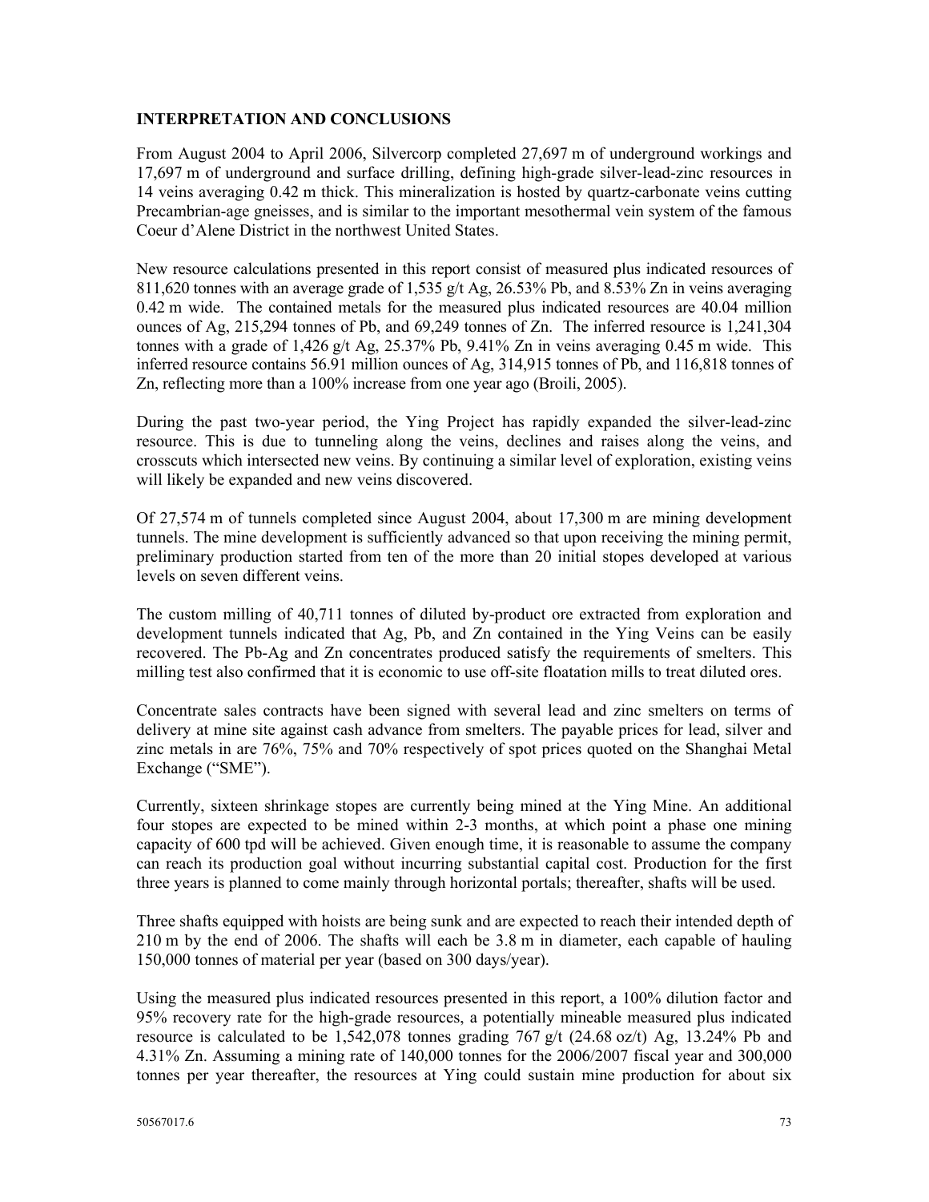## INTERPRETATION AND CONCLUSIONS

From August 2004 to April 2006, Silvercorp completed 27,697 m of underground workings and 17,697 m of underground and surface drilling, defining high-grade silver-lead-zinc resources in 14 veins averaging 0.42 m thick. This mineralization is hosted by quartz-carbonate veins cutting Precambrian-age gneisses, and is similar to the important mesothermal vein system of the famous Coeur d'Alene District in the northwest United States.

New resource calculations presented in this report consist of measured plus indicated resources of 811,620 tonnes with an average grade of 1,535 g/t Ag, 26.53% Pb, and 8.53% Zn in veins averaging 0.42 m wide. The contained metals for the measured plus indicated resources are 40.04 million ounces of Ag, 215,294 tonnes of Pb, and 69,249 tonnes of Zn. The inferred resource is 1,241,304 tonnes with a grade of 1,426 g/t Ag, 25.37% Pb, 9.41% Zn in veins averaging 0.45 m wide. This inferred resource contains 56.91 million ounces of Ag, 314,915 tonnes of Pb, and 116,818 tonnes of Zn, reflecting more than a 100% increase from one year ago (Broili, 2005).

During the past two-year period, the Ying Project has rapidly expanded the silver-lead-zinc resource. This is due to tunneling along the veins, declines and raises along the veins, and crosscuts which intersected new veins. By continuing a similar level of exploration, existing veins will likely be expanded and new veins discovered.

Of 27,574 m of tunnels completed since August 2004, about 17,300 m are mining development tunnels. The mine development is sufficiently advanced so that upon receiving the mining permit, preliminary production started from ten of the more than 20 initial stopes developed at various levels on seven different veins.

The custom milling of 40,711 tonnes of diluted by-product ore extracted from exploration and development tunnels indicated that Ag, Pb, and Zn contained in the Ying Veins can be easily recovered. The Pb-Ag and Zn concentrates produced satisfy the requirements of smelters. This milling test also confirmed that it is economic to use off-site floatation mills to treat diluted ores.

Concentrate sales contracts have been signed with several lead and zinc smelters on terms of delivery at mine site against cash advance from smelters. The payable prices for lead, silver and zinc metals in are 76%, 75% and 70% respectively of spot prices quoted on the Shanghai Metal Exchange ("SME").

Currently, sixteen shrinkage stopes are currently being mined at the Ying Mine. An additional four stopes are expected to be mined within 2-3 months, at which point a phase one mining capacity of 600 tpd will be achieved. Given enough time, it is reasonable to assume the company can reach its production goal without incurring substantial capital cost. Production for the first three years is planned to come mainly through horizontal portals; thereafter, shafts will be used.

Three shafts equipped with hoists are being sunk and are expected to reach their intended depth of 210 m by the end of 2006. The shafts will each be 3.8 m in diameter, each capable of hauling 150,000 tonnes of material per year (based on 300 days/year).

Using the measured plus indicated resources presented in this report, a 100% dilution factor and 95% recovery rate for the high-grade resources, a potentially mineable measured plus indicated resource is calculated to be 1,542,078 tonnes grading 767 g/t (24.68 oz/t) Ag, 13.24% Pb and 4.31% Zn. Assuming a mining rate of 140,000 tonnes for the 2006/2007 fiscal year and 300,000 tonnes per year thereafter, the resources at Ying could sustain mine production for about six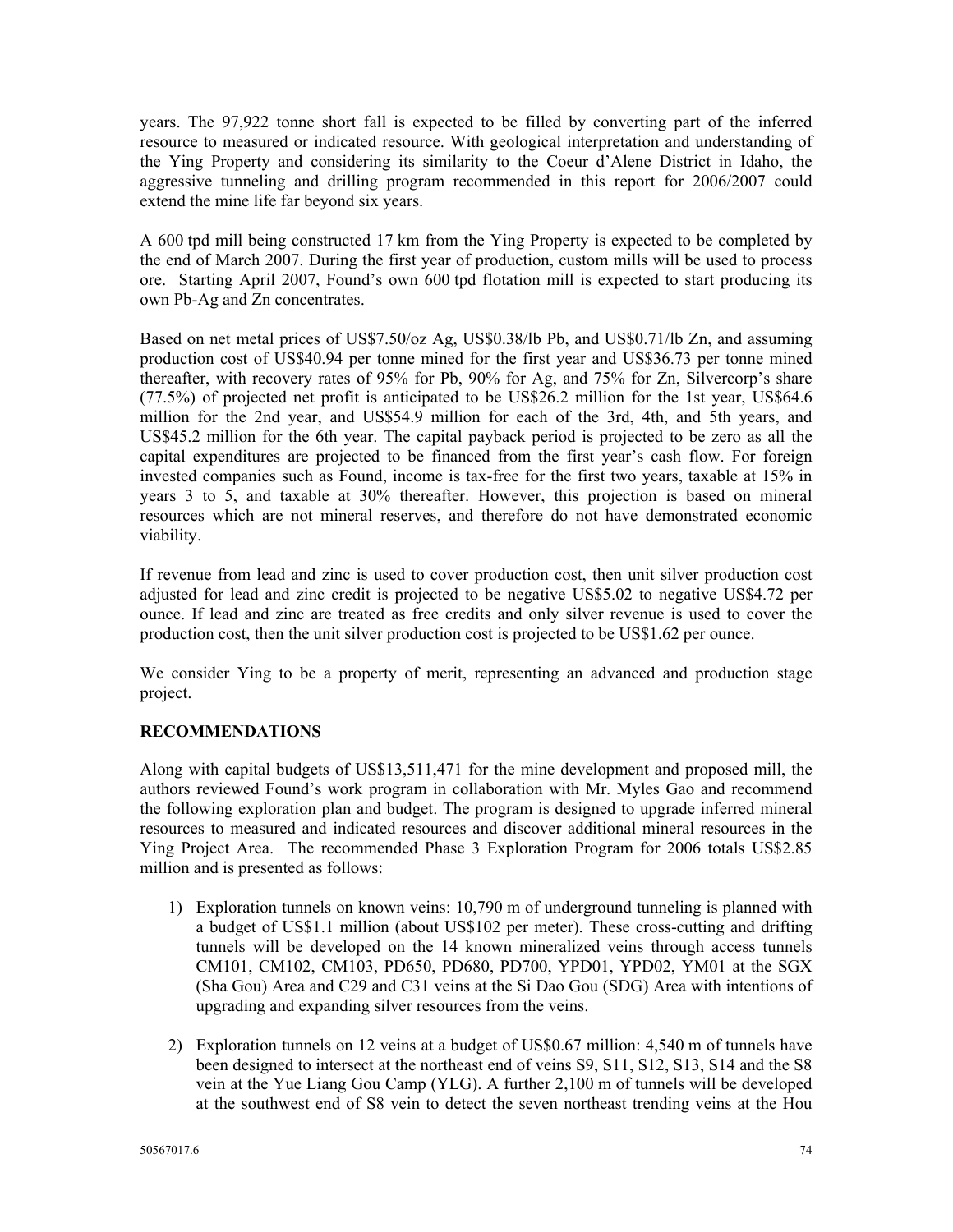years. The 97,922 tonne short fall is expected to be filled by converting part of the inferred resource to measured or indicated resource. With geological interpretation and understanding of the Ying Property and considering its similarity to the Coeur d'Alene District in Idaho, the aggressive tunneling and drilling program recommended in this report for 2006/2007 could extend the mine life far beyond six years.

A 600 tpd mill being constructed 17 km from the Ying Property is expected to be completed by the end of March 2007. During the first year of production, custom mills will be used to process ore. Starting April 2007, Found's own 600 tpd flotation mill is expected to start producing its own Pb-Ag and Zn concentrates.

Based on net metal prices of US$7.50/oz Ag, US$0.38/lb Pb, and US$0.71/lb Zn, and assuming production cost of US$40.94 per tonne mined for the first year and US$36.73 per tonne mined thereafter, with recovery rates of 95% for Pb, 90% for Ag, and 75% for Zn, Silvercorp's share (77.5%) of projected net profit is anticipated to be US$26.2 million for the 1st year, US$64.6 million for the 2nd year, and US$54.9 million for each of the 3rd, 4th, and 5th years, and US$45.2 million for the 6th year. The capital payback period is projected to be zero as all the capital expenditures are projected to be financed from the first year's cash flow. For foreign invested companies such as Found, income is tax-free for the first two years, taxable at 15% in years 3 to 5, and taxable at 30% thereafter. However, this projection is based on mineral resources which are not mineral reserves, and therefore do not have demonstrated economic viability.

If revenue from lead and zinc is used to cover production cost, then unit silver production cost adjusted for lead and zinc credit is projected to be negative US$5.02 to negative US$4.72 per ounce. If lead and zinc are treated as free credits and only silver revenue is used to cover the production cost, then the unit silver production cost is projected to be US$1.62 per ounce.

We consider Ying to be a property of merit, representing an advanced and production stage project.

## RECOMMENDATIONS

Along with capital budgets of US$13,511,471 for the mine development and proposed mill, the authors reviewed Found's work program in collaboration with Mr. Myles Gao and recommend the following exploration plan and budget. The program is designed to upgrade inferred mineral resources to measured and indicated resources and discover additional mineral resources in the Ying Project Area. The recommended Phase 3 Exploration Program for 2006 totals US$2.85 million and is presented as follows:

1) Exploration tunnels on known veins: 10,790 m of underground tunneling is planned with a budget of US$1.1 million (about US$102 per meter). These cross-cutting and drifting tunnels will be developed on the 14 known mineralized veins through access tunnels CM101, CM102, CM103, PD650, PD680, PD700, YPD01, YPD02, YM01 at the SGX (Sha Gou) Area and C29 and C31 veins at the Si Dao Gou (SDG) Area with intentions of upgrading and expanding silver resources from the veins.

2) Exploration tunnels on 12 veins at a budget of US$0.67 million: 4,540 m of tunnels have been designed to intersect at the northeast end of veins S9, S11, S12, S13, S14 and the S8 vein at the Yue Liang Gou Camp (YLG). A further 2,100 m of tunnels will be developed at the southwest end of S8 vein to detect the seven northeast trending veins at the Hou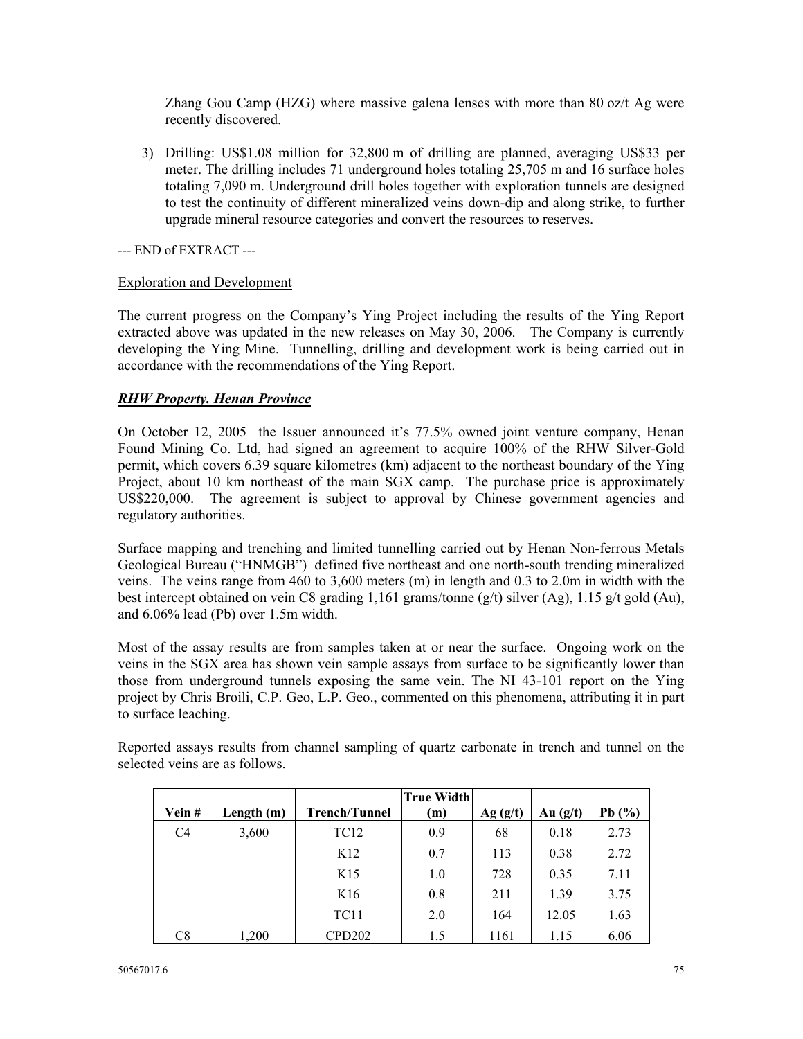Zhang Gou Camp (HZG) where massive galena lenses with more than 80 oz/t Ag were recently discovered.

3) Drilling: US$1.08 million for 32,800 m of drilling are planned, averaging US$33 per meter. The drilling includes 71 underground holes totaling 25,705 m and 16 surface holes totaling 7,090 m. Underground drill holes together with exploration tunnels are designed to test the continuity of different mineralized veins down-dip and along strike, to further upgrade mineral resource categories and convert the resources to reserves.

--- END of EXTRACT ---

Exploration and Development

The current progress on the Company's Ying Project including the results of the Ying Report extracted above was updated in the new releases on May 30, 2006. The Company is currently developing the Ying Mine. Tunnelling, drilling and development work is being carried out in accordance with the recommendations of the Ying Report.

***RHW Property. Henan Province***

On October 12, 2005 the Issuer announced it's 77.5% owned joint venture company, Henan Found Mining Co. Ltd, had signed an agreement to acquire 100% of the RHW Silver-Gold permit, which covers 6.39 square kilometres (km) adjacent to the northeast boundary of the Ying Project, about 10 km northeast of the main SGX camp. The purchase price is approximately US$220,000. The agreement is subject to approval by Chinese government agencies and regulatory authorities.

Surface mapping and trenching and limited tunnelling carried out by Henan Non-ferrous Metals Geological Bureau ("HNMGB") defined five northeast and one north-south trending mineralized veins. The veins range from 460 to 3,600 meters (m) in length and 0.3 to 2.0m in width with the best intercept obtained on vein C8 grading 1,161 grams/tonne (g/t) silver (Ag), 1.15 g/t gold (Au), and 6.06% lead (Pb) over 1.5m width.

Most of the assay results are from samples taken at or near the surface. Ongoing work on the veins in the SGX area has shown vein sample assays from surface to be significantly lower than those from underground tunnels exposing the same vein. The NI 43-101 report on the Ying project by Chris Broili, C.P. Geo, L.P. Geo., commented on this phenomena, attributing it in part to surface leaching.

Reported assays results from channel sampling of quartz carbonate in trench and tunnel on the selected veins are as follows.

| Vein # | Length (m) | Trench/Tunnel | True Width (m) | Ag (g/t) | Au (g/t) | Pb (%) |
|---|---|---|---|---|---|---|
| C4 | 3,600 | TC12 | 0.9 | 68 | 0.18 | 2.73 |
| | | K12 | 0.7 | 113 | 0.38 | 2.72 |
| | | K15 | 1.0 | 728 | 0.35 | 7.11 |
| | | K16 | 0.8 | 211 | 1.39 | 3.75 |
| | | TC11 | 2.0 | 164 | 12.05 | 1.63 |
| C8 | 1,200 | CPD202 | 1.5 | 1161 | 1.15 | 6.06 |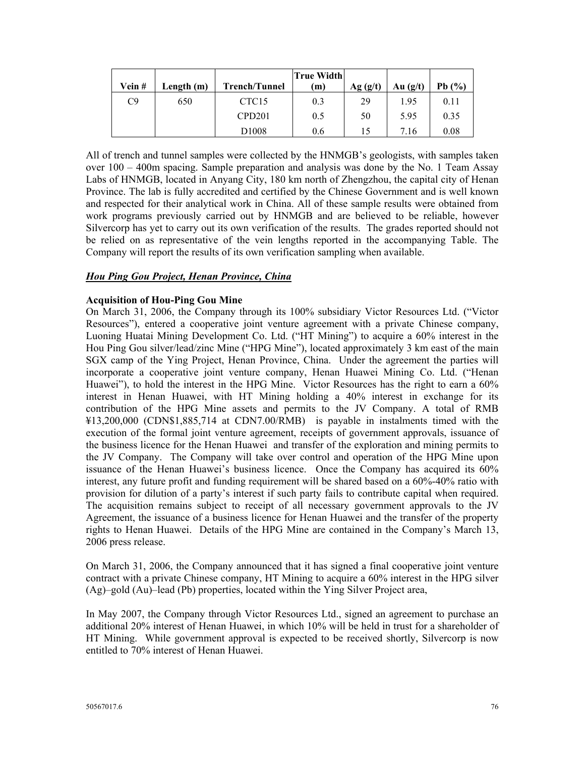| Vein # | Length (m) | Trench/Tunnel | True Width (m) | Ag (g/t) | Au (g/t) | Pb (%) |
|---|---|---|---|---|---|---|
| C9 | 650 | CTC15 | 0.3 | 29 | 1.95 | 0.11 |
| | | CPD201 | 0.5 | 50 | 5.95 | 0.35 |
| | | D1008 | 0.6 | 15 | 7.16 | 0.08 |

All of trench and tunnel samples were collected by the HNMGB's geologists, with samples taken over 100 – 400m spacing. Sample preparation and analysis was done by the No. 1 Team Assay Labs of HNMGB, located in Anyang City, 180 km north of Zhengzhou, the capital city of Henan Province. The lab is fully accredited and certified by the Chinese Government and is well known and respected for their analytical work in China. All of these sample results were obtained from work programs previously carried out by HNMGB and are believed to be reliable, however Silvercorp has yet to carry out its own verification of the results. The grades reported should not be relied on as representative of the vein lengths reported in the accompanying Table. The Company will report the results of its own verification sampling when available.

***Hou Ping Gou Project, Henan Province, China***

**Acquisition of Hou-Ping Gou Mine**

On March 31, 2006, the Company through its 100% subsidiary Victor Resources Ltd. ("Victor Resources"), entered a cooperative joint venture agreement with a private Chinese company, Luoning Huatai Mining Development Co. Ltd. ("HT Mining") to acquire a 60% interest in the Hou Ping Gou silver/lead/zinc Mine ("HPG Mine"), located approximately 3 km east of the main SGX camp of the Ying Project, Henan Province, China. Under the agreement the parties will incorporate a cooperative joint venture company, Henan Huawei Mining Co. Ltd. ("Henan Huawei"), to hold the interest in the HPG Mine. Victor Resources has the right to earn a 60% interest in Henan Huawei, with HT Mining holding a 40% interest in exchange for its contribution of the HPG Mine assets and permits to the JV Company. A total of RMB ¥13,200,000 (CDN$1,885,714 at CDN7.00/RMB) is payable in instalments timed with the execution of the formal joint venture agreement, receipts of government approvals, issuance of the business licence for the Henan Huawei and transfer of the exploration and mining permits to the JV Company. The Company will take over control and operation of the HPG Mine upon issuance of the Henan Huawei's business licence. Once the Company has acquired its 60% interest, any future profit and funding requirement will be shared based on a 60%-40% ratio with provision for dilution of a party's interest if such party fails to contribute capital when required. The acquisition remains subject to receipt of all necessary government approvals to the JV Agreement, the issuance of a business licence for Henan Huawei and the transfer of the property rights to Henan Huawei. Details of the HPG Mine are contained in the Company's March 13, 2006 press release.

On March 31, 2006, the Company announced that it has signed a final cooperative joint venture contract with a private Chinese company, HT Mining to acquire a 60% interest in the HPG silver (Ag)–gold (Au)–lead (Pb) properties, located within the Ying Silver Project area,

In May 2007, the Company through Victor Resources Ltd., signed an agreement to purchase an additional 20% interest of Henan Huawei, in which 10% will be held in trust for a shareholder of HT Mining. While government approval is expected to be received shortly, Silvercorp is now entitled to 70% interest of Henan Huawei.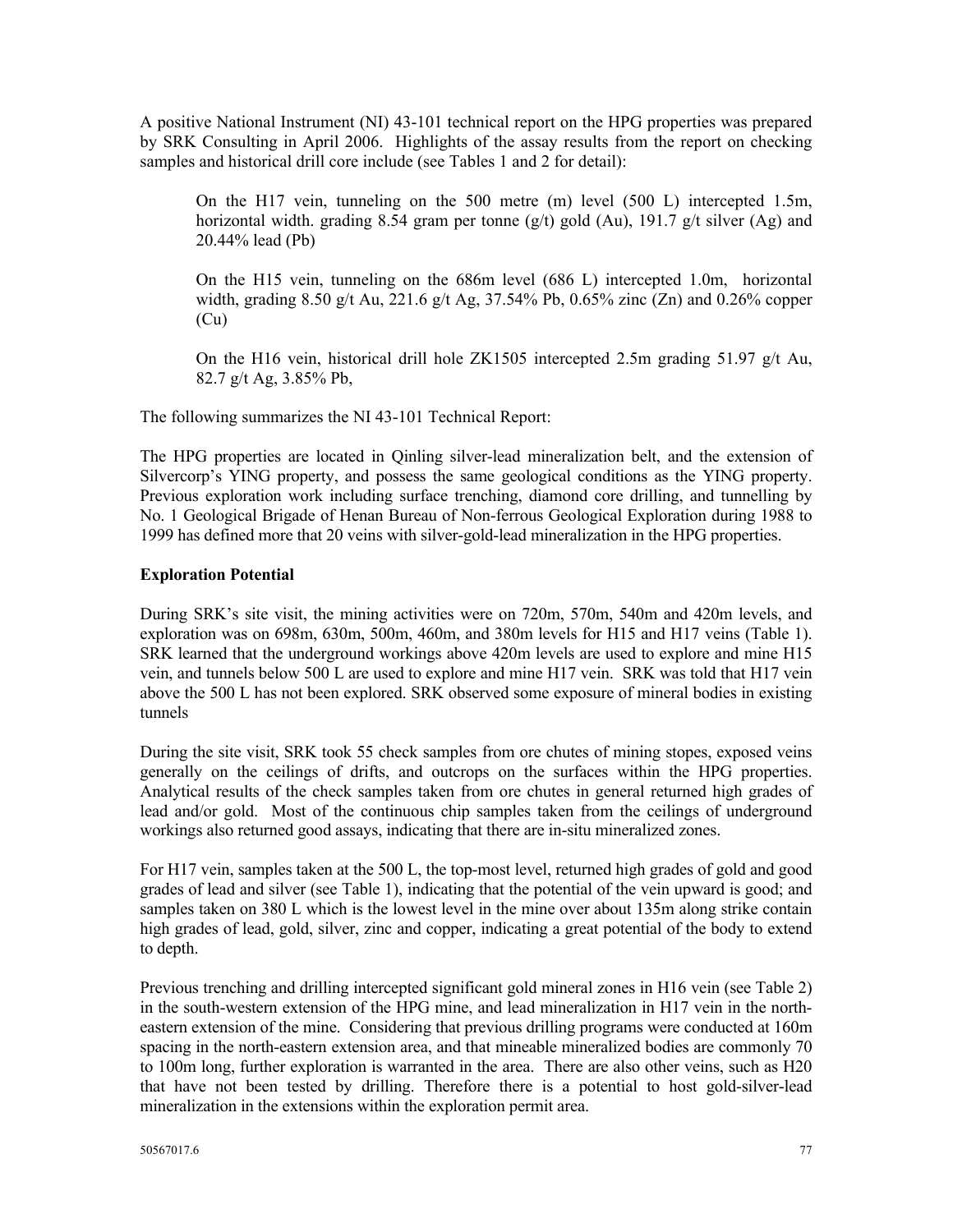A positive National Instrument (NI) 43-101 technical report on the HPG properties was prepared by SRK Consulting in April 2006. Highlights of the assay results from the report on checking samples and historical drill core include (see Tables 1 and 2 for detail):

> On the H17 vein, tunneling on the 500 metre (m) level (500 L) intercepted 1.5m, horizontal width. grading 8.54 gram per tonne (g/t) gold (Au), 191.7 g/t silver (Ag) and 20.44% lead (Pb)
>
> On the H15 vein, tunneling on the 686m level (686 L) intercepted 1.0m, horizontal width, grading 8.50 g/t Au, 221.6 g/t Ag, 37.54% Pb, 0.65% zinc (Zn) and 0.26% copper (Cu)
>
> On the H16 vein, historical drill hole ZK1505 intercepted 2.5m grading 51.97 g/t Au, 82.7 g/t Ag, 3.85% Pb,

The following summarizes the NI 43-101 Technical Report:

The HPG properties are located in Qinling silver-lead mineralization belt, and the extension of Silvercorp's YING property, and possess the same geological conditions as the YING property. Previous exploration work including surface trenching, diamond core drilling, and tunnelling by No. 1 Geological Brigade of Henan Bureau of Non-ferrous Geological Exploration during 1988 to 1999 has defined more that 20 veins with silver-gold-lead mineralization in the HPG properties.

**Exploration Potential**

During SRK's site visit, the mining activities were on 720m, 570m, 540m and 420m levels, and exploration was on 698m, 630m, 500m, 460m, and 380m levels for H15 and H17 veins (Table 1). SRK learned that the underground workings above 420m levels are used to explore and mine H15 vein, and tunnels below 500 L are used to explore and mine H17 vein. SRK was told that H17 vein above the 500 L has not been explored. SRK observed some exposure of mineral bodies in existing tunnels

During the site visit, SRK took 55 check samples from ore chutes of mining stopes, exposed veins generally on the ceilings of drifts, and outcrops on the surfaces within the HPG properties. Analytical results of the check samples taken from ore chutes in general returned high grades of lead and/or gold. Most of the continuous chip samples taken from the ceilings of underground workings also returned good assays, indicating that there are in-situ mineralized zones.

For H17 vein, samples taken at the 500 L, the top-most level, returned high grades of gold and good grades of lead and silver (see Table 1), indicating that the potential of the vein upward is good; and samples taken on 380 L which is the lowest level in the mine over about 135m along strike contain high grades of lead, gold, silver, zinc and copper, indicating a great potential of the body to extend to depth.

Previous trenching and drilling intercepted significant gold mineral zones in H16 vein (see Table 2) in the south-western extension of the HPG mine, and lead mineralization in H17 vein in the north-eastern extension of the mine. Considering that previous drilling programs were conducted at 160m spacing in the north-eastern extension area, and that mineable mineralized bodies are commonly 70 to 100m long, further exploration is warranted in the area. There are also other veins, such as H20 that have not been tested by drilling. Therefore there is a potential to host gold-silver-lead mineralization in the extensions within the exploration permit area.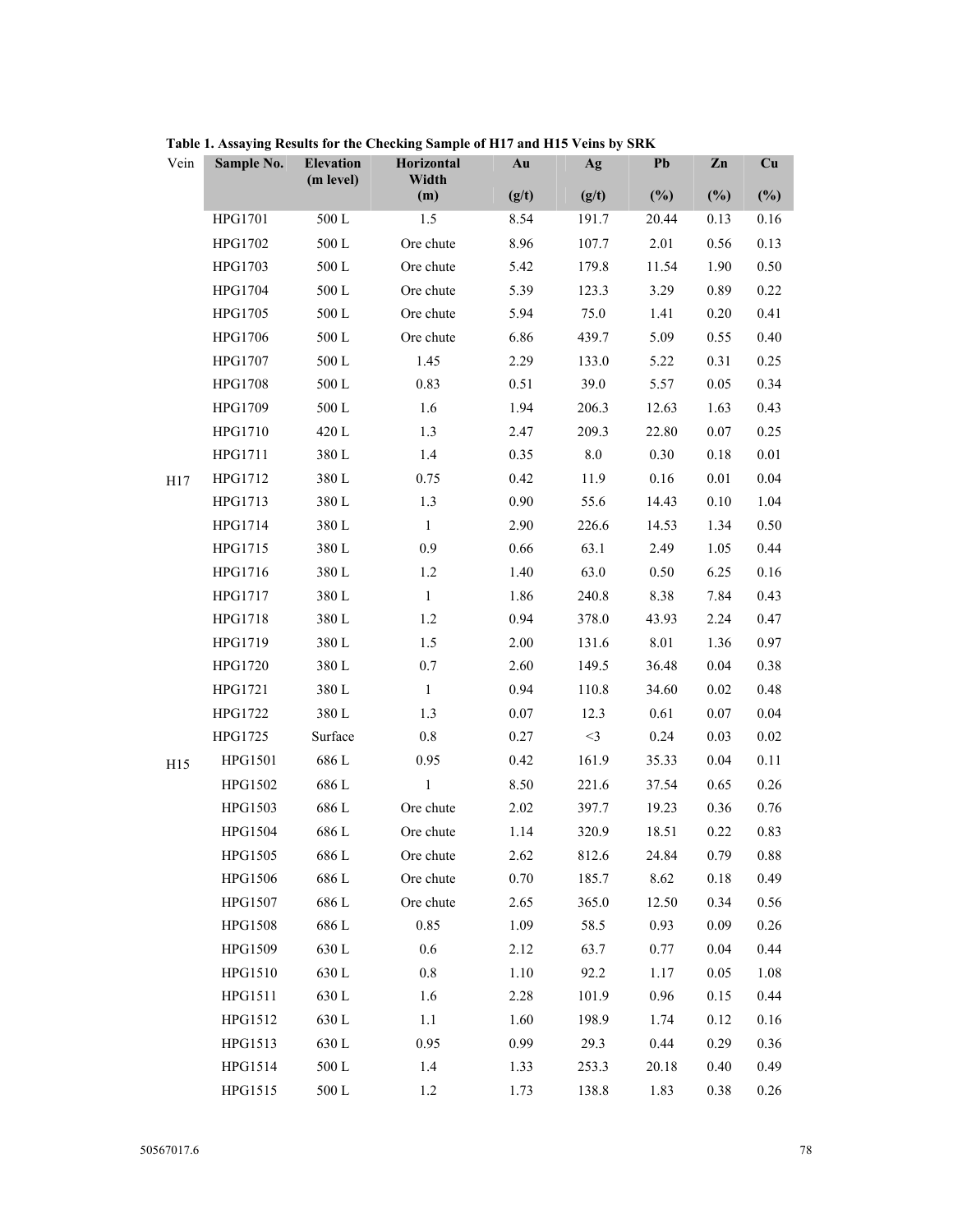**Table 1. Assaying Results for the Checking Sample of H17 and H15 Veins by SRK**

| Vein | Sample No. | Elevation (m level) | Horizontal Width (m) | Au (g/t) | Ag (g/t) | Pb (%) | Zn (%) | Cu (%) |
|---|---|---|---|---|---|---|---|---|
| H17 | HPG1701 | 500 L | 1.5 | 8.54 | 191.7 | 20.44 | 0.13 | 0.16 |
| | HPG1702 | 500 L | Ore chute | 8.96 | 107.7 | 2.01 | 0.56 | 0.13 |
| | HPG1703 | 500 L | Ore chute | 5.42 | 179.8 | 11.54 | 1.90 | 0.50 |
| | HPG1704 | 500 L | Ore chute | 5.39 | 123.3 | 3.29 | 0.89 | 0.22 |
| | HPG1705 | 500 L | Ore chute | 5.94 | 75.0 | 1.41 | 0.20 | 0.41 |
| | HPG1706 | 500 L | Ore chute | 6.86 | 439.7 | 5.09 | 0.55 | 0.40 |
| | HPG1707 | 500 L | 1.45 | 2.29 | 133.0 | 5.22 | 0.31 | 0.25 |
| | HPG1708 | 500 L | 0.83 | 0.51 | 39.0 | 5.57 | 0.05 | 0.34 |
| | HPG1709 | 500 L | 1.6 | 1.94 | 206.3 | 12.63 | 1.63 | 0.43 |
| | HPG1710 | 420 L | 1.3 | 2.47 | 209.3 | 22.80 | 0.07 | 0.25 |
| | HPG1711 | 380 L | 1.4 | 0.35 | 8.0 | 0.30 | 0.18 | 0.01 |
| | HPG1712 | 380 L | 0.75 | 0.42 | 11.9 | 0.16 | 0.01 | 0.04 |
| | HPG1713 | 380 L | 1.3 | 0.90 | 55.6 | 14.43 | 0.10 | 1.04 |
| | HPG1714 | 380 L | 1 | 2.90 | 226.6 | 14.53 | 1.34 | 0.50 |
| | HPG1715 | 380 L | 0.9 | 0.66 | 63.1 | 2.49 | 1.05 | 0.44 |
| | HPG1716 | 380 L | 1.2 | 1.40 | 63.0 | 0.50 | 6.25 | 0.16 |
| | HPG1717 | 380 L | 1 | 1.86 | 240.8 | 8.38 | 7.84 | 0.43 |
| | HPG1718 | 380 L | 1.2 | 0.94 | 378.0 | 43.93 | 2.24 | 0.47 |
| | HPG1719 | 380 L | 1.5 | 2.00 | 131.6 | 8.01 | 1.36 | 0.97 |
| | HPG1720 | 380 L | 0.7 | 2.60 | 149.5 | 36.48 | 0.04 | 0.38 |
| | HPG1721 | 380 L | 1 | 0.94 | 110.8 | 34.60 | 0.02 | 0.48 |
| | HPG1722 | 380 L | 1.3 | 0.07 | 12.3 | 0.61 | 0.07 | 0.04 |
| | HPG1725 | Surface | 0.8 | 0.27 | <3 | 0.24 | 0.03 | 0.02 |
| H15 | HPG1501 | 686 L | 0.95 | 0.42 | 161.9 | 35.33 | 0.04 | 0.11 |
| | HPG1502 | 686 L | 1 | 8.50 | 221.6 | 37.54 | 0.65 | 0.26 |
| | HPG1503 | 686 L | Ore chute | 2.02 | 397.7 | 19.23 | 0.36 | 0.76 |
| | HPG1504 | 686 L | Ore chute | 1.14 | 320.9 | 18.51 | 0.22 | 0.83 |
| | HPG1505 | 686 L | Ore chute | 2.62 | 812.6 | 24.84 | 0.79 | 0.88 |
| | HPG1506 | 686 L | Ore chute | 0.70 | 185.7 | 8.62 | 0.18 | 0.49 |
| | HPG1507 | 686 L | Ore chute | 2.65 | 365.0 | 12.50 | 0.34 | 0.56 |
| | HPG1508 | 686 L | 0.85 | 1.09 | 58.5 | 0.93 | 0.09 | 0.26 |
| | HPG1509 | 630 L | 0.6 | 2.12 | 63.7 | 0.77 | 0.04 | 0.44 |
| | HPG1510 | 630 L | 0.8 | 1.10 | 92.2 | 1.17 | 0.05 | 1.08 |
| | HPG1511 | 630 L | 1.6 | 2.28 | 101.9 | 0.96 | 0.15 | 0.44 |
| | HPG1512 | 630 L | 1.1 | 1.60 | 198.9 | 1.74 | 0.12 | 0.16 |
| | HPG1513 | 630 L | 0.95 | 0.99 | 29.3 | 0.44 | 0.29 | 0.36 |
| | HPG1514 | 500 L | 1.4 | 1.33 | 253.3 | 20.18 | 0.40 | 0.49 |
| | HPG1515 | 500 L | 1.2 | 1.73 | 138.8 | 1.83 | 0.38 | 0.26 |

50567017.6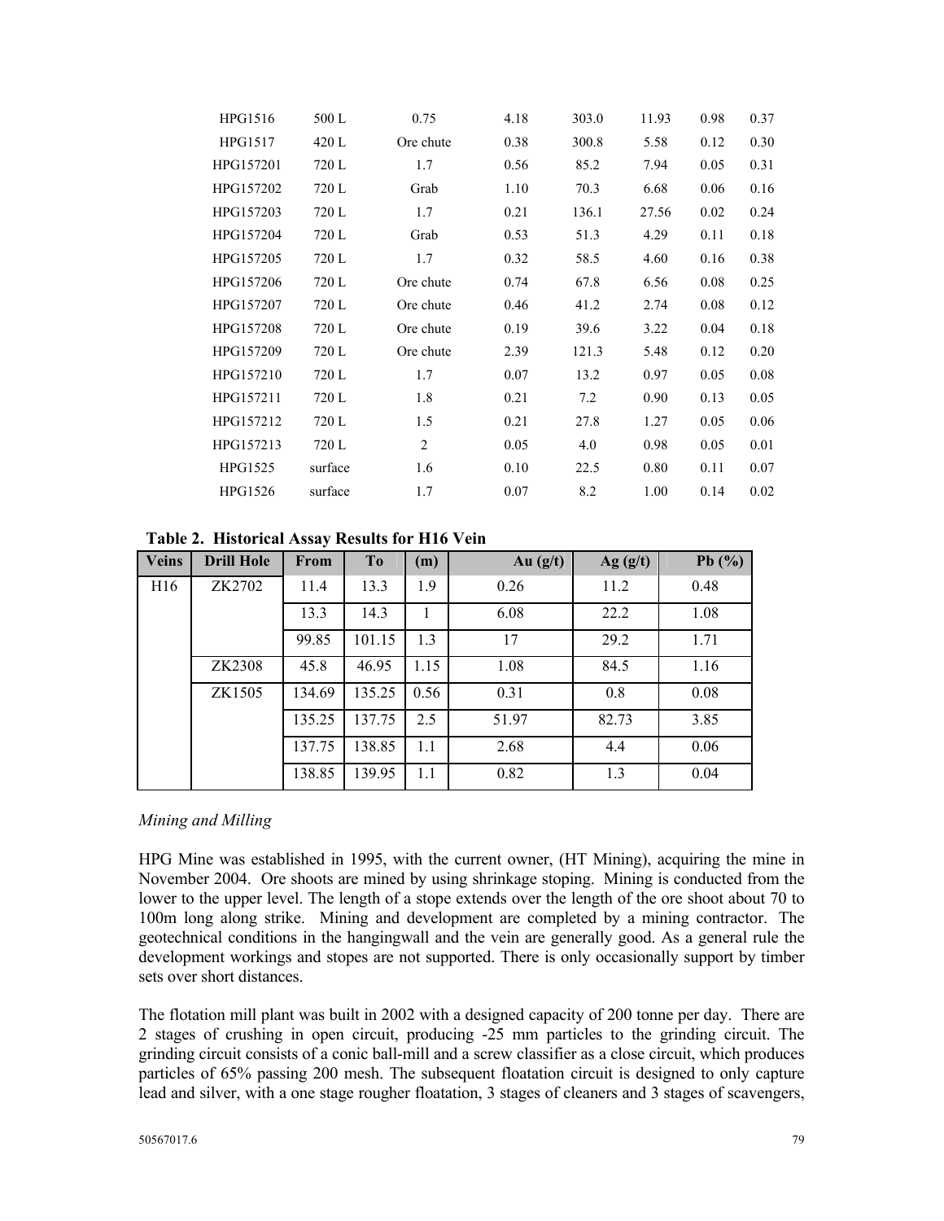| | | | | | | | |
|---|---|---|---|---|---|---|---|
| HPG1516 | 500 L | 0.75 | 4.18 | 303.0 | 11.93 | 0.98 | 0.37 |
| HPG1517 | 420 L | Ore chute | 0.38 | 300.8 | 5.58 | 0.12 | 0.30 |
| HPG157201 | 720 L | 1.7 | 0.56 | 85.2 | 7.94 | 0.05 | 0.31 |
| HPG157202 | 720 L | Grab | 1.10 | 70.3 | 6.68 | 0.06 | 0.16 |
| HPG157203 | 720 L | 1.7 | 0.21 | 136.1 | 27.56 | 0.02 | 0.24 |
| HPG157204 | 720 L | Grab | 0.53 | 51.3 | 4.29 | 0.11 | 0.18 |
| HPG157205 | 720 L | 1.7 | 0.32 | 58.5 | 4.60 | 0.16 | 0.38 |
| HPG157206 | 720 L | Ore chute | 0.74 | 67.8 | 6.56 | 0.08 | 0.25 |
| HPG157207 | 720 L | Ore chute | 0.46 | 41.2 | 2.74 | 0.08 | 0.12 |
| HPG157208 | 720 L | Ore chute | 0.19 | 39.6 | 3.22 | 0.04 | 0.18 |
| HPG157209 | 720 L | Ore chute | 2.39 | 121.3 | 5.48 | 0.12 | 0.20 |
| HPG157210 | 720 L | 1.7 | 0.07 | 13.2 | 0.97 | 0.05 | 0.08 |
| HPG157211 | 720 L | 1.8 | 0.21 | 7.2 | 0.90 | 0.13 | 0.05 |
| HPG157212 | 720 L | 1.5 | 0.21 | 27.8 | 1.27 | 0.05 | 0.06 |
| HPG157213 | 720 L | 2 | 0.05 | 4.0 | 0.98 | 0.05 | 0.01 |
| HPG1525 | surface | 1.6 | 0.10 | 22.5 | 0.80 | 0.11 | 0.07 |
| HPG1526 | surface | 1.7 | 0.07 | 8.2 | 1.00 | 0.14 | 0.02 |

**Table 2. Historical Assay Results for H16 Vein**

| Veins | Drill Hole | From | To | (m) | Au (g/t) | Ag (g/t) | Pb (%) |
|---|---|---|---|---|---|---|---|
| H16 | ZK2702 | 11.4 | 13.3 | 1.9 | 0.26 | 11.2 | 0.48 |
| | | 13.3 | 14.3 | 1 | 6.08 | 22.2 | 1.08 |
| | | 99.85 | 101.15 | 1.3 | 17 | 29.2 | 1.71 |
| | ZK2308 | 45.8 | 46.95 | 1.15 | 1.08 | 84.5 | 1.16 |
| | ZK1505 | 134.69 | 135.25 | 0.56 | 0.31 | 0.8 | 0.08 |
| | | 135.25 | 137.75 | 2.5 | 51.97 | 82.73 | 3.85 |
| | | 137.75 | 138.85 | 1.1 | 2.68 | 4.4 | 0.06 |
| | | 138.85 | 139.95 | 1.1 | 0.82 | 1.3 | 0.04 |

*Mining and Milling*

HPG Mine was established in 1995, with the current owner, (HT Mining), acquiring the mine in November 2004. Ore shoots are mined by using shrinkage stoping. Mining is conducted from the lower to the upper level. The length of a stope extends over the length of the ore shoot about 70 to 100m long along strike. Mining and development are completed by a mining contractor. The geotechnical conditions in the hangingwall and the vein are generally good. As a general rule the development workings and stopes are not supported. There is only occasionally support by timber sets over short distances.

The flotation mill plant was built in 2002 with a designed capacity of 200 tonne per day. There are 2 stages of crushing in open circuit, producing -25 mm particles to the grinding circuit. The grinding circuit consists of a conic ball-mill and a screw classifier as a close circuit, which produces particles of 65% passing 200 mesh. The subsequent floatation circuit is designed to only capture lead and silver, with a one stage rougher floatation, 3 stages of cleaners and 3 stages of scavengers,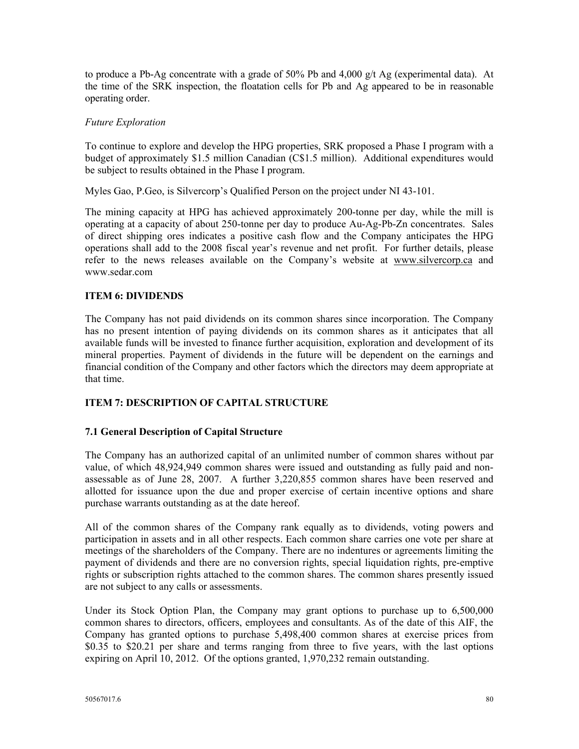to produce a Pb-Ag concentrate with a grade of 50% Pb and 4,000 g/t Ag (experimental data). At the time of the SRK inspection, the floatation cells for Pb and Ag appeared to be in reasonable operating order.

*Future Exploration*

To continue to explore and develop the HPG properties, SRK proposed a Phase I program with a budget of approximately $1.5 million Canadian (C$1.5 million). Additional expenditures would be subject to results obtained in the Phase I program.

Myles Gao, P.Geo, is Silvercorp's Qualified Person on the project under NI 43-101.

The mining capacity at HPG has achieved approximately 200-tonne per day, while the mill is operating at a capacity of about 250-tonne per day to produce Au-Ag-Pb-Zn concentrates. Sales of direct shipping ores indicates a positive cash flow and the Company anticipates the HPG operations shall add to the 2008 fiscal year's revenue and net profit. For further details, please refer to the news releases available on the Company's website at www.silvercorp.ca and www.sedar.com

## ITEM 6: DIVIDENDS

The Company has not paid dividends on its common shares since incorporation. The Company has no present intention of paying dividends on its common shares as it anticipates that all available funds will be invested to finance further acquisition, exploration and development of its mineral properties. Payment of dividends in the future will be dependent on the earnings and financial condition of the Company and other factors which the directors may deem appropriate at that time.

## ITEM 7: DESCRIPTION OF CAPITAL STRUCTURE

### 7.1 General Description of Capital Structure

The Company has an authorized capital of an unlimited number of common shares without par value, of which 48,924,949 common shares were issued and outstanding as fully paid and non-assessable as of June 28, 2007. A further 3,220,855 common shares have been reserved and allotted for issuance upon the due and proper exercise of certain incentive options and share purchase warrants outstanding as at the date hereof.

All of the common shares of the Company rank equally as to dividends, voting powers and participation in assets and in all other respects. Each common share carries one vote per share at meetings of the shareholders of the Company. There are no indentures or agreements limiting the payment of dividends and there are no conversion rights, special liquidation rights, pre-emptive rights or subscription rights attached to the common shares. The common shares presently issued are not subject to any calls or assessments.

Under its Stock Option Plan, the Company may grant options to purchase up to 6,500,000 common shares to directors, officers, employees and consultants. As of the date of this AIF, the Company has granted options to purchase 5,498,400 common shares at exercise prices from $0.35 to $20.21 per share and terms ranging from three to five years, with the last options expiring on April 10, 2012. Of the options granted, 1,970,232 remain outstanding.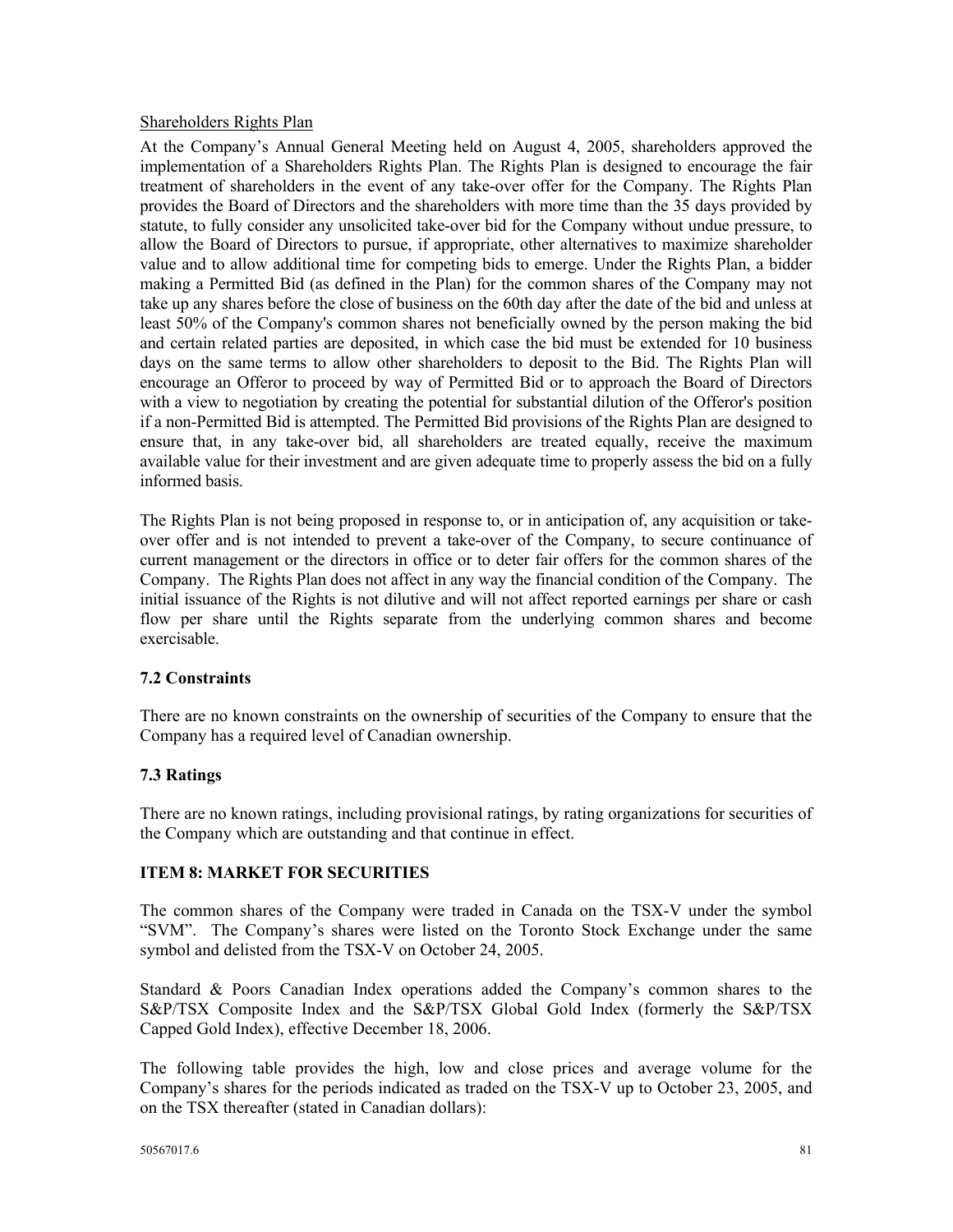Shareholders Rights Plan

At the Company's Annual General Meeting held on August 4, 2005, shareholders approved the implementation of a Shareholders Rights Plan. The Rights Plan is designed to encourage the fair treatment of shareholders in the event of any take-over offer for the Company. The Rights Plan provides the Board of Directors and the shareholders with more time than the 35 days provided by statute, to fully consider any unsolicited take-over bid for the Company without undue pressure, to allow the Board of Directors to pursue, if appropriate, other alternatives to maximize shareholder value and to allow additional time for competing bids to emerge. Under the Rights Plan, a bidder making a Permitted Bid (as defined in the Plan) for the common shares of the Company may not take up any shares before the close of business on the 60th day after the date of the bid and unless at least 50% of the Company's common shares not beneficially owned by the person making the bid and certain related parties are deposited, in which case the bid must be extended for 10 business days on the same terms to allow other shareholders to deposit to the Bid. The Rights Plan will encourage an Offeror to proceed by way of Permitted Bid or to approach the Board of Directors with a view to negotiation by creating the potential for substantial dilution of the Offeror's position if a non-Permitted Bid is attempted. The Permitted Bid provisions of the Rights Plan are designed to ensure that, in any take-over bid, all shareholders are treated equally, receive the maximum available value for their investment and are given adequate time to properly assess the bid on a fully informed basis.

The Rights Plan is not being proposed in response to, or in anticipation of, any acquisition or take-over offer and is not intended to prevent a take-over of the Company, to secure continuance of current management or the directors in office or to deter fair offers for the common shares of the Company. The Rights Plan does not affect in any way the financial condition of the Company. The initial issuance of the Rights is not dilutive and will not affect reported earnings per share or cash flow per share until the Rights separate from the underlying common shares and become exercisable.

### 7.2 Constraints

There are no known constraints on the ownership of securities of the Company to ensure that the Company has a required level of Canadian ownership.

### 7.3 Ratings

There are no known ratings, including provisional ratings, by rating organizations for securities of the Company which are outstanding and that continue in effect.

## ITEM 8: MARKET FOR SECURITIES

The common shares of the Company were traded in Canada on the TSX-V under the symbol "SVM". The Company's shares were listed on the Toronto Stock Exchange under the same symbol and delisted from the TSX-V on October 24, 2005.

Standard & Poors Canadian Index operations added the Company's common shares to the S&P/TSX Composite Index and the S&P/TSX Global Gold Index (formerly the S&P/TSX Capped Gold Index), effective December 18, 2006.

The following table provides the high, low and close prices and average volume for the Company's shares for the periods indicated as traded on the TSX-V up to October 23, 2005, and on the TSX thereafter (stated in Canadian dollars):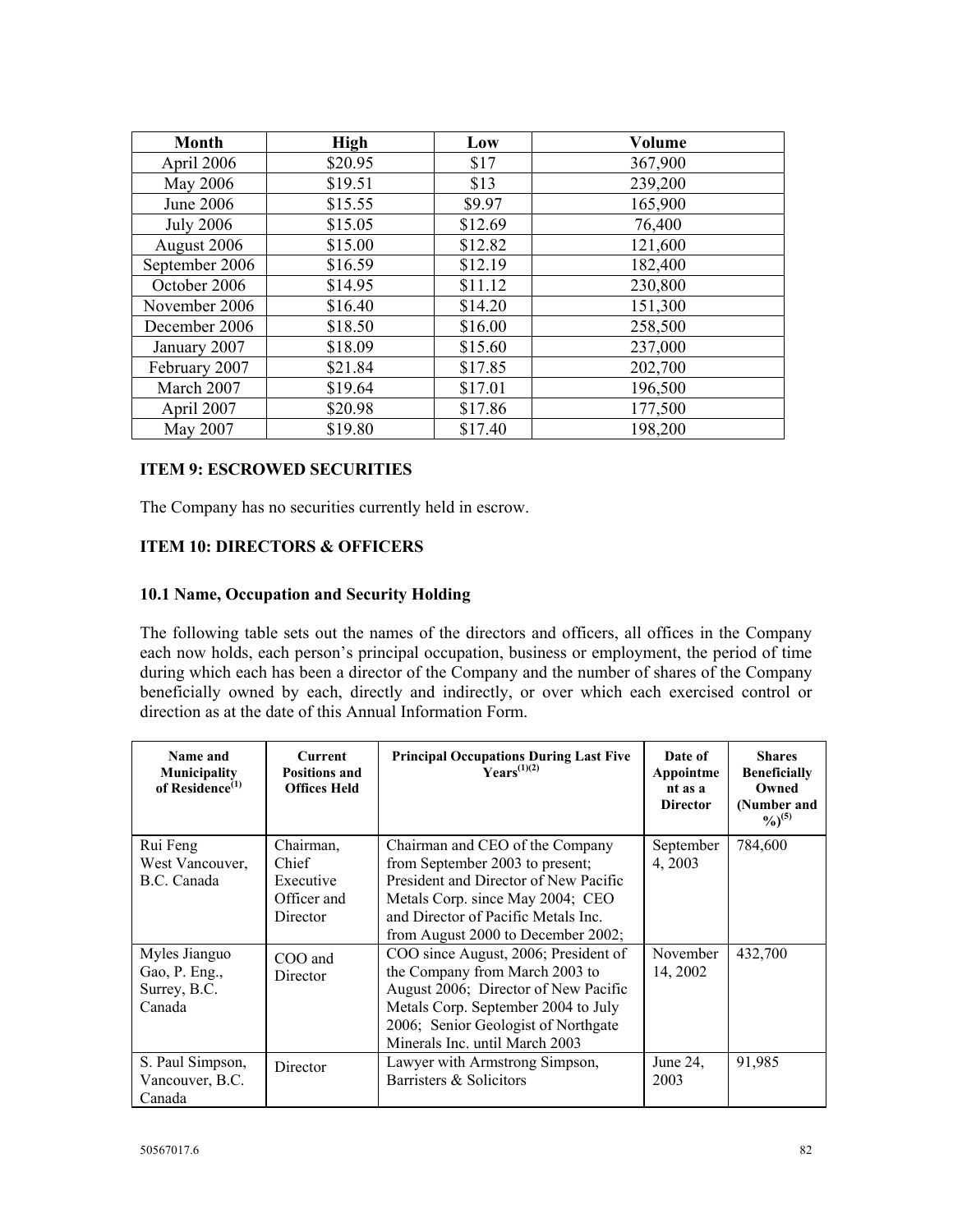| Month | High | Low | Volume |
| --- | --- | --- | --- |
| April 2006 | $20.95 | $17 | 367,900 |
| May 2006 | $19.51 | $13 | 239,200 |
| June 2006 | $15.55 | $9.97 | 165,900 |
| July 2006 | $15.05 | $12.69 | 76,400 |
| August 2006 | $15.00 | $12.82 | 121,600 |
| September 2006 | $16.59 | $12.19 | 182,400 |
| October 2006 | $14.95 | $11.12 | 230,800 |
| November 2006 | $16.40 | $14.20 | 151,300 |
| December 2006 | $18.50 | $16.00 | 258,500 |
| January 2007 | $18.09 | $15.60 | 237,000 |
| February 2007 | $21.84 | $17.85 | 202,700 |
| March 2007 | $19.64 | $17.01 | 196,500 |
| April 2007 | $20.98 | $17.86 | 177,500 |
| May 2007 | $19.80 | $17.40 | 198,200 |

**ITEM 9: ESCROWED SECURITIES**

The Company has no securities currently held in escrow.

**ITEM 10: DIRECTORS & OFFICERS**

**10.1 Name, Occupation and Security Holding**

The following table sets out the names of the directors and officers, all offices in the Company each now holds, each person's principal occupation, business or employment, the period of time during which each has been a director of the Company and the number of shares of the Company beneficially owned by each, directly and indirectly, or over which each exercised control or direction as at the date of this Annual Information Form.

| Name and Municipality of Residence[(1)] | Current Positions and Offices Held | Principal Occupations During Last Five Years[(1)(2)] | Date of Appointment as a Director | Shares Beneficially Owned (Number and %)[(5)] |
| --- | --- | --- | --- | --- |
| Rui Feng West Vancouver, B.C. Canada | Chairman, Chief Executive Officer and Director | Chairman and CEO of the Company from September 2003 to present; President and Director of New Pacific Metals Corp. since May 2004; CEO and Director of Pacific Metals Inc. from August 2000 to December 2002; | September 4, 2003 | 784,600 |
| Myles Jianguo Gao, P. Eng., Surrey, B.C. Canada | COO and Director | COO since August, 2006; President of the Company from March 2003 to August 2006; Director of New Pacific Metals Corp. September 2004 to July 2006; Senior Geologist of Northgate Minerals Inc. until March 2003 | November 14, 2002 | 432,700 |
| S. Paul Simpson, Vancouver, B.C. Canada | Director | Lawyer with Armstrong Simpson, Barristers & Solicitors | June 24, 2003 | 91,985 |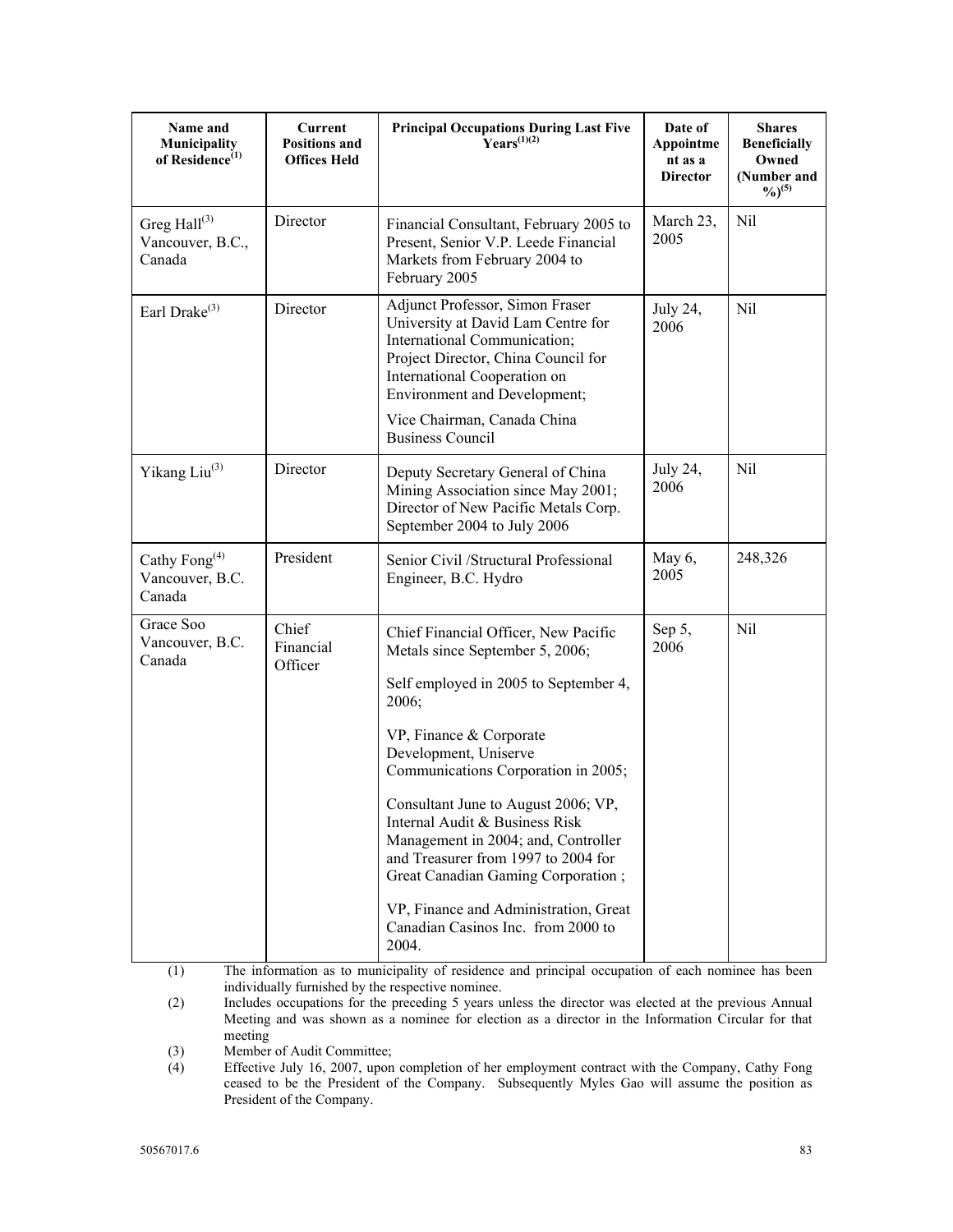| Name and Municipality of Residence[1] | Current Positions and Offices Held | Principal Occupations During Last Five Years[1][2] | Date of Appointment as a Director | Shares Beneficially Owned (Number and %)[5] |
|---|---|---|---|---|
| Greg Hall[3] Vancouver, B.C., Canada | Director | Financial Consultant, February 2005 to Present, Senior V.P. Leede Financial Markets from February 2004 to February 2005 | March 23, 2005 | Nil |
| Earl Drake[3] | Director | Adjunct Professor, Simon Fraser University at David Lam Centre for International Communication; Project Director, China Council for International Cooperation on Environment and Development; Vice Chairman, Canada China Business Council | July 24, 2006 | Nil |
| Yikang Liu[3] | Director | Deputy Secretary General of China Mining Association since May 2001; Director of New Pacific Metals Corp. September 2004 to July 2006 | July 24, 2006 | Nil |
| Cathy Fong[4] Vancouver, B.C. Canada | President | Senior Civil /Structural Professional Engineer, B.C. Hydro | May 6, 2005 | 248,326 |
| Grace Soo Vancouver, B.C. Canada | Chief Financial Officer | Chief Financial Officer, New Pacific Metals since September 5, 2006; Self employed in 2005 to September 4, 2006; VP, Finance & Corporate Development, Uniserve Communications Corporation in 2005; Consultant June to August 2006; VP, Internal Audit & Business Risk Management in 2004; and, Controller and Treasurer from 1997 to 2004 for Great Canadian Gaming Corporation ; VP, Finance and Administration, Great Canadian Casinos Inc. from 2000 to 2004. | Sep 5, 2006 | Nil |

(1) The information as to municipality of residence and principal occupation of each nominee has been individually furnished by the respective nominee.

(2) Includes occupations for the preceding 5 years unless the director was elected at the previous Annual Meeting and was shown as a nominee for election as a director in the Information Circular for that meeting

(3) Member of Audit Committee;

(4) Effective July 16, 2007, upon completion of her employment contract with the Company, Cathy Fong ceased to be the President of the Company. Subsequently Myles Gao will assume the position as President of the Company.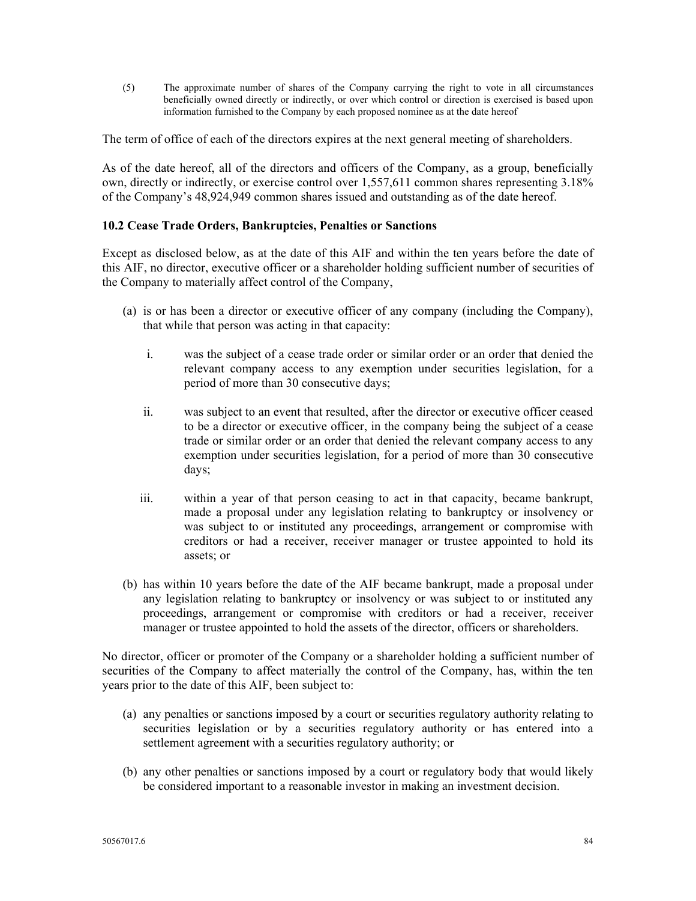(5) The approximate number of shares of the Company carrying the right to vote in all circumstances beneficially owned directly or indirectly, or over which control or direction is exercised is based upon information furnished to the Company by each proposed nominee as at the date hereof

The term of office of each of the directors expires at the next general meeting of shareholders.

As of the date hereof, all of the directors and officers of the Company, as a group, beneficially own, directly or indirectly, or exercise control over 1,557,611 common shares representing 3.18% of the Company's 48,924,949 common shares issued and outstanding as of the date hereof.

### 10.2 Cease Trade Orders, Bankruptcies, Penalties or Sanctions

Except as disclosed below, as at the date of this AIF and within the ten years before the date of this AIF, no director, executive officer or a shareholder holding sufficient number of securities of the Company to materially affect control of the Company,

(a) is or has been a director or executive officer of any company (including the Company), that while that person was acting in that capacity:

  i. was the subject of a cease trade order or similar order or an order that denied the relevant company access to any exemption under securities legislation, for a period of more than 30 consecutive days;

  ii. was subject to an event that resulted, after the director or executive officer ceased to be a director or executive officer, in the company being the subject of a cease trade or similar order or an order that denied the relevant company access to any exemption under securities legislation, for a period of more than 30 consecutive days;

  iii. within a year of that person ceasing to act in that capacity, became bankrupt, made a proposal under any legislation relating to bankruptcy or insolvency or was subject to or instituted any proceedings, arrangement or compromise with creditors or had a receiver, receiver manager or trustee appointed to hold its assets; or

(b) has within 10 years before the date of the AIF became bankrupt, made a proposal under any legislation relating to bankruptcy or insolvency or was subject to or instituted any proceedings, arrangement or compromise with creditors or had a receiver, receiver manager or trustee appointed to hold the assets of the director, officers or shareholders.

No director, officer or promoter of the Company or a shareholder holding a sufficient number of securities of the Company to affect materially the control of the Company, has, within the ten years prior to the date of this AIF, been subject to:

(a) any penalties or sanctions imposed by a court or securities regulatory authority relating to securities legislation or by a securities regulatory authority or has entered into a settlement agreement with a securities regulatory authority; or

(b) any other penalties or sanctions imposed by a court or regulatory body that would likely be considered important to a reasonable investor in making an investment decision.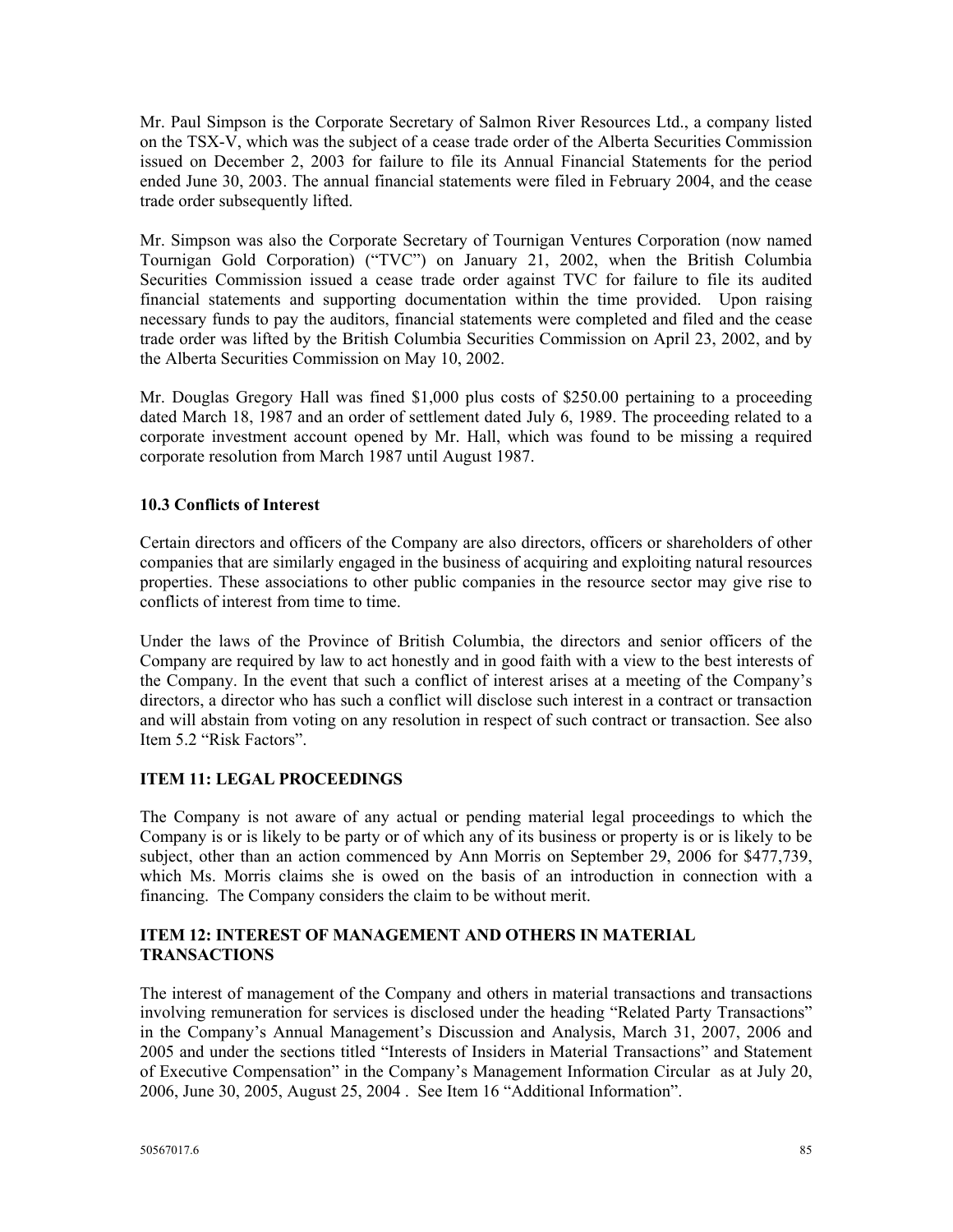Mr. Paul Simpson is the Corporate Secretary of Salmon River Resources Ltd., a company listed on the TSX-V, which was the subject of a cease trade order of the Alberta Securities Commission issued on December 2, 2003 for failure to file its Annual Financial Statements for the period ended June 30, 2003. The annual financial statements were filed in February 2004, and the cease trade order subsequently lifted.

Mr. Simpson was also the Corporate Secretary of Tournigan Ventures Corporation (now named Tournigan Gold Corporation) ("TVC") on January 21, 2002, when the British Columbia Securities Commission issued a cease trade order against TVC for failure to file its audited financial statements and supporting documentation within the time provided. Upon raising necessary funds to pay the auditors, financial statements were completed and filed and the cease trade order was lifted by the British Columbia Securities Commission on April 23, 2002, and by the Alberta Securities Commission on May 10, 2002.

Mr. Douglas Gregory Hall was fined $1,000 plus costs of $250.00 pertaining to a proceeding dated March 18, 1987 and an order of settlement dated July 6, 1989. The proceeding related to a corporate investment account opened by Mr. Hall, which was found to be missing a required corporate resolution from March 1987 until August 1987.

### 10.3 Conflicts of Interest

Certain directors and officers of the Company are also directors, officers or shareholders of other companies that are similarly engaged in the business of acquiring and exploiting natural resources properties. These associations to other public companies in the resource sector may give rise to conflicts of interest from time to time.

Under the laws of the Province of British Columbia, the directors and senior officers of the Company are required by law to act honestly and in good faith with a view to the best interests of the Company. In the event that such a conflict of interest arises at a meeting of the Company's directors, a director who has such a conflict will disclose such interest in a contract or transaction and will abstain from voting on any resolution in respect of such contract or transaction. See also Item 5.2 "Risk Factors".

## ITEM 11: LEGAL PROCEEDINGS

The Company is not aware of any actual or pending material legal proceedings to which the Company is or is likely to be party or of which any of its business or property is or is likely to be subject, other than an action commenced by Ann Morris on September 29, 2006 for $477,739, which Ms. Morris claims she is owed on the basis of an introduction in connection with a financing. The Company considers the claim to be without merit.

## ITEM 12: INTEREST OF MANAGEMENT AND OTHERS IN MATERIAL TRANSACTIONS

The interest of management of the Company and others in material transactions and transactions involving remuneration for services is disclosed under the heading "Related Party Transactions" in the Company's Annual Management's Discussion and Analysis, March 31, 2007, 2006 and 2005 and under the sections titled "Interests of Insiders in Material Transactions" and Statement of Executive Compensation" in the Company's Management Information Circular as at July 20, 2006, June 30, 2005, August 25, 2004 . See Item 16 "Additional Information".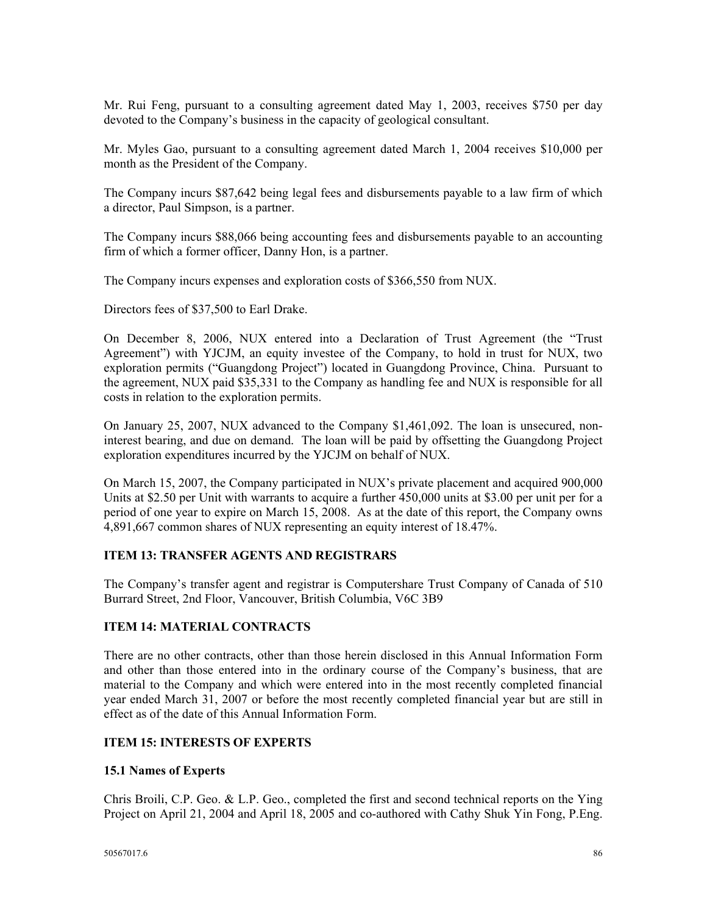Mr. Rui Feng, pursuant to a consulting agreement dated May 1, 2003, receives $750 per day devoted to the Company's business in the capacity of geological consultant.

Mr. Myles Gao, pursuant to a consulting agreement dated March 1, 2004 receives $10,000 per month as the President of the Company.

The Company incurs $87,642 being legal fees and disbursements payable to a law firm of which a director, Paul Simpson, is a partner.

The Company incurs $88,066 being accounting fees and disbursements payable to an accounting firm of which a former officer, Danny Hon, is a partner.

The Company incurs expenses and exploration costs of $366,550 from NUX.

Directors fees of $37,500 to Earl Drake.

On December 8, 2006, NUX entered into a Declaration of Trust Agreement (the "Trust Agreement") with YJCJM, an equity investee of the Company, to hold in trust for NUX, two exploration permits ("Guangdong Project") located in Guangdong Province, China. Pursuant to the agreement, NUX paid $35,331 to the Company as handling fee and NUX is responsible for all costs in relation to the exploration permits.

On January 25, 2007, NUX advanced to the Company $1,461,092. The loan is unsecured, non-interest bearing, and due on demand. The loan will be paid by offsetting the Guangdong Project exploration expenditures incurred by the YJCJM on behalf of NUX.

On March 15, 2007, the Company participated in NUX's private placement and acquired 900,000 Units at $2.50 per Unit with warrants to acquire a further 450,000 units at $3.00 per unit per for a period of one year to expire on March 15, 2008. As at the date of this report, the Company owns 4,891,667 common shares of NUX representing an equity interest of 18.47%.

## ITEM 13: TRANSFER AGENTS AND REGISTRARS

The Company's transfer agent and registrar is Computershare Trust Company of Canada of 510 Burrard Street, 2nd Floor, Vancouver, British Columbia, V6C 3B9

## ITEM 14: MATERIAL CONTRACTS

There are no other contracts, other than those herein disclosed in this Annual Information Form and other than those entered into in the ordinary course of the Company's business, that are material to the Company and which were entered into in the most recently completed financial year ended March 31, 2007 or before the most recently completed financial year but are still in effect as of the date of this Annual Information Form.

## ITEM 15: INTERESTS OF EXPERTS

### 15.1 Names of Experts

Chris Broili, C.P. Geo. & L.P. Geo., completed the first and second technical reports on the Ying Project on April 21, 2004 and April 18, 2005 and co-authored with Cathy Shuk Yin Fong, P.Eng.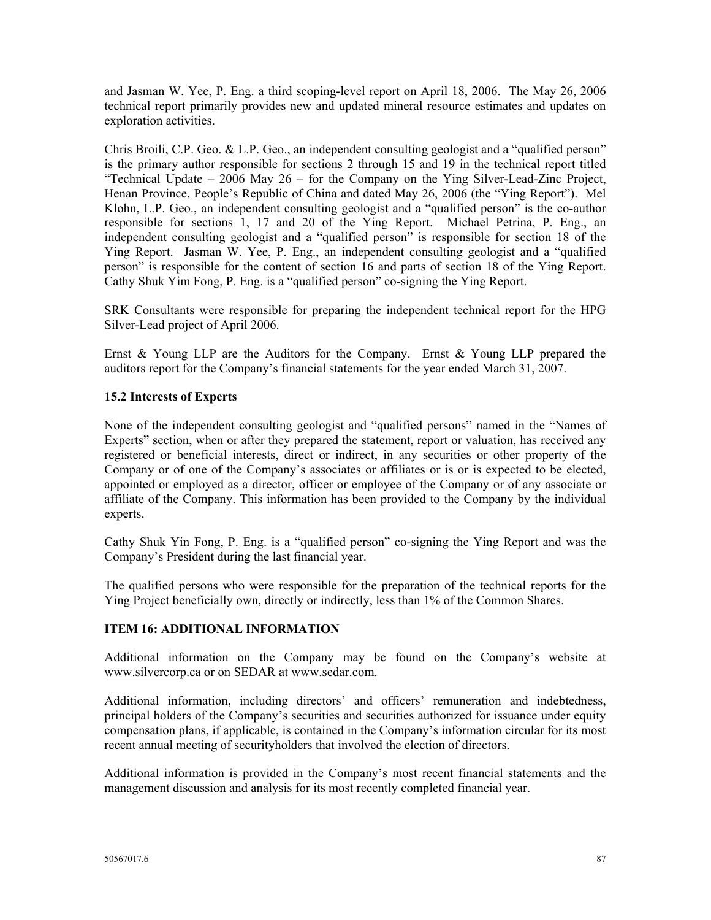and Jasman W. Yee, P. Eng. a third scoping-level report on April 18, 2006. The May 26, 2006 technical report primarily provides new and updated mineral resource estimates and updates on exploration activities.

Chris Broili, C.P. Geo. & L.P. Geo., an independent consulting geologist and a "qualified person" is the primary author responsible for sections 2 through 15 and 19 in the technical report titled "Technical Update – 2006 May 26 – for the Company on the Ying Silver-Lead-Zinc Project, Henan Province, People's Republic of China and dated May 26, 2006 (the "Ying Report"). Mel Klohn, L.P. Geo., an independent consulting geologist and a "qualified person" is the co-author responsible for sections 1, 17 and 20 of the Ying Report. Michael Petrina, P. Eng., an independent consulting geologist and a "qualified person" is responsible for section 18 of the Ying Report. Jasman W. Yee, P. Eng., an independent consulting geologist and a "qualified person" is responsible for the content of section 16 and parts of section 18 of the Ying Report. Cathy Shuk Yim Fong, P. Eng. is a "qualified person" co-signing the Ying Report.

SRK Consultants were responsible for preparing the independent technical report for the HPG Silver-Lead project of April 2006.

Ernst & Young LLP are the Auditors for the Company. Ernst & Young LLP prepared the auditors report for the Company's financial statements for the year ended March 31, 2007.

### 15.2 Interests of Experts

None of the independent consulting geologist and "qualified persons" named in the "Names of Experts" section, when or after they prepared the statement, report or valuation, has received any registered or beneficial interests, direct or indirect, in any securities or other property of the Company or of one of the Company's associates or affiliates or is or is expected to be elected, appointed or employed as a director, officer or employee of the Company or of any associate or affiliate of the Company. This information has been provided to the Company by the individual experts.

Cathy Shuk Yin Fong, P. Eng. is a "qualified person" co-signing the Ying Report and was the Company's President during the last financial year.

The qualified persons who were responsible for the preparation of the technical reports for the Ying Project beneficially own, directly or indirectly, less than 1% of the Common Shares.

## ITEM 16: ADDITIONAL INFORMATION

Additional information on the Company may be found on the Company's website at www.silvercorp.ca or on SEDAR at www.sedar.com.

Additional information, including directors' and officers' remuneration and indebtedness, principal holders of the Company's securities and securities authorized for issuance under equity compensation plans, if applicable, is contained in the Company's information circular for its most recent annual meeting of securityholders that involved the election of directors.

Additional information is provided in the Company's most recent financial statements and the management discussion and analysis for its most recently completed financial year.